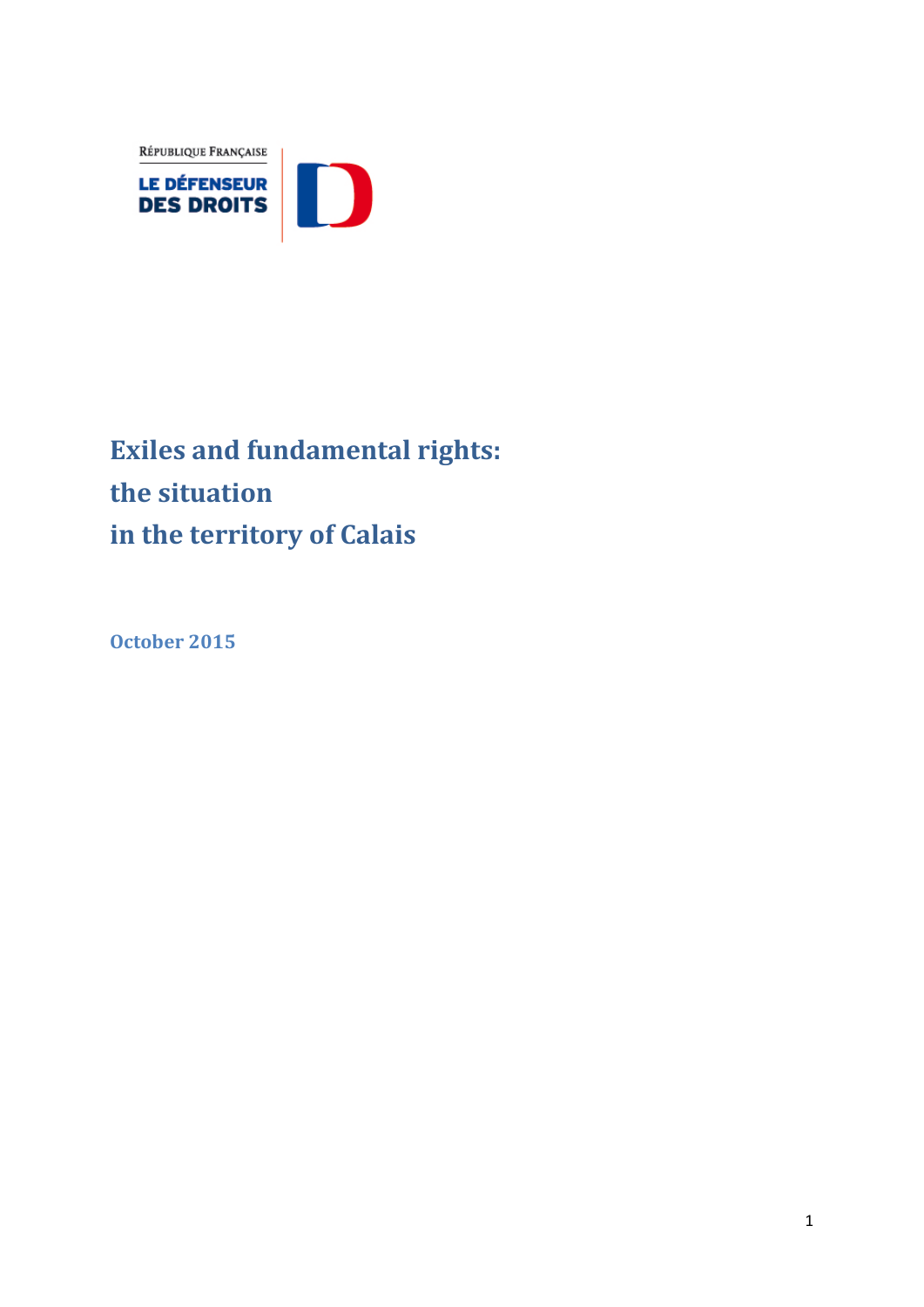RÉPUBLIQUE FRANÇAISE

LE DÉFENSEUR DES DROITS

# Exiles and fundamental rights: the situation in the territory of Calais

October 2015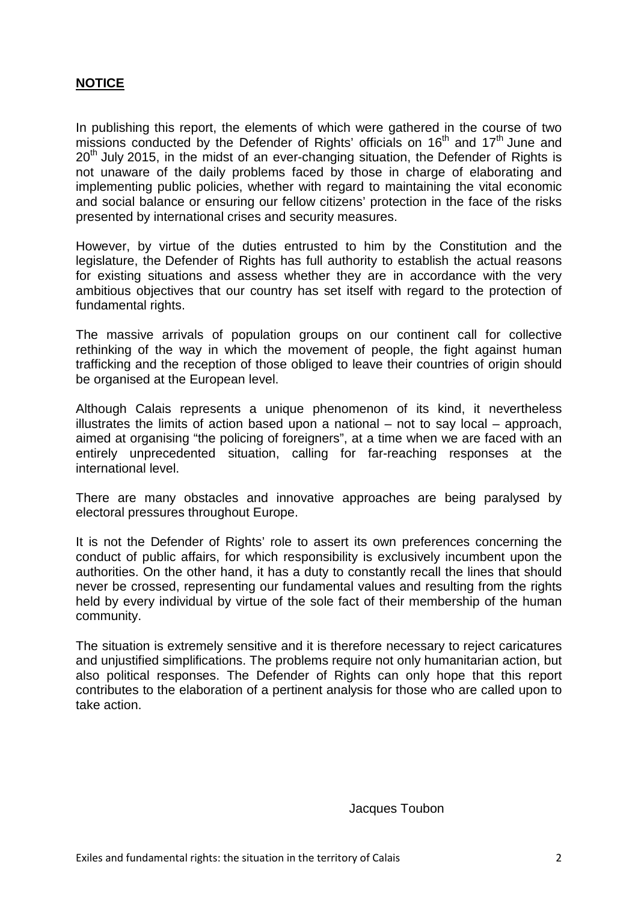## **NOTICE**

In publishing this report, the elements of which were gathered in the course of two missions conducted by the Defender of Rights' officials on 16th and 17th June and 20th July 2015, in the midst of an ever-changing situation, the Defender of Rights is not unaware of the daily problems faced by those in charge of elaborating and implementing public policies, whether with regard to maintaining the vital economic and social balance or ensuring our fellow citizens' protection in the face of the risks presented by international crises and security measures.

However, by virtue of the duties entrusted to him by the Constitution and the legislature, the Defender of Rights has full authority to establish the actual reasons for existing situations and assess whether they are in accordance with the very ambitious objectives that our country has set itself with regard to the protection of fundamental rights.

The massive arrivals of population groups on our continent call for collective rethinking of the way in which the movement of people, the fight against human trafficking and the reception of those obliged to leave their countries of origin should be organised at the European level.

Although Calais represents a unique phenomenon of its kind, it nevertheless illustrates the limits of action based upon a national – not to say local – approach, aimed at organising "the policing of foreigners", at a time when we are faced with an entirely unprecedented situation, calling for far-reaching responses at the international level.

There are many obstacles and innovative approaches are being paralysed by electoral pressures throughout Europe.

It is not the Defender of Rights' role to assert its own preferences concerning the conduct of public affairs, for which responsibility is exclusively incumbent upon the authorities. On the other hand, it has a duty to constantly recall the lines that should never be crossed, representing our fundamental values and resulting from the rights held by every individual by virtue of the sole fact of their membership of the human community.

The situation is extremely sensitive and it is therefore necessary to reject caricatures and unjustified simplifications. The problems require not only humanitarian action, but also political responses. The Defender of Rights can only hope that this report contributes to the elaboration of a pertinent analysis for those who are called upon to take action.

Jacques Toubon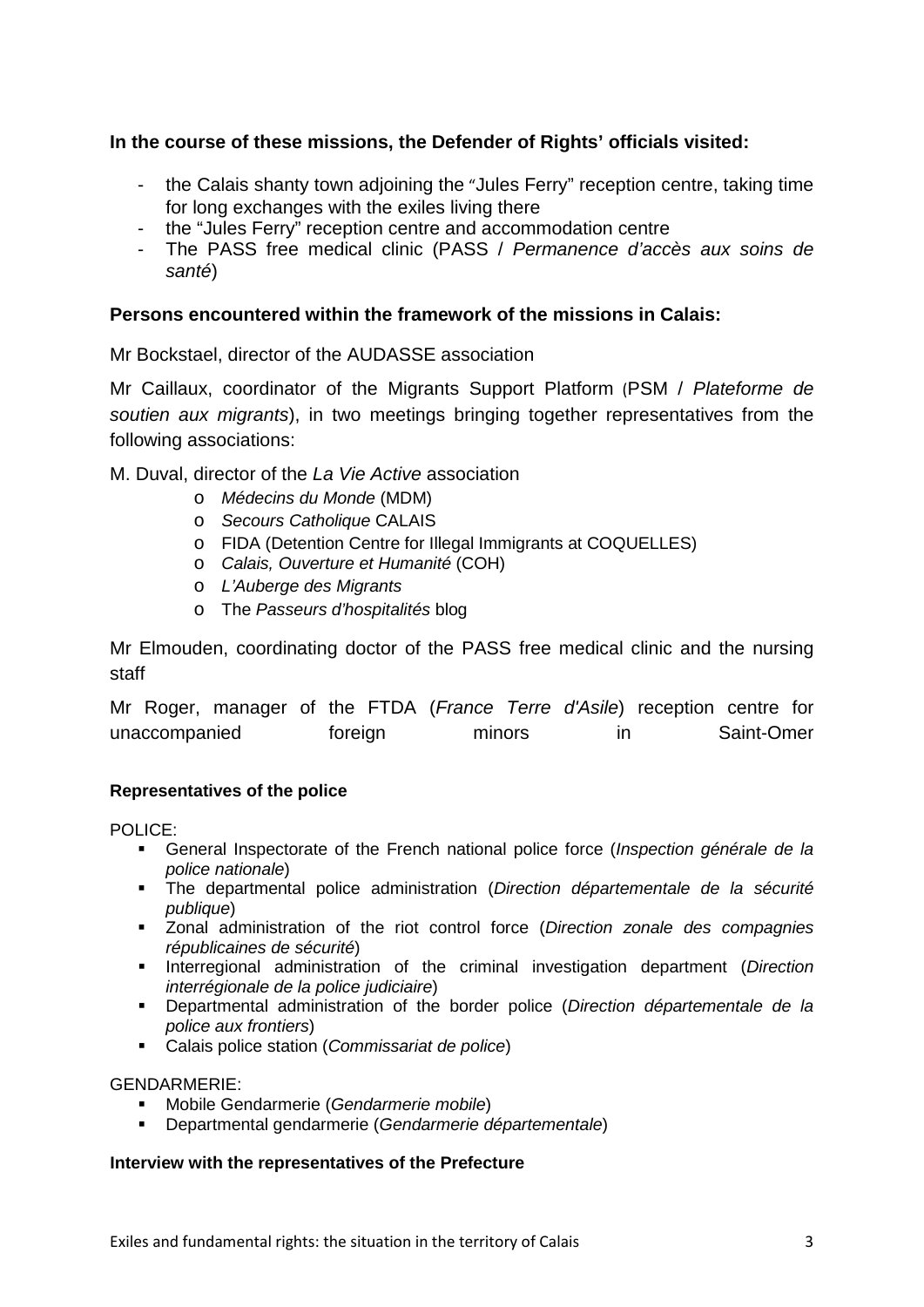**In the course of these missions, the Defender of Rights' officials visited:**

- the Calais shanty town adjoining the "Jules Ferry" reception centre, taking time for long exchanges with the exiles living there
- the "Jules Ferry" reception centre and accommodation centre
- The PASS free medical clinic (PASS / *Permanence d'accès aux soins de santé*)

**Persons encountered within the framework of the missions in Calais:**

Mr Bockstael, director of the AUDASSE association

Mr Caillaux, coordinator of the Migrants Support Platform (PSM / *Plateforme de soutien aux migrants*), in two meetings bringing together representatives from the following associations:

M. Duval, director of the *La Vie Active* association

- *Médecins du Monde* (MDM)
- *Secours Catholique* CALAIS
- FIDA (Detention Centre for Illegal Immigrants at COQUELLES)
- *Calais, Ouverture et Humanité* (COH)
- *L'Auberge des Migrants*
- The *Passeurs d'hospitalités* blog

Mr Elmouden, coordinating doctor of the PASS free medical clinic and the nursing staff

Mr Roger, manager of the FTDA (*France Terre d'Asile*) reception centre for unaccompanied foreign minors in Saint-Omer

**Representatives of the police**

POLICE:

- General Inspectorate of the French national police force (*Inspection générale de la police nationale*)
- The departmental police administration (*Direction départementale de la sécurité publique*)
- Zonal administration of the riot control force (*Direction zonale des compagnies républicaines de sécurité*)
- Interregional administration of the criminal investigation department (*Direction interrégionale de la police judiciaire*)
- Departmental administration of the border police (*Direction départementale de la police aux frontiers*)
- Calais police station (*Commissariat de police*)

GENDARMERIE:

- Mobile Gendarmerie (*Gendarmerie mobile*)
- Departmental gendarmerie (*Gendarmerie départementale*)

**Interview with the representatives of the Prefecture**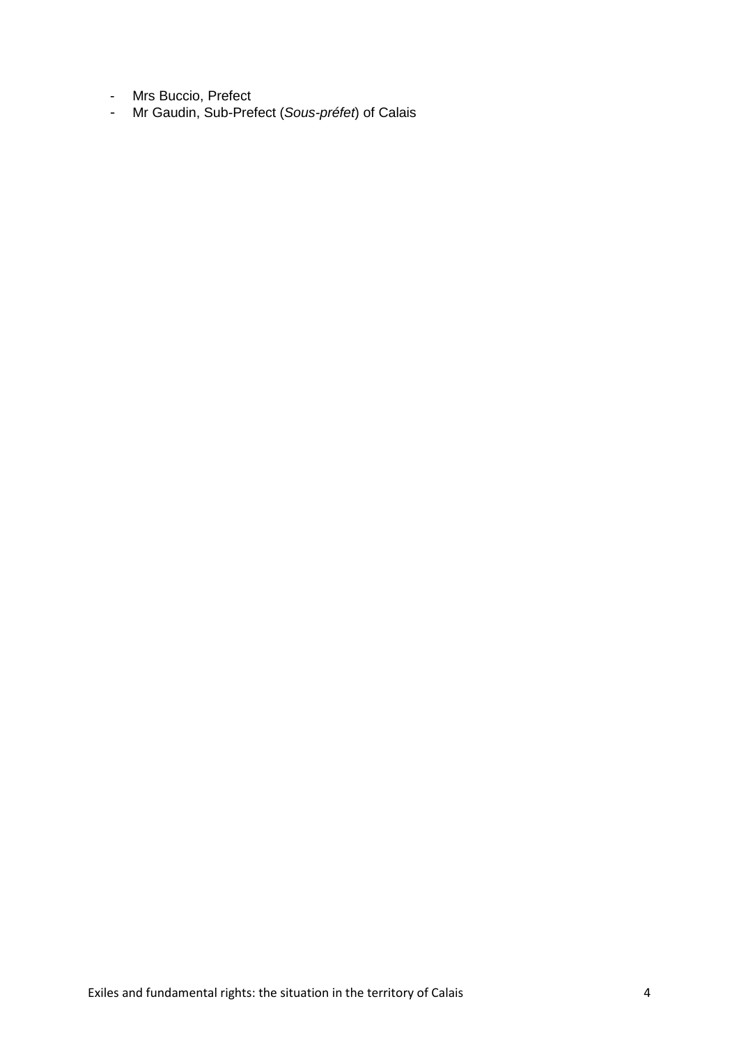- Mrs Buccio, Prefect
- Mr Gaudin, Sub-Prefect (*Sous-préfet*) of Calais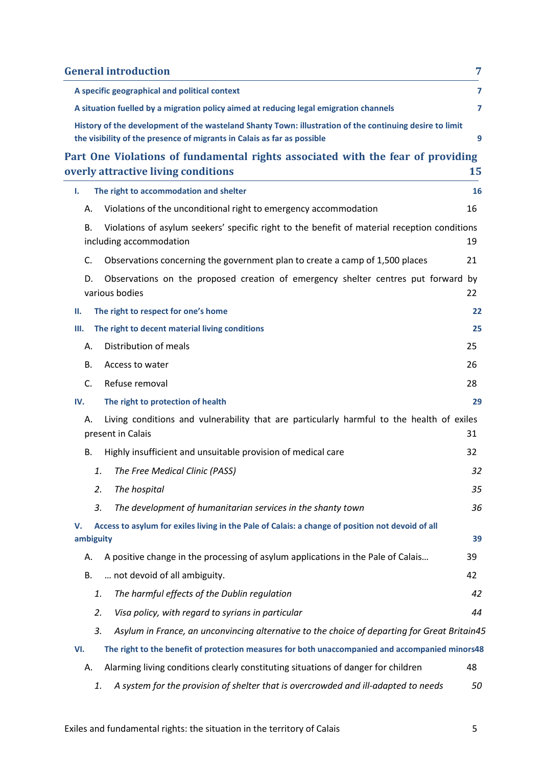**General introduction** 7

A specific geographical and political context 7

A situation fuelled by a migration policy aimed at reducing legal emigration channels 7

History of the development of the wasteland Shanty Town: illustration of the continuing desire to limit the visibility of the presence of migrants in Calais as far as possible 9

**Part One Violations of fundamental rights associated with the fear of providing overly attractive living conditions** 15

I. The right to accommodation and shelter 16

- A. Violations of the unconditional right to emergency accommodation 16
- B. Violations of asylum seekers' specific right to the benefit of material reception conditions including accommodation 19
- C. Observations concerning the government plan to create a camp of 1,500 places 21
- D. Observations on the proposed creation of emergency shelter centres put forward by various bodies 22

II. The right to respect for one's home 22

III. The right to decent material living conditions 25

- A. Distribution of meals 25
- B. Access to water 26
- C. Refuse removal 28

IV. The right to protection of health 29

- A. Living conditions and vulnerability that are particularly harmful to the health of exiles present in Calais 31
- B. Highly insufficient and unsuitable provision of medical care 32
  1. *The Free Medical Clinic (PASS)* *32*
  2. *The hospital* *35*
  3. *The development of humanitarian services in the shanty town* *36*

V. Access to asylum for exiles living in the Pale of Calais: a change of position not devoid of all ambiguity 39

- A. A positive change in the processing of asylum applications in the Pale of Calais… 39
- B. … not devoid of all ambiguity. 42
  1. *The harmful effects of the Dublin regulation* *42*
  2. *Visa policy, with regard to syrians in particular* *44*
  3. *Asylum in France, an unconvincing alternative to the choice of departing for Great Britain* *45*

VI. The right to the benefit of protection measures for both unaccompanied and accompanied minors 48

- A. Alarming living conditions clearly constituting situations of danger for children 48
  1. *A system for the provision of shelter that is overcrowded and ill-adapted to needs* *50*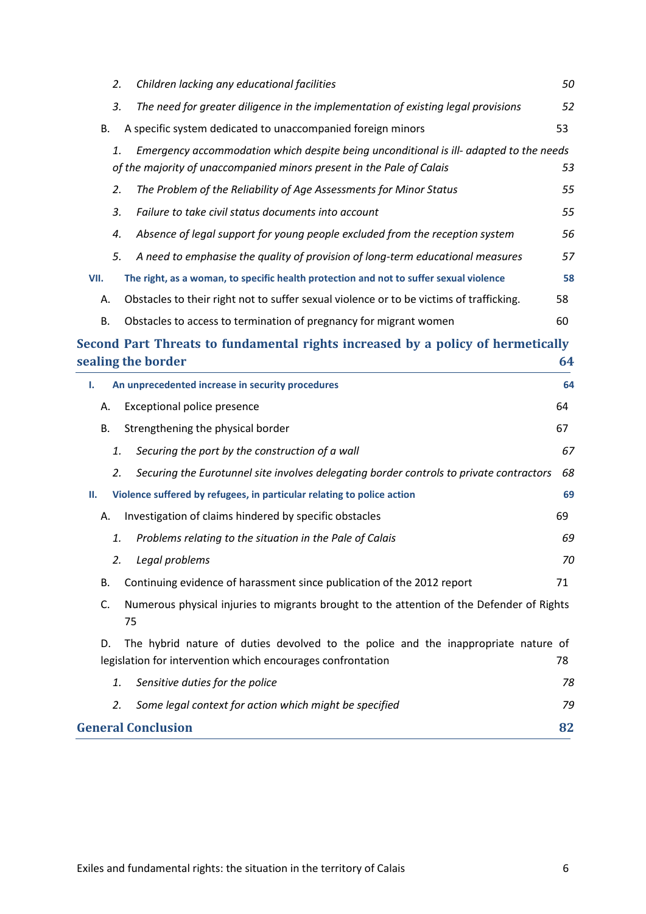2. *Children lacking any educational facilities* 50

3. *The need for greater diligence in the implementation of existing legal provisions* 52

B. A specific system dedicated to unaccompanied foreign minors 53

1. *Emergency accommodation which despite being unconditional is ill- adapted to the needs of the majority of unaccompanied minors present in the Pale of Calais* 53

2. *The Problem of the Reliability of Age Assessments for Minor Status* 55

3. *Failure to take civil status documents into account* 55

4. *Absence of legal support for young people excluded from the reception system* 56

5. *A need to emphasise the quality of provision of long-term educational measures* 57

**VII. The right, as a woman, to specific health protection and not to suffer sexual violence** **58**

A. Obstacles to their right not to suffer sexual violence or to be victims of trafficking. 58

B. Obstacles to access to termination of pregnancy for migrant women 60

## Second Part Threats to fundamental rights increased by a policy of hermetically sealing the border 64

**I. An unprecedented increase in security procedures** **64**

A. Exceptional police presence 64

B. Strengthening the physical border 67

1. *Securing the port by the construction of a wall* 67

2. *Securing the Eurotunnel site involves delegating border controls to private contractors* 68

**II. Violence suffered by refugees, in particular relating to police action** **69**

A. Investigation of claims hindered by specific obstacles 69

1. *Problems relating to the situation in the Pale of Calais* 69

2. *Legal problems* 70

B. Continuing evidence of harassment since publication of the 2012 report 71

C. Numerous physical injuries to migrants brought to the attention of the Defender of Rights 75

D. The hybrid nature of duties devolved to the police and the inappropriate nature of legislation for intervention which encourages confrontation 78

1. *Sensitive duties for the police* 78

2. *Some legal context for action which might be specified* 79

## General Conclusion 82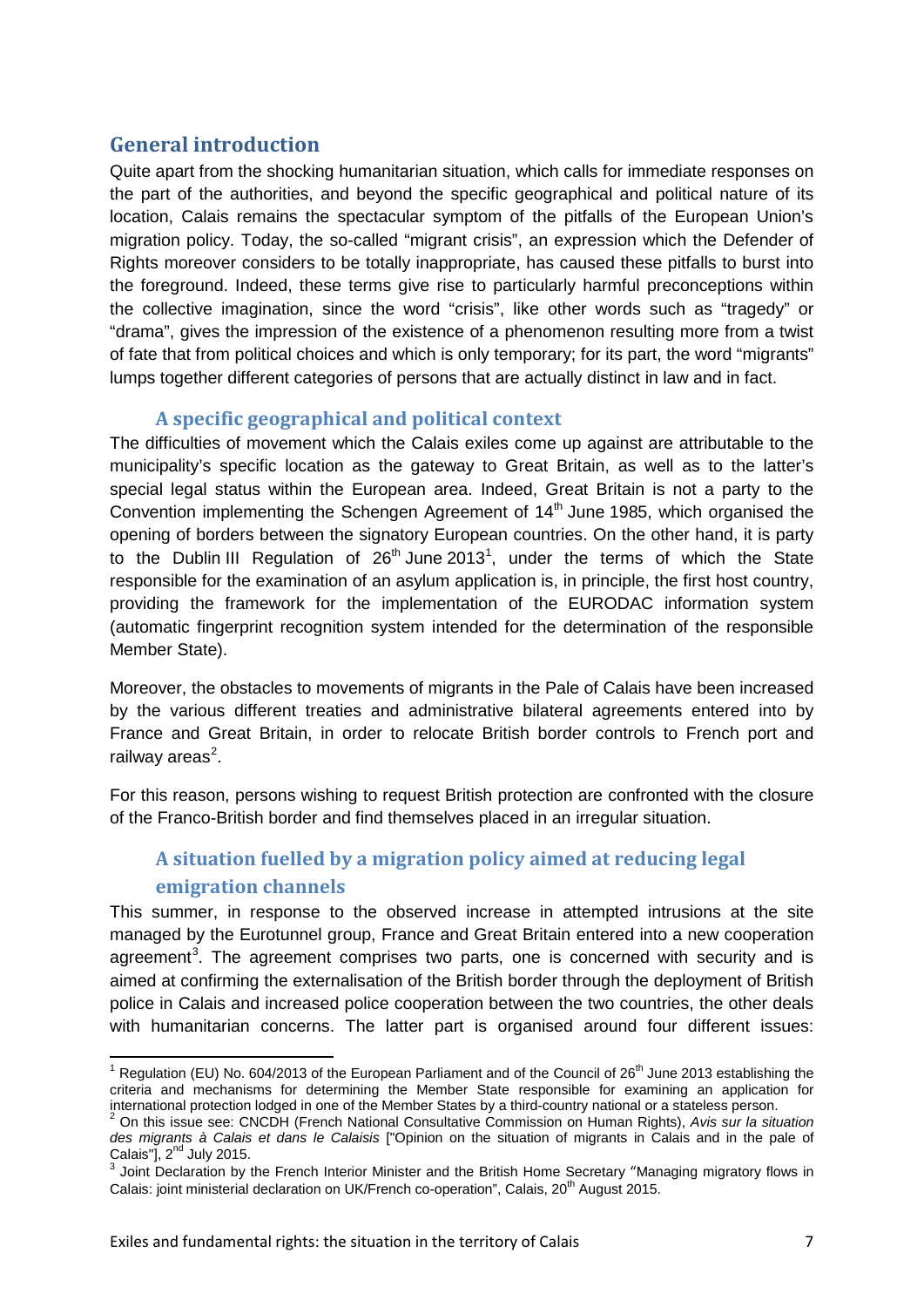## General introduction

Quite apart from the shocking humanitarian situation, which calls for immediate responses on the part of the authorities, and beyond the specific geographical and political nature of its location, Calais remains the spectacular symptom of the pitfalls of the European Union's migration policy. Today, the so-called "migrant crisis", an expression which the Defender of Rights moreover considers to be totally inappropriate, has caused these pitfalls to burst into the foreground. Indeed, these terms give rise to particularly harmful preconceptions within the collective imagination, since the word "crisis", like other words such as "tragedy" or "drama", gives the impression of the existence of a phenomenon resulting more from a twist of fate that from political choices and which is only temporary; for its part, the word "migrants" lumps together different categories of persons that are actually distinct in law and in fact.

### A specific geographical and political context

The difficulties of movement which the Calais exiles come up against are attributable to the municipality's specific location as the gateway to Great Britain, as well as to the latter's special legal status within the European area. Indeed, Great Britain is not a party to the Convention implementing the Schengen Agreement of 14th June 1985, which organised the opening of borders between the signatory European countries. On the other hand, it is party to the Dublin III Regulation of 26th June 2013[1], under the terms of which the State responsible for the examination of an asylum application is, in principle, the first host country, providing the framework for the implementation of the EURODAC information system (automatic fingerprint recognition system intended for the determination of the responsible Member State).

Moreover, the obstacles to movements of migrants in the Pale of Calais have been increased by the various different treaties and administrative bilateral agreements entered into by France and Great Britain, in order to relocate British border controls to French port and railway areas[2].

For this reason, persons wishing to request British protection are confronted with the closure of the Franco-British border and find themselves placed in an irregular situation.

### A situation fuelled by a migration policy aimed at reducing legal emigration channels

This summer, in response to the observed increase in attempted intrusions at the site managed by the Eurotunnel group, France and Great Britain entered into a new cooperation agreement[3]. The agreement comprises two parts, one is concerned with security and is aimed at confirming the externalisation of the British border through the deployment of British police in Calais and increased police cooperation between the two countries, the other deals with humanitarian concerns. The latter part is organised around four different issues:

---

[1] Regulation (EU) No. 604/2013 of the European Parliament and of the Council of 26th June 2013 establishing the criteria and mechanisms for determining the Member State responsible for examining an application for international protection lodged in one of the Member States by a third-country national or a stateless person.

[2] On this issue see: CNCDH (French National Consultative Commission on Human Rights), *Avis sur la situation des migrants à Calais et dans le Calaisis* ["Opinion on the situation of migrants in Calais and in the pale of Calais"], 2nd July 2015.

[3] Joint Declaration by the French Interior Minister and the British Home Secretary "Managing migratory flows in Calais: joint ministerial declaration on UK/French co-operation", Calais, 20th August 2015.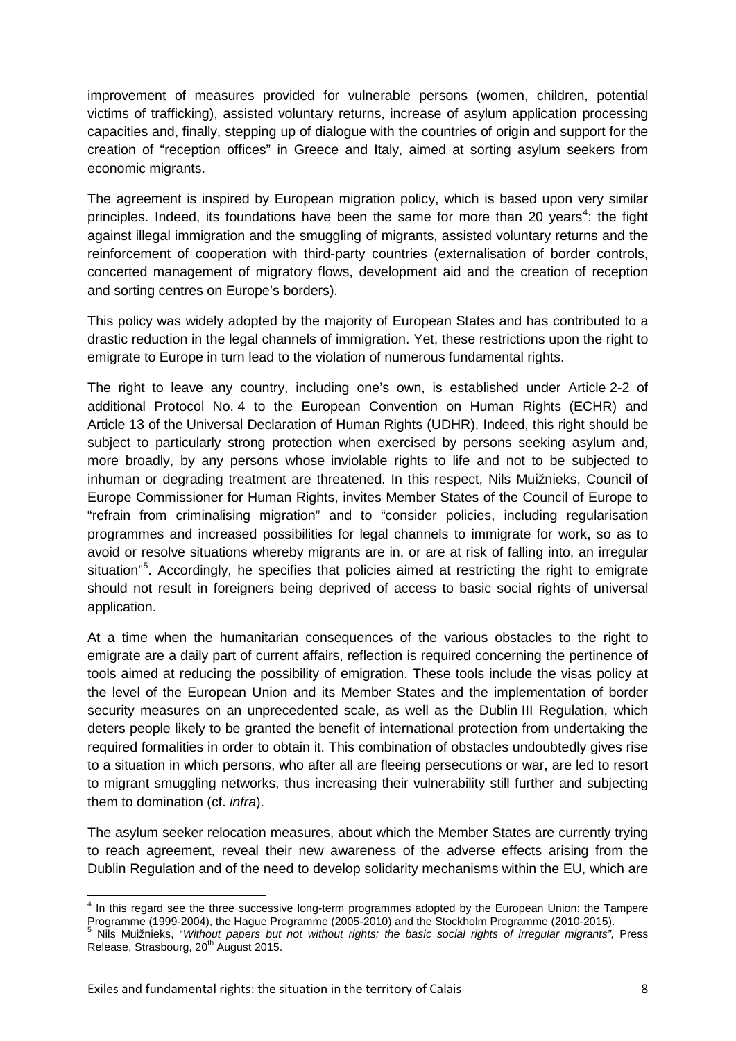improvement of measures provided for vulnerable persons (women, children, potential victims of trafficking), assisted voluntary returns, increase of asylum application processing capacities and, finally, stepping up of dialogue with the countries of origin and support for the creation of "reception offices" in Greece and Italy, aimed at sorting asylum seekers from economic migrants.

The agreement is inspired by European migration policy, which is based upon very similar principles. Indeed, its foundations have been the same for more than 20 years[4]: the fight against illegal immigration and the smuggling of migrants, assisted voluntary returns and the reinforcement of cooperation with third-party countries (externalisation of border controls, concerted management of migratory flows, development aid and the creation of reception and sorting centres on Europe's borders).

This policy was widely adopted by the majority of European States and has contributed to a drastic reduction in the legal channels of immigration. Yet, these restrictions upon the right to emigrate to Europe in turn lead to the violation of numerous fundamental rights.

The right to leave any country, including one's own, is established under Article 2-2 of additional Protocol No. 4 to the European Convention on Human Rights (ECHR) and Article 13 of the Universal Declaration of Human Rights (UDHR). Indeed, this right should be subject to particularly strong protection when exercised by persons seeking asylum and, more broadly, by any persons whose inviolable rights to life and not to be subjected to inhuman or degrading treatment are threatened. In this respect, Nils Muižnieks, Council of Europe Commissioner for Human Rights, invites Member States of the Council of Europe to "refrain from criminalising migration" and to "consider policies, including regularisation programmes and increased possibilities for legal channels to immigrate for work, so as to avoid or resolve situations whereby migrants are in, or are at risk of falling into, an irregular situation"[5]. Accordingly, he specifies that policies aimed at restricting the right to emigrate should not result in foreigners being deprived of access to basic social rights of universal application.

At a time when the humanitarian consequences of the various obstacles to the right to emigrate are a daily part of current affairs, reflection is required concerning the pertinence of tools aimed at reducing the possibility of emigration. These tools include the visas policy at the level of the European Union and its Member States and the implementation of border security measures on an unprecedented scale, as well as the Dublin III Regulation, which deters people likely to be granted the benefit of international protection from undertaking the required formalities in order to obtain it. This combination of obstacles undoubtedly gives rise to a situation in which persons, who after all are fleeing persecutions or war, are led to resort to migrant smuggling networks, thus increasing their vulnerability still further and subjecting them to domination (cf. *infra*).

The asylum seeker relocation measures, about which the Member States are currently trying to reach agreement, reveal their new awareness of the adverse effects arising from the Dublin Regulation and of the need to develop solidarity mechanisms within the EU, which are

---

[4] In this regard see the three successive long-term programmes adopted by the European Union: the Tampere Programme (1999-2004), the Hague Programme (2005-2010) and the Stockholm Programme (2010-2015).

[5] Nils Muižnieks, "*Without papers but not without rights: the basic social rights of irregular migrants",* Press Release, Strasbourg, 20th August 2015.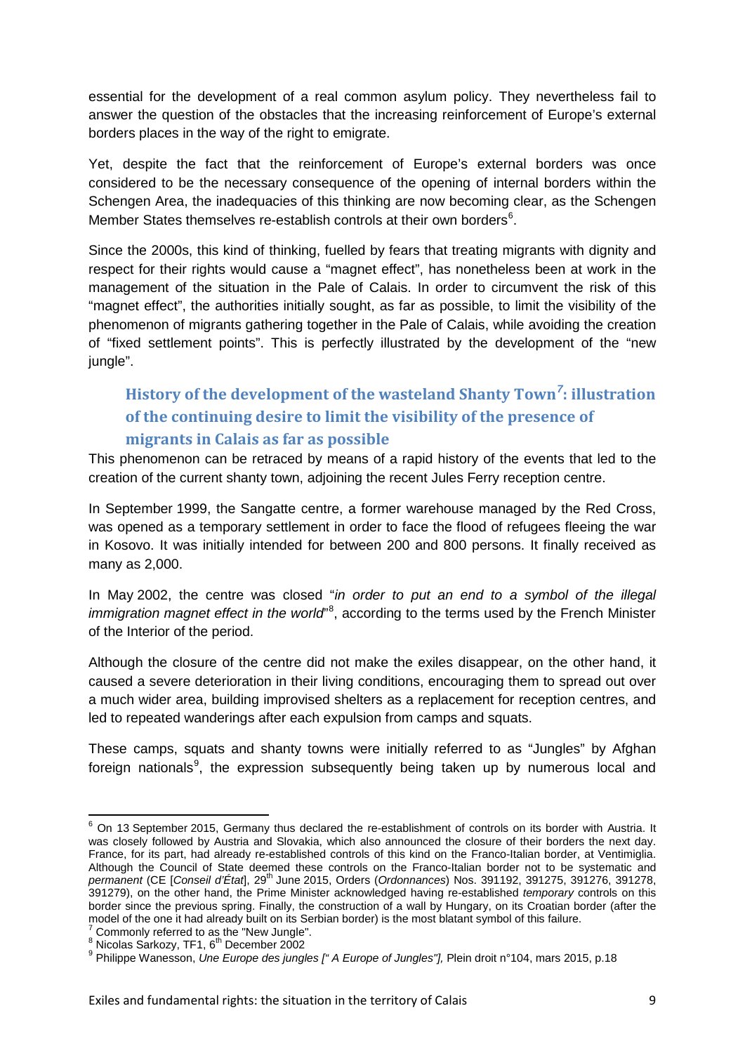essential for the development of a real common asylum policy. They nevertheless fail to answer the question of the obstacles that the increasing reinforcement of Europe's external borders places in the way of the right to emigrate.

Yet, despite the fact that the reinforcement of Europe's external borders was once considered to be the necessary consequence of the opening of internal borders within the Schengen Area, the inadequacies of this thinking are now becoming clear, as the Schengen Member States themselves re-establish controls at their own borders[6].

Since the 2000s, this kind of thinking, fuelled by fears that treating migrants with dignity and respect for their rights would cause a "magnet effect", has nonetheless been at work in the management of the situation in the Pale of Calais. In order to circumvent the risk of this "magnet effect", the authorities initially sought, as far as possible, to limit the visibility of the phenomenon of migrants gathering together in the Pale of Calais, while avoiding the creation of "fixed settlement points". This is perfectly illustrated by the development of the "new jungle".

## History of the development of the wasteland Shanty Town[7]: illustration of the continuing desire to limit the visibility of the presence of migrants in Calais as far as possible

This phenomenon can be retraced by means of a rapid history of the events that led to the creation of the current shanty town, adjoining the recent Jules Ferry reception centre.

In September 1999, the Sangatte centre, a former warehouse managed by the Red Cross, was opened as a temporary settlement in order to face the flood of refugees fleeing the war in Kosovo. It was initially intended for between 200 and 800 persons. It finally received as many as 2,000.

In May 2002, the centre was closed "*in order to put an end to a symbol of the illegal immigration magnet effect in the world*"[8], according to the terms used by the French Minister of the Interior of the period.

Although the closure of the centre did not make the exiles disappear, on the other hand, it caused a severe deterioration in their living conditions, encouraging them to spread out over a much wider area, building improvised shelters as a replacement for reception centres, and led to repeated wanderings after each expulsion from camps and squats.

These camps, squats and shanty towns were initially referred to as "Jungles" by Afghan foreign nationals[9], the expression subsequently being taken up by numerous local and

---

[6] On 13 September 2015, Germany thus declared the re-establishment of controls on its border with Austria. It was closely followed by Austria and Slovakia, which also announced the closure of their borders the next day. France, for its part, had already re-established controls of this kind on the Franco-Italian border, at Ventimiglia. Although the Council of State deemed these controls on the Franco-Italian border not to be systematic and *permanent* (CE [*Conseil d'État*], 29th June 2015, Orders (*Ordonnances*) Nos. 391192, 391275, 391276, 391278, 391279), on the other hand, the Prime Minister acknowledged having re-established *temporary* controls on this border since the previous spring. Finally, the construction of a wall by Hungary, on its Croatian border (after the model of the one it had already built on its Serbian border) is the most blatant symbol of this failure.

[7] Commonly referred to as the "New Jungle".

[8] Nicolas Sarkozy, TF1, 6th December 2002

[9] Philippe Wanesson, *Une Europe des jungles [" A Europe of Jungles"],* Plein droit n°104, mars 2015, p.18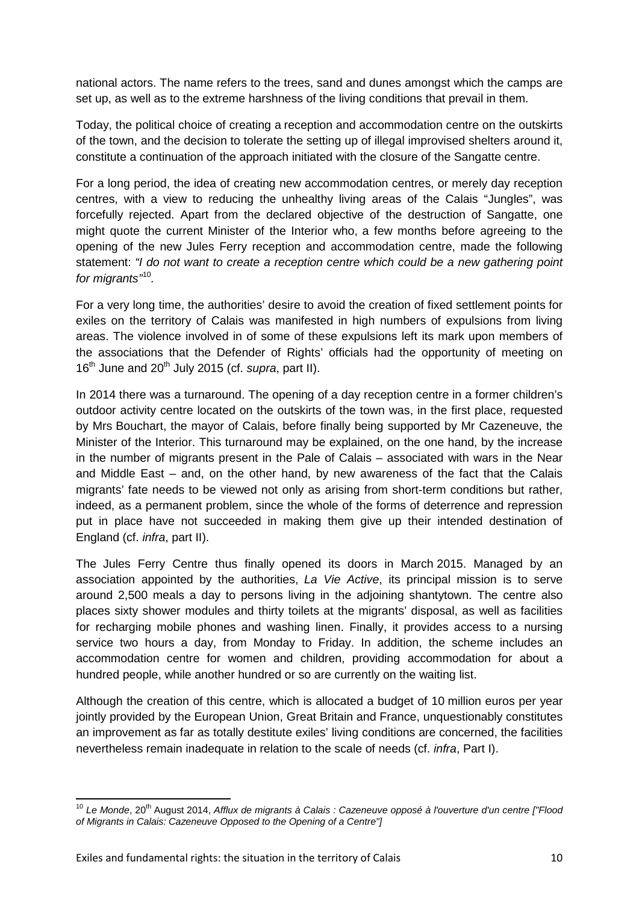national actors. The name refers to the trees, sand and dunes amongst which the camps are set up, as well as to the extreme harshness of the living conditions that prevail in them.

Today, the political choice of creating a reception and accommodation centre on the outskirts of the town, and the decision to tolerate the setting up of illegal improvised shelters around it, constitute a continuation of the approach initiated with the closure of the Sangatte centre.

For a long period, the idea of creating new accommodation centres, or merely day reception centres, with a view to reducing the unhealthy living areas of the Calais "Jungles", was forcefully rejected. Apart from the declared objective of the destruction of Sangatte, one might quote the current Minister of the Interior who, a few months before agreeing to the opening of the new Jules Ferry reception and accommodation centre, made the following statement: *"I do not want to create a reception centre which could be a new gathering point for migrants"*[10].

For a very long time, the authorities' desire to avoid the creation of fixed settlement points for exiles on the territory of Calais was manifested in high numbers of expulsions from living areas. The violence involved in of some of these expulsions left its mark upon members of the associations that the Defender of Rights' officials had the opportunity of meeting on 16th June and 20th July 2015 (cf. *supra*, part II).

In 2014 there was a turnaround. The opening of a day reception centre in a former children's outdoor activity centre located on the outskirts of the town was, in the first place, requested by Mrs Bouchart, the mayor of Calais, before finally being supported by Mr Cazeneuve, the Minister of the Interior. This turnaround may be explained, on the one hand, by the increase in the number of migrants present in the Pale of Calais – associated with wars in the Near and Middle East – and, on the other hand, by new awareness of the fact that the Calais migrants' fate needs to be viewed not only as arising from short-term conditions but rather, indeed, as a permanent problem, since the whole of the forms of deterrence and repression put in place have not succeeded in making them give up their intended destination of England (cf. *infra*, part II).

The Jules Ferry Centre thus finally opened its doors in March 2015. Managed by an association appointed by the authorities, *La Vie Active*, its principal mission is to serve around 2,500 meals a day to persons living in the adjoining shantytown. The centre also places sixty shower modules and thirty toilets at the migrants' disposal, as well as facilities for recharging mobile phones and washing linen. Finally, it provides access to a nursing service two hours a day, from Monday to Friday. In addition, the scheme includes an accommodation centre for women and children, providing accommodation for about a hundred people, while another hundred or so are currently on the waiting list.

Although the creation of this centre, which is allocated a budget of 10 million euros per year jointly provided by the European Union, Great Britain and France, unquestionably constitutes an improvement as far as totally destitute exiles' living conditions are concerned, the facilities nevertheless remain inadequate in relation to the scale of needs (cf. *infra*, Part I).

---

[10] *Le Monde*, 20th August 2014, *Afflux de migrants à Calais : Cazeneuve opposé à l'ouverture d'un centre ["Flood of Migrants in Calais: Cazeneuve Opposed to the Opening of a Centre"]*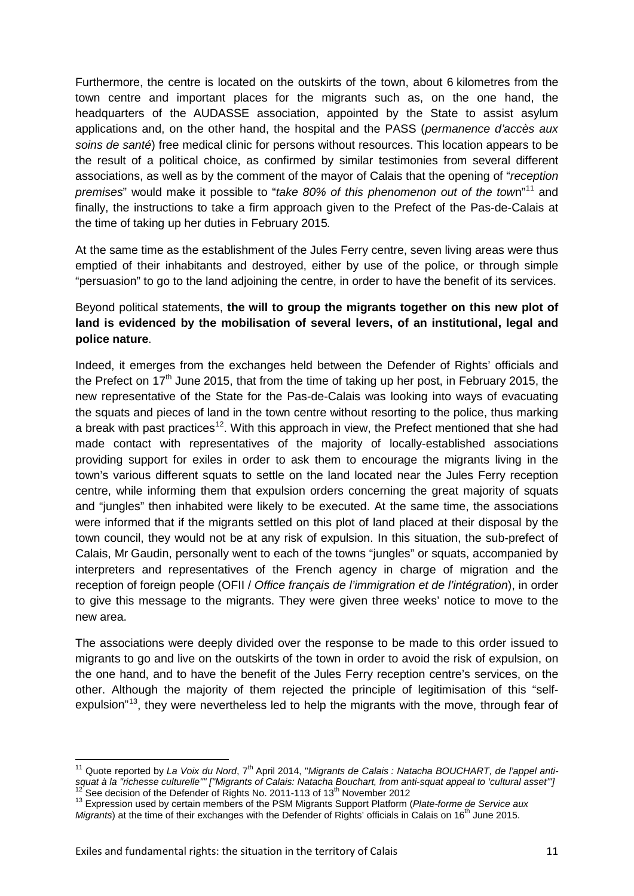Furthermore, the centre is located on the outskirts of the town, about 6 kilometres from the town centre and important places for the migrants such as, on the one hand, the headquarters of the AUDASSE association, appointed by the State to assist asylum applications and, on the other hand, the hospital and the PASS (*permanence d'accès aux soins de santé*) free medical clinic for persons without resources. This location appears to be the result of a political choice, as confirmed by similar testimonies from several different associations, as well as by the comment of the mayor of Calais that the opening of "*reception premises*" would make it possible to "*take 80% of this phenomenon out of the tow*n"[11] and finally, the instructions to take a firm approach given to the Prefect of the Pas-de-Calais at the time of taking up her duties in February 2015*.*

At the same time as the establishment of the Jules Ferry centre, seven living areas were thus emptied of their inhabitants and destroyed, either by use of the police, or through simple "persuasion" to go to the land adjoining the centre, in order to have the benefit of its services.

Beyond political statements, **the will to group the migrants together on this new plot of land is evidenced by the mobilisation of several levers, of an institutional, legal and police nature**.

Indeed, it emerges from the exchanges held between the Defender of Rights' officials and the Prefect on 17th June 2015, that from the time of taking up her post, in February 2015, the new representative of the State for the Pas-de-Calais was looking into ways of evacuating the squats and pieces of land in the town centre without resorting to the police, thus marking a break with past practices[12]. With this approach in view, the Prefect mentioned that she had made contact with representatives of the majority of locally-established associations providing support for exiles in order to ask them to encourage the migrants living in the town's various different squats to settle on the land located near the Jules Ferry reception centre, while informing them that expulsion orders concerning the great majority of squats and "jungles" then inhabited were likely to be executed. At the same time, the associations were informed that if the migrants settled on this plot of land placed at their disposal by the town council, they would not be at any risk of expulsion. In this situation, the sub-prefect of Calais, Mr Gaudin, personally went to each of the towns "jungles" or squats, accompanied by interpreters and representatives of the French agency in charge of migration and the reception of foreign people (OFII / *Office français de l'immigration et de l'intégration*), in order to give this message to the migrants. They were given three weeks' notice to move to the new area.

The associations were deeply divided over the response to be made to this order issued to migrants to go and live on the outskirts of the town in order to avoid the risk of expulsion, on the one hand, and to have the benefit of the Jules Ferry reception centre's services, on the other. Although the majority of them rejected the principle of legitimisation of this "self-expulsion"[13], they were nevertheless led to help the migrants with the move, through fear of

---

[11] Quote reported by *La Voix du Nord*, 7th April 2014, "*Migrants de Calais : Natacha BOUCHART, de l'appel anti-squat à la "richesse culturelle"" ["Migrants of Calais: Natacha Bouchart, from anti-squat appeal to 'cultural asset'"]*

[12] See decision of the Defender of Rights No. 2011-113 of 13th November 2012

[13] Expression used by certain members of the PSM Migrants Support Platform (*Plate-forme de Service aux Migrants*) at the time of their exchanges with the Defender of Rights' officials in Calais on 16th June 2015.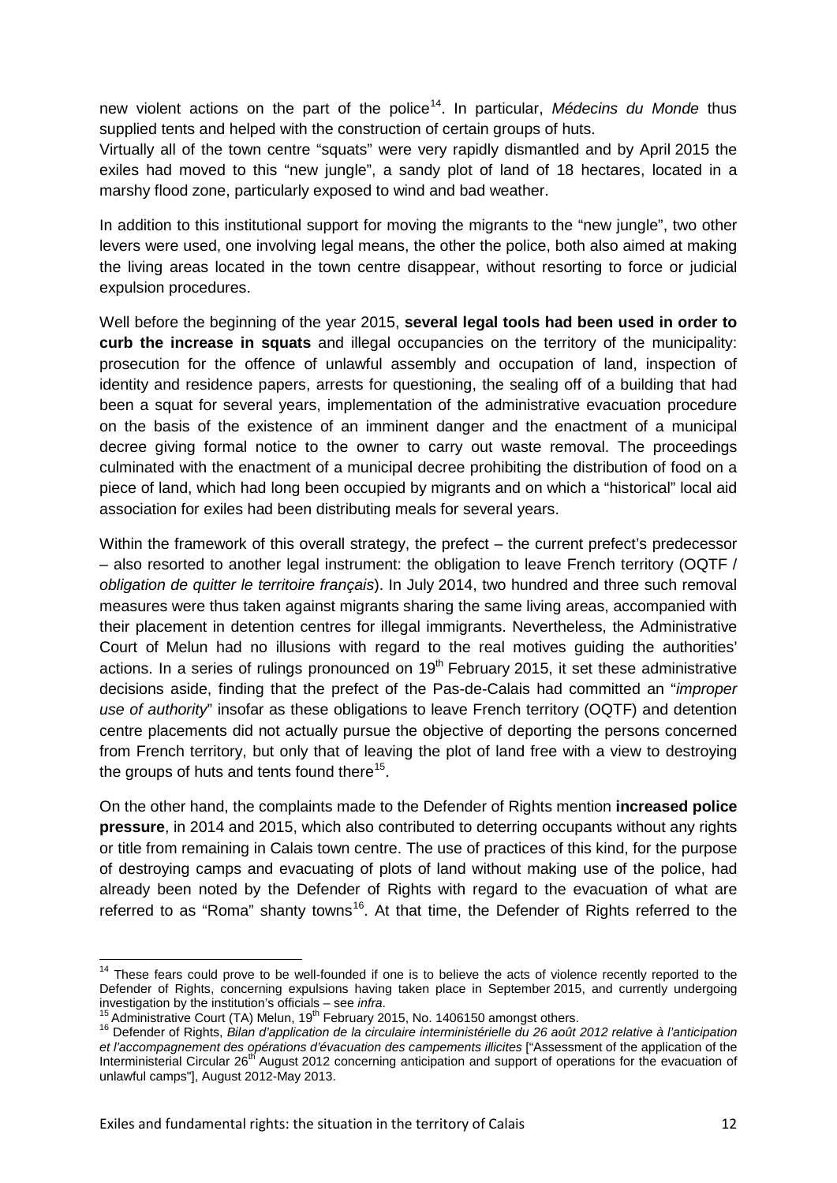new violent actions on the part of the police[14]. In particular, *Médecins du Monde* thus supplied tents and helped with the construction of certain groups of huts.

Virtually all of the town centre "squats" were very rapidly dismantled and by April 2015 the exiles had moved to this "new jungle", a sandy plot of land of 18 hectares, located in a marshy flood zone, particularly exposed to wind and bad weather.

In addition to this institutional support for moving the migrants to the "new jungle", two other levers were used, one involving legal means, the other the police, both also aimed at making the living areas located in the town centre disappear, without resorting to force or judicial expulsion procedures.

Well before the beginning of the year 2015, **several legal tools had been used in order to curb the increase in squats** and illegal occupancies on the territory of the municipality: prosecution for the offence of unlawful assembly and occupation of land, inspection of identity and residence papers, arrests for questioning, the sealing off of a building that had been a squat for several years, implementation of the administrative evacuation procedure on the basis of the existence of an imminent danger and the enactment of a municipal decree giving formal notice to the owner to carry out waste removal. The proceedings culminated with the enactment of a municipal decree prohibiting the distribution of food on a piece of land, which had long been occupied by migrants and on which a "historical" local aid association for exiles had been distributing meals for several years.

Within the framework of this overall strategy, the prefect – the current prefect's predecessor – also resorted to another legal instrument: the obligation to leave French territory (OQTF / *obligation de quitter le territoire français*). In July 2014, two hundred and three such removal measures were thus taken against migrants sharing the same living areas, accompanied with their placement in detention centres for illegal immigrants. Nevertheless, the Administrative Court of Melun had no illusions with regard to the real motives guiding the authorities' actions. In a series of rulings pronounced on 19th February 2015, it set these administrative decisions aside, finding that the prefect of the Pas-de-Calais had committed an "*improper use of authority*" insofar as these obligations to leave French territory (OQTF) and detention centre placements did not actually pursue the objective of deporting the persons concerned from French territory, but only that of leaving the plot of land free with a view to destroying the groups of huts and tents found there[15].

On the other hand, the complaints made to the Defender of Rights mention **increased police pressure**, in 2014 and 2015, which also contributed to deterring occupants without any rights or title from remaining in Calais town centre. The use of practices of this kind, for the purpose of destroying camps and evacuating of plots of land without making use of the police, had already been noted by the Defender of Rights with regard to the evacuation of what are referred to as "Roma" shanty towns[16]. At that time, the Defender of Rights referred to the

---

[14] These fears could prove to be well-founded if one is to believe the acts of violence recently reported to the Defender of Rights, concerning expulsions having taken place in September 2015, and currently undergoing investigation by the institution's officials – see *infra*.

[15] Administrative Court (TA) Melun, 19th February 2015, No. 1406150 amongst others.

[16] Defender of Rights, *Bilan d'application de la circulaire interministérielle du 26 août 2012 relative à l'anticipation et l'accompagnement des opérations d'évacuation des campements illicites* ["Assessment of the application of the Interministerial Circular 26th August 2012 concerning anticipation and support of operations for the evacuation of unlawful camps"], August 2012-May 2013.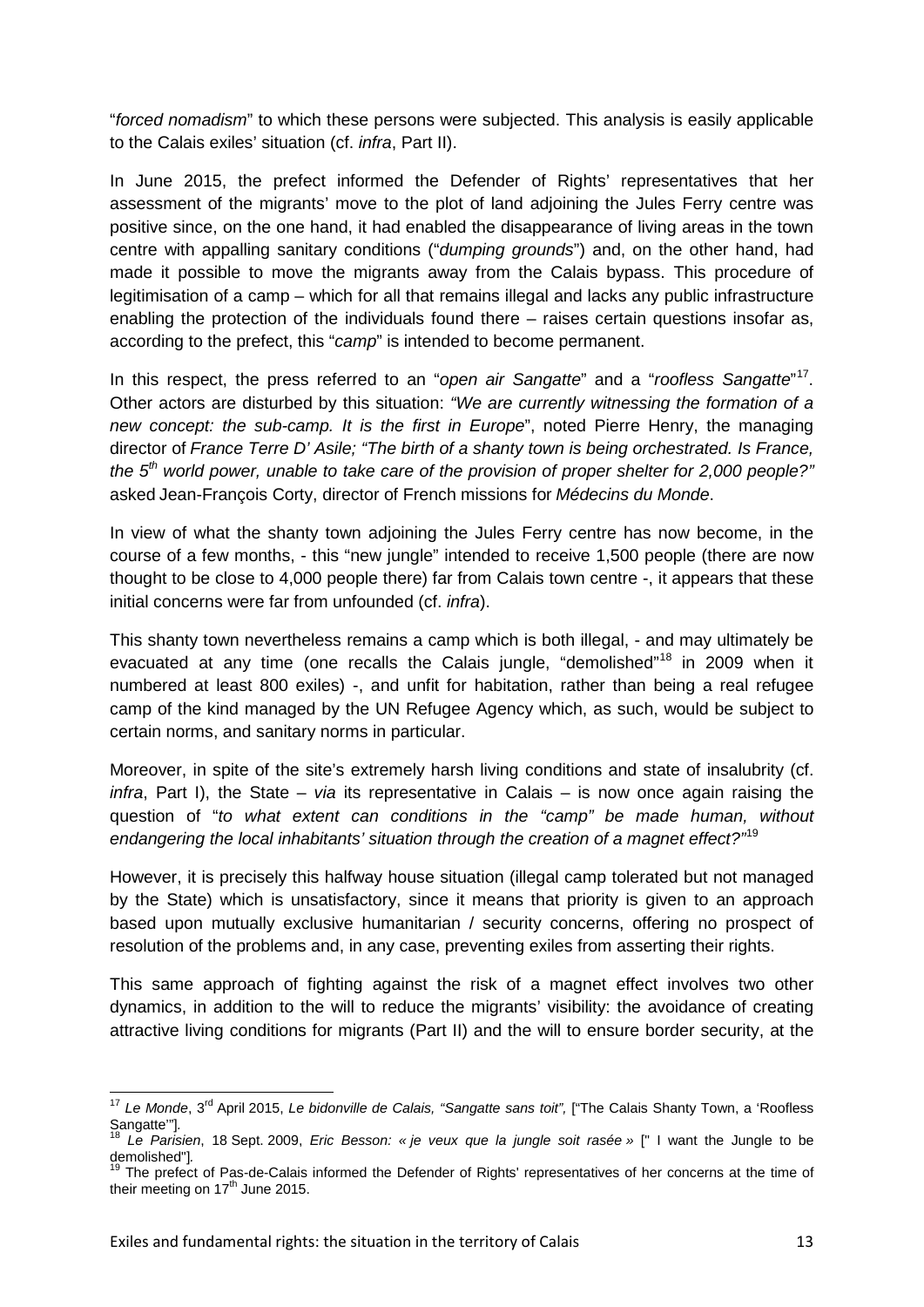"*forced nomadism*" to which these persons were subjected. This analysis is easily applicable to the Calais exiles' situation (cf. *infra*, Part II).

In June 2015, the prefect informed the Defender of Rights' representatives that her assessment of the migrants' move to the plot of land adjoining the Jules Ferry centre was positive since, on the one hand, it had enabled the disappearance of living areas in the town centre with appalling sanitary conditions ("*dumping grounds*") and, on the other hand, had made it possible to move the migrants away from the Calais bypass. This procedure of legitimisation of a camp – which for all that remains illegal and lacks any public infrastructure enabling the protection of the individuals found there – raises certain questions insofar as, according to the prefect, this "*camp*" is intended to become permanent.

In this respect, the press referred to an "*open air Sangatte*" and a "*roofless Sangatte*"[17]. Other actors are disturbed by this situation: *"We are currently witnessing the formation of a new concept: the sub-camp. It is the first in Europe*", noted Pierre Henry, the managing director of *France Terre D' Asile; "The birth of a shanty town is being orchestrated. Is France, the 5th world power, unable to take care of the provision of proper shelter for 2,000 people?"* asked Jean-François Corty, director of French missions for *Médecins du Monde*.

In view of what the shanty town adjoining the Jules Ferry centre has now become, in the course of a few months, - this "new jungle" intended to receive 1,500 people (there are now thought to be close to 4,000 people there) far from Calais town centre -, it appears that these initial concerns were far from unfounded (cf. *infra*).

This shanty town nevertheless remains a camp which is both illegal, - and may ultimately be evacuated at any time (one recalls the Calais jungle, "demolished"[18] in 2009 when it numbered at least 800 exiles) -, and unfit for habitation, rather than being a real refugee camp of the kind managed by the UN Refugee Agency which, as such, would be subject to certain norms, and sanitary norms in particular.

Moreover, in spite of the site's extremely harsh living conditions and state of insalubrity (cf. *infra*, Part I), the State – *via* its representative in Calais – is now once again raising the question of "*to what extent can conditions in the "camp" be made human, without endangering the local inhabitants' situation through the creation of a magnet effect?"*[19]

However, it is precisely this halfway house situation (illegal camp tolerated but not managed by the State) which is unsatisfactory, since it means that priority is given to an approach based upon mutually exclusive humanitarian / security concerns, offering no prospect of resolution of the problems and, in any case, preventing exiles from asserting their rights.

This same approach of fighting against the risk of a magnet effect involves two other dynamics, in addition to the will to reduce the migrants' visibility: the avoidance of creating attractive living conditions for migrants (Part II) and the will to ensure border security, at the

---

[17] *Le Monde*, 3rd April 2015, *Le bidonville de Calais, "Sangatte sans toit",* ["The Calais Shanty Town, a 'Roofless Sangatte'"].

[18] *Le Parisien*, 18 Sept. 2009, *Eric Besson: « je veux que la jungle soit rasée »* [" I want the Jungle to be demolished"].

[19] The prefect of Pas-de-Calais informed the Defender of Rights' representatives of her concerns at the time of their meeting on 17th June 2015.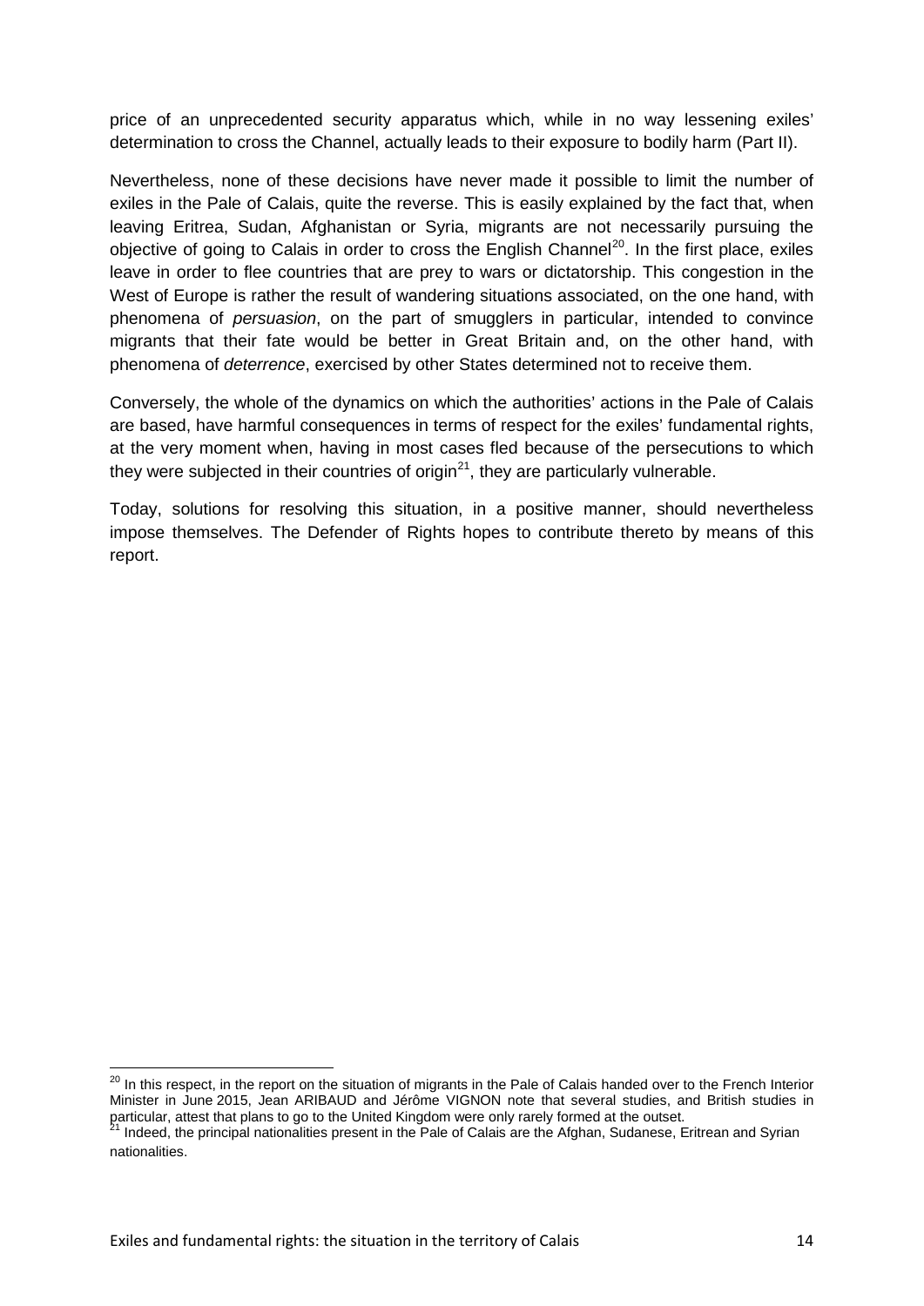price of an unprecedented security apparatus which, while in no way lessening exiles' determination to cross the Channel, actually leads to their exposure to bodily harm (Part II).

Nevertheless, none of these decisions have never made it possible to limit the number of exiles in the Pale of Calais, quite the reverse. This is easily explained by the fact that, when leaving Eritrea, Sudan, Afghanistan or Syria, migrants are not necessarily pursuing the objective of going to Calais in order to cross the English Channel[20]. In the first place, exiles leave in order to flee countries that are prey to wars or dictatorship. This congestion in the West of Europe is rather the result of wandering situations associated, on the one hand, with phenomena of *persuasion*, on the part of smugglers in particular, intended to convince migrants that their fate would be better in Great Britain and, on the other hand, with phenomena of *deterrence*, exercised by other States determined not to receive them.

Conversely, the whole of the dynamics on which the authorities' actions in the Pale of Calais are based, have harmful consequences in terms of respect for the exiles' fundamental rights, at the very moment when, having in most cases fled because of the persecutions to which they were subjected in their countries of origin[21], they are particularly vulnerable.

Today, solutions for resolving this situation, in a positive manner, should nevertheless impose themselves. The Defender of Rights hopes to contribute thereto by means of this report.

---

[20] In this respect, in the report on the situation of migrants in the Pale of Calais handed over to the French Interior Minister in June 2015, Jean ARIBAUD and Jérôme VIGNON note that several studies, and British studies in particular, attest that plans to go to the United Kingdom were only rarely formed at the outset.

[21] Indeed, the principal nationalities present in the Pale of Calais are the Afghan, Sudanese, Eritrean and Syrian nationalities.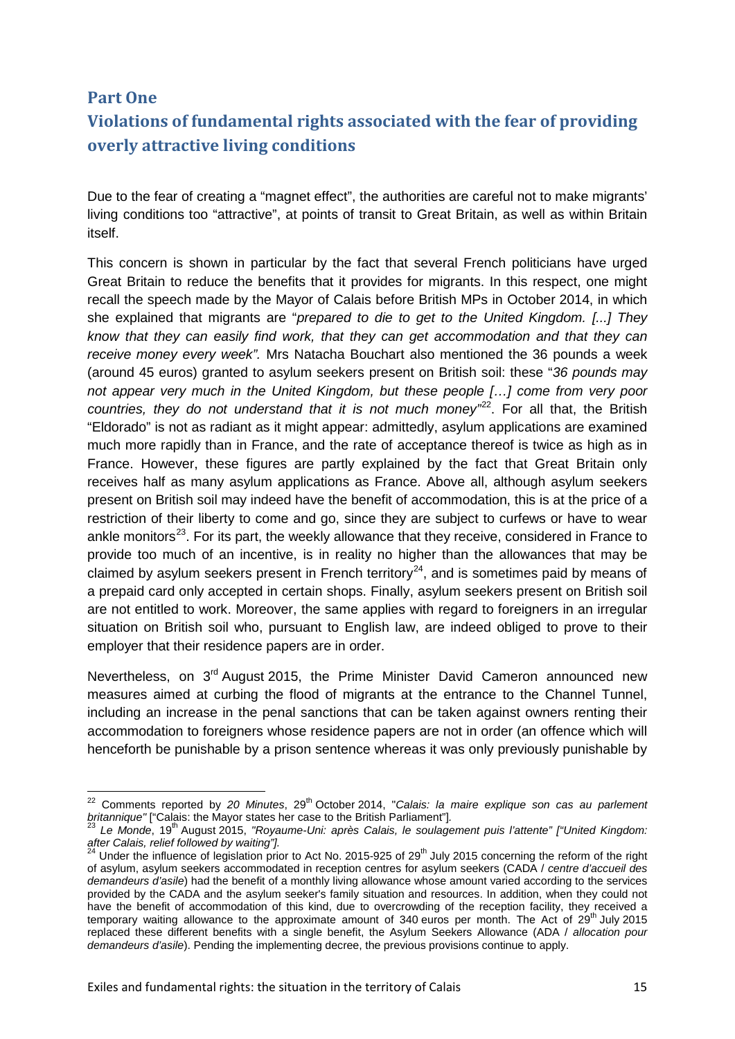## Part One

## Violations of fundamental rights associated with the fear of providing overly attractive living conditions

Due to the fear of creating a "magnet effect", the authorities are careful not to make migrants' living conditions too "attractive", at points of transit to Great Britain, as well as within Britain itself.

This concern is shown in particular by the fact that several French politicians have urged Great Britain to reduce the benefits that it provides for migrants. In this respect, one might recall the speech made by the Mayor of Calais before British MPs in October 2014, in which she explained that migrants are "*prepared to die to get to the United Kingdom. [...] They know that they can easily find work, that they can get accommodation and that they can receive money every week".* Mrs Natacha Bouchart also mentioned the 36 pounds a week (around 45 euros) granted to asylum seekers present on British soil: these "*36 pounds may not appear very much in the United Kingdom, but these people […] come from very poor countries, they do not understand that it is not much money*"[22]. For all that, the British "Eldorado" is not as radiant as it might appear: admittedly, asylum applications are examined much more rapidly than in France, and the rate of acceptance thereof is twice as high as in France. However, these figures are partly explained by the fact that Great Britain only receives half as many asylum applications as France. Above all, although asylum seekers present on British soil may indeed have the benefit of accommodation, this is at the price of a restriction of their liberty to come and go, since they are subject to curfews or have to wear ankle monitors[23]. For its part, the weekly allowance that they receive, considered in France to provide too much of an incentive, is in reality no higher than the allowances that may be claimed by asylum seekers present in French territory[24], and is sometimes paid by means of a prepaid card only accepted in certain shops. Finally, asylum seekers present on British soil are not entitled to work. Moreover, the same applies with regard to foreigners in an irregular situation on British soil who, pursuant to English law, are indeed obliged to prove to their employer that their residence papers are in order.

Nevertheless, on 3rd August 2015, the Prime Minister David Cameron announced new measures aimed at curbing the flood of migrants at the entrance to the Channel Tunnel, including an increase in the penal sanctions that can be taken against owners renting their accommodation to foreigners whose residence papers are not in order (an offence which will henceforth be punishable by a prison sentence whereas it was only previously punishable by

---

[22] Comments reported by *20 Minutes*, 29th October 2014, "*Calais: la maire explique son cas au parlement britannique"* ["Calais: the Mayor states her case to the British Parliament"]*.*

[23] *Le Monde*, 19th August 2015, *"Royaume-Uni: après Calais, le soulagement puis l'attente" ["United Kingdom: after Calais, relief followed by waiting"].*

[24] Under the influence of legislation prior to Act No. 2015-925 of 29th July 2015 concerning the reform of the right of asylum, asylum seekers accommodated in reception centres for asylum seekers (CADA / *centre d'accueil des demandeurs d'asile*) had the benefit of a monthly living allowance whose amount varied according to the services provided by the CADA and the asylum seeker's family situation and resources. In addition, when they could not have the benefit of accommodation of this kind, due to overcrowding of the reception facility, they received a temporary waiting allowance to the approximate amount of 340 euros per month. The Act of 29th July 2015 replaced these different benefits with a single benefit, the Asylum Seekers Allowance (ADA / *allocation pour demandeurs d'asile*). Pending the implementing decree, the previous provisions continue to apply.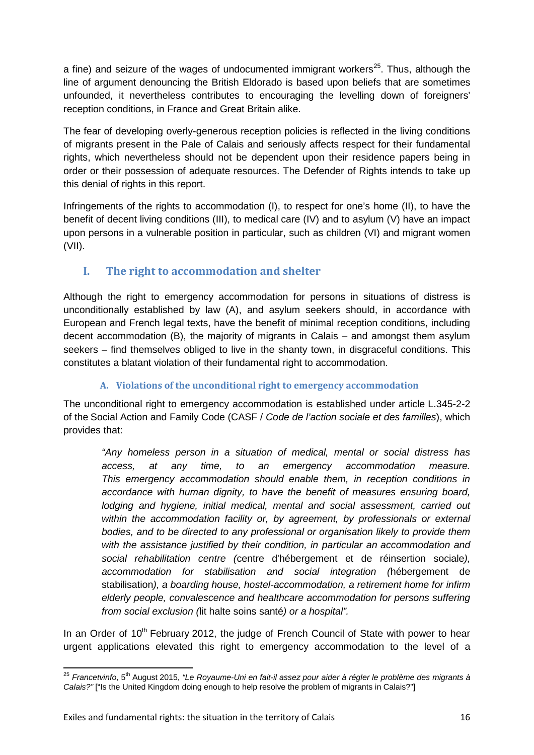a fine) and seizure of the wages of undocumented immigrant workers[25]. Thus, although the line of argument denouncing the British Eldorado is based upon beliefs that are sometimes unfounded, it nevertheless contributes to encouraging the levelling down of foreigners' reception conditions, in France and Great Britain alike.

The fear of developing overly-generous reception policies is reflected in the living conditions of migrants present in the Pale of Calais and seriously affects respect for their fundamental rights, which nevertheless should not be dependent upon their residence papers being in order or their possession of adequate resources. The Defender of Rights intends to take up this denial of rights in this report.

Infringements of the rights to accommodation (I), to respect for one's home (II), to have the benefit of decent living conditions (III), to medical care (IV) and to asylum (V) have an impact upon persons in a vulnerable position in particular, such as children (VI) and migrant women (VII).

## I. The right to accommodation and shelter

Although the right to emergency accommodation for persons in situations of distress is unconditionally established by law (A), and asylum seekers should, in accordance with European and French legal texts, have the benefit of minimal reception conditions, including decent accommodation (B), the majority of migrants in Calais – and amongst them asylum seekers – find themselves obliged to live in the shanty town, in disgraceful conditions. This constitutes a blatant violation of their fundamental right to accommodation.

### A. Violations of the unconditional right to emergency accommodation

The unconditional right to emergency accommodation is established under article L.345-2-2 of the Social Action and Family Code (CASF / *Code de l'action sociale et des familles*), which provides that:

> *"Any homeless person in a situation of medical, mental or social distress has access, at any time, to an emergency accommodation measure. This emergency accommodation should enable them, in reception conditions in accordance with human dignity, to have the benefit of measures ensuring board, lodging and hygiene, initial medical, mental and social assessment, carried out within the accommodation facility or, by agreement, by professionals or external bodies, and to be directed to any professional or organisation likely to provide them with the assistance justified by their condition, in particular an accommodation and social rehabilitation centre (*centre d'hébergement et de réinsertion sociale*), accommodation for stabilisation and social integration (*hébergement de stabilisation*), a boarding house, hostel-accommodation, a retirement home for infirm elderly people, convalescence and healthcare accommodation for persons suffering from social exclusion (*lit halte soins santé*) or a hospital".*

In an Order of 10th February 2012, the judge of French Council of State with power to hear urgent applications elevated this right to emergency accommodation to the level of a

---

[25] *Francetvinfo*, 5th August 2015, *"Le Royaume-Uni en fait-il assez pour aider à régler le problème des migrants à Calais?"* ["Is the United Kingdom doing enough to help resolve the problem of migrants in Calais?"]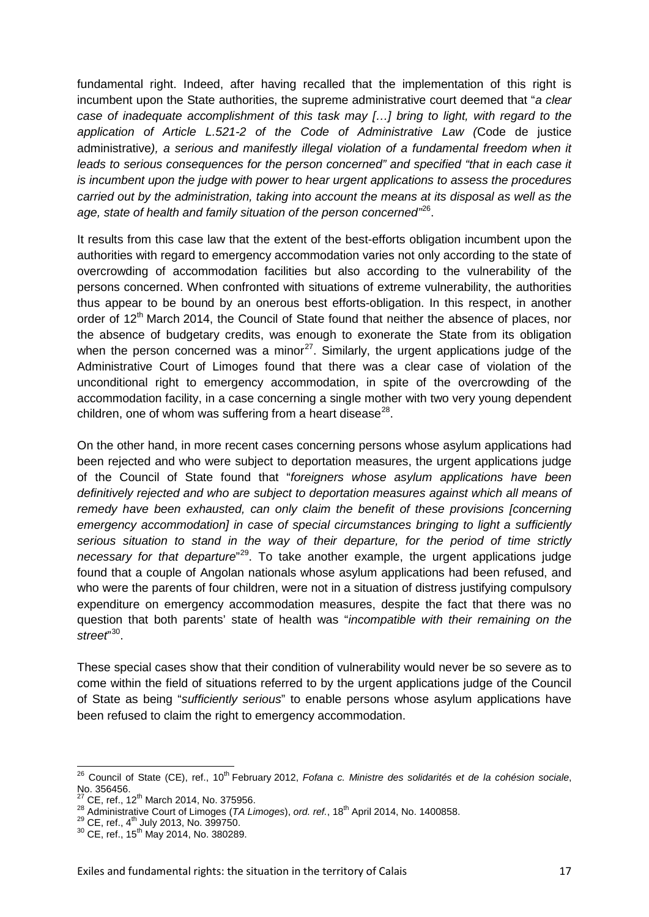fundamental right. Indeed, after having recalled that the implementation of this right is incumbent upon the State authorities, the supreme administrative court deemed that "*a clear case of inadequate accomplishment of this task may […] bring to light, with regard to the application of Article L.521-2 of the Code of Administrative Law (*Code de justice administrative*), a serious and manifestly illegal violation of a fundamental freedom when it leads to serious consequences for the person concerned" and specified "that in each case it is incumbent upon the judge with power to hear urgent applications to assess the procedures carried out by the administration, taking into account the means at its disposal as well as the age, state of health and family situation of the person concerned*"[26].

It results from this case law that the extent of the best-efforts obligation incumbent upon the authorities with regard to emergency accommodation varies not only according to the state of overcrowding of accommodation facilities but also according to the vulnerability of the persons concerned. When confronted with situations of extreme vulnerability, the authorities thus appear to be bound by an onerous best efforts-obligation. In this respect, in another order of 12th March 2014, the Council of State found that neither the absence of places, nor the absence of budgetary credits, was enough to exonerate the State from its obligation when the person concerned was a minor[27]. Similarly, the urgent applications judge of the Administrative Court of Limoges found that there was a clear case of violation of the unconditional right to emergency accommodation, in spite of the overcrowding of the accommodation facility, in a case concerning a single mother with two very young dependent children, one of whom was suffering from a heart disease[28].

On the other hand, in more recent cases concerning persons whose asylum applications had been rejected and who were subject to deportation measures, the urgent applications judge of the Council of State found that "*foreigners whose asylum applications have been definitively rejected and who are subject to deportation measures against which all means of remedy have been exhausted, can only claim the benefit of these provisions [concerning emergency accommodation] in case of special circumstances bringing to light a sufficiently serious situation to stand in the way of their departure, for the period of time strictly necessary for that departure*"[29]. To take another example, the urgent applications judge found that a couple of Angolan nationals whose asylum applications had been refused, and who were the parents of four children, were not in a situation of distress justifying compulsory expenditure on emergency accommodation measures, despite the fact that there was no question that both parents' state of health was "*incompatible with their remaining on the street*"[30].

These special cases show that their condition of vulnerability would never be so severe as to come within the field of situations referred to by the urgent applications judge of the Council of State as being "*sufficiently serious*" to enable persons whose asylum applications have been refused to claim the right to emergency accommodation.

---

[26] Council of State (CE), ref., 10th February 2012, *Fofana c. Ministre des solidarités et de la cohésion sociale*, No. 356456.

[27] CE, ref., 12th March 2014, No. 375956.

[28] Administrative Court of Limoges (*TA Limoges*), *ord. ref.*, 18th April 2014, No. 1400858.

[29] CE, ref., 4th July 2013, No. 399750.

[30] CE, ref., 15th May 2014, No. 380289.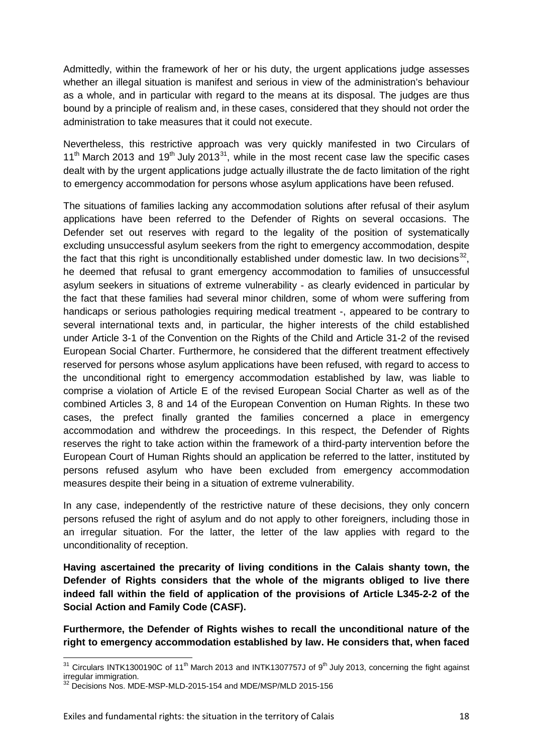Admittedly, within the framework of her or his duty, the urgent applications judge assesses whether an illegal situation is manifest and serious in view of the administration's behaviour as a whole, and in particular with regard to the means at its disposal. The judges are thus bound by a principle of realism and, in these cases, considered that they should not order the administration to take measures that it could not execute.

Nevertheless, this restrictive approach was very quickly manifested in two Circulars of 11th March 2013 and 19th July 2013[31], while in the most recent case law the specific cases dealt with by the urgent applications judge actually illustrate the de facto limitation of the right to emergency accommodation for persons whose asylum applications have been refused.

The situations of families lacking any accommodation solutions after refusal of their asylum applications have been referred to the Defender of Rights on several occasions. The Defender set out reserves with regard to the legality of the position of systematically excluding unsuccessful asylum seekers from the right to emergency accommodation, despite the fact that this right is unconditionally established under domestic law. In two decisions[32], he deemed that refusal to grant emergency accommodation to families of unsuccessful asylum seekers in situations of extreme vulnerability - as clearly evidenced in particular by the fact that these families had several minor children, some of whom were suffering from handicaps or serious pathologies requiring medical treatment -, appeared to be contrary to several international texts and, in particular, the higher interests of the child established under Article 3-1 of the Convention on the Rights of the Child and Article 31-2 of the revised European Social Charter. Furthermore, he considered that the different treatment effectively reserved for persons whose asylum applications have been refused, with regard to access to the unconditional right to emergency accommodation established by law, was liable to comprise a violation of Article E of the revised European Social Charter as well as of the combined Articles 3, 8 and 14 of the European Convention on Human Rights. In these two cases, the prefect finally granted the families concerned a place in emergency accommodation and withdrew the proceedings. In this respect, the Defender of Rights reserves the right to take action within the framework of a third-party intervention before the European Court of Human Rights should an application be referred to the latter, instituted by persons refused asylum who have been excluded from emergency accommodation measures despite their being in a situation of extreme vulnerability.

In any case, independently of the restrictive nature of these decisions, they only concern persons refused the right of asylum and do not apply to other foreigners, including those in an irregular situation. For the latter, the letter of the law applies with regard to the unconditionality of reception.

**Having ascertained the precarity of living conditions in the Calais shanty town, the Defender of Rights considers that the whole of the migrants obliged to live there indeed fall within the field of application of the provisions of Article L345-2-2 of the Social Action and Family Code (CASF).**

**Furthermore, the Defender of Rights wishes to recall the unconditional nature of the right to emergency accommodation established by law. He considers that, when faced**

---

[31] Circulars INTK1300190C of 11th March 2013 and INTK1307757J of 9th July 2013, concerning the fight against irregular immigration.

[32] Decisions Nos. MDE-MSP-MLD-2015-154 and MDE/MSP/MLD 2015-156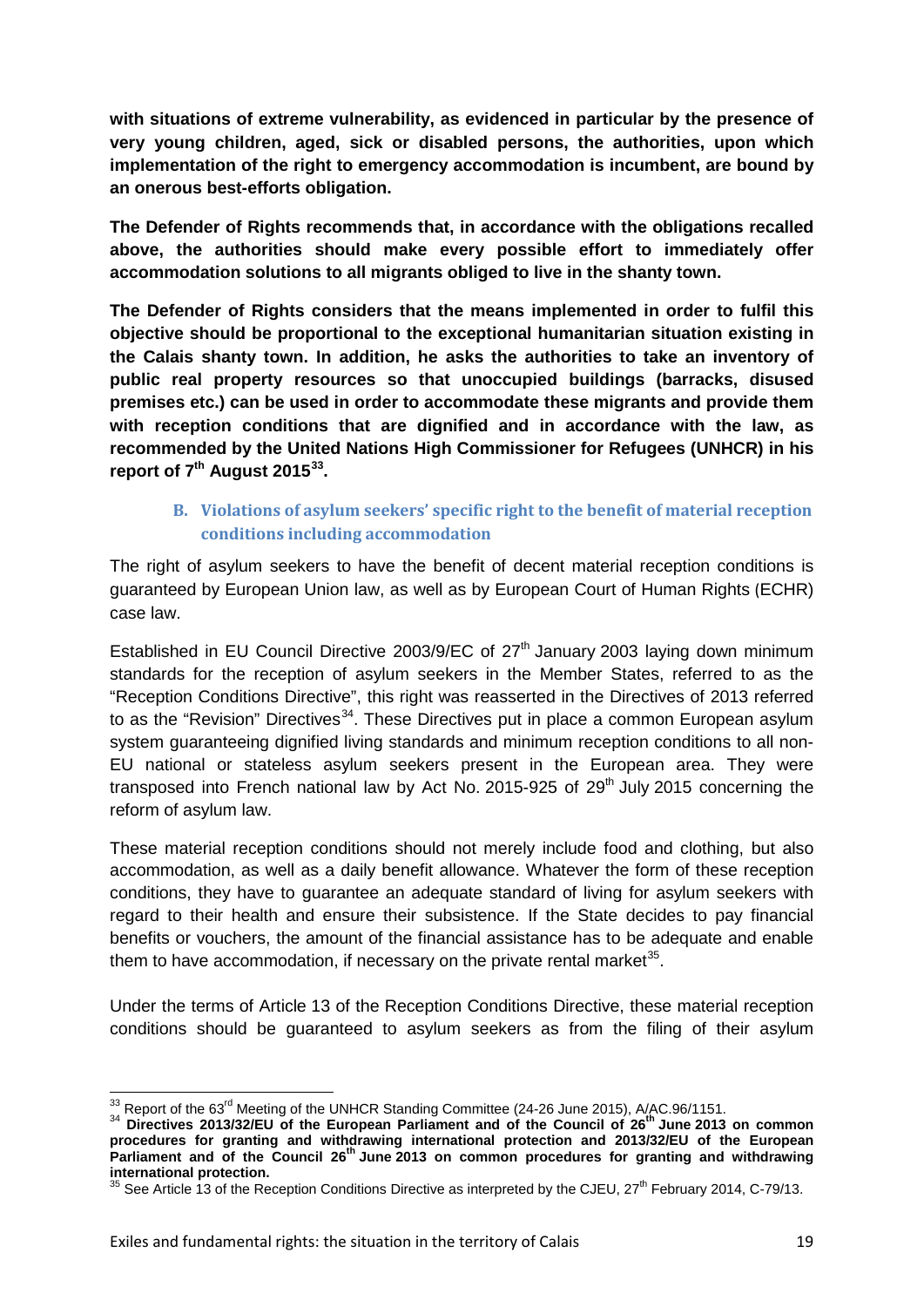**with situations of extreme vulnerability, as evidenced in particular by the presence of very young children, aged, sick or disabled persons, the authorities, upon which implementation of the right to emergency accommodation is incumbent, are bound by an onerous best-efforts obligation.**

**The Defender of Rights recommends that, in accordance with the obligations recalled above, the authorities should make every possible effort to immediately offer accommodation solutions to all migrants obliged to live in the shanty town.**

**The Defender of Rights considers that the means implemented in order to fulfil this objective should be proportional to the exceptional humanitarian situation existing in the Calais shanty town. In addition, he asks the authorities to take an inventory of public real property resources so that unoccupied buildings (barracks, disused premises etc.) can be used in order to accommodate these migrants and provide them with reception conditions that are dignified and in accordance with the law, as recommended by the United Nations High Commissioner for Refugees (UNHCR) in his report of 7th August 2015[33].**

### B. Violations of asylum seekers' specific right to the benefit of material reception conditions including accommodation

The right of asylum seekers to have the benefit of decent material reception conditions is guaranteed by European Union law, as well as by European Court of Human Rights (ECHR) case law.

Established in EU Council Directive 2003/9/EC of 27th January 2003 laying down minimum standards for the reception of asylum seekers in the Member States, referred to as the "Reception Conditions Directive", this right was reasserted in the Directives of 2013 referred to as the "Revision" Directives[34]. These Directives put in place a common European asylum system guaranteeing dignified living standards and minimum reception conditions to all non-EU national or stateless asylum seekers present in the European area. They were transposed into French national law by Act No. 2015-925 of 29th July 2015 concerning the reform of asylum law.

These material reception conditions should not merely include food and clothing, but also accommodation, as well as a daily benefit allowance. Whatever the form of these reception conditions, they have to guarantee an adequate standard of living for asylum seekers with regard to their health and ensure their subsistence. If the State decides to pay financial benefits or vouchers, the amount of the financial assistance has to be adequate and enable them to have accommodation, if necessary on the private rental market[35].

Under the terms of Article 13 of the Reception Conditions Directive, these material reception conditions should be guaranteed to asylum seekers as from the filing of their asylum

---

[33] Report of the 63rd Meeting of the UNHCR Standing Committee (24-26 June 2015), A/AC.96/1151.

[34] **Directives 2013/32/EU of the European Parliament and of the Council of 26th June 2013 on common procedures for granting and withdrawing international protection and 2013/32/EU of the European Parliament and of the Council 26th June 2013 on common procedures for granting and withdrawing international protection.**

[35] See Article 13 of the Reception Conditions Directive as interpreted by the CJEU, 27th February 2014, C-79/13.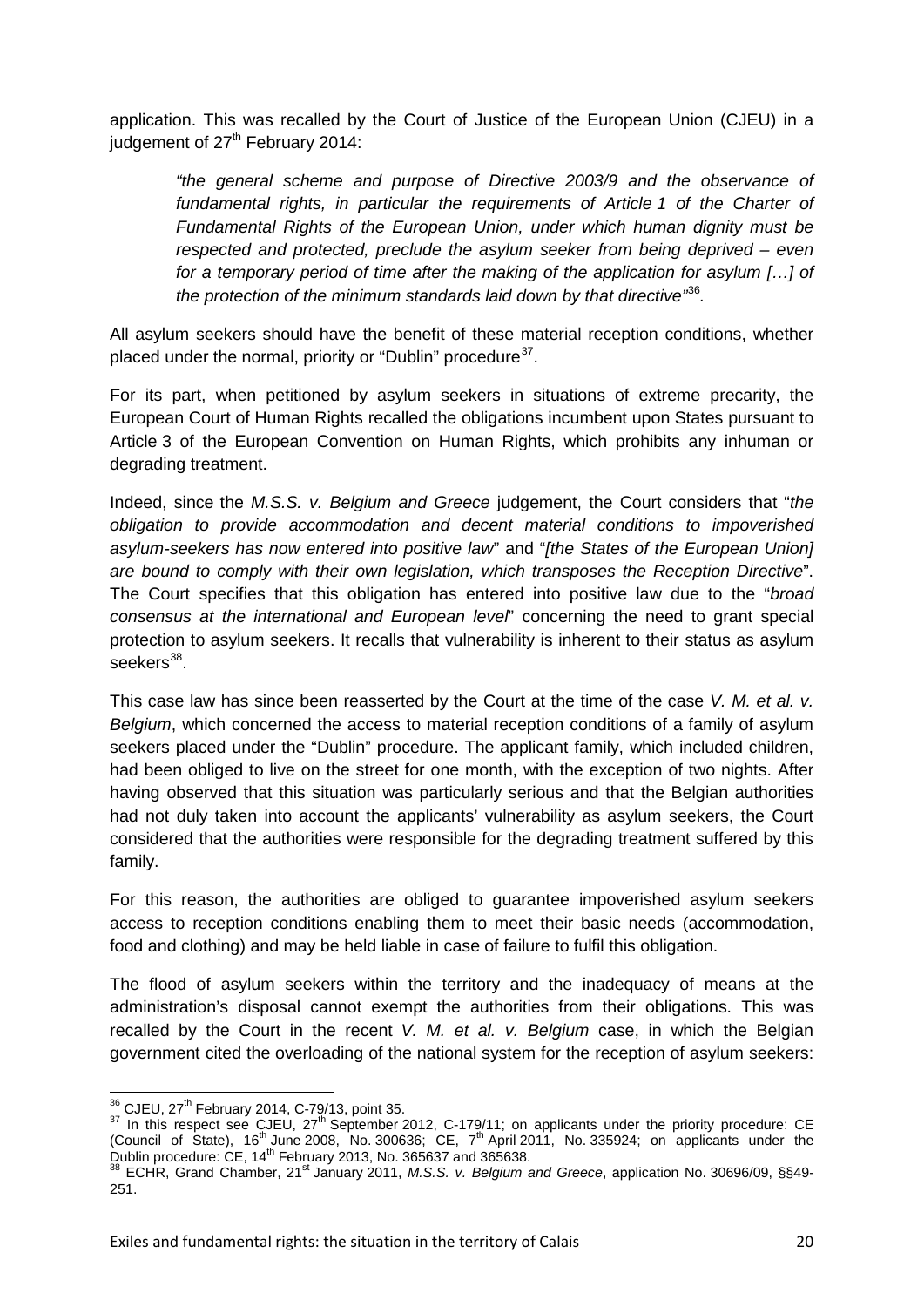application. This was recalled by the Court of Justice of the European Union (CJEU) in a judgement of 27th February 2014:

> *"the general scheme and purpose of Directive 2003/9 and the observance of fundamental rights, in particular the requirements of Article 1 of the Charter of Fundamental Rights of the European Union, under which human dignity must be respected and protected, preclude the asylum seeker from being deprived – even for a temporary period of time after the making of the application for asylum […] of the protection of the minimum standards laid down by that directive"*[36].

All asylum seekers should have the benefit of these material reception conditions, whether placed under the normal, priority or "Dublin" procedure[37].

For its part, when petitioned by asylum seekers in situations of extreme precarity, the European Court of Human Rights recalled the obligations incumbent upon States pursuant to Article 3 of the European Convention on Human Rights, which prohibits any inhuman or degrading treatment.

Indeed, since the *M.S.S. v. Belgium and Greece* judgement, the Court considers that "*the obligation to provide accommodation and decent material conditions to impoverished asylum-seekers has now entered into positive law*" and "*[the States of the European Union] are bound to comply with their own legislation, which transposes the Reception Directive*". The Court specifies that this obligation has entered into positive law due to the "*broad consensus at the international and European level*" concerning the need to grant special protection to asylum seekers. It recalls that vulnerability is inherent to their status as asylum seekers[38].

This case law has since been reasserted by the Court at the time of the case *V. M. et al. v. Belgium*, which concerned the access to material reception conditions of a family of asylum seekers placed under the "Dublin" procedure. The applicant family, which included children, had been obliged to live on the street for one month, with the exception of two nights. After having observed that this situation was particularly serious and that the Belgian authorities had not duly taken into account the applicants' vulnerability as asylum seekers, the Court considered that the authorities were responsible for the degrading treatment suffered by this family.

For this reason, the authorities are obliged to guarantee impoverished asylum seekers access to reception conditions enabling them to meet their basic needs (accommodation, food and clothing) and may be held liable in case of failure to fulfil this obligation.

The flood of asylum seekers within the territory and the inadequacy of means at the administration's disposal cannot exempt the authorities from their obligations. This was recalled by the Court in the recent *V. M. et al. v. Belgium* case, in which the Belgian government cited the overloading of the national system for the reception of asylum seekers:

---

[36] CJEU, 27th February 2014, C-79/13, point 35.

[37] In this respect see CJEU, 27th September 2012, C-179/11; on applicants under the priority procedure: CE (Council of State), 16th June 2008, No. 300636; CE, 7th April 2011, No. 335924; on applicants under the Dublin procedure: CE, 14th February 2013, No. 365637 and 365638.

[38] ECHR, Grand Chamber, 21st January 2011, *M.S.S. v. Belgium and Greece*, application No. 30696/09, §§49-251.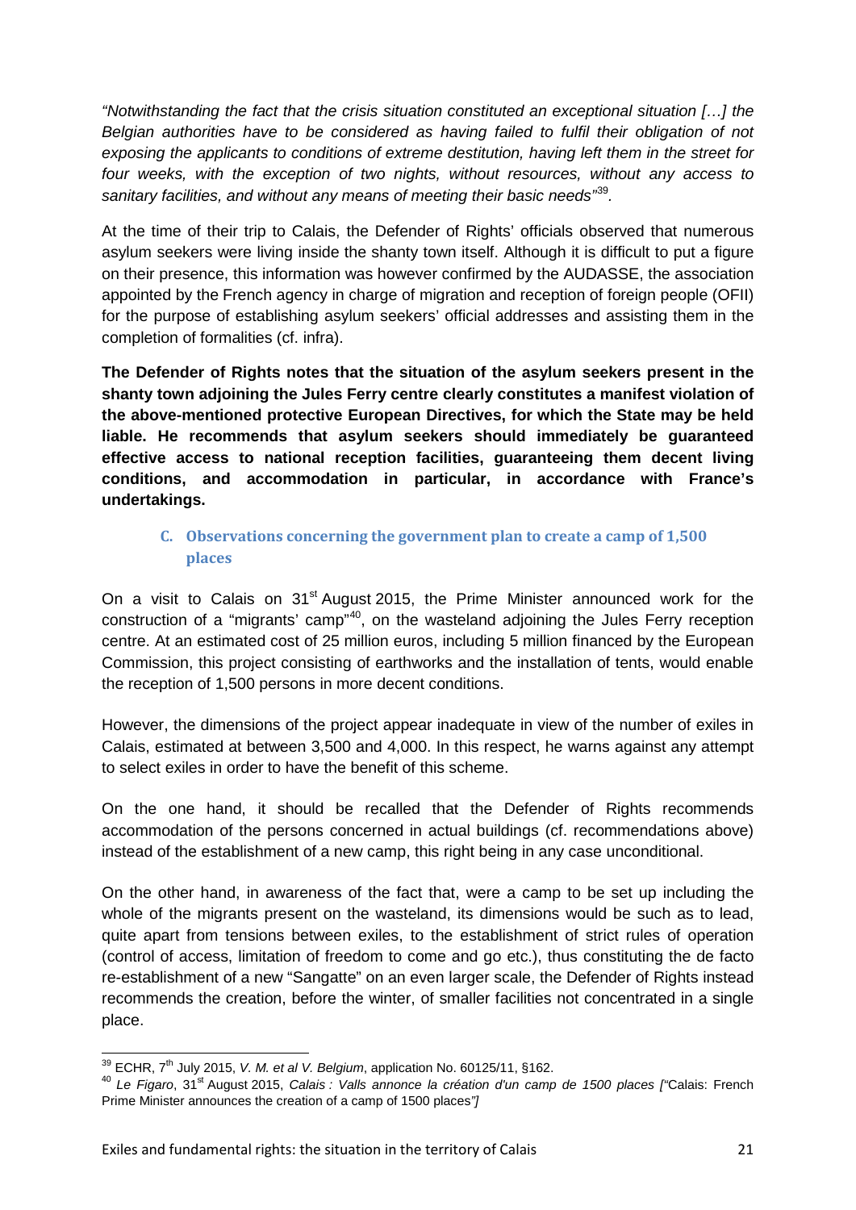*"Notwithstanding the fact that the crisis situation constituted an exceptional situation […] the Belgian authorities have to be considered as having failed to fulfil their obligation of not exposing the applicants to conditions of extreme destitution, having left them in the street for four weeks, with the exception of two nights, without resources, without any access to sanitary facilities, and without any means of meeting their basic needs"*[39].

At the time of their trip to Calais, the Defender of Rights' officials observed that numerous asylum seekers were living inside the shanty town itself. Although it is difficult to put a figure on their presence, this information was however confirmed by the AUDASSE, the association appointed by the French agency in charge of migration and reception of foreign people (OFII) for the purpose of establishing asylum seekers' official addresses and assisting them in the completion of formalities (cf. infra).

**The Defender of Rights notes that the situation of the asylum seekers present in the shanty town adjoining the Jules Ferry centre clearly constitutes a manifest violation of the above-mentioned protective European Directives, for which the State may be held liable. He recommends that asylum seekers should immediately be guaranteed effective access to national reception facilities, guaranteeing them decent living conditions, and accommodation in particular, in accordance with France's undertakings.**

### C. Observations concerning the government plan to create a camp of 1,500 places

On a visit to Calais on 31st August 2015, the Prime Minister announced work for the construction of a "migrants' camp"[40], on the wasteland adjoining the Jules Ferry reception centre. At an estimated cost of 25 million euros, including 5 million financed by the European Commission, this project consisting of earthworks and the installation of tents, would enable the reception of 1,500 persons in more decent conditions.

However, the dimensions of the project appear inadequate in view of the number of exiles in Calais, estimated at between 3,500 and 4,000. In this respect, he warns against any attempt to select exiles in order to have the benefit of this scheme.

On the one hand, it should be recalled that the Defender of Rights recommends accommodation of the persons concerned in actual buildings (cf. recommendations above) instead of the establishment of a new camp, this right being in any case unconditional.

On the other hand, in awareness of the fact that, were a camp to be set up including the whole of the migrants present on the wasteland, its dimensions would be such as to lead, quite apart from tensions between exiles, to the establishment of strict rules of operation (control of access, limitation of freedom to come and go etc.), thus constituting the de facto re-establishment of a new "Sangatte" on an even larger scale, the Defender of Rights instead recommends the creation, before the winter, of smaller facilities not concentrated in a single place.

---

[39] ECHR, 7th July 2015, *V. M. et al V. Belgium*, application No. 60125/11, §162.

[40] *Le Figaro*, 31st August 2015, *Calais : Valls annonce la création d'un camp de 1500 places ["*Calais: French Prime Minister announces the creation of a camp of 1500 places*"]*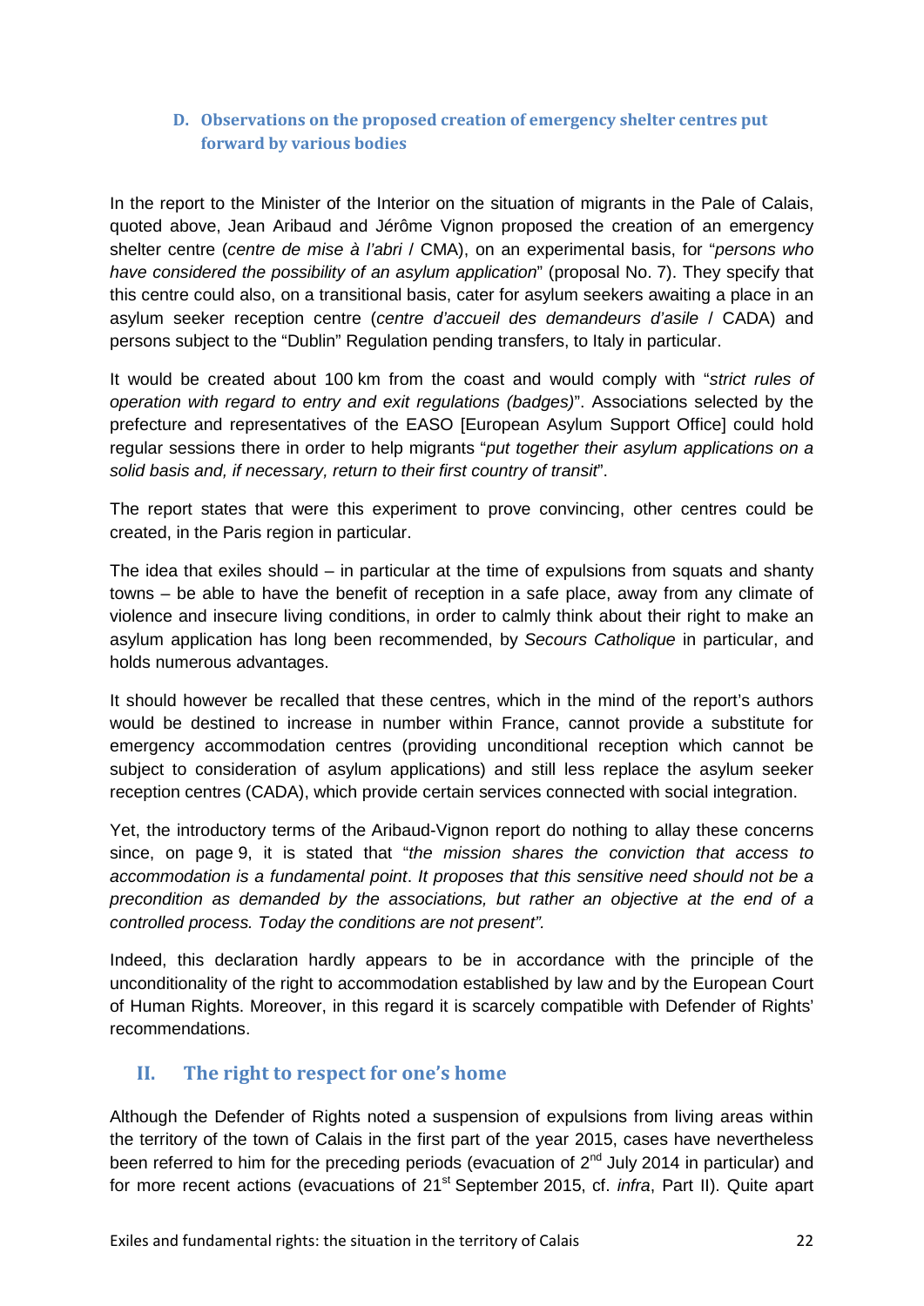### D. Observations on the proposed creation of emergency shelter centres put forward by various bodies

In the report to the Minister of the Interior on the situation of migrants in the Pale of Calais, quoted above, Jean Aribaud and Jérôme Vignon proposed the creation of an emergency shelter centre (*centre de mise à l'abri* / CMA), on an experimental basis, for "*persons who have considered the possibility of an asylum application*" (proposal No. 7). They specify that this centre could also, on a transitional basis, cater for asylum seekers awaiting a place in an asylum seeker reception centre (*centre d'accueil des demandeurs d'asile* / CADA) and persons subject to the "Dublin" Regulation pending transfers, to Italy in particular.

It would be created about 100 km from the coast and would comply with "*strict rules of operation with regard to entry and exit regulations (badges)*". Associations selected by the prefecture and representatives of the EASO [European Asylum Support Office] could hold regular sessions there in order to help migrants "*put together their asylum applications on a solid basis and, if necessary, return to their first country of transit*".

The report states that were this experiment to prove convincing, other centres could be created, in the Paris region in particular.

The idea that exiles should – in particular at the time of expulsions from squats and shanty towns – be able to have the benefit of reception in a safe place, away from any climate of violence and insecure living conditions, in order to calmly think about their right to make an asylum application has long been recommended, by *Secours Catholique* in particular, and holds numerous advantages.

It should however be recalled that these centres, which in the mind of the report's authors would be destined to increase in number within France, cannot provide a substitute for emergency accommodation centres (providing unconditional reception which cannot be subject to consideration of asylum applications) and still less replace the asylum seeker reception centres (CADA), which provide certain services connected with social integration.

Yet, the introductory terms of the Aribaud-Vignon report do nothing to allay these concerns since, on page 9, it is stated that "*the mission shares the conviction that access to accommodation is a fundamental point*. *It proposes that this sensitive need should not be a precondition as demanded by the associations, but rather an objective at the end of a controlled process. Today the conditions are not present".*

Indeed, this declaration hardly appears to be in accordance with the principle of the unconditionality of the right to accommodation established by law and by the European Court of Human Rights. Moreover, in this regard it is scarcely compatible with Defender of Rights' recommendations.

## II. The right to respect for one's home

Although the Defender of Rights noted a suspension of expulsions from living areas within the territory of the town of Calais in the first part of the year 2015, cases have nevertheless been referred to him for the preceding periods (evacuation of 2nd July 2014 in particular) and for more recent actions (evacuations of 21st September 2015, cf. *infra*, Part II). Quite apart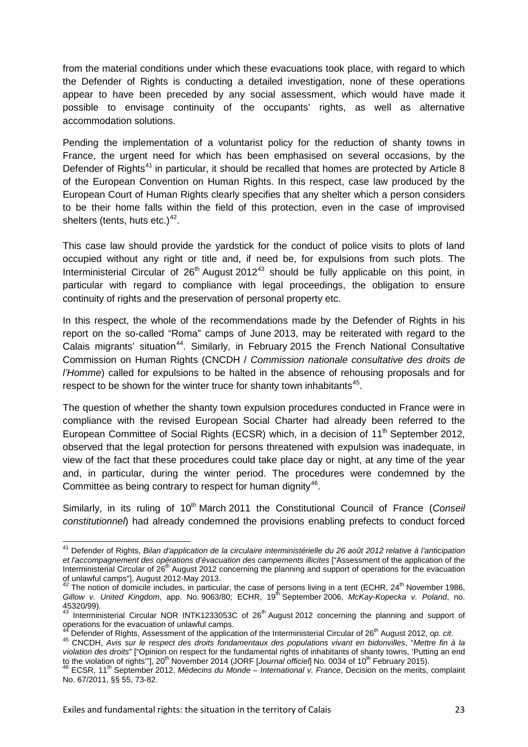from the material conditions under which these evacuations took place, with regard to which the Defender of Rights is conducting a detailed investigation, none of these operations appear to have been preceded by any social assessment, which would have made it possible to envisage continuity of the occupants' rights, as well as alternative accommodation solutions.

Pending the implementation of a voluntarist policy for the reduction of shanty towns in France, the urgent need for which has been emphasised on several occasions, by the Defender of Rights[41] in particular, it should be recalled that homes are protected by Article 8 of the European Convention on Human Rights. In this respect, case law produced by the European Court of Human Rights clearly specifies that any shelter which a person considers to be their home falls within the field of this protection, even in the case of improvised shelters (tents, huts etc.)[42].

This case law should provide the yardstick for the conduct of police visits to plots of land occupied without any right or title and, if need be, for expulsions from such plots. The Interministerial Circular of 26th August 2012[43] should be fully applicable on this point, in particular with regard to compliance with legal proceedings, the obligation to ensure continuity of rights and the preservation of personal property etc.

In this respect, the whole of the recommendations made by the Defender of Rights in his report on the so-called "Roma" camps of June 2013, may be reiterated with regard to the Calais migrants' situation[44]. Similarly, in February 2015 the French National Consultative Commission on Human Rights (CNCDH / *Commission nationale consultative des droits de l'Homme*) called for expulsions to be halted in the absence of rehousing proposals and for respect to be shown for the winter truce for shanty town inhabitants[45].

The question of whether the shanty town expulsion procedures conducted in France were in compliance with the revised European Social Charter had already been referred to the European Committee of Social Rights (ECSR) which, in a decision of 11th September 2012, observed that the legal protection for persons threatened with expulsion was inadequate, in view of the fact that these procedures could take place day or night, at any time of the year and, in particular, during the winter period. The procedures were condemned by the Committee as being contrary to respect for human dignity[46].

Similarly, in its ruling of 10th March 2011 the Constitutional Council of France (*Conseil constitutionnel*) had already condemned the provisions enabling prefects to conduct forced

---

[41] Defender of Rights, *Bilan d'application de la circulaire interministérielle du 26 août 2012 relative à l'anticipation et l'accompagnement des opérations d'évacuation des campements illicites* ["Assessment of the application of the Interministerial Circular of 26th August 2012 concerning the planning and support of operations for the evacuation of unlawful camps"], August 2012-May 2013.

[42] The notion of domicile includes, in particular, the case of persons living in a tent (ECHR, 24th November 1986, *Gillow v. United Kingdom*, app. No. 9063/80; ECHR, 19th September 2006, *McKay-Kopecka v. Poland*, no. 45320/99).

[43] Interministerial Circular NOR INTK1233053C of 26th August 2012 concerning the planning and support of operations for the evacuation of unlawful camps.

[44] Defender of Rights, Assessment of the application of the Interministerial Circular of 26th August 2012, *op. cit*.

[45] CNCDH, *Avis sur le respect des droits fondamentaux des populations vivant en bidonvilles*, "*Mettre fin à la violation des droits*" ["Opinion on respect for the fundamental rights of inhabitants of shanty towns, 'Putting an end to the violation of rights'"], 20th November 2014 (JORF [*Journal officiel*] No. 0034 of 10th February 2015).

[46] ECSR, 11th September 2012, *Médecins du Monde – International v. France*, Decision on the merits, complaint No. 67/2011, §§ 55, 73-82.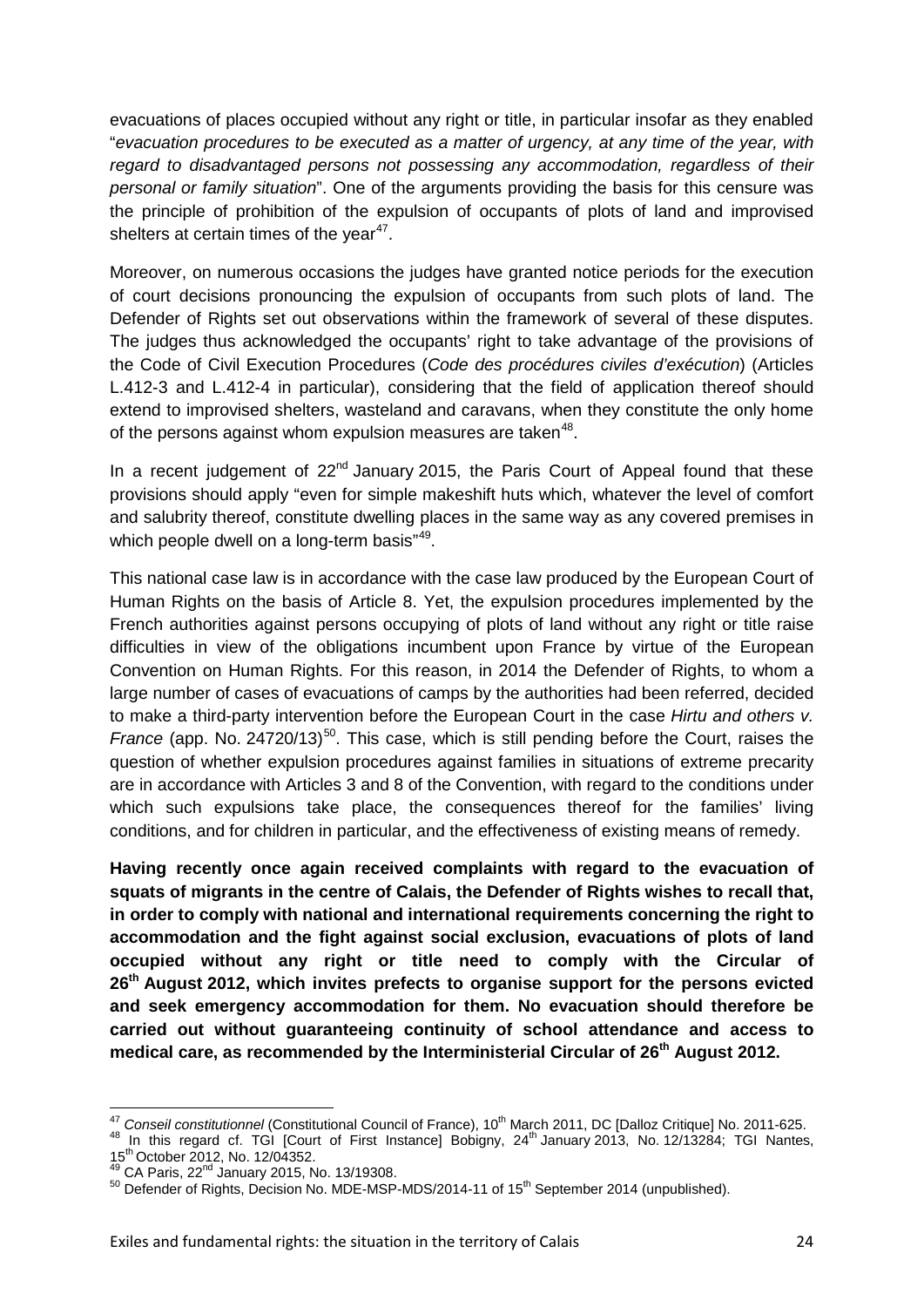evacuations of places occupied without any right or title, in particular insofar as they enabled "*evacuation procedures to be executed as a matter of urgency, at any time of the year, with regard to disadvantaged persons not possessing any accommodation, regardless of their personal or family situation*". One of the arguments providing the basis for this censure was the principle of prohibition of the expulsion of occupants of plots of land and improvised shelters at certain times of the year[47].

Moreover, on numerous occasions the judges have granted notice periods for the execution of court decisions pronouncing the expulsion of occupants from such plots of land. The Defender of Rights set out observations within the framework of several of these disputes. The judges thus acknowledged the occupants' right to take advantage of the provisions of the Code of Civil Execution Procedures (*Code des procédures civiles d'exécution*) (Articles L.412-3 and L.412-4 in particular), considering that the field of application thereof should extend to improvised shelters, wasteland and caravans, when they constitute the only home of the persons against whom expulsion measures are taken[48].

In a recent judgement of 22nd January 2015, the Paris Court of Appeal found that these provisions should apply "even for simple makeshift huts which, whatever the level of comfort and salubrity thereof, constitute dwelling places in the same way as any covered premises in which people dwell on a long-term basis"[49].

This national case law is in accordance with the case law produced by the European Court of Human Rights on the basis of Article 8. Yet, the expulsion procedures implemented by the French authorities against persons occupying of plots of land without any right or title raise difficulties in view of the obligations incumbent upon France by virtue of the European Convention on Human Rights. For this reason, in 2014 the Defender of Rights, to whom a large number of cases of evacuations of camps by the authorities had been referred, decided to make a third-party intervention before the European Court in the case *Hirtu and others v. France* (app. No. 24720/13)[50]. This case, which is still pending before the Court, raises the question of whether expulsion procedures against families in situations of extreme precarity are in accordance with Articles 3 and 8 of the Convention, with regard to the conditions under which such expulsions take place, the consequences thereof for the families' living conditions, and for children in particular, and the effectiveness of existing means of remedy.

**Having recently once again received complaints with regard to the evacuation of squats of migrants in the centre of Calais, the Defender of Rights wishes to recall that, in order to comply with national and international requirements concerning the right to accommodation and the fight against social exclusion, evacuations of plots of land occupied without any right or title need to comply with the Circular of 26th August 2012, which invites prefects to organise support for the persons evicted and seek emergency accommodation for them. No evacuation should therefore be carried out without guaranteeing continuity of school attendance and access to medical care, as recommended by the Interministerial Circular of 26th August 2012.**

---

[47] *Conseil constitutionnel* (Constitutional Council of France), 10th March 2011, DC [Dalloz Critique] No. 2011-625.

[48] In this regard cf. TGI [Court of First Instance] Bobigny, 24th January 2013, No. 12/13284; TGI Nantes, 15th October 2012, No. 12/04352.

[49] CA Paris, 22nd January 2015, No. 13/19308.

[50] Defender of Rights, Decision No. MDE-MSP-MDS/2014-11 of 15th September 2014 (unpublished).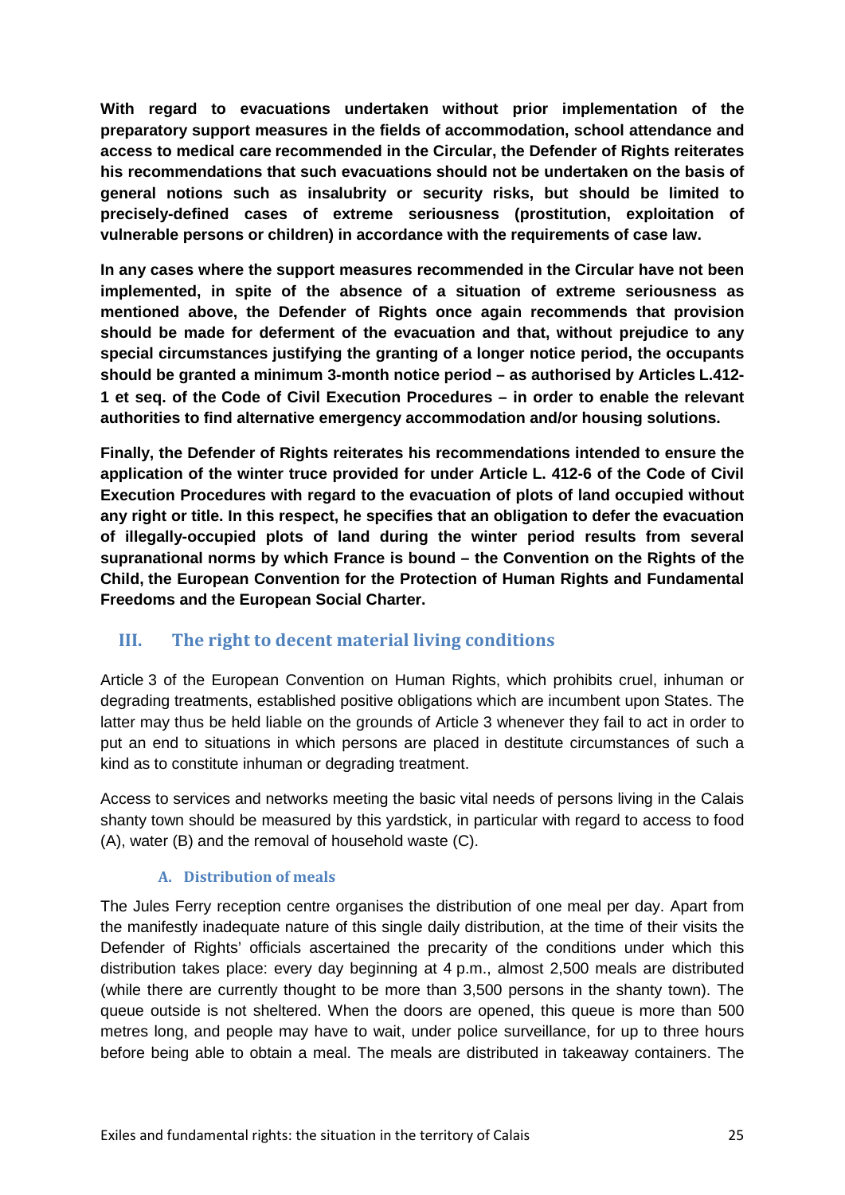**With regard to evacuations undertaken without prior implementation of the preparatory support measures in the fields of accommodation, school attendance and access to medical care recommended in the Circular, the Defender of Rights reiterates his recommendations that such evacuations should not be undertaken on the basis of general notions such as insalubrity or security risks, but should be limited to precisely-defined cases of extreme seriousness (prostitution, exploitation of vulnerable persons or children) in accordance with the requirements of case law.**

**In any cases where the support measures recommended in the Circular have not been implemented, in spite of the absence of a situation of extreme seriousness as mentioned above, the Defender of Rights once again recommends that provision should be made for deferment of the evacuation and that, without prejudice to any special circumstances justifying the granting of a longer notice period, the occupants should be granted a minimum 3-month notice period – as authorised by Articles L.412-1 et seq. of the Code of Civil Execution Procedures – in order to enable the relevant authorities to find alternative emergency accommodation and/or housing solutions.**

**Finally, the Defender of Rights reiterates his recommendations intended to ensure the application of the winter truce provided for under Article L. 412-6 of the Code of Civil Execution Procedures with regard to the evacuation of plots of land occupied without any right or title. In this respect, he specifies that an obligation to defer the evacuation of illegally-occupied plots of land during the winter period results from several supranational norms by which France is bound – the Convention on the Rights of the Child, the European Convention for the Protection of Human Rights and Fundamental Freedoms and the European Social Charter.**

## III. The right to decent material living conditions

Article 3 of the European Convention on Human Rights, which prohibits cruel, inhuman or degrading treatments, established positive obligations which are incumbent upon States. The latter may thus be held liable on the grounds of Article 3 whenever they fail to act in order to put an end to situations in which persons are placed in destitute circumstances of such a kind as to constitute inhuman or degrading treatment.

Access to services and networks meeting the basic vital needs of persons living in the Calais shanty town should be measured by this yardstick, in particular with regard to access to food (A), water (B) and the removal of household waste (C).

### A. Distribution of meals

The Jules Ferry reception centre organises the distribution of one meal per day. Apart from the manifestly inadequate nature of this single daily distribution, at the time of their visits the Defender of Rights' officials ascertained the precarity of the conditions under which this distribution takes place: every day beginning at 4 p.m., almost 2,500 meals are distributed (while there are currently thought to be more than 3,500 persons in the shanty town). The queue outside is not sheltered. When the doors are opened, this queue is more than 500 metres long, and people may have to wait, under police surveillance, for up to three hours before being able to obtain a meal. The meals are distributed in takeaway containers. The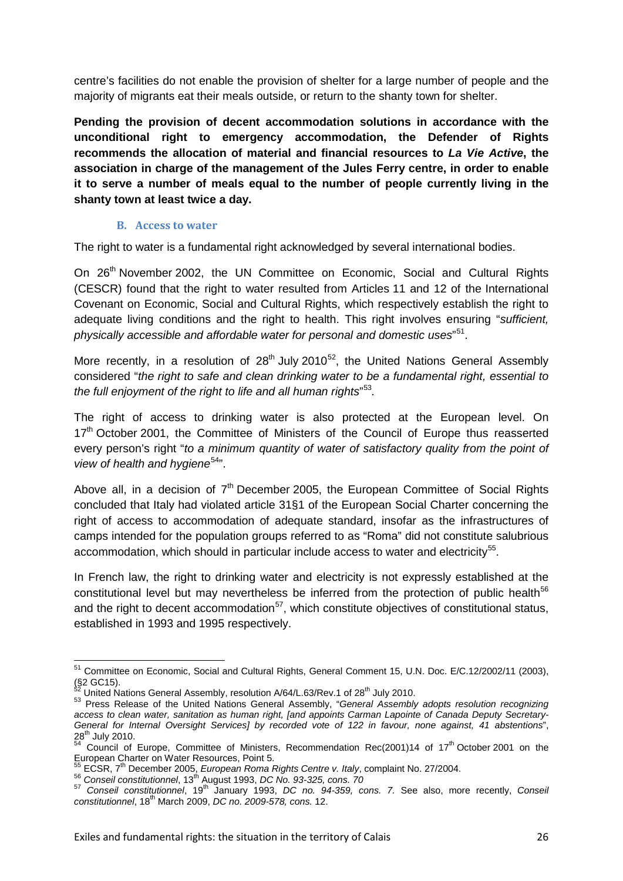centre's facilities do not enable the provision of shelter for a large number of people and the majority of migrants eat their meals outside, or return to the shanty town for shelter.

**Pending the provision of decent accommodation solutions in accordance with the unconditional right to emergency accommodation, the Defender of Rights recommends the allocation of material and financial resources to *La Vie Active*, the association in charge of the management of the Jules Ferry centre, in order to enable it to serve a number of meals equal to the number of people currently living in the shanty town at least twice a day.**

### B. Access to water

The right to water is a fundamental right acknowledged by several international bodies.

On 26th November 2002, the UN Committee on Economic, Social and Cultural Rights (CESCR) found that the right to water resulted from Articles 11 and 12 of the International Covenant on Economic, Social and Cultural Rights, which respectively establish the right to adequate living conditions and the right to health. This right involves ensuring "*sufficient, physically accessible and affordable water for personal and domestic uses*"[51].

More recently, in a resolution of 28th July 2010[52], the United Nations General Assembly considered "*the right to safe and clean drinking water to be a fundamental right, essential to the full enjoyment of the right to life and all human rights*"[53].

The right of access to drinking water is also protected at the European level. On 17th October 2001, the Committee of Ministers of the Council of Europe thus reasserted every person's right "*to a minimum quantity of water of satisfactory quality from the point of view of health and hygiene*[54]".

Above all, in a decision of 7th December 2005, the European Committee of Social Rights concluded that Italy had violated article 31§1 of the European Social Charter concerning the right of access to accommodation of adequate standard, insofar as the infrastructures of camps intended for the population groups referred to as "Roma" did not constitute salubrious accommodation, which should in particular include access to water and electricity[55].

In French law, the right to drinking water and electricity is not expressly established at the constitutional level but may nevertheless be inferred from the protection of public health[56] and the right to decent accommodation[57], which constitute objectives of constitutional status, established in 1993 and 1995 respectively.

---

[51] Committee on Economic, Social and Cultural Rights, General Comment 15, U.N. Doc. E/C.12/2002/11 (2003), (§2 GC15).

[52] United Nations General Assembly, resolution A/64/L.63/Rev.1 of 28th July 2010.

[53] Press Release of the United Nations General Assembly, "*General Assembly adopts resolution recognizing access to clean water, sanitation as human right, [and appoints Carman Lapointe of Canada Deputy Secretary-General for Internal Oversight Services] by recorded vote of 122 in favour, none against, 41 abstentions*", 28th July 2010.

[54] Council of Europe, Committee of Ministers, Recommendation Rec(2001)14 of 17th October 2001 on the European Charter on Water Resources, Point 5.

[55] ECSR, 7th December 2005, *European Roma Rights Centre v. Italy*, complaint No. 27/2004.

[56] *Conseil constitutionnel*, 13th August 1993, *DC No. 93-325, cons. 70*

[57] *Conseil constitutionnel*, 19th January 1993, *DC no. 94-359, cons. 7.* See also, more recently, *Conseil constitutionnel*, 18th March 2009, *DC no. 2009-578, cons.* 12.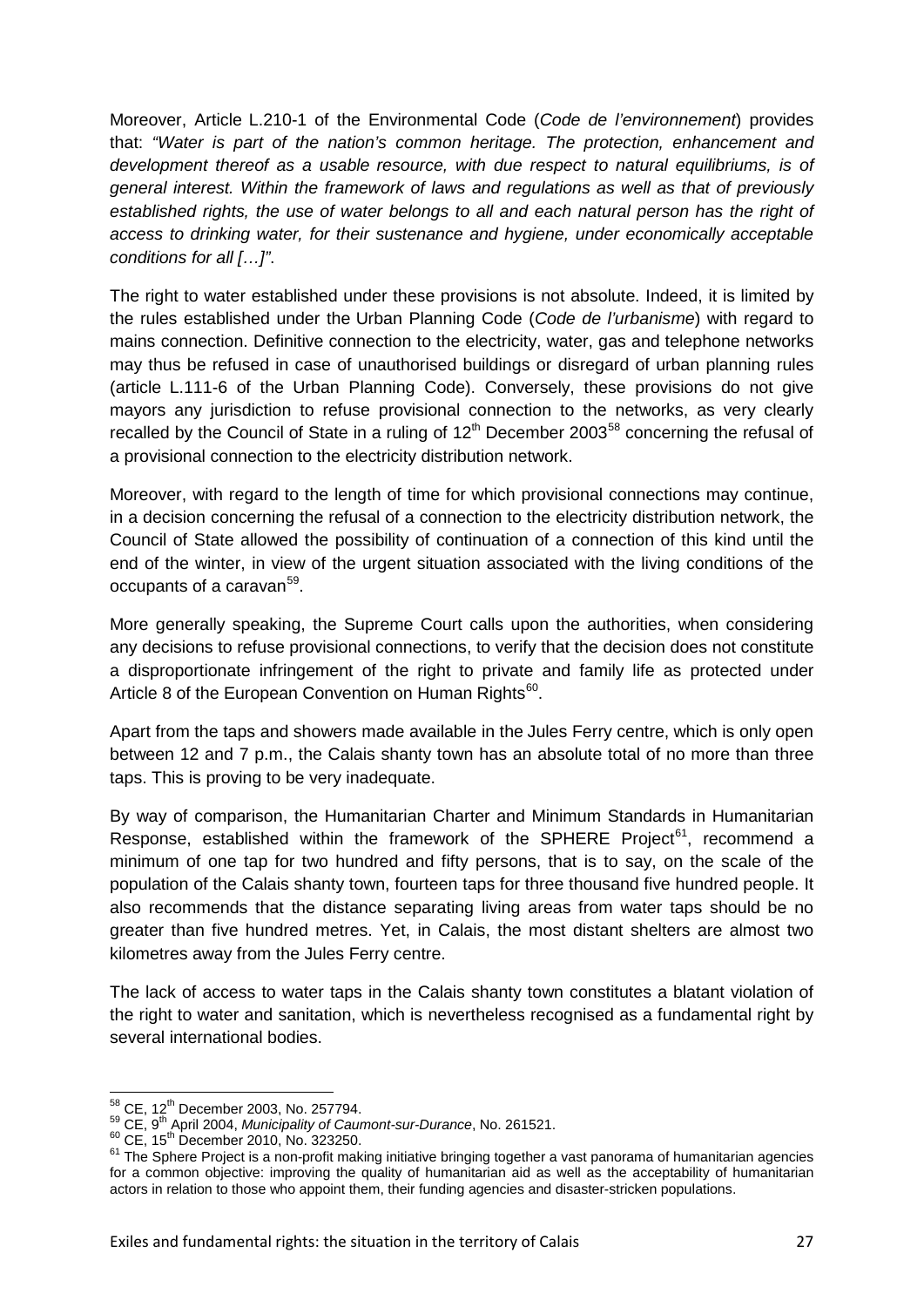Moreover, Article L.210-1 of the Environmental Code (*Code de l'environnement*) provides that: *"Water is part of the nation's common heritage. The protection, enhancement and development thereof as a usable resource, with due respect to natural equilibriums, is of general interest. Within the framework of laws and regulations as well as that of previously established rights, the use of water belongs to all and each natural person has the right of access to drinking water, for their sustenance and hygiene, under economically acceptable conditions for all […]"*.

The right to water established under these provisions is not absolute. Indeed, it is limited by the rules established under the Urban Planning Code (*Code de l'urbanisme*) with regard to mains connection. Definitive connection to the electricity, water, gas and telephone networks may thus be refused in case of unauthorised buildings or disregard of urban planning rules (article L.111-6 of the Urban Planning Code). Conversely, these provisions do not give mayors any jurisdiction to refuse provisional connection to the networks, as very clearly recalled by the Council of State in a ruling of 12th December 2003[58] concerning the refusal of a provisional connection to the electricity distribution network.

Moreover, with regard to the length of time for which provisional connections may continue, in a decision concerning the refusal of a connection to the electricity distribution network, the Council of State allowed the possibility of continuation of a connection of this kind until the end of the winter, in view of the urgent situation associated with the living conditions of the occupants of a caravan[59].

More generally speaking, the Supreme Court calls upon the authorities, when considering any decisions to refuse provisional connections, to verify that the decision does not constitute a disproportionate infringement of the right to private and family life as protected under Article 8 of the European Convention on Human Rights[60].

Apart from the taps and showers made available in the Jules Ferry centre, which is only open between 12 and 7 p.m., the Calais shanty town has an absolute total of no more than three taps. This is proving to be very inadequate.

By way of comparison, the Humanitarian Charter and Minimum Standards in Humanitarian Response, established within the framework of the SPHERE Project[61], recommend a minimum of one tap for two hundred and fifty persons, that is to say, on the scale of the population of the Calais shanty town, fourteen taps for three thousand five hundred people. It also recommends that the distance separating living areas from water taps should be no greater than five hundred metres. Yet, in Calais, the most distant shelters are almost two kilometres away from the Jules Ferry centre.

The lack of access to water taps in the Calais shanty town constitutes a blatant violation of the right to water and sanitation, which is nevertheless recognised as a fundamental right by several international bodies.

---

[58] CE, 12th December 2003, No. 257794.

[59] CE, 9th April 2004, *Municipality of Caumont-sur-Durance*, No. 261521.

[60] CE, 15th December 2010, No. 323250.

[61] The Sphere Project is a non-profit making initiative bringing together a vast panorama of humanitarian agencies for a common objective: improving the quality of humanitarian aid as well as the acceptability of humanitarian actors in relation to those who appoint them, their funding agencies and disaster-stricken populations.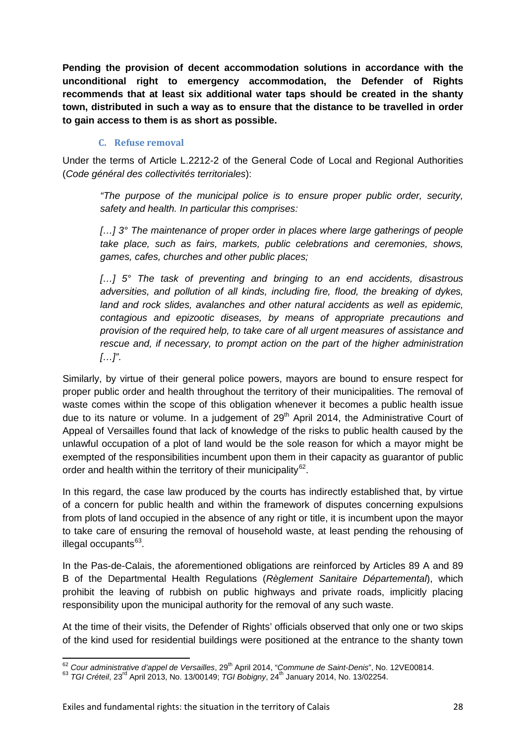**Pending the provision of decent accommodation solutions in accordance with the unconditional right to emergency accommodation, the Defender of Rights recommends that at least six additional water taps should be created in the shanty town, distributed in such a way as to ensure that the distance to be travelled in order to gain access to them is as short as possible.**

### C. Refuse removal

Under the terms of Article L.2212-2 of the General Code of Local and Regional Authorities (*Code général des collectivités territoriales*):

> *"The purpose of the municipal police is to ensure proper public order, security, safety and health. In particular this comprises:*
>
> *[…] 3° The maintenance of proper order in places where large gatherings of people take place, such as fairs, markets, public celebrations and ceremonies, shows, games, cafes, churches and other public places;*
>
> *[…] 5° The task of preventing and bringing to an end accidents, disastrous adversities, and pollution of all kinds, including fire, flood, the breaking of dykes, land and rock slides, avalanches and other natural accidents as well as epidemic, contagious and epizootic diseases, by means of appropriate precautions and provision of the required help, to take care of all urgent measures of assistance and rescue and, if necessary, to prompt action on the part of the higher administration […]"*.

Similarly, by virtue of their general police powers, mayors are bound to ensure respect for proper public order and health throughout the territory of their municipalities. The removal of waste comes within the scope of this obligation whenever it becomes a public health issue due to its nature or volume. In a judgement of 29th April 2014, the Administrative Court of Appeal of Versailles found that lack of knowledge of the risks to public health caused by the unlawful occupation of a plot of land would be the sole reason for which a mayor might be exempted of the responsibilities incumbent upon them in their capacity as guarantor of public order and health within the territory of their municipality[62].

In this regard, the case law produced by the courts has indirectly established that, by virtue of a concern for public health and within the framework of disputes concerning expulsions from plots of land occupied in the absence of any right or title, it is incumbent upon the mayor to take care of ensuring the removal of household waste, at least pending the rehousing of illegal occupants[63].

In the Pas-de-Calais, the aforementioned obligations are reinforced by Articles 89 A and 89 B of the Departmental Health Regulations (*Règlement Sanitaire Départemental*), which prohibit the leaving of rubbish on public highways and private roads, implicitly placing responsibility upon the municipal authority for the removal of any such waste.

At the time of their visits, the Defender of Rights' officials observed that only one or two skips of the kind used for residential buildings were positioned at the entrance to the shanty town

---

[62] *Cour administrative d'appel de Versailles*, 29th April 2014, "*Commune de Saint-Denis*", No. 12VE00814.

[63] *TGI Créteil*, 23rd April 2013, No. 13/00149; *TGI Bobigny*, 24th January 2014, No. 13/02254.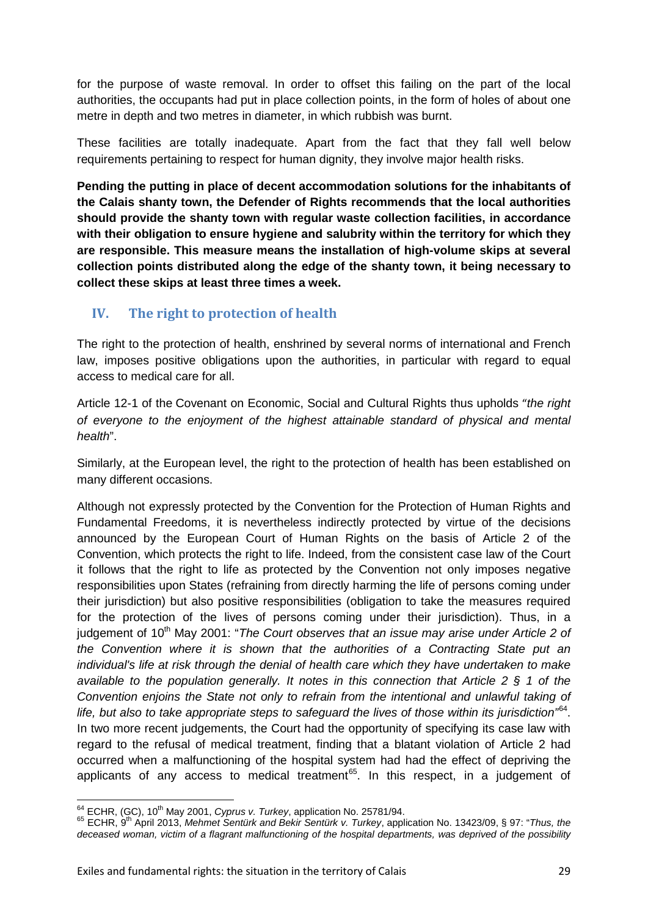for the purpose of waste removal. In order to offset this failing on the part of the local authorities, the occupants had put in place collection points, in the form of holes of about one metre in depth and two metres in diameter, in which rubbish was burnt.

These facilities are totally inadequate. Apart from the fact that they fall well below requirements pertaining to respect for human dignity, they involve major health risks.

**Pending the putting in place of decent accommodation solutions for the inhabitants of the Calais shanty town, the Defender of Rights recommends that the local authorities should provide the shanty town with regular waste collection facilities, in accordance with their obligation to ensure hygiene and salubrity within the territory for which they are responsible. This measure means the installation of high-volume skips at several collection points distributed along the edge of the shanty town, it being necessary to collect these skips at least three times a week.**

## IV. The right to protection of health

The right to the protection of health, enshrined by several norms of international and French law, imposes positive obligations upon the authorities, in particular with regard to equal access to medical care for all.

Article 12-1 of the Covenant on Economic, Social and Cultural Rights thus upholds "*the right of everyone to the enjoyment of the highest attainable standard of physical and mental health*".

Similarly, at the European level, the right to the protection of health has been established on many different occasions.

Although not expressly protected by the Convention for the Protection of Human Rights and Fundamental Freedoms, it is nevertheless indirectly protected by virtue of the decisions announced by the European Court of Human Rights on the basis of Article 2 of the Convention, which protects the right to life. Indeed, from the consistent case law of the Court it follows that the right to life as protected by the Convention not only imposes negative responsibilities upon States (refraining from directly harming the life of persons coming under their jurisdiction) but also positive responsibilities (obligation to take the measures required for the protection of the lives of persons coming under their jurisdiction). Thus, in a judgement of 10th May 2001: "*The Court observes that an issue may arise under Article 2 of the Convention where it is shown that the authorities of a Contracting State put an individual's life at risk through the denial of health care which they have undertaken to make available to the population generally. It notes in this connection that Article 2 § 1 of the Convention enjoins the State not only to refrain from the intentional and unlawful taking of life, but also to take appropriate steps to safeguard the lives of those within its jurisdiction*"[64]. In two more recent judgements, the Court had the opportunity of specifying its case law with regard to the refusal of medical treatment, finding that a blatant violation of Article 2 had occurred when a malfunctioning of the hospital system had had the effect of depriving the applicants of any access to medical treatment[65]. In this respect, in a judgement of

---

[64] ECHR, (GC), 10th May 2001, *Cyprus v. Turkey*, application No. 25781/94.

[65] ECHR, 9th April 2013, *Mehmet Sentürk and Bekir Sentürk v. Turkey*, application No. 13423/09, § 97: "*Thus, the deceased woman, victim of a flagrant malfunctioning of the hospital departments, was deprived of the possibility*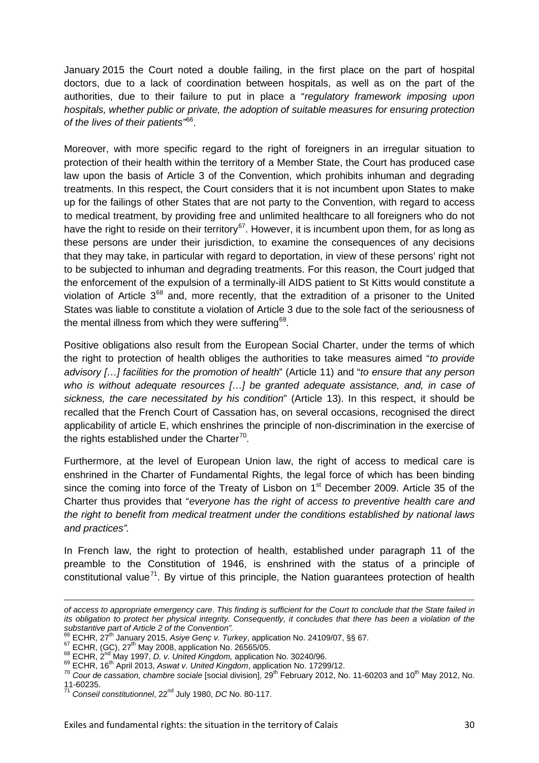January 2015 the Court noted a double failing, in the first place on the part of hospital doctors, due to a lack of coordination between hospitals, as well as on the part of the authorities, due to their failure to put in place a "*regulatory framework imposing upon hospitals, whether public or private, the adoption of suitable measures for ensuring protection of the lives of their patients"*[66].

Moreover, with more specific regard to the right of foreigners in an irregular situation to protection of their health within the territory of a Member State, the Court has produced case law upon the basis of Article 3 of the Convention, which prohibits inhuman and degrading treatments. In this respect, the Court considers that it is not incumbent upon States to make up for the failings of other States that are not party to the Convention, with regard to access to medical treatment, by providing free and unlimited healthcare to all foreigners who do not have the right to reside on their territory[67]. However, it is incumbent upon them, for as long as these persons are under their jurisdiction, to examine the consequences of any decisions that they may take, in particular with regard to deportation, in view of these persons' right not to be subjected to inhuman and degrading treatments. For this reason, the Court judged that the enforcement of the expulsion of a terminally-ill AIDS patient to St Kitts would constitute a violation of Article 3[68] and, more recently, that the extradition of a prisoner to the United States was liable to constitute a violation of Article 3 due to the sole fact of the seriousness of the mental illness from which they were suffering[69].

Positive obligations also result from the European Social Charter, under the terms of which the right to protection of health obliges the authorities to take measures aimed "*to provide advisory […] facilities for the promotion of health*" (Article 11) and "*to ensure that any person who is without adequate resources […] be granted adequate assistance, and, in case of sickness, the care necessitated by his condition*" (Article 13). In this respect, it should be recalled that the French Court of Cassation has, on several occasions, recognised the direct applicability of article E, which enshrines the principle of non-discrimination in the exercise of the rights established under the Charter[70].

Furthermore, at the level of European Union law, the right of access to medical care is enshrined in the Charter of Fundamental Rights, the legal force of which has been binding since the coming into force of the Treaty of Lisbon on 1st December 2009. Article 35 of the Charter thus provides that "*everyone has the right of access to preventive health care and the right to benefit from medical treatment under the conditions established by national laws and practices"*.

In French law, the right to protection of health, established under paragraph 11 of the preamble to the Constitution of 1946, is enshrined with the status of a principle of constitutional value[71]. By virtue of this principle, the Nation guarantees protection of health

---

*of access to appropriate emergency care. This finding is sufficient for the Court to conclude that the State failed in its obligation to protect her physical integrity. Consequently, it concludes that there has been a violation of the substantive part of Article 2 of the Convention".*

[66] ECHR, 27th January 2015, *Asiye Genç v. Turkey*, application No. 24109/07, §§ 67.

[67] ECHR, (GC), 27th May 2008, application No. 26565/05.

[68] ECHR, 2nd May 1997, *D. v. United Kingdom,* application No. 30240/96.

[69] ECHR, 16th April 2013, *Aswat v. United Kingdom*, application No. 17299/12.

[70] *Cour de cassation, chambre sociale* [social division], 29th February 2012, No. 11-60203 and 10th May 2012, No. 11-60235.

[71] *Conseil constitutionnel*, 22nd July 1980, *DC* No. 80-117.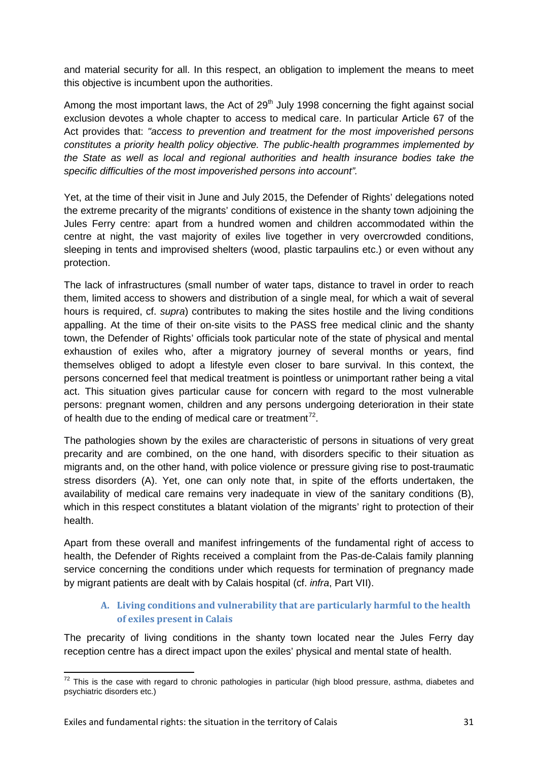and material security for all. In this respect, an obligation to implement the means to meet this objective is incumbent upon the authorities.

Among the most important laws, the Act of 29th July 1998 concerning the fight against social exclusion devotes a whole chapter to access to medical care. In particular Article 67 of the Act provides that: *"access to prevention and treatment for the most impoverished persons constitutes a priority health policy objective. The public-health programmes implemented by the State as well as local and regional authorities and health insurance bodies take the specific difficulties of the most impoverished persons into account".*

Yet, at the time of their visit in June and July 2015, the Defender of Rights' delegations noted the extreme precarity of the migrants' conditions of existence in the shanty town adjoining the Jules Ferry centre: apart from a hundred women and children accommodated within the centre at night, the vast majority of exiles live together in very overcrowded conditions, sleeping in tents and improvised shelters (wood, plastic tarpaulins etc.) or even without any protection.

The lack of infrastructures (small number of water taps, distance to travel in order to reach them, limited access to showers and distribution of a single meal, for which a wait of several hours is required, cf. *supra*) contributes to making the sites hostile and the living conditions appalling. At the time of their on-site visits to the PASS free medical clinic and the shanty town, the Defender of Rights' officials took particular note of the state of physical and mental exhaustion of exiles who, after a migratory journey of several months or years, find themselves obliged to adopt a lifestyle even closer to bare survival. In this context, the persons concerned feel that medical treatment is pointless or unimportant rather being a vital act. This situation gives particular cause for concern with regard to the most vulnerable persons: pregnant women, children and any persons undergoing deterioration in their state of health due to the ending of medical care or treatment[72].

The pathologies shown by the exiles are characteristic of persons in situations of very great precarity and are combined, on the one hand, with disorders specific to their situation as migrants and, on the other hand, with police violence or pressure giving rise to post-traumatic stress disorders (A). Yet, one can only note that, in spite of the efforts undertaken, the availability of medical care remains very inadequate in view of the sanitary conditions (B), which in this respect constitutes a blatant violation of the migrants' right to protection of their health.

Apart from these overall and manifest infringements of the fundamental right of access to health, the Defender of Rights received a complaint from the Pas-de-Calais family planning service concerning the conditions under which requests for termination of pregnancy made by migrant patients are dealt with by Calais hospital (cf. *infra*, Part VII).

### A. Living conditions and vulnerability that are particularly harmful to the health of exiles present in Calais

The precarity of living conditions in the shanty town located near the Jules Ferry day reception centre has a direct impact upon the exiles' physical and mental state of health.

---

[72] This is the case with regard to chronic pathologies in particular (high blood pressure, asthma, diabetes and psychiatric disorders etc.)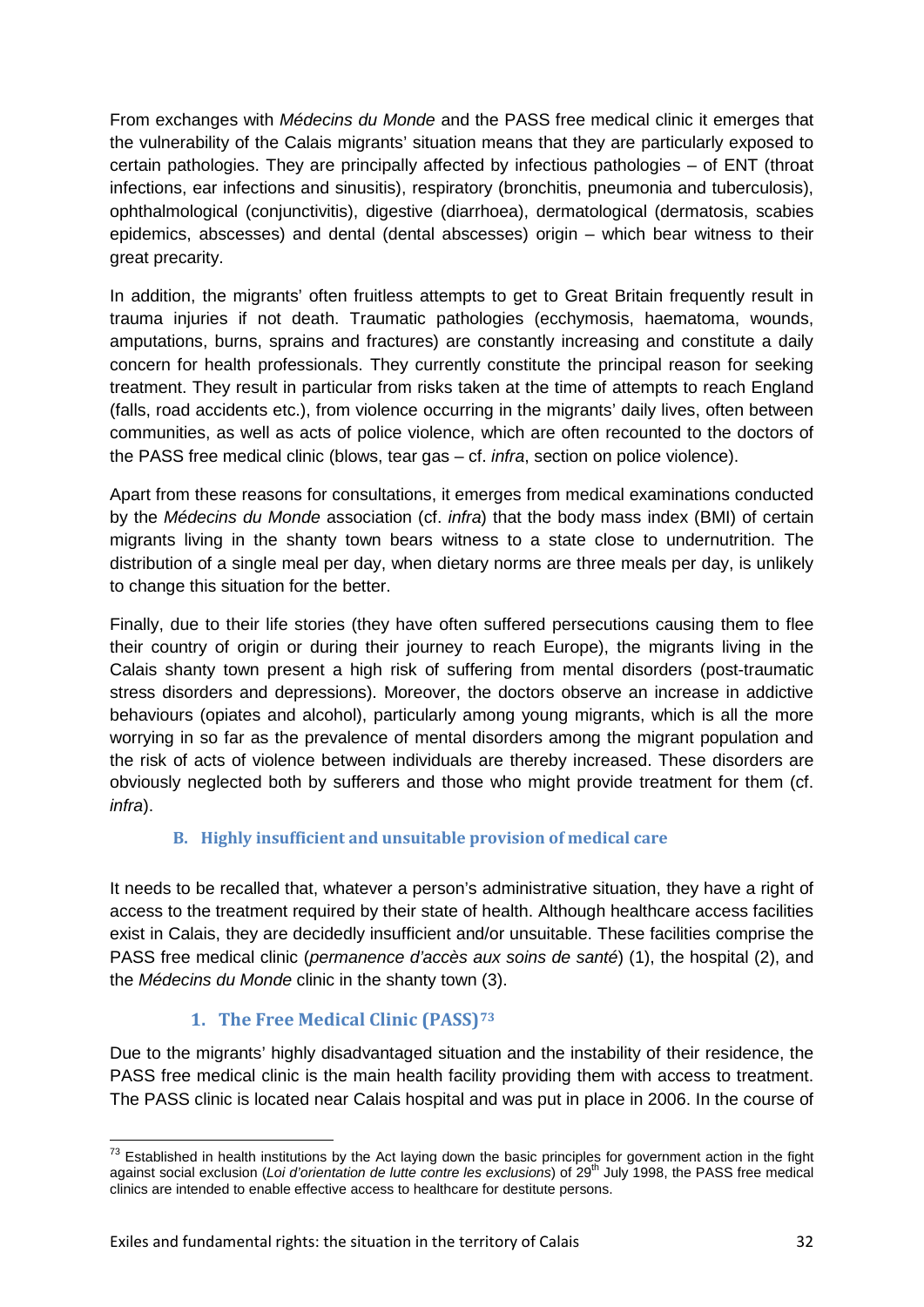From exchanges with *Médecins du Monde* and the PASS free medical clinic it emerges that the vulnerability of the Calais migrants' situation means that they are particularly exposed to certain pathologies. They are principally affected by infectious pathologies – of ENT (throat infections, ear infections and sinusitis), respiratory (bronchitis, pneumonia and tuberculosis), ophthalmological (conjunctivitis), digestive (diarrhoea), dermatological (dermatosis, scabies epidemics, abscesses) and dental (dental abscesses) origin – which bear witness to their great precarity.

In addition, the migrants' often fruitless attempts to get to Great Britain frequently result in trauma injuries if not death. Traumatic pathologies (ecchymosis, haematoma, wounds, amputations, burns, sprains and fractures) are constantly increasing and constitute a daily concern for health professionals. They currently constitute the principal reason for seeking treatment. They result in particular from risks taken at the time of attempts to reach England (falls, road accidents etc.), from violence occurring in the migrants' daily lives, often between communities, as well as acts of police violence, which are often recounted to the doctors of the PASS free medical clinic (blows, tear gas – cf. *infra*, section on police violence).

Apart from these reasons for consultations, it emerges from medical examinations conducted by the *Médecins du Monde* association (cf. *infra*) that the body mass index (BMI) of certain migrants living in the shanty town bears witness to a state close to undernutrition. The distribution of a single meal per day, when dietary norms are three meals per day, is unlikely to change this situation for the better.

Finally, due to their life stories (they have often suffered persecutions causing them to flee their country of origin or during their journey to reach Europe), the migrants living in the Calais shanty town present a high risk of suffering from mental disorders (post-traumatic stress disorders and depressions). Moreover, the doctors observe an increase in addictive behaviours (opiates and alcohol), particularly among young migrants, which is all the more worrying in so far as the prevalence of mental disorders among the migrant population and the risk of acts of violence between individuals are thereby increased. These disorders are obviously neglected both by sufferers and those who might provide treatment for them (cf. *infra*).

### B. Highly insufficient and unsuitable provision of medical care

It needs to be recalled that, whatever a person's administrative situation, they have a right of access to the treatment required by their state of health. Although healthcare access facilities exist in Calais, they are decidedly insufficient and/or unsuitable. These facilities comprise the PASS free medical clinic (*permanence d'accès aux soins de santé*) (1), the hospital (2), and the *Médecins du Monde* clinic in the shanty town (3).

#### 1. The Free Medical Clinic (PASS)[73]

Due to the migrants' highly disadvantaged situation and the instability of their residence, the PASS free medical clinic is the main health facility providing them with access to treatment. The PASS clinic is located near Calais hospital and was put in place in 2006. In the course of

[73] Established in health institutions by the Act laying down the basic principles for government action in the fight against social exclusion (*Loi d'orientation de lutte contre les exclusions*) of 29th July 1998, the PASS free medical clinics are intended to enable effective access to healthcare for destitute persons.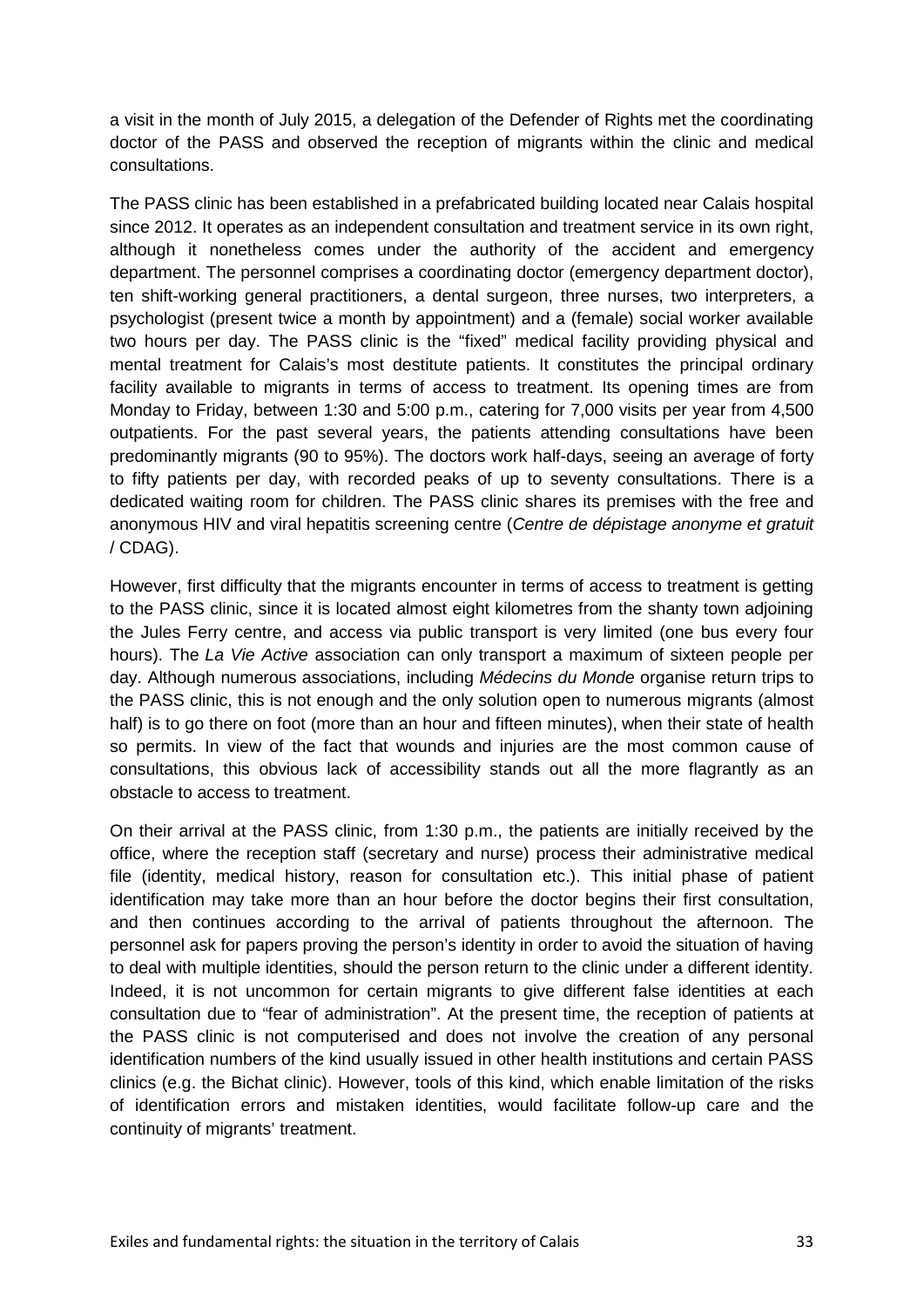a visit in the month of July 2015, a delegation of the Defender of Rights met the coordinating doctor of the PASS and observed the reception of migrants within the clinic and medical consultations.

The PASS clinic has been established in a prefabricated building located near Calais hospital since 2012. It operates as an independent consultation and treatment service in its own right, although it nonetheless comes under the authority of the accident and emergency department. The personnel comprises a coordinating doctor (emergency department doctor), ten shift-working general practitioners, a dental surgeon, three nurses, two interpreters, a psychologist (present twice a month by appointment) and a (female) social worker available two hours per day. The PASS clinic is the "fixed" medical facility providing physical and mental treatment for Calais's most destitute patients. It constitutes the principal ordinary facility available to migrants in terms of access to treatment. Its opening times are from Monday to Friday, between 1:30 and 5:00 p.m., catering for 7,000 visits per year from 4,500 outpatients. For the past several years, the patients attending consultations have been predominantly migrants (90 to 95%). The doctors work half-days, seeing an average of forty to fifty patients per day, with recorded peaks of up to seventy consultations. There is a dedicated waiting room for children. The PASS clinic shares its premises with the free and anonymous HIV and viral hepatitis screening centre (*Centre de dépistage anonyme et gratuit* / CDAG).

However, first difficulty that the migrants encounter in terms of access to treatment is getting to the PASS clinic, since it is located almost eight kilometres from the shanty town adjoining the Jules Ferry centre, and access via public transport is very limited (one bus every four hours). The *La Vie Active* association can only transport a maximum of sixteen people per day. Although numerous associations, including *Médecins du Monde* organise return trips to the PASS clinic, this is not enough and the only solution open to numerous migrants (almost half) is to go there on foot (more than an hour and fifteen minutes), when their state of health so permits. In view of the fact that wounds and injuries are the most common cause of consultations, this obvious lack of accessibility stands out all the more flagrantly as an obstacle to access to treatment.

On their arrival at the PASS clinic, from 1:30 p.m., the patients are initially received by the office, where the reception staff (secretary and nurse) process their administrative medical file (identity, medical history, reason for consultation etc.). This initial phase of patient identification may take more than an hour before the doctor begins their first consultation, and then continues according to the arrival of patients throughout the afternoon. The personnel ask for papers proving the person's identity in order to avoid the situation of having to deal with multiple identities, should the person return to the clinic under a different identity. Indeed, it is not uncommon for certain migrants to give different false identities at each consultation due to "fear of administration". At the present time, the reception of patients at the PASS clinic is not computerised and does not involve the creation of any personal identification numbers of the kind usually issued in other health institutions and certain PASS clinics (e.g. the Bichat clinic). However, tools of this kind, which enable limitation of the risks of identification errors and mistaken identities, would facilitate follow-up care and the continuity of migrants' treatment.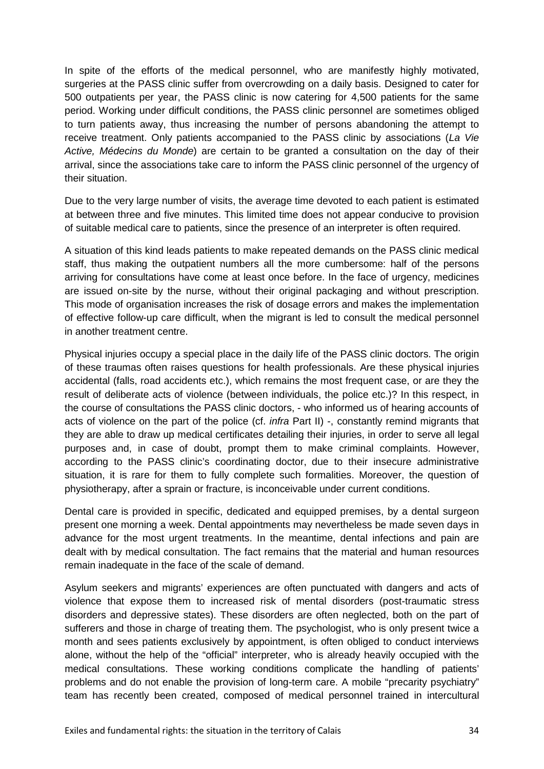In spite of the efforts of the medical personnel, who are manifestly highly motivated, surgeries at the PASS clinic suffer from overcrowding on a daily basis. Designed to cater for 500 outpatients per year, the PASS clinic is now catering for 4,500 patients for the same period. Working under difficult conditions, the PASS clinic personnel are sometimes obliged to turn patients away, thus increasing the number of persons abandoning the attempt to receive treatment. Only patients accompanied to the PASS clinic by associations (*La Vie Active, Médecins du Monde*) are certain to be granted a consultation on the day of their arrival, since the associations take care to inform the PASS clinic personnel of the urgency of their situation.

Due to the very large number of visits, the average time devoted to each patient is estimated at between three and five minutes. This limited time does not appear conducive to provision of suitable medical care to patients, since the presence of an interpreter is often required.

A situation of this kind leads patients to make repeated demands on the PASS clinic medical staff, thus making the outpatient numbers all the more cumbersome: half of the persons arriving for consultations have come at least once before. In the face of urgency, medicines are issued on-site by the nurse, without their original packaging and without prescription. This mode of organisation increases the risk of dosage errors and makes the implementation of effective follow-up care difficult, when the migrant is led to consult the medical personnel in another treatment centre.

Physical injuries occupy a special place in the daily life of the PASS clinic doctors. The origin of these traumas often raises questions for health professionals. Are these physical injuries accidental (falls, road accidents etc.), which remains the most frequent case, or are they the result of deliberate acts of violence (between individuals, the police etc.)? In this respect, in the course of consultations the PASS clinic doctors, - who informed us of hearing accounts of acts of violence on the part of the police (cf. *infra* Part II) -, constantly remind migrants that they are able to draw up medical certificates detailing their injuries, in order to serve all legal purposes and, in case of doubt, prompt them to make criminal complaints. However, according to the PASS clinic's coordinating doctor, due to their insecure administrative situation, it is rare for them to fully complete such formalities. Moreover, the question of physiotherapy, after a sprain or fracture, is inconceivable under current conditions.

Dental care is provided in specific, dedicated and equipped premises, by a dental surgeon present one morning a week. Dental appointments may nevertheless be made seven days in advance for the most urgent treatments. In the meantime, dental infections and pain are dealt with by medical consultation. The fact remains that the material and human resources remain inadequate in the face of the scale of demand.

Asylum seekers and migrants' experiences are often punctuated with dangers and acts of violence that expose them to increased risk of mental disorders (post-traumatic stress disorders and depressive states). These disorders are often neglected, both on the part of sufferers and those in charge of treating them. The psychologist, who is only present twice a month and sees patients exclusively by appointment, is often obliged to conduct interviews alone, without the help of the "official" interpreter, who is already heavily occupied with the medical consultations. These working conditions complicate the handling of patients' problems and do not enable the provision of long-term care. A mobile "precarity psychiatry" team has recently been created, composed of medical personnel trained in intercultural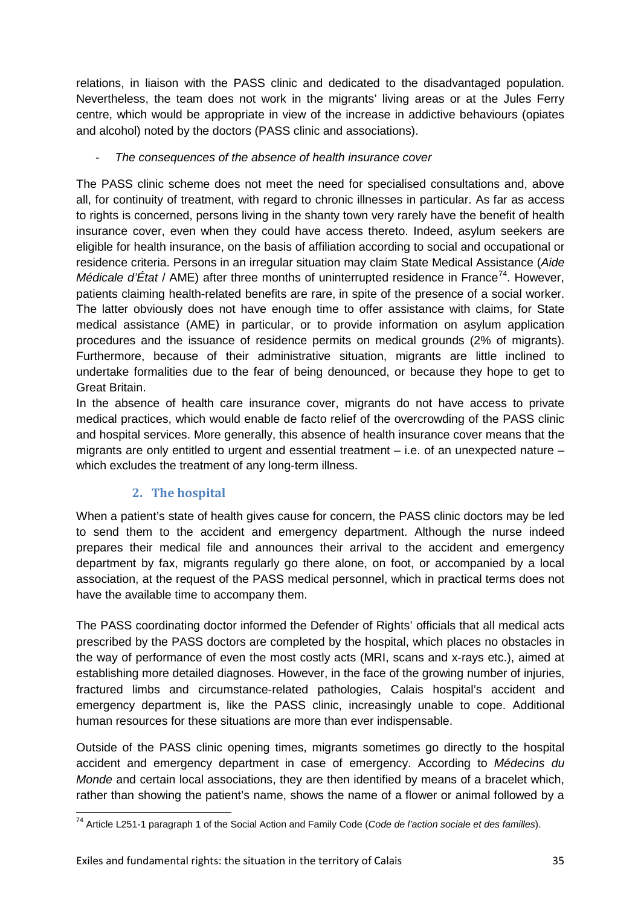relations, in liaison with the PASS clinic and dedicated to the disadvantaged population. Nevertheless, the team does not work in the migrants' living areas or at the Jules Ferry centre, which would be appropriate in view of the increase in addictive behaviours (opiates and alcohol) noted by the doctors (PASS clinic and associations).

- *The consequences of the absence of health insurance cover*

The PASS clinic scheme does not meet the need for specialised consultations and, above all, for continuity of treatment, with regard to chronic illnesses in particular. As far as access to rights is concerned, persons living in the shanty town very rarely have the benefit of health insurance cover, even when they could have access thereto. Indeed, asylum seekers are eligible for health insurance, on the basis of affiliation according to social and occupational or residence criteria. Persons in an irregular situation may claim State Medical Assistance (*Aide Médicale d'État* / AME) after three months of uninterrupted residence in France[74]. However, patients claiming health-related benefits are rare, in spite of the presence of a social worker. The latter obviously does not have enough time to offer assistance with claims, for State medical assistance (AME) in particular, or to provide information on asylum application procedures and the issuance of residence permits on medical grounds (2% of migrants). Furthermore, because of their administrative situation, migrants are little inclined to undertake formalities due to the fear of being denounced, or because they hope to get to Great Britain.

In the absence of health care insurance cover, migrants do not have access to private medical practices, which would enable de facto relief of the overcrowding of the PASS clinic and hospital services. More generally, this absence of health insurance cover means that the migrants are only entitled to urgent and essential treatment – i.e. of an unexpected nature – which excludes the treatment of any long-term illness.

## 2. The hospital

When a patient's state of health gives cause for concern, the PASS clinic doctors may be led to send them to the accident and emergency department. Although the nurse indeed prepares their medical file and announces their arrival to the accident and emergency department by fax, migrants regularly go there alone, on foot, or accompanied by a local association, at the request of the PASS medical personnel, which in practical terms does not have the available time to accompany them.

The PASS coordinating doctor informed the Defender of Rights' officials that all medical acts prescribed by the PASS doctors are completed by the hospital, which places no obstacles in the way of performance of even the most costly acts (MRI, scans and x-rays etc.), aimed at establishing more detailed diagnoses. However, in the face of the growing number of injuries, fractured limbs and circumstance-related pathologies, Calais hospital's accident and emergency department is, like the PASS clinic, increasingly unable to cope. Additional human resources for these situations are more than ever indispensable.

Outside of the PASS clinic opening times, migrants sometimes go directly to the hospital accident and emergency department in case of emergency. According to *Médecins du Monde* and certain local associations, they are then identified by means of a bracelet which, rather than showing the patient's name, shows the name of a flower or animal followed by a

[74] Article L251-1 paragraph 1 of the Social Action and Family Code (*Code de l'action sociale et des familles*).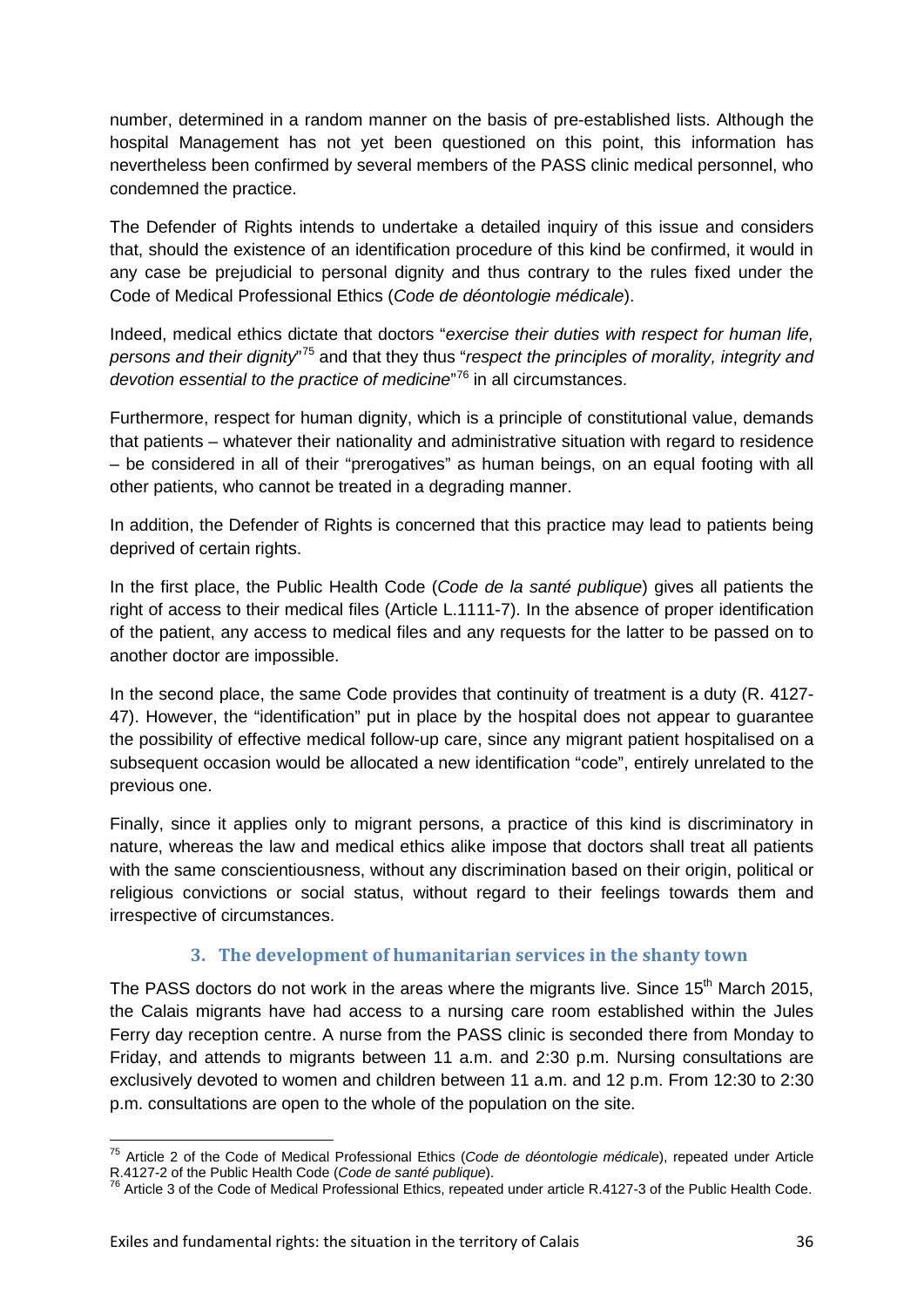number, determined in a random manner on the basis of pre-established lists. Although the hospital Management has not yet been questioned on this point, this information has nevertheless been confirmed by several members of the PASS clinic medical personnel, who condemned the practice.

The Defender of Rights intends to undertake a detailed inquiry of this issue and considers that, should the existence of an identification procedure of this kind be confirmed, it would in any case be prejudicial to personal dignity and thus contrary to the rules fixed under the Code of Medical Professional Ethics (*Code de déontologie médicale*).

Indeed, medical ethics dictate that doctors "*exercise their duties with respect for human life, persons and their dignity*"[75] and that they thus "*respect the principles of morality, integrity and devotion essential to the practice of medicine*"[76] in all circumstances.

Furthermore, respect for human dignity, which is a principle of constitutional value, demands that patients – whatever their nationality and administrative situation with regard to residence – be considered in all of their "prerogatives" as human beings, on an equal footing with all other patients, who cannot be treated in a degrading manner.

In addition, the Defender of Rights is concerned that this practice may lead to patients being deprived of certain rights.

In the first place, the Public Health Code (*Code de la santé publique*) gives all patients the right of access to their medical files (Article L.1111-7). In the absence of proper identification of the patient, any access to medical files and any requests for the latter to be passed on to another doctor are impossible.

In the second place, the same Code provides that continuity of treatment is a duty (R. 4127-47). However, the "identification" put in place by the hospital does not appear to guarantee the possibility of effective medical follow-up care, since any migrant patient hospitalised on a subsequent occasion would be allocated a new identification "code", entirely unrelated to the previous one.

Finally, since it applies only to migrant persons, a practice of this kind is discriminatory in nature, whereas the law and medical ethics alike impose that doctors shall treat all patients with the same conscientiousness, without any discrimination based on their origin, political or religious convictions or social status, without regard to their feelings towards them and irrespective of circumstances.

### 3. The development of humanitarian services in the shanty town

The PASS doctors do not work in the areas where the migrants live. Since 15th March 2015, the Calais migrants have had access to a nursing care room established within the Jules Ferry day reception centre. A nurse from the PASS clinic is seconded there from Monday to Friday, and attends to migrants between 11 a.m. and 2:30 p.m. Nursing consultations are exclusively devoted to women and children between 11 a.m. and 12 p.m. From 12:30 to 2:30 p.m. consultations are open to the whole of the population on the site.

---

[75] Article 2 of the Code of Medical Professional Ethics (*Code de déontologie médicale*), repeated under Article R.4127-2 of the Public Health Code (*Code de santé publique*).

[76] Article 3 of the Code of Medical Professional Ethics, repeated under article R.4127-3 of the Public Health Code.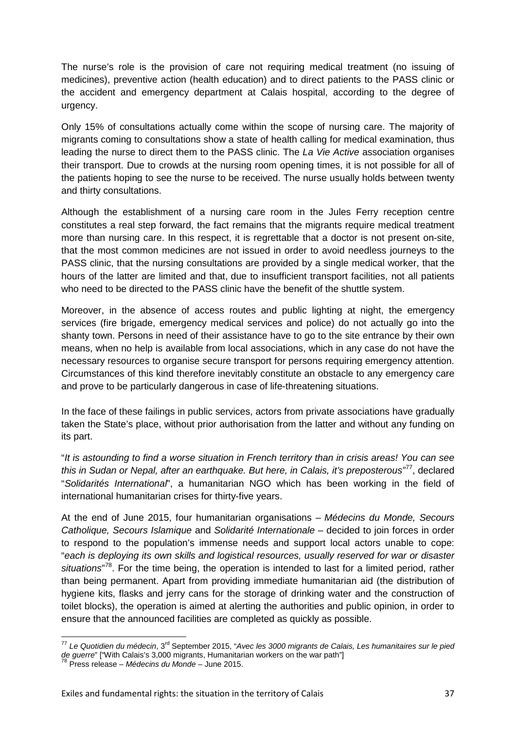The nurse's role is the provision of care not requiring medical treatment (no issuing of medicines), preventive action (health education) and to direct patients to the PASS clinic or the accident and emergency department at Calais hospital, according to the degree of urgency.

Only 15% of consultations actually come within the scope of nursing care. The majority of migrants coming to consultations show a state of health calling for medical examination, thus leading the nurse to direct them to the PASS clinic. The *La Vie Active* association organises their transport. Due to crowds at the nursing room opening times, it is not possible for all of the patients hoping to see the nurse to be received. The nurse usually holds between twenty and thirty consultations.

Although the establishment of a nursing care room in the Jules Ferry reception centre constitutes a real step forward, the fact remains that the migrants require medical treatment more than nursing care. In this respect, it is regrettable that a doctor is not present on-site, that the most common medicines are not issued in order to avoid needless journeys to the PASS clinic, that the nursing consultations are provided by a single medical worker, that the hours of the latter are limited and that, due to insufficient transport facilities, not all patients who need to be directed to the PASS clinic have the benefit of the shuttle system.

Moreover, in the absence of access routes and public lighting at night, the emergency services (fire brigade, emergency medical services and police) do not actually go into the shanty town. Persons in need of their assistance have to go to the site entrance by their own means, when no help is available from local associations, which in any case do not have the necessary resources to organise secure transport for persons requiring emergency attention. Circumstances of this kind therefore inevitably constitute an obstacle to any emergency care and prove to be particularly dangerous in case of life-threatening situations.

In the face of these failings in public services, actors from private associations have gradually taken the State's place, without prior authorisation from the latter and without any funding on its part.

"*It is astounding to find a worse situation in French territory than in crisis areas! You can see this in Sudan or Nepal, after an earthquake. But here, in Calais, it's preposterous*"[77], declared "*Solidarités International*", a humanitarian NGO which has been working in the field of international humanitarian crises for thirty-five years.

At the end of June 2015, four humanitarian organisations – *Médecins du Monde, Secours Catholique, Secours Islamique* and *Solidarité Internationale* – decided to join forces in order to respond to the population's immense needs and support local actors unable to cope: "*each is deploying its own skills and logistical resources, usually reserved for war or disaster situations*"[78]. For the time being, the operation is intended to last for a limited period, rather than being permanent. Apart from providing immediate humanitarian aid (the distribution of hygiene kits, flasks and jerry cans for the storage of drinking water and the construction of toilet blocks), the operation is aimed at alerting the authorities and public opinion, in order to ensure that the announced facilities are completed as quickly as possible.

---

[77] *Le Quotidien du médecin*, 3rd September 2015, "*Avec les 3000 migrants de Calais, Les humanitaires sur le pied de guerre*" ["With Calais's 3,000 migrants, Humanitarian workers on the war path"]

[78] Press release – *Médecins du Monde* – June 2015.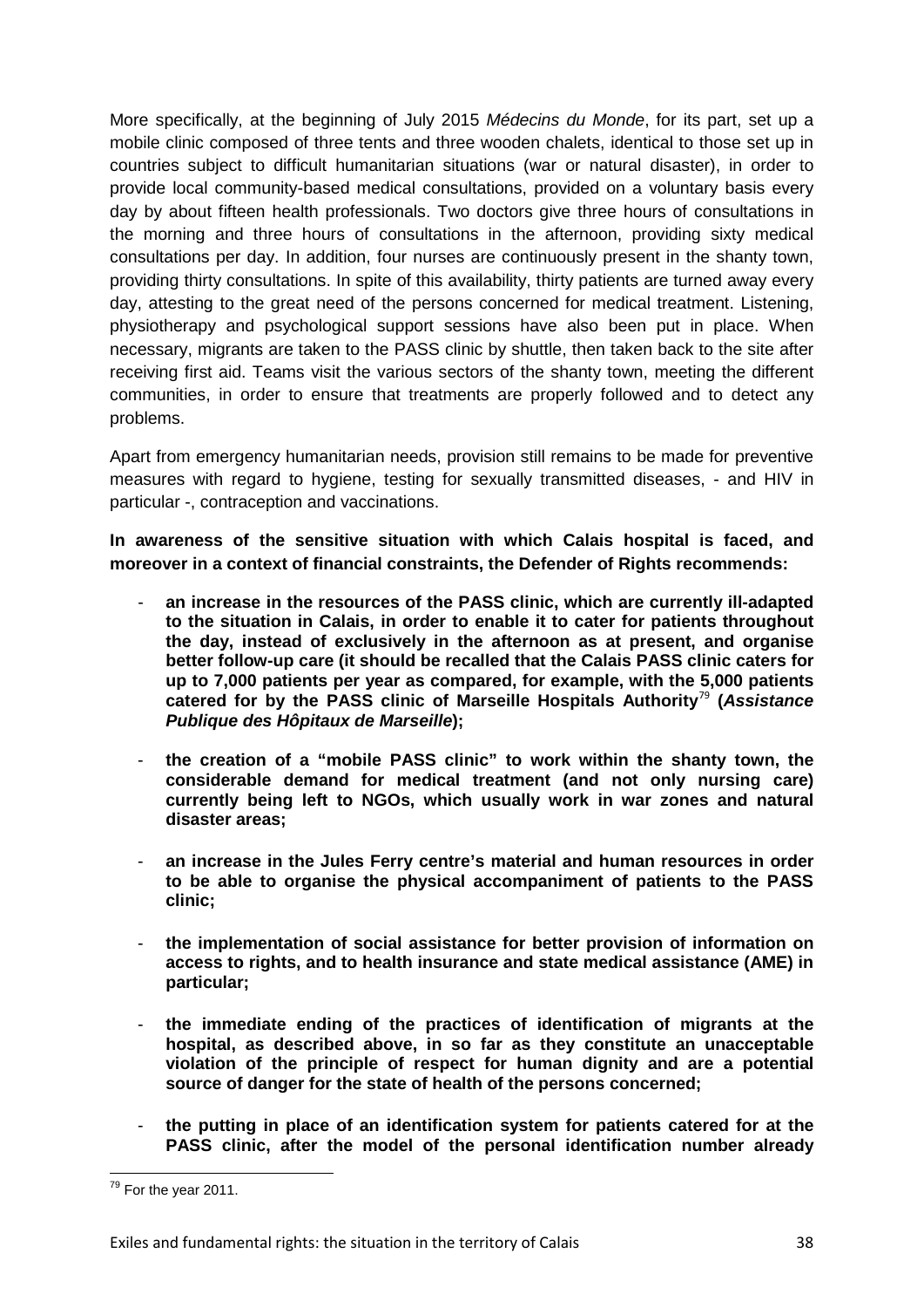More specifically, at the beginning of July 2015 *Médecins du Monde*, for its part, set up a mobile clinic composed of three tents and three wooden chalets, identical to those set up in countries subject to difficult humanitarian situations (war or natural disaster), in order to provide local community-based medical consultations, provided on a voluntary basis every day by about fifteen health professionals. Two doctors give three hours of consultations in the morning and three hours of consultations in the afternoon, providing sixty medical consultations per day. In addition, four nurses are continuously present in the shanty town, providing thirty consultations. In spite of this availability, thirty patients are turned away every day, attesting to the great need of the persons concerned for medical treatment. Listening, physiotherapy and psychological support sessions have also been put in place. When necessary, migrants are taken to the PASS clinic by shuttle, then taken back to the site after receiving first aid. Teams visit the various sectors of the shanty town, meeting the different communities, in order to ensure that treatments are properly followed and to detect any problems.

Apart from emergency humanitarian needs, provision still remains to be made for preventive measures with regard to hygiene, testing for sexually transmitted diseases, - and HIV in particular -, contraception and vaccinations.

**In awareness of the sensitive situation with which Calais hospital is faced, and moreover in a context of financial constraints, the Defender of Rights recommends:**

- **an increase in the resources of the PASS clinic, which are currently ill-adapted to the situation in Calais, in order to enable it to cater for patients throughout the day, instead of exclusively in the afternoon as at present, and organise better follow-up care (it should be recalled that the Calais PASS clinic caters for up to 7,000 patients per year as compared, for example, with the 5,000 patients catered for by the PASS clinic of Marseille Hospitals Authority[79] (*Assistance Publique des Hôpitaux de Marseille*);**
- **the creation of a "mobile PASS clinic" to work within the shanty town, the considerable demand for medical treatment (and not only nursing care) currently being left to NGOs, which usually work in war zones and natural disaster areas;**
- **an increase in the Jules Ferry centre's material and human resources in order to be able to organise the physical accompaniment of patients to the PASS clinic;**
- **the implementation of social assistance for better provision of information on access to rights, and to health insurance and state medical assistance (AME) in particular;**
- **the immediate ending of the practices of identification of migrants at the hospital, as described above, in so far as they constitute an unacceptable violation of the principle of respect for human dignity and are a potential source of danger for the state of health of the persons concerned;**
- **the putting in place of an identification system for patients catered for at the PASS clinic, after the model of the personal identification number already**

[79] For the year 2011.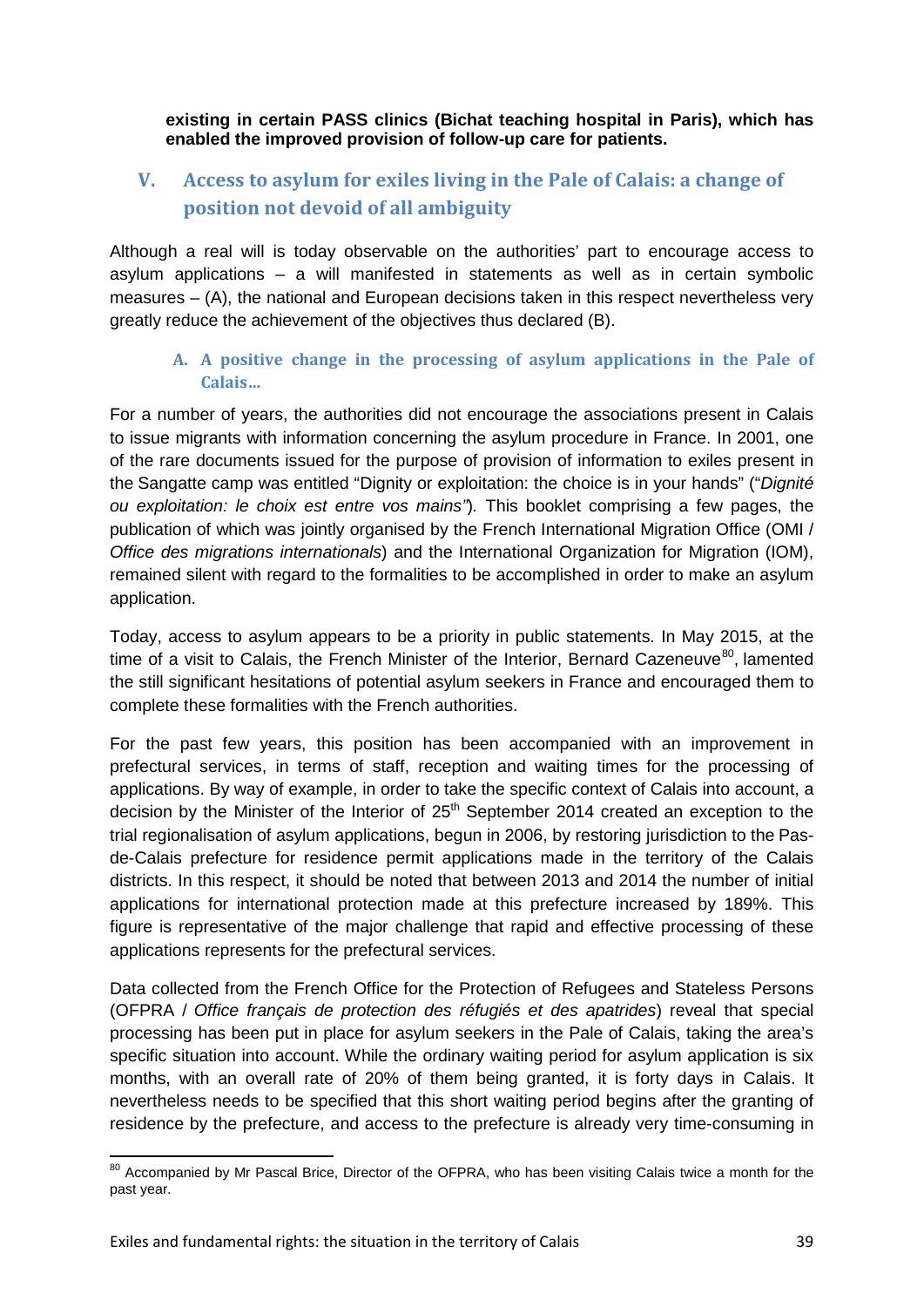**existing in certain PASS clinics (Bichat teaching hospital in Paris), which has enabled the improved provision of follow-up care for patients.**

## V. Access to asylum for exiles living in the Pale of Calais: a change of position not devoid of all ambiguity

Although a real will is today observable on the authorities' part to encourage access to asylum applications – a will manifested in statements as well as in certain symbolic measures – (A), the national and European decisions taken in this respect nevertheless very greatly reduce the achievement of the objectives thus declared (B).

### A. A positive change in the processing of asylum applications in the Pale of Calais…

For a number of years, the authorities did not encourage the associations present in Calais to issue migrants with information concerning the asylum procedure in France. In 2001, one of the rare documents issued for the purpose of provision of information to exiles present in the Sangatte camp was entitled "Dignity or exploitation: the choice is in your hands" ("*Dignité ou exploitation: le choix est entre vos mains"*). This booklet comprising a few pages, the publication of which was jointly organised by the French International Migration Office (OMI / *Office des migrations internationals*) and the International Organization for Migration (IOM), remained silent with regard to the formalities to be accomplished in order to make an asylum application.

Today, access to asylum appears to be a priority in public statements. In May 2015, at the time of a visit to Calais, the French Minister of the Interior, Bernard Cazeneuve[80], lamented the still significant hesitations of potential asylum seekers in France and encouraged them to complete these formalities with the French authorities.

For the past few years, this position has been accompanied with an improvement in prefectural services, in terms of staff, reception and waiting times for the processing of applications. By way of example, in order to take the specific context of Calais into account, a decision by the Minister of the Interior of 25th September 2014 created an exception to the trial regionalisation of asylum applications, begun in 2006, by restoring jurisdiction to the Pas-de-Calais prefecture for residence permit applications made in the territory of the Calais districts. In this respect, it should be noted that between 2013 and 2014 the number of initial applications for international protection made at this prefecture increased by 189%. This figure is representative of the major challenge that rapid and effective processing of these applications represents for the prefectural services.

Data collected from the French Office for the Protection of Refugees and Stateless Persons (OFPRA / *Office français de protection des réfugiés et des apatrides*) reveal that special processing has been put in place for asylum seekers in the Pale of Calais, taking the area's specific situation into account. While the ordinary waiting period for asylum application is six months, with an overall rate of 20% of them being granted, it is forty days in Calais. It nevertheless needs to be specified that this short waiting period begins after the granting of residence by the prefecture, and access to the prefecture is already very time-consuming in

---

[80] Accompanied by Mr Pascal Brice, Director of the OFPRA, who has been visiting Calais twice a month for the past year.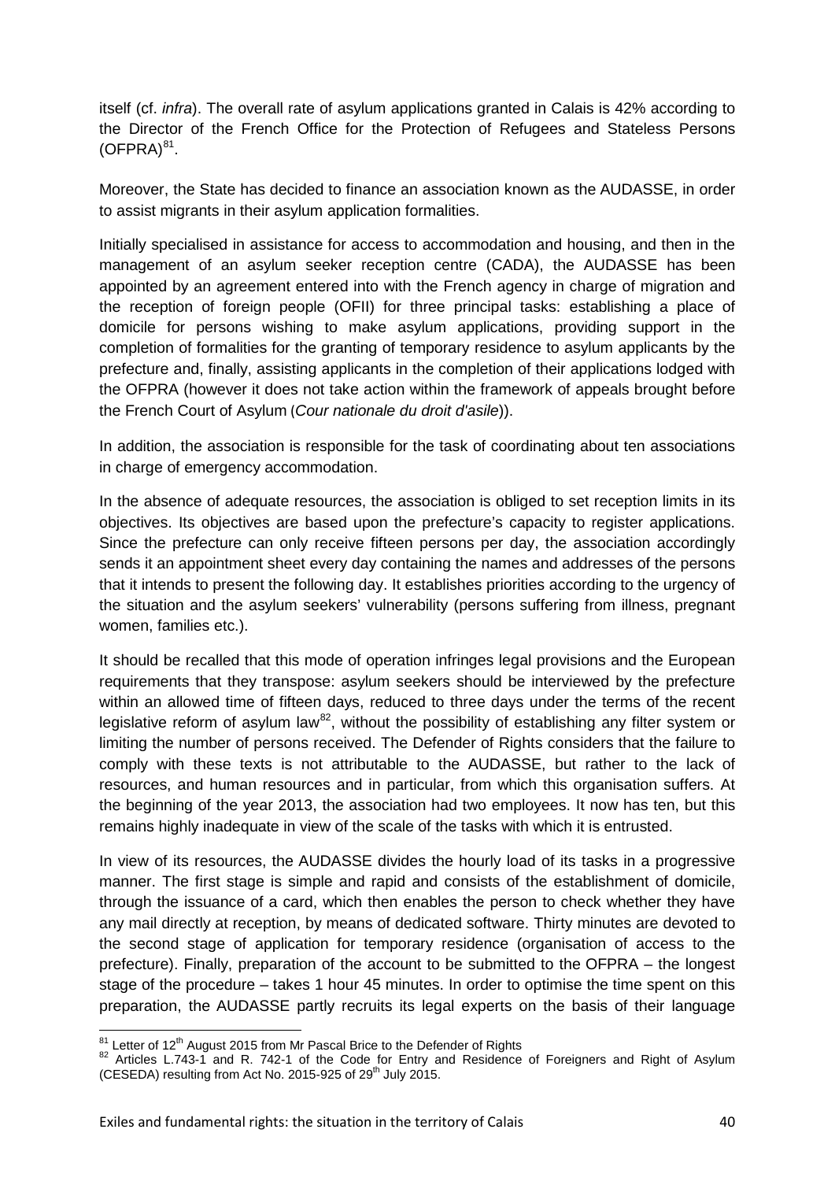itself (cf. *infra*). The overall rate of asylum applications granted in Calais is 42% according to the Director of the French Office for the Protection of Refugees and Stateless Persons (OFPRA)[81].

Moreover, the State has decided to finance an association known as the AUDASSE, in order to assist migrants in their asylum application formalities.

Initially specialised in assistance for access to accommodation and housing, and then in the management of an asylum seeker reception centre (CADA), the AUDASSE has been appointed by an agreement entered into with the French agency in charge of migration and the reception of foreign people (OFII) for three principal tasks: establishing a place of domicile for persons wishing to make asylum applications, providing support in the completion of formalities for the granting of temporary residence to asylum applicants by the prefecture and, finally, assisting applicants in the completion of their applications lodged with the OFPRA (however it does not take action within the framework of appeals brought before the French Court of Asylum (*Cour nationale du droit d'asile*)).

In addition, the association is responsible for the task of coordinating about ten associations in charge of emergency accommodation.

In the absence of adequate resources, the association is obliged to set reception limits in its objectives. Its objectives are based upon the prefecture's capacity to register applications. Since the prefecture can only receive fifteen persons per day, the association accordingly sends it an appointment sheet every day containing the names and addresses of the persons that it intends to present the following day. It establishes priorities according to the urgency of the situation and the asylum seekers' vulnerability (persons suffering from illness, pregnant women, families etc.).

It should be recalled that this mode of operation infringes legal provisions and the European requirements that they transpose: asylum seekers should be interviewed by the prefecture within an allowed time of fifteen days, reduced to three days under the terms of the recent legislative reform of asylum law[82], without the possibility of establishing any filter system or limiting the number of persons received. The Defender of Rights considers that the failure to comply with these texts is not attributable to the AUDASSE, but rather to the lack of resources, and human resources and in particular, from which this organisation suffers. At the beginning of the year 2013, the association had two employees. It now has ten, but this remains highly inadequate in view of the scale of the tasks with which it is entrusted.

In view of its resources, the AUDASSE divides the hourly load of its tasks in a progressive manner. The first stage is simple and rapid and consists of the establishment of domicile, through the issuance of a card, which then enables the person to check whether they have any mail directly at reception, by means of dedicated software. Thirty minutes are devoted to the second stage of application for temporary residence (organisation of access to the prefecture). Finally, preparation of the account to be submitted to the OFPRA – the longest stage of the procedure – takes 1 hour 45 minutes. In order to optimise the time spent on this preparation, the AUDASSE partly recruits its legal experts on the basis of their language

[81] Letter of 12th August 2015 from Mr Pascal Brice to the Defender of Rights

[82] Articles L.743-1 and R. 742-1 of the Code for Entry and Residence of Foreigners and Right of Asylum (CESEDA) resulting from Act No. 2015-925 of 29th July 2015.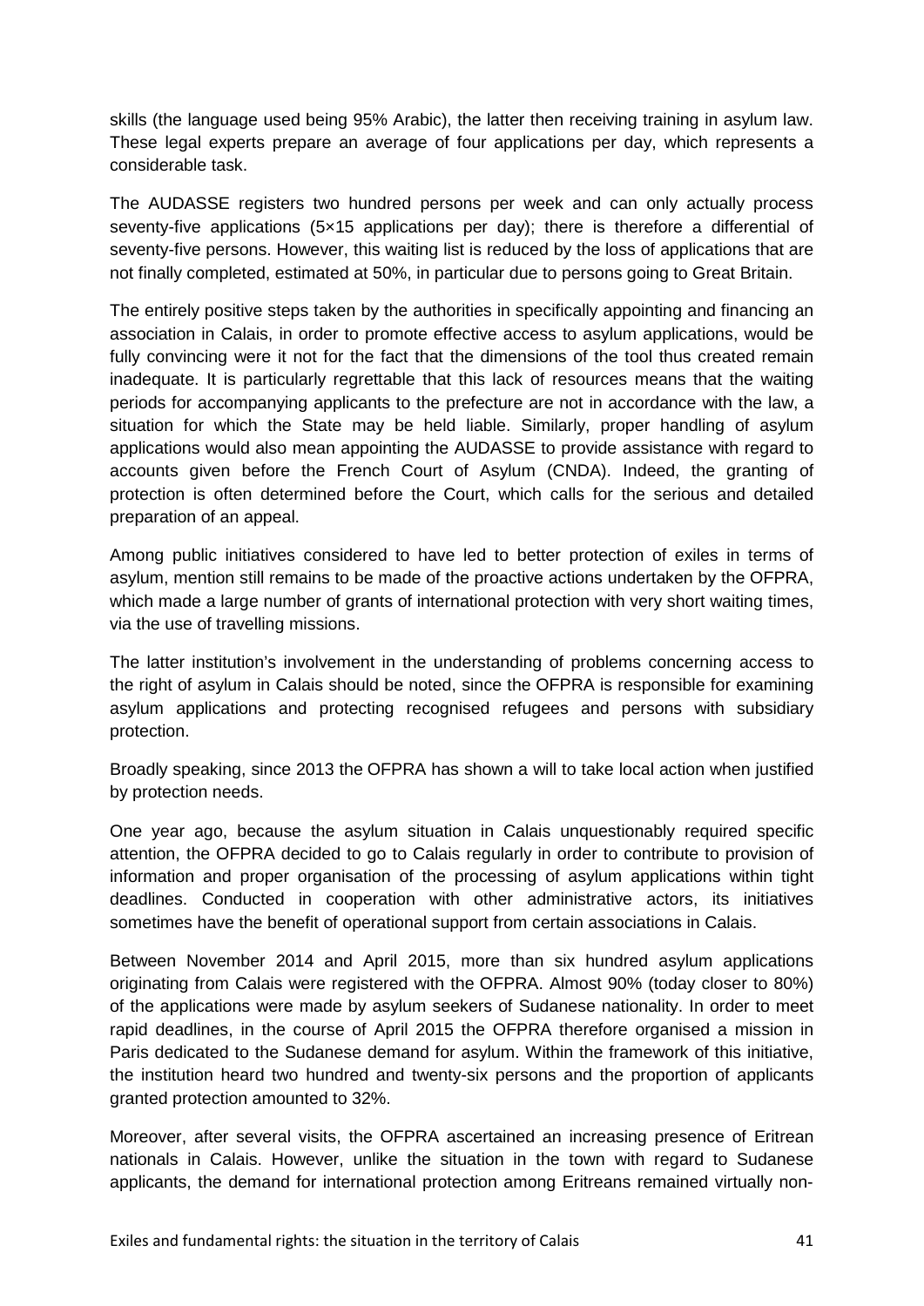skills (the language used being 95% Arabic), the latter then receiving training in asylum law. These legal experts prepare an average of four applications per day, which represents a considerable task.

The AUDASSE registers two hundred persons per week and can only actually process seventy-five applications (5×15 applications per day); there is therefore a differential of seventy-five persons. However, this waiting list is reduced by the loss of applications that are not finally completed, estimated at 50%, in particular due to persons going to Great Britain.

The entirely positive steps taken by the authorities in specifically appointing and financing an association in Calais, in order to promote effective access to asylum applications, would be fully convincing were it not for the fact that the dimensions of the tool thus created remain inadequate. It is particularly regrettable that this lack of resources means that the waiting periods for accompanying applicants to the prefecture are not in accordance with the law, a situation for which the State may be held liable. Similarly, proper handling of asylum applications would also mean appointing the AUDASSE to provide assistance with regard to accounts given before the French Court of Asylum (CNDA). Indeed, the granting of protection is often determined before the Court, which calls for the serious and detailed preparation of an appeal.

Among public initiatives considered to have led to better protection of exiles in terms of asylum, mention still remains to be made of the proactive actions undertaken by the OFPRA, which made a large number of grants of international protection with very short waiting times, via the use of travelling missions.

The latter institution's involvement in the understanding of problems concerning access to the right of asylum in Calais should be noted, since the OFPRA is responsible for examining asylum applications and protecting recognised refugees and persons with subsidiary protection.

Broadly speaking, since 2013 the OFPRA has shown a will to take local action when justified by protection needs.

One year ago, because the asylum situation in Calais unquestionably required specific attention, the OFPRA decided to go to Calais regularly in order to contribute to provision of information and proper organisation of the processing of asylum applications within tight deadlines. Conducted in cooperation with other administrative actors, its initiatives sometimes have the benefit of operational support from certain associations in Calais.

Between November 2014 and April 2015, more than six hundred asylum applications originating from Calais were registered with the OFPRA. Almost 90% (today closer to 80%) of the applications were made by asylum seekers of Sudanese nationality. In order to meet rapid deadlines, in the course of April 2015 the OFPRA therefore organised a mission in Paris dedicated to the Sudanese demand for asylum. Within the framework of this initiative, the institution heard two hundred and twenty-six persons and the proportion of applicants granted protection amounted to 32%.

Moreover, after several visits, the OFPRA ascertained an increasing presence of Eritrean nationals in Calais. However, unlike the situation in the town with regard to Sudanese applicants, the demand for international protection among Eritreans remained virtually non-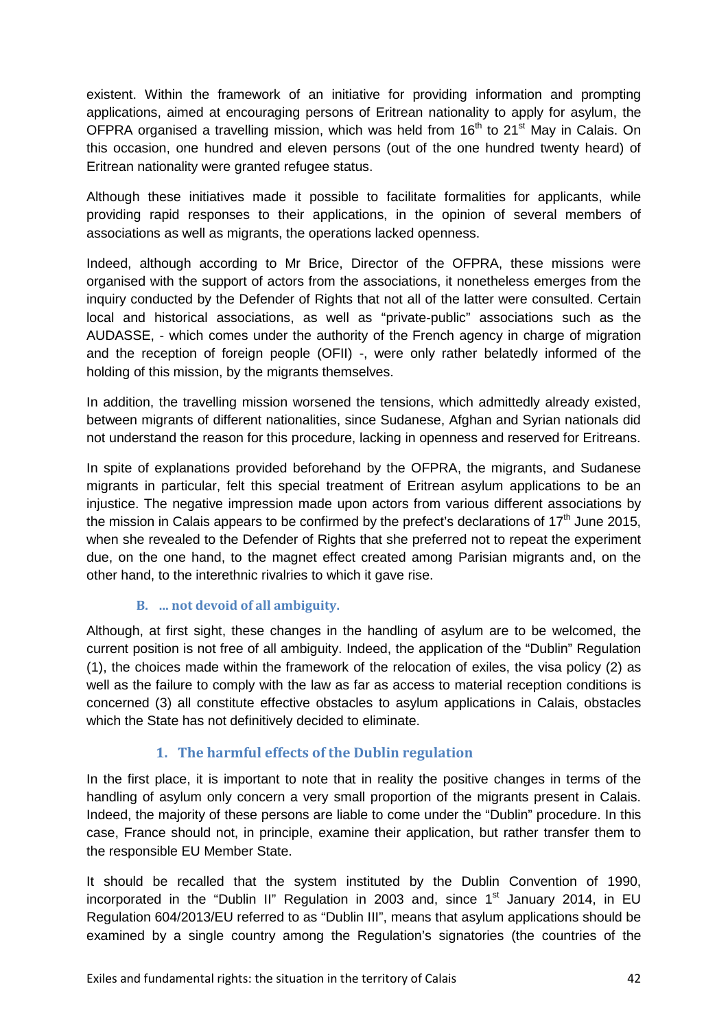existent. Within the framework of an initiative for providing information and prompting applications, aimed at encouraging persons of Eritrean nationality to apply for asylum, the OFPRA organised a travelling mission, which was held from 16th to 21st May in Calais. On this occasion, one hundred and eleven persons (out of the one hundred twenty heard) of Eritrean nationality were granted refugee status.

Although these initiatives made it possible to facilitate formalities for applicants, while providing rapid responses to their applications, in the opinion of several members of associations as well as migrants, the operations lacked openness.

Indeed, although according to Mr Brice, Director of the OFPRA, these missions were organised with the support of actors from the associations, it nonetheless emerges from the inquiry conducted by the Defender of Rights that not all of the latter were consulted. Certain local and historical associations, as well as "private-public" associations such as the AUDASSE, - which comes under the authority of the French agency in charge of migration and the reception of foreign people (OFII) -, were only rather belatedly informed of the holding of this mission, by the migrants themselves.

In addition, the travelling mission worsened the tensions, which admittedly already existed, between migrants of different nationalities, since Sudanese, Afghan and Syrian nationals did not understand the reason for this procedure, lacking in openness and reserved for Eritreans.

In spite of explanations provided beforehand by the OFPRA, the migrants, and Sudanese migrants in particular, felt this special treatment of Eritrean asylum applications to be an injustice. The negative impression made upon actors from various different associations by the mission in Calais appears to be confirmed by the prefect's declarations of 17th June 2015, when she revealed to the Defender of Rights that she preferred not to repeat the experiment due, on the one hand, to the magnet effect created among Parisian migrants and, on the other hand, to the interethnic rivalries to which it gave rise.

### B. ... not devoid of all ambiguity.

Although, at first sight, these changes in the handling of asylum are to be welcomed, the current position is not free of all ambiguity. Indeed, the application of the "Dublin" Regulation (1), the choices made within the framework of the relocation of exiles, the visa policy (2) as well as the failure to comply with the law as far as access to material reception conditions is concerned (3) all constitute effective obstacles to asylum applications in Calais, obstacles which the State has not definitively decided to eliminate.

#### 1. The harmful effects of the Dublin regulation

In the first place, it is important to note that in reality the positive changes in terms of the handling of asylum only concern a very small proportion of the migrants present in Calais. Indeed, the majority of these persons are liable to come under the "Dublin" procedure. In this case, France should not, in principle, examine their application, but rather transfer them to the responsible EU Member State.

It should be recalled that the system instituted by the Dublin Convention of 1990, incorporated in the "Dublin II" Regulation in 2003 and, since 1st January 2014, in EU Regulation 604/2013/EU referred to as "Dublin III", means that asylum applications should be examined by a single country among the Regulation's signatories (the countries of the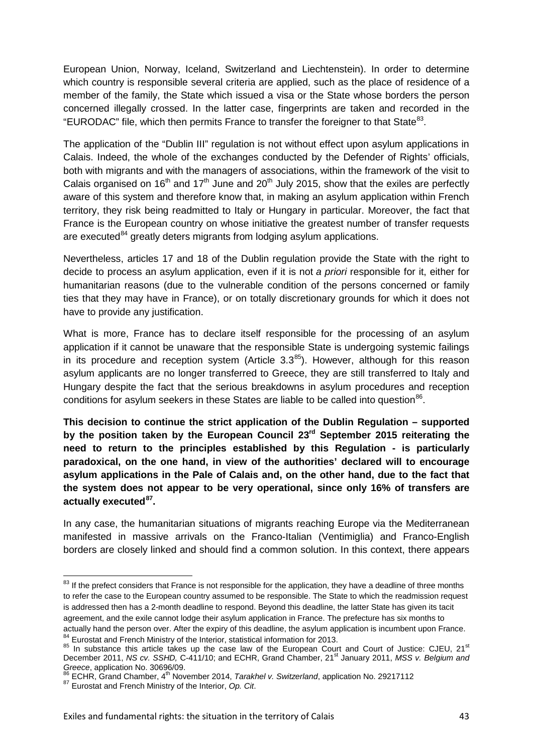European Union, Norway, Iceland, Switzerland and Liechtenstein). In order to determine which country is responsible several criteria are applied, such as the place of residence of a member of the family, the State which issued a visa or the State whose borders the person concerned illegally crossed. In the latter case, fingerprints are taken and recorded in the "EURODAC" file, which then permits France to transfer the foreigner to that State[83].

The application of the "Dublin III" regulation is not without effect upon asylum applications in Calais. Indeed, the whole of the exchanges conducted by the Defender of Rights' officials, both with migrants and with the managers of associations, within the framework of the visit to Calais organised on 16th and 17th June and 20th July 2015, show that the exiles are perfectly aware of this system and therefore know that, in making an asylum application within French territory, they risk being readmitted to Italy or Hungary in particular. Moreover, the fact that France is the European country on whose initiative the greatest number of transfer requests are executed[84] greatly deters migrants from lodging asylum applications.

Nevertheless, articles 17 and 18 of the Dublin regulation provide the State with the right to decide to process an asylum application, even if it is not *a priori* responsible for it, either for humanitarian reasons (due to the vulnerable condition of the persons concerned or family ties that they may have in France), or on totally discretionary grounds for which it does not have to provide any justification.

What is more, France has to declare itself responsible for the processing of an asylum application if it cannot be unaware that the responsible State is undergoing systemic failings in its procedure and reception system (Article 3.3[85]). However, although for this reason asylum applicants are no longer transferred to Greece, they are still transferred to Italy and Hungary despite the fact that the serious breakdowns in asylum procedures and reception conditions for asylum seekers in these States are liable to be called into question[86].

**This decision to continue the strict application of the Dublin Regulation – supported by the position taken by the European Council 23rd September 2015 reiterating the need to return to the principles established by this Regulation - is particularly paradoxical, on the one hand, in view of the authorities' declared will to encourage asylum applications in the Pale of Calais and, on the other hand, due to the fact that the system does not appear to be very operational, since only 16% of transfers are actually executed[87].**

In any case, the humanitarian situations of migrants reaching Europe via the Mediterranean manifested in massive arrivals on the Franco-Italian (Ventimiglia) and Franco-English borders are closely linked and should find a common solution. In this context, there appears

---

[83] If the prefect considers that France is not responsible for the application, they have a deadline of three months to refer the case to the European country assumed to be responsible. The State to which the readmission request is addressed then has a 2-month deadline to respond. Beyond this deadline, the latter State has given its tacit agreement, and the exile cannot lodge their asylum application in France. The prefecture has six months to actually hand the person over. After the expiry of this deadline, the asylum application is incumbent upon France.

[84] Eurostat and French Ministry of the Interior, statistical information for 2013.

[85] In substance this article takes up the case law of the European Court and Court of Justice: CJEU, 21st December 2011, *NS cv. SSHD,* C-411/10; and ECHR, Grand Chamber, 21st January 2011, *MSS v. Belgium and Greece*, application No. 30696/09.

[86] ECHR, Grand Chamber, 4th November 2014, *Tarakhel v. Switzerland*, application No. 29217112

[87] Eurostat and French Ministry of the Interior, *Op. Cit*.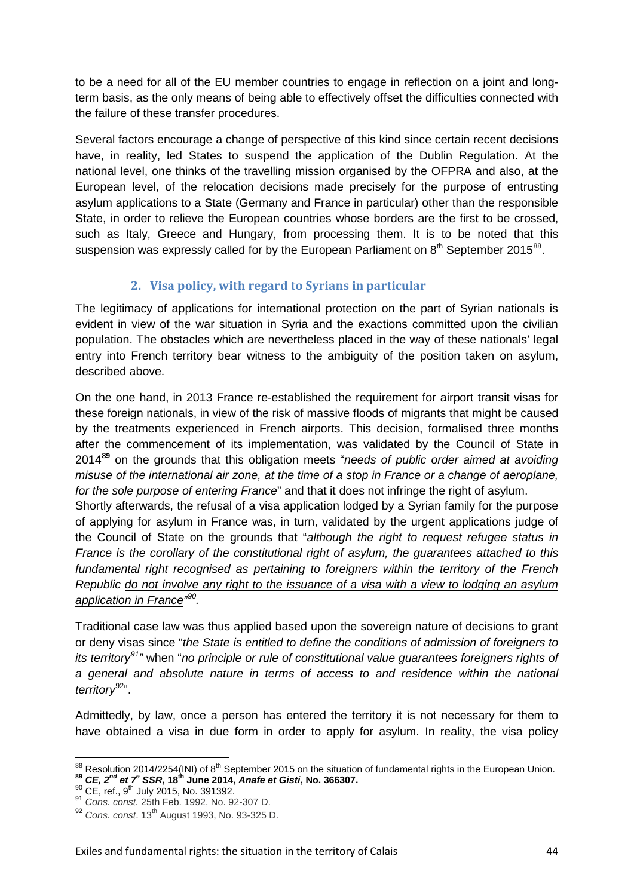to be a need for all of the EU member countries to engage in reflection on a joint and long-term basis, as the only means of being able to effectively offset the difficulties connected with the failure of these transfer procedures.

Several factors encourage a change of perspective of this kind since certain recent decisions have, in reality, led States to suspend the application of the Dublin Regulation. At the national level, one thinks of the travelling mission organised by the OFPRA and also, at the European level, of the relocation decisions made precisely for the purpose of entrusting asylum applications to a State (Germany and France in particular) other than the responsible State, in order to relieve the European countries whose borders are the first to be crossed, such as Italy, Greece and Hungary, from processing them. It is to be noted that this suspension was expressly called for by the European Parliament on 8th September 2015[88].

### 2. Visa policy, with regard to Syrians in particular

The legitimacy of applications for international protection on the part of Syrian nationals is evident in view of the war situation in Syria and the exactions committed upon the civilian population. The obstacles which are nevertheless placed in the way of these nationals' legal entry into French territory bear witness to the ambiguity of the position taken on asylum, described above.

On the one hand, in 2013 France re-established the requirement for airport transit visas for these foreign nationals, in view of the risk of massive floods of migrants that might be caused by the treatments experienced in French airports. This decision, formalised three months after the commencement of its implementation, was validated by the Council of State in 2014**[89]** on the grounds that this obligation meets "*needs of public order aimed at avoiding misuse of the international air zone, at the time of a stop in France or a change of aeroplane, for the sole purpose of entering France*" and that it does not infringe the right of asylum.
Shortly afterwards, the refusal of a visa application lodged by a Syrian family for the purpose of applying for asylum in France was, in turn, validated by the urgent applications judge of the Council of State on the grounds that "*although the right to request refugee status in France is the corollary of <u>the constitutional right of asylum</u>, the guarantees attached to this fundamental right recognised as pertaining to foreigners within the territory of the French Republic <u>do not involve any right to the issuance of a visa with a view to lodging an asylum application in France</u>"[90]*.

Traditional case law was thus applied based upon the sovereign nature of decisions to grant or deny visas since "*the State is entitled to define the conditions of admission of foreigners to its territory[91]"* when "*no principle or rule of constitutional value guarantees foreigners rights of a general and absolute nature in terms of access to and residence within the national territory*[92]".

Admittedly, by law, once a person has entered the territory it is not necessary for them to have obtained a visa in due form in order to apply for asylum. In reality, the visa policy

---

[88] Resolution 2014/2254(INI) of 8th September 2015 on the situation of fundamental rights in the European Union.
**[89] *CE, 2nd et 7e SSR*, 18th June 2014, *Anafe et Gisti*, No. 366307.**
[90] CE, ref., 9th July 2015, No. 391392.
[91] *Cons. const.* 25th Feb. 1992, No. 92-307 D.
[92] *Cons. const*. 13th August 1993, No. 93-325 D.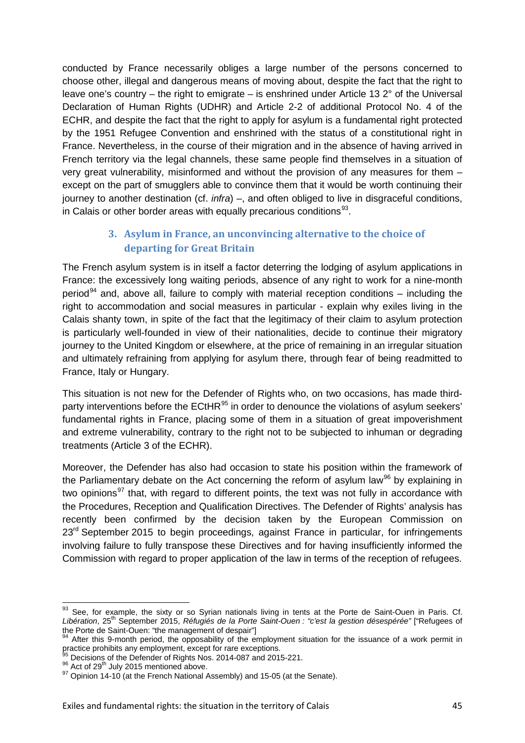conducted by France necessarily obliges a large number of the persons concerned to choose other, illegal and dangerous means of moving about, despite the fact that the right to leave one's country – the right to emigrate – is enshrined under Article 13 2° of the Universal Declaration of Human Rights (UDHR) and Article 2-2 of additional Protocol No. 4 of the ECHR, and despite the fact that the right to apply for asylum is a fundamental right protected by the 1951 Refugee Convention and enshrined with the status of a constitutional right in France. Nevertheless, in the course of their migration and in the absence of having arrived in French territory via the legal channels, these same people find themselves in a situation of very great vulnerability, misinformed and without the provision of any measures for them – except on the part of smugglers able to convince them that it would be worth continuing their journey to another destination (cf. *infra*) –, and often obliged to live in disgraceful conditions, in Calais or other border areas with equally precarious conditions[93].

### 3. Asylum in France, an unconvincing alternative to the choice of departing for Great Britain

The French asylum system is in itself a factor deterring the lodging of asylum applications in France: the excessively long waiting periods, absence of any right to work for a nine-month period[94] and, above all, failure to comply with material reception conditions – including the right to accommodation and social measures in particular - explain why exiles living in the Calais shanty town, in spite of the fact that the legitimacy of their claim to asylum protection is particularly well-founded in view of their nationalities, decide to continue their migratory journey to the United Kingdom or elsewhere, at the price of remaining in an irregular situation and ultimately refraining from applying for asylum there, through fear of being readmitted to France, Italy or Hungary.

This situation is not new for the Defender of Rights who, on two occasions, has made third-party interventions before the ECtHR[95] in order to denounce the violations of asylum seekers' fundamental rights in France, placing some of them in a situation of great impoverishment and extreme vulnerability, contrary to the right not to be subjected to inhuman or degrading treatments (Article 3 of the ECHR).

Moreover, the Defender has also had occasion to state his position within the framework of the Parliamentary debate on the Act concerning the reform of asylum law[96] by explaining in two opinions[97] that, with regard to different points, the text was not fully in accordance with the Procedures, Reception and Qualification Directives. The Defender of Rights' analysis has recently been confirmed by the decision taken by the European Commission on 23rd September 2015 to begin proceedings, against France in particular, for infringements involving failure to fully transpose these Directives and for having insufficiently informed the Commission with regard to proper application of the law in terms of the reception of refugees.

---

[93] See, for example, the sixty or so Syrian nationals living in tents at the Porte de Saint-Ouen in Paris. Cf. *Libération*, 25th September 2015, *Réfugiés de la Porte Saint-Ouen : "c'est la gestion désespérée"* ["Refugees of the Porte de Saint-Ouen: "the management of despair"]

[94] After this 9-month period, the opposability of the employment situation for the issuance of a work permit in practice prohibits any employment, except for rare exceptions.

[95] Decisions of the Defender of Rights Nos. 2014-087 and 2015-221.

[96] Act of 29th July 2015 mentioned above.

[97] Opinion 14-10 (at the French National Assembly) and 15-05 (at the Senate).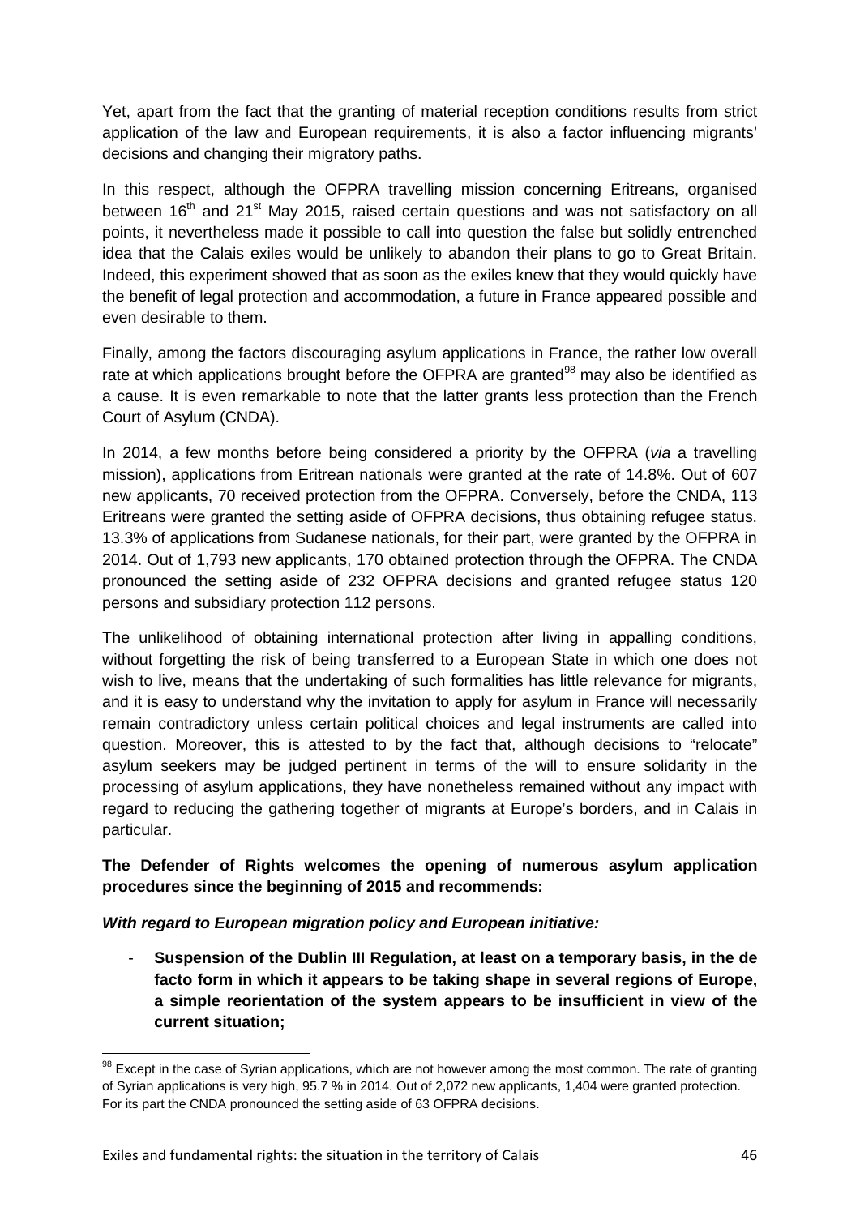Yet, apart from the fact that the granting of material reception conditions results from strict application of the law and European requirements, it is also a factor influencing migrants' decisions and changing their migratory paths.

In this respect, although the OFPRA travelling mission concerning Eritreans, organised between 16th and 21st May 2015, raised certain questions and was not satisfactory on all points, it nevertheless made it possible to call into question the false but solidly entrenched idea that the Calais exiles would be unlikely to abandon their plans to go to Great Britain. Indeed, this experiment showed that as soon as the exiles knew that they would quickly have the benefit of legal protection and accommodation, a future in France appeared possible and even desirable to them.

Finally, among the factors discouraging asylum applications in France, the rather low overall rate at which applications brought before the OFPRA are granted[98] may also be identified as a cause. It is even remarkable to note that the latter grants less protection than the French Court of Asylum (CNDA).

In 2014, a few months before being considered a priority by the OFPRA (*via* a travelling mission), applications from Eritrean nationals were granted at the rate of 14.8%. Out of 607 new applicants, 70 received protection from the OFPRA. Conversely, before the CNDA, 113 Eritreans were granted the setting aside of OFPRA decisions, thus obtaining refugee status. 13.3% of applications from Sudanese nationals, for their part, were granted by the OFPRA in 2014. Out of 1,793 new applicants, 170 obtained protection through the OFPRA. The CNDA pronounced the setting aside of 232 OFPRA decisions and granted refugee status 120 persons and subsidiary protection 112 persons.

The unlikelihood of obtaining international protection after living in appalling conditions, without forgetting the risk of being transferred to a European State in which one does not wish to live, means that the undertaking of such formalities has little relevance for migrants, and it is easy to understand why the invitation to apply for asylum in France will necessarily remain contradictory unless certain political choices and legal instruments are called into question. Moreover, this is attested to by the fact that, although decisions to "relocate" asylum seekers may be judged pertinent in terms of the will to ensure solidarity in the processing of asylum applications, they have nonetheless remained without any impact with regard to reducing the gathering together of migrants at Europe's borders, and in Calais in particular.

**The Defender of Rights welcomes the opening of numerous asylum application procedures since the beginning of 2015 and recommends:**

***With regard to European migration policy and European initiative:***

- **Suspension of the Dublin III Regulation, at least on a temporary basis, in the de facto form in which it appears to be taking shape in several regions of Europe, a simple reorientation of the system appears to be insufficient in view of the current situation;**

[98] Except in the case of Syrian applications, which are not however among the most common. The rate of granting of Syrian applications is very high, 95.7 % in 2014. Out of 2,072 new applicants, 1,404 were granted protection. For its part the CNDA pronounced the setting aside of 63 OFPRA decisions.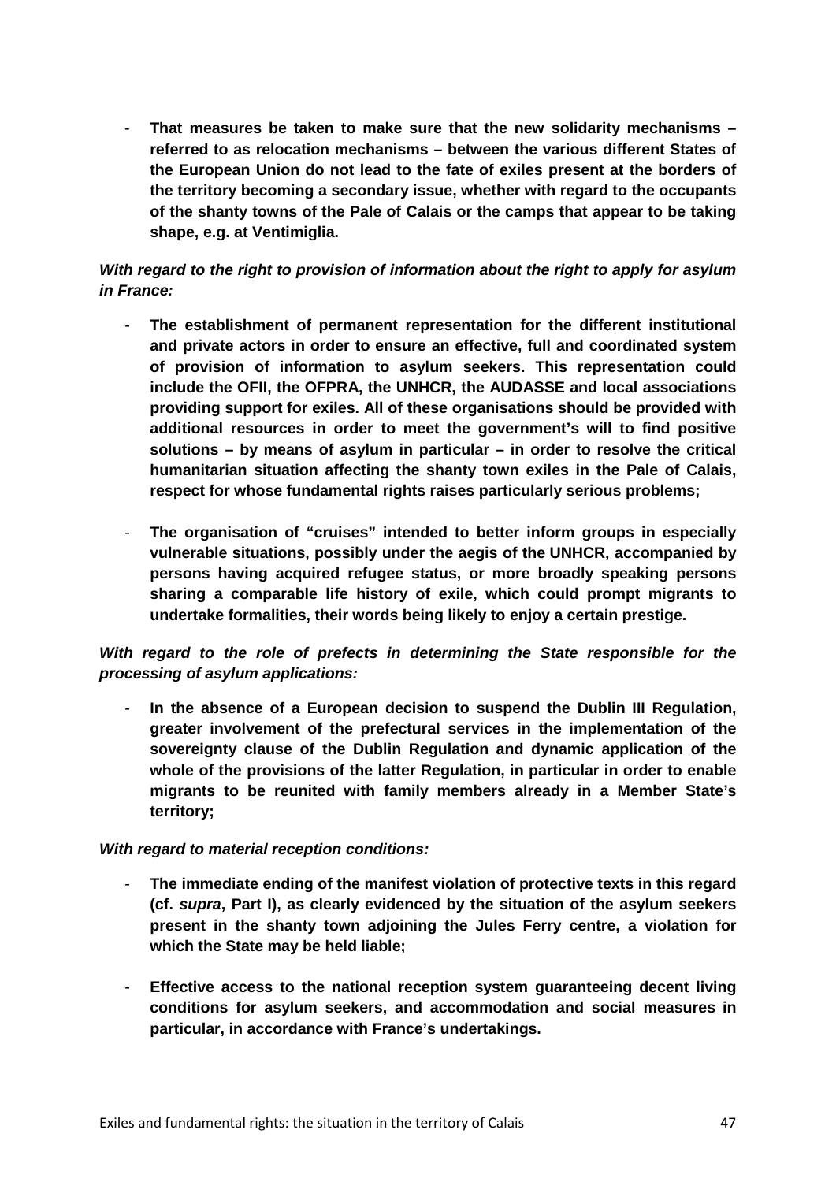- **That measures be taken to make sure that the new solidarity mechanisms – referred to as relocation mechanisms – between the various different States of the European Union do not lead to the fate of exiles present at the borders of the territory becoming a secondary issue, whether with regard to the occupants of the shanty towns of the Pale of Calais or the camps that appear to be taking shape, e.g. at Ventimiglia.**

***With regard to the right to provision of information about the right to apply for asylum in France:***

- **The establishment of permanent representation for the different institutional and private actors in order to ensure an effective, full and coordinated system of provision of information to asylum seekers. This representation could include the OFII, the OFPRA, the UNHCR, the AUDASSE and local associations providing support for exiles. All of these organisations should be provided with additional resources in order to meet the government's will to find positive solutions – by means of asylum in particular – in order to resolve the critical humanitarian situation affecting the shanty town exiles in the Pale of Calais, respect for whose fundamental rights raises particularly serious problems;**

- **The organisation of "cruises" intended to better inform groups in especially vulnerable situations, possibly under the aegis of the UNHCR, accompanied by persons having acquired refugee status, or more broadly speaking persons sharing a comparable life history of exile, which could prompt migrants to undertake formalities, their words being likely to enjoy a certain prestige.**

***With regard to the role of prefects in determining the State responsible for the processing of asylum applications:***

- **In the absence of a European decision to suspend the Dublin III Regulation, greater involvement of the prefectural services in the implementation of the sovereignty clause of the Dublin Regulation and dynamic application of the whole of the provisions of the latter Regulation, in particular in order to enable migrants to be reunited with family members already in a Member State's territory;**

***With regard to material reception conditions:***

- **The immediate ending of the manifest violation of protective texts in this regard (cf. *supra*, Part I), as clearly evidenced by the situation of the asylum seekers present in the shanty town adjoining the Jules Ferry centre, a violation for which the State may be held liable;**

- **Effective access to the national reception system guaranteeing decent living conditions for asylum seekers, and accommodation and social measures in particular, in accordance with France's undertakings.**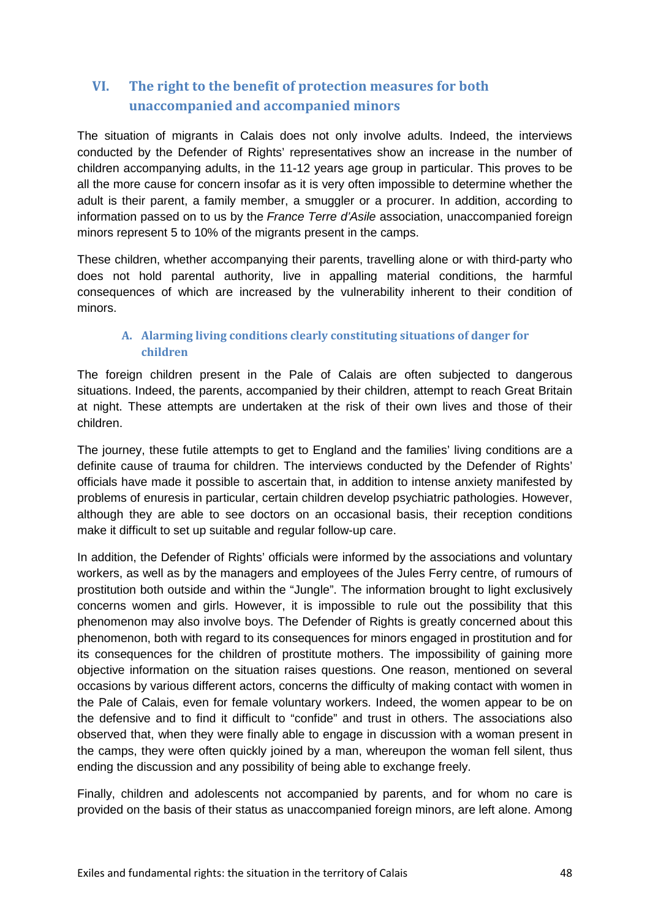## VI. The right to the benefit of protection measures for both unaccompanied and accompanied minors

The situation of migrants in Calais does not only involve adults. Indeed, the interviews conducted by the Defender of Rights' representatives show an increase in the number of children accompanying adults, in the 11-12 years age group in particular. This proves to be all the more cause for concern insofar as it is very often impossible to determine whether the adult is their parent, a family member, a smuggler or a procurer. In addition, according to information passed on to us by the *France Terre d'Asile* association, unaccompanied foreign minors represent 5 to 10% of the migrants present in the camps.

These children, whether accompanying their parents, travelling alone or with third-party who does not hold parental authority, live in appalling material conditions, the harmful consequences of which are increased by the vulnerability inherent to their condition of minors.

### A. Alarming living conditions clearly constituting situations of danger for children

The foreign children present in the Pale of Calais are often subjected to dangerous situations. Indeed, the parents, accompanied by their children, attempt to reach Great Britain at night. These attempts are undertaken at the risk of their own lives and those of their children.

The journey, these futile attempts to get to England and the families' living conditions are a definite cause of trauma for children. The interviews conducted by the Defender of Rights' officials have made it possible to ascertain that, in addition to intense anxiety manifested by problems of enuresis in particular, certain children develop psychiatric pathologies. However, although they are able to see doctors on an occasional basis, their reception conditions make it difficult to set up suitable and regular follow-up care.

In addition, the Defender of Rights' officials were informed by the associations and voluntary workers, as well as by the managers and employees of the Jules Ferry centre, of rumours of prostitution both outside and within the "Jungle". The information brought to light exclusively concerns women and girls. However, it is impossible to rule out the possibility that this phenomenon may also involve boys. The Defender of Rights is greatly concerned about this phenomenon, both with regard to its consequences for minors engaged in prostitution and for its consequences for the children of prostitute mothers. The impossibility of gaining more objective information on the situation raises questions. One reason, mentioned on several occasions by various different actors, concerns the difficulty of making contact with women in the Pale of Calais, even for female voluntary workers. Indeed, the women appear to be on the defensive and to find it difficult to "confide" and trust in others. The associations also observed that, when they were finally able to engage in discussion with a woman present in the camps, they were often quickly joined by a man, whereupon the woman fell silent, thus ending the discussion and any possibility of being able to exchange freely.

Finally, children and adolescents not accompanied by parents, and for whom no care is provided on the basis of their status as unaccompanied foreign minors, are left alone. Among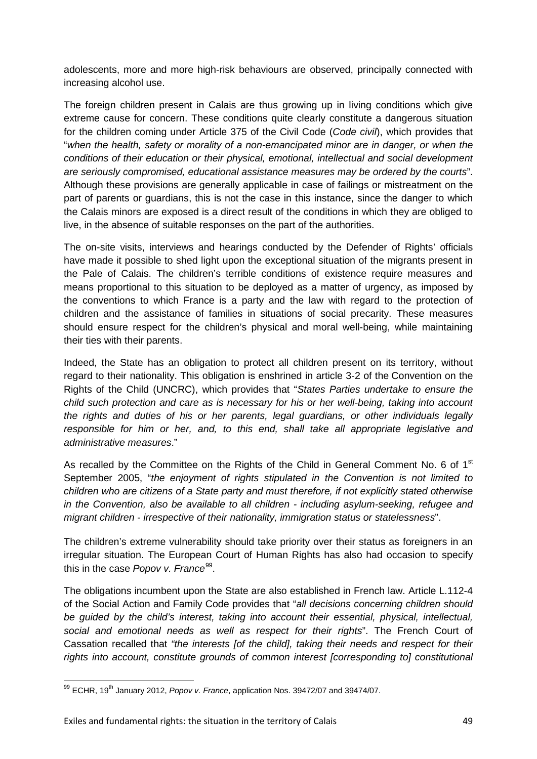adolescents, more and more high-risk behaviours are observed, principally connected with increasing alcohol use.

The foreign children present in Calais are thus growing up in living conditions which give extreme cause for concern. These conditions quite clearly constitute a dangerous situation for the children coming under Article 375 of the Civil Code (*Code civil*), which provides that "*when the health, safety or morality of a non-emancipated minor are in danger, or when the conditions of their education or their physical, emotional, intellectual and social development are seriously compromised, educational assistance measures may be ordered by the courts*". Although these provisions are generally applicable in case of failings or mistreatment on the part of parents or guardians, this is not the case in this instance, since the danger to which the Calais minors are exposed is a direct result of the conditions in which they are obliged to live, in the absence of suitable responses on the part of the authorities.

The on-site visits, interviews and hearings conducted by the Defender of Rights' officials have made it possible to shed light upon the exceptional situation of the migrants present in the Pale of Calais. The children's terrible conditions of existence require measures and means proportional to this situation to be deployed as a matter of urgency, as imposed by the conventions to which France is a party and the law with regard to the protection of children and the assistance of families in situations of social precarity. These measures should ensure respect for the children's physical and moral well-being, while maintaining their ties with their parents.

Indeed, the State has an obligation to protect all children present on its territory, without regard to their nationality. This obligation is enshrined in article 3-2 of the Convention on the Rights of the Child (UNCRC), which provides that "*States Parties undertake to ensure the child such protection and care as is necessary for his or her well-being, taking into account the rights and duties of his or her parents, legal guardians, or other individuals legally responsible for him or her, and, to this end, shall take all appropriate legislative and administrative measures*."

As recalled by the Committee on the Rights of the Child in General Comment No. 6 of 1st September 2005, "*the enjoyment of rights stipulated in the Convention is not limited to children who are citizens of a State party and must therefore, if not explicitly stated otherwise in the Convention, also be available to all children - including asylum-seeking, refugee and migrant children - irrespective of their nationality, immigration status or statelessness*".

The children's extreme vulnerability should take priority over their status as foreigners in an irregular situation. The European Court of Human Rights has also had occasion to specify this in the case *Popov v. France*[99].

The obligations incumbent upon the State are also established in French law. Article L.112-4 of the Social Action and Family Code provides that "*all decisions concerning children should be guided by the child's interest, taking into account their essential, physical, intellectual, social and emotional needs as well as respect for their rights*". The French Court of Cassation recalled that *"the interests [of the child], taking their needs and respect for their rights into account, constitute grounds of common interest [corresponding to] constitutional*

---

[99] ECHR, 19th January 2012, *Popov v. France*, application Nos. 39472/07 and 39474/07.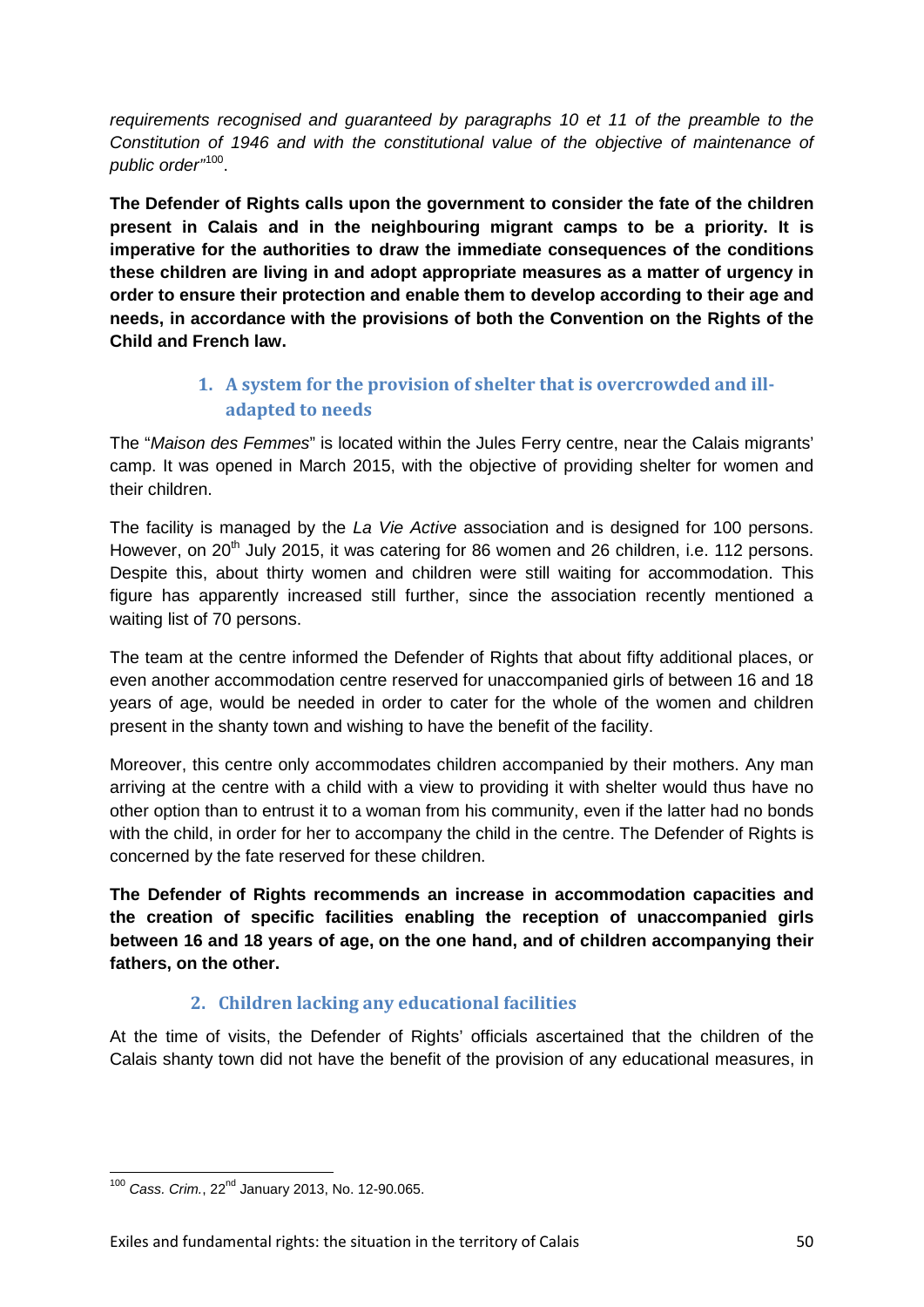*requirements recognised and guaranteed by paragraphs 10 et 11 of the preamble to the Constitution of 1946 and with the constitutional value of the objective of maintenance of public order"*[100].

**The Defender of Rights calls upon the government to consider the fate of the children present in Calais and in the neighbouring migrant camps to be a priority. It is imperative for the authorities to draw the immediate consequences of the conditions these children are living in and adopt appropriate measures as a matter of urgency in order to ensure their protection and enable them to develop according to their age and needs, in accordance with the provisions of both the Convention on the Rights of the Child and French law.**

### 1. A system for the provision of shelter that is overcrowded and ill-adapted to needs

The "*Maison des Femmes*" is located within the Jules Ferry centre, near the Calais migrants' camp. It was opened in March 2015, with the objective of providing shelter for women and their children.

The facility is managed by the *La Vie Active* association and is designed for 100 persons. However, on 20th July 2015, it was catering for 86 women and 26 children, i.e. 112 persons. Despite this, about thirty women and children were still waiting for accommodation. This figure has apparently increased still further, since the association recently mentioned a waiting list of 70 persons.

The team at the centre informed the Defender of Rights that about fifty additional places, or even another accommodation centre reserved for unaccompanied girls of between 16 and 18 years of age, would be needed in order to cater for the whole of the women and children present in the shanty town and wishing to have the benefit of the facility.

Moreover, this centre only accommodates children accompanied by their mothers. Any man arriving at the centre with a child with a view to providing it with shelter would thus have no other option than to entrust it to a woman from his community, even if the latter had no bonds with the child, in order for her to accompany the child in the centre. The Defender of Rights is concerned by the fate reserved for these children.

**The Defender of Rights recommends an increase in accommodation capacities and the creation of specific facilities enabling the reception of unaccompanied girls between 16 and 18 years of age, on the one hand, and of children accompanying their fathers, on the other.**

### 2. Children lacking any educational facilities

At the time of visits, the Defender of Rights' officials ascertained that the children of the Calais shanty town did not have the benefit of the provision of any educational measures, in

---

[100] *Cass. Crim.*, 22nd January 2013, No. 12-90.065.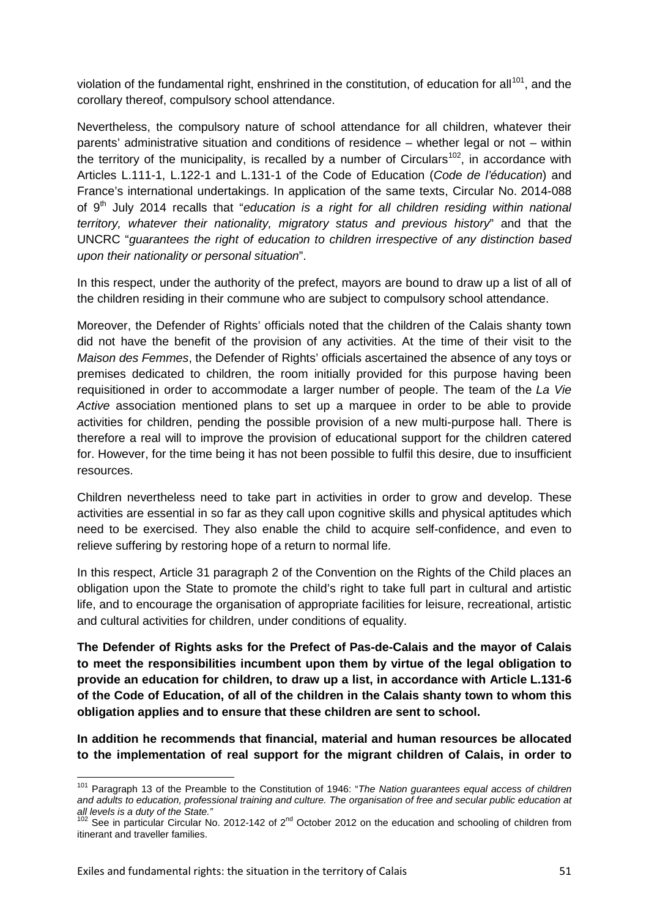violation of the fundamental right, enshrined in the constitution, of education for all[101], and the corollary thereof, compulsory school attendance.

Nevertheless, the compulsory nature of school attendance for all children, whatever their parents' administrative situation and conditions of residence – whether legal or not – within the territory of the municipality, is recalled by a number of Circulars[102], in accordance with Articles L.111-1, L.122-1 and L.131-1 of the Code of Education (*Code de l'éducation*) and France's international undertakings. In application of the same texts, Circular No. 2014-088 of 9th July 2014 recalls that "*education is a right for all children residing within national territory, whatever their nationality, migratory status and previous history*" and that the UNCRC "*guarantees the right of education to children irrespective of any distinction based upon their nationality or personal situation*".

In this respect, under the authority of the prefect, mayors are bound to draw up a list of all of the children residing in their commune who are subject to compulsory school attendance.

Moreover, the Defender of Rights' officials noted that the children of the Calais shanty town did not have the benefit of the provision of any activities. At the time of their visit to the *Maison des Femmes*, the Defender of Rights' officials ascertained the absence of any toys or premises dedicated to children, the room initially provided for this purpose having been requisitioned in order to accommodate a larger number of people. The team of the *La Vie Active* association mentioned plans to set up a marquee in order to be able to provide activities for children, pending the possible provision of a new multi-purpose hall. There is therefore a real will to improve the provision of educational support for the children catered for. However, for the time being it has not been possible to fulfil this desire, due to insufficient resources.

Children nevertheless need to take part in activities in order to grow and develop. These activities are essential in so far as they call upon cognitive skills and physical aptitudes which need to be exercised. They also enable the child to acquire self-confidence, and even to relieve suffering by restoring hope of a return to normal life.

In this respect, Article 31 paragraph 2 of the Convention on the Rights of the Child places an obligation upon the State to promote the child's right to take full part in cultural and artistic life, and to encourage the organisation of appropriate facilities for leisure, recreational, artistic and cultural activities for children, under conditions of equality.

**The Defender of Rights asks for the Prefect of Pas-de-Calais and the mayor of Calais to meet the responsibilities incumbent upon them by virtue of the legal obligation to provide an education for children, to draw up a list, in accordance with Article L.131-6 of the Code of Education, of all of the children in the Calais shanty town to whom this obligation applies and to ensure that these children are sent to school.**

**In addition he recommends that financial, material and human resources be allocated to the implementation of real support for the migrant children of Calais, in order to**

[101] Paragraph 13 of the Preamble to the Constitution of 1946: "*The Nation guarantees equal access of children and adults to education, professional training and culture. The organisation of free and secular public education at all levels is a duty of the State.*"

[102] See in particular Circular No. 2012-142 of 2nd October 2012 on the education and schooling of children from itinerant and traveller families.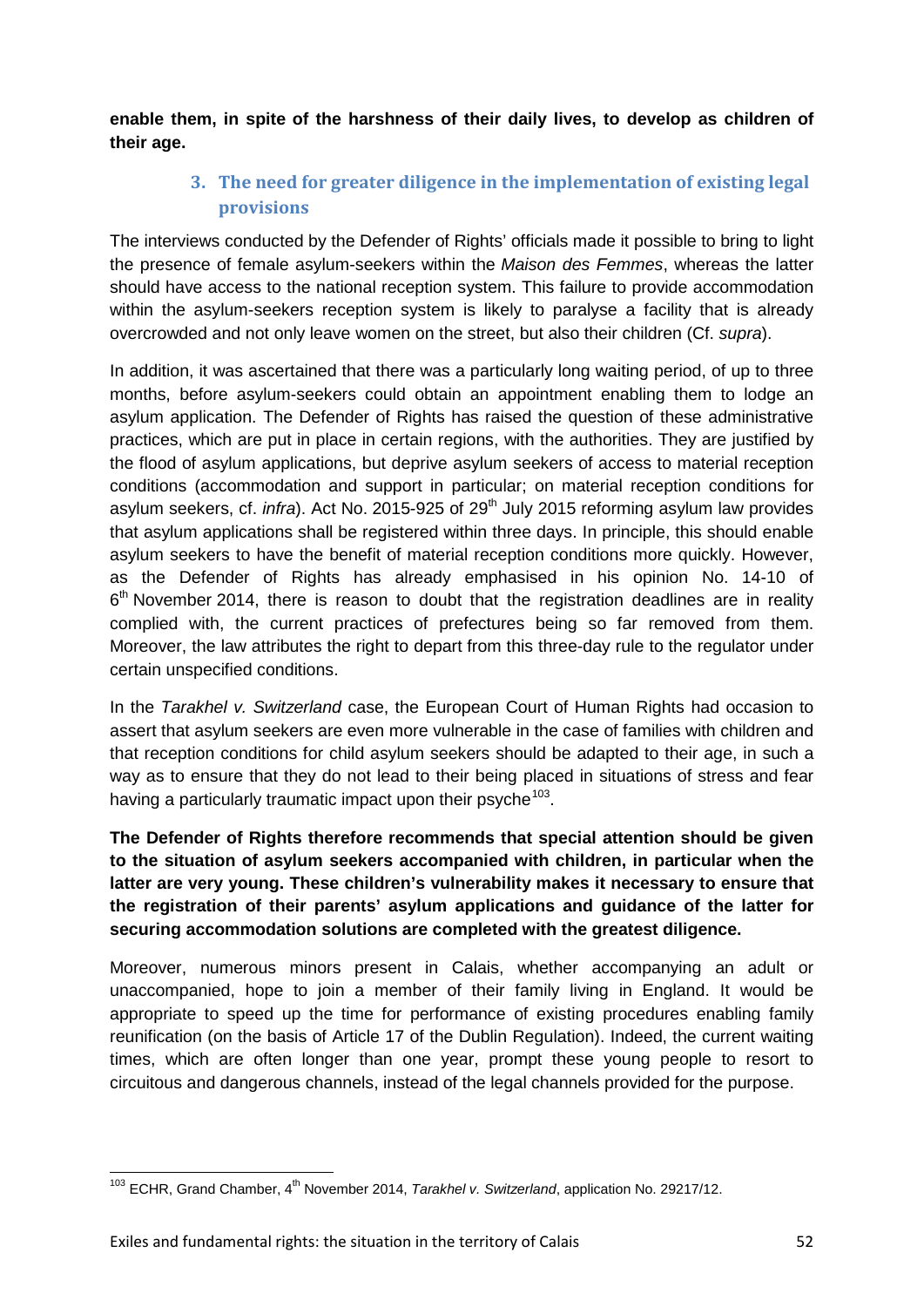**enable them, in spite of the harshness of their daily lives, to develop as children of their age.**

### 3. The need for greater diligence in the implementation of existing legal provisions

The interviews conducted by the Defender of Rights' officials made it possible to bring to light the presence of female asylum-seekers within the *Maison des Femmes*, whereas the latter should have access to the national reception system. This failure to provide accommodation within the asylum-seekers reception system is likely to paralyse a facility that is already overcrowded and not only leave women on the street, but also their children (Cf. *supra*).

In addition, it was ascertained that there was a particularly long waiting period, of up to three months, before asylum-seekers could obtain an appointment enabling them to lodge an asylum application. The Defender of Rights has raised the question of these administrative practices, which are put in place in certain regions, with the authorities. They are justified by the flood of asylum applications, but deprive asylum seekers of access to material reception conditions (accommodation and support in particular; on material reception conditions for asylum seekers, cf. *infra*). Act No. 2015-925 of 29th July 2015 reforming asylum law provides that asylum applications shall be registered within three days. In principle, this should enable asylum seekers to have the benefit of material reception conditions more quickly. However, as the Defender of Rights has already emphasised in his opinion No. 14-10 of 6th November 2014, there is reason to doubt that the registration deadlines are in reality complied with, the current practices of prefectures being so far removed from them. Moreover, the law attributes the right to depart from this three-day rule to the regulator under certain unspecified conditions.

In the *Tarakhel v. Switzerland* case, the European Court of Human Rights had occasion to assert that asylum seekers are even more vulnerable in the case of families with children and that reception conditions for child asylum seekers should be adapted to their age, in such a way as to ensure that they do not lead to their being placed in situations of stress and fear having a particularly traumatic impact upon their psyche[103].

**The Defender of Rights therefore recommends that special attention should be given to the situation of asylum seekers accompanied with children, in particular when the latter are very young. These children's vulnerability makes it necessary to ensure that the registration of their parents' asylum applications and guidance of the latter for securing accommodation solutions are completed with the greatest diligence.**

Moreover, numerous minors present in Calais, whether accompanying an adult or unaccompanied, hope to join a member of their family living in England. It would be appropriate to speed up the time for performance of existing procedures enabling family reunification (on the basis of Article 17 of the Dublin Regulation). Indeed, the current waiting times, which are often longer than one year, prompt these young people to resort to circuitous and dangerous channels, instead of the legal channels provided for the purpose.

---

[103] ECHR, Grand Chamber, 4th November 2014, *Tarakhel v. Switzerland*, application No. 29217/12.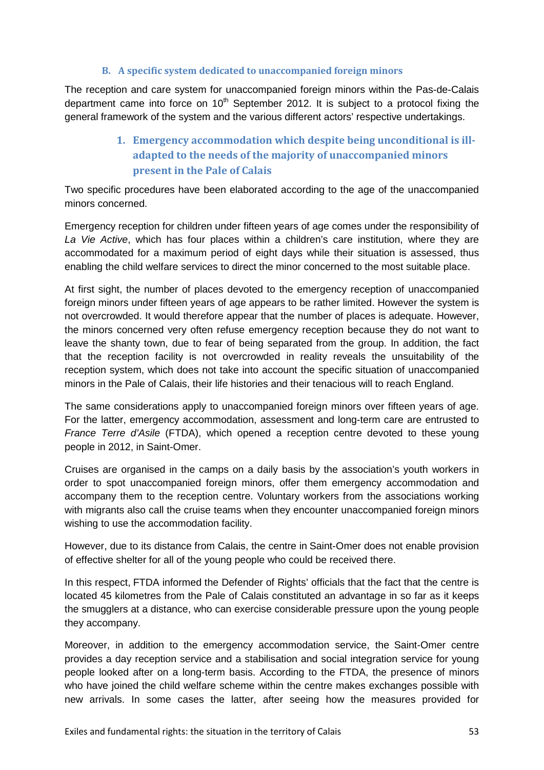### B. A specific system dedicated to unaccompanied foreign minors

The reception and care system for unaccompanied foreign minors within the Pas-de-Calais department came into force on 10th September 2012. It is subject to a protocol fixing the general framework of the system and the various different actors' respective undertakings.

#### 1. Emergency accommodation which despite being unconditional is ill-adapted to the needs of the majority of unaccompanied minors present in the Pale of Calais

Two specific procedures have been elaborated according to the age of the unaccompanied minors concerned.

Emergency reception for children under fifteen years of age comes under the responsibility of *La Vie Active*, which has four places within a children's care institution, where they are accommodated for a maximum period of eight days while their situation is assessed, thus enabling the child welfare services to direct the minor concerned to the most suitable place.

At first sight, the number of places devoted to the emergency reception of unaccompanied foreign minors under fifteen years of age appears to be rather limited. However the system is not overcrowded. It would therefore appear that the number of places is adequate. However, the minors concerned very often refuse emergency reception because they do not want to leave the shanty town, due to fear of being separated from the group. In addition, the fact that the reception facility is not overcrowded in reality reveals the unsuitability of the reception system, which does not take into account the specific situation of unaccompanied minors in the Pale of Calais, their life histories and their tenacious will to reach England.

The same considerations apply to unaccompanied foreign minors over fifteen years of age. For the latter, emergency accommodation, assessment and long-term care are entrusted to *France Terre d'Asile* (FTDA), which opened a reception centre devoted to these young people in 2012, in Saint-Omer.

Cruises are organised in the camps on a daily basis by the association's youth workers in order to spot unaccompanied foreign minors, offer them emergency accommodation and accompany them to the reception centre. Voluntary workers from the associations working with migrants also call the cruise teams when they encounter unaccompanied foreign minors wishing to use the accommodation facility.

However, due to its distance from Calais, the centre in Saint-Omer does not enable provision of effective shelter for all of the young people who could be received there.

In this respect, FTDA informed the Defender of Rights' officials that the fact that the centre is located 45 kilometres from the Pale of Calais constituted an advantage in so far as it keeps the smugglers at a distance, who can exercise considerable pressure upon the young people they accompany.

Moreover, in addition to the emergency accommodation service, the Saint-Omer centre provides a day reception service and a stabilisation and social integration service for young people looked after on a long-term basis. According to the FTDA, the presence of minors who have joined the child welfare scheme within the centre makes exchanges possible with new arrivals. In some cases the latter, after seeing how the measures provided for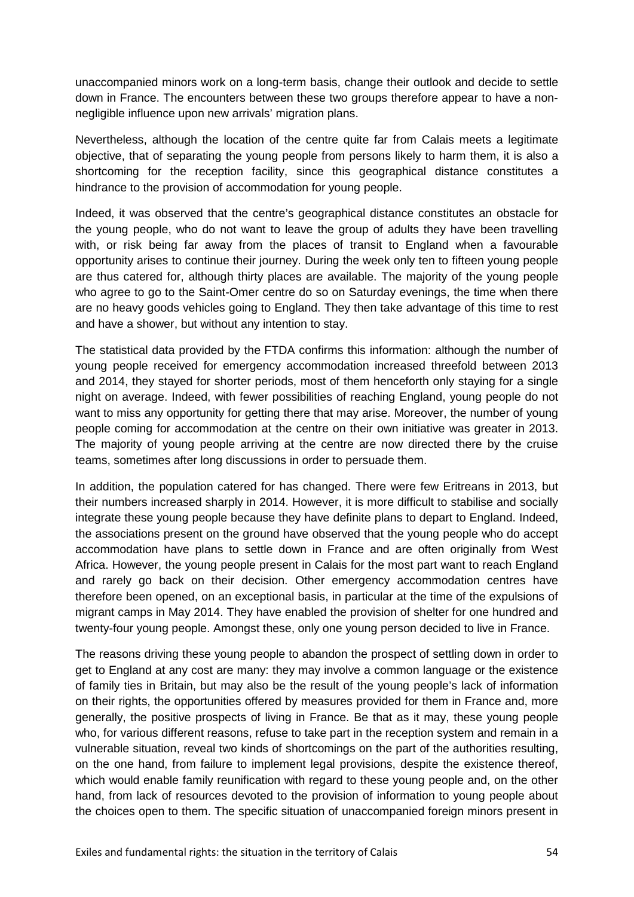unaccompanied minors work on a long-term basis, change their outlook and decide to settle down in France. The encounters between these two groups therefore appear to have a non-negligible influence upon new arrivals' migration plans.

Nevertheless, although the location of the centre quite far from Calais meets a legitimate objective, that of separating the young people from persons likely to harm them, it is also a shortcoming for the reception facility, since this geographical distance constitutes a hindrance to the provision of accommodation for young people.

Indeed, it was observed that the centre's geographical distance constitutes an obstacle for the young people, who do not want to leave the group of adults they have been travelling with, or risk being far away from the places of transit to England when a favourable opportunity arises to continue their journey. During the week only ten to fifteen young people are thus catered for, although thirty places are available. The majority of the young people who agree to go to the Saint-Omer centre do so on Saturday evenings, the time when there are no heavy goods vehicles going to England. They then take advantage of this time to rest and have a shower, but without any intention to stay.

The statistical data provided by the FTDA confirms this information: although the number of young people received for emergency accommodation increased threefold between 2013 and 2014, they stayed for shorter periods, most of them henceforth only staying for a single night on average. Indeed, with fewer possibilities of reaching England, young people do not want to miss any opportunity for getting there that may arise. Moreover, the number of young people coming for accommodation at the centre on their own initiative was greater in 2013. The majority of young people arriving at the centre are now directed there by the cruise teams, sometimes after long discussions in order to persuade them.

In addition, the population catered for has changed. There were few Eritreans in 2013, but their numbers increased sharply in 2014. However, it is more difficult to stabilise and socially integrate these young people because they have definite plans to depart to England. Indeed, the associations present on the ground have observed that the young people who do accept accommodation have plans to settle down in France and are often originally from West Africa. However, the young people present in Calais for the most part want to reach England and rarely go back on their decision. Other emergency accommodation centres have therefore been opened, on an exceptional basis, in particular at the time of the expulsions of migrant camps in May 2014. They have enabled the provision of shelter for one hundred and twenty-four young people. Amongst these, only one young person decided to live in France.

The reasons driving these young people to abandon the prospect of settling down in order to get to England at any cost are many: they may involve a common language or the existence of family ties in Britain, but may also be the result of the young people's lack of information on their rights, the opportunities offered by measures provided for them in France and, more generally, the positive prospects of living in France. Be that as it may, these young people who, for various different reasons, refuse to take part in the reception system and remain in a vulnerable situation, reveal two kinds of shortcomings on the part of the authorities resulting, on the one hand, from failure to implement legal provisions, despite the existence thereof, which would enable family reunification with regard to these young people and, on the other hand, from lack of resources devoted to the provision of information to young people about the choices open to them. The specific situation of unaccompanied foreign minors present in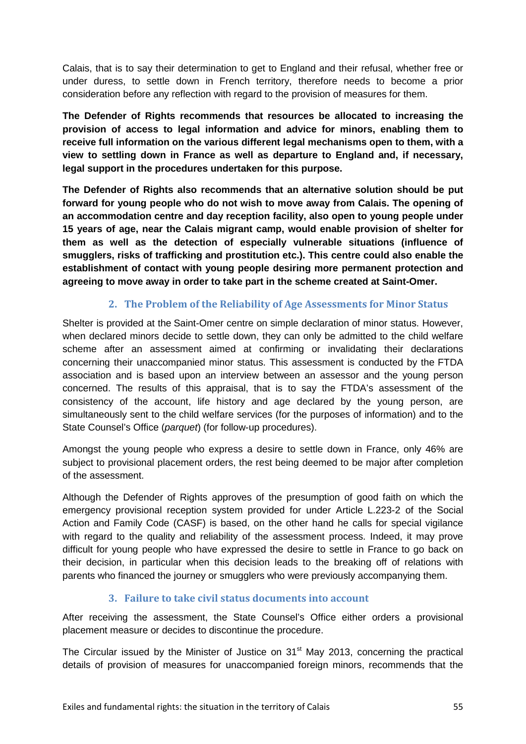Calais, that is to say their determination to get to England and their refusal, whether free or under duress, to settle down in French territory, therefore needs to become a prior consideration before any reflection with regard to the provision of measures for them.

**The Defender of Rights recommends that resources be allocated to increasing the provision of access to legal information and advice for minors, enabling them to receive full information on the various different legal mechanisms open to them, with a view to settling down in France as well as departure to England and, if necessary, legal support in the procedures undertaken for this purpose.**

**The Defender of Rights also recommends that an alternative solution should be put forward for young people who do not wish to move away from Calais. The opening of an accommodation centre and day reception facility, also open to young people under 15 years of age, near the Calais migrant camp, would enable provision of shelter for them as well as the detection of especially vulnerable situations (influence of smugglers, risks of trafficking and prostitution etc.). This centre could also enable the establishment of contact with young people desiring more permanent protection and agreeing to move away in order to take part in the scheme created at Saint-Omer.**

### 2. The Problem of the Reliability of Age Assessments for Minor Status

Shelter is provided at the Saint-Omer centre on simple declaration of minor status. However, when declared minors decide to settle down, they can only be admitted to the child welfare scheme after an assessment aimed at confirming or invalidating their declarations concerning their unaccompanied minor status. This assessment is conducted by the FTDA association and is based upon an interview between an assessor and the young person concerned. The results of this appraisal, that is to say the FTDA's assessment of the consistency of the account, life history and age declared by the young person, are simultaneously sent to the child welfare services (for the purposes of information) and to the State Counsel's Office (*parquet*) (for follow-up procedures).

Amongst the young people who express a desire to settle down in France, only 46% are subject to provisional placement orders, the rest being deemed to be major after completion of the assessment.

Although the Defender of Rights approves of the presumption of good faith on which the emergency provisional reception system provided for under Article L.223-2 of the Social Action and Family Code (CASF) is based, on the other hand he calls for special vigilance with regard to the quality and reliability of the assessment process. Indeed, it may prove difficult for young people who have expressed the desire to settle in France to go back on their decision, in particular when this decision leads to the breaking off of relations with parents who financed the journey or smugglers who were previously accompanying them.

### 3. Failure to take civil status documents into account

After receiving the assessment, the State Counsel's Office either orders a provisional placement measure or decides to discontinue the procedure.

The Circular issued by the Minister of Justice on 31st May 2013, concerning the practical details of provision of measures for unaccompanied foreign minors, recommends that the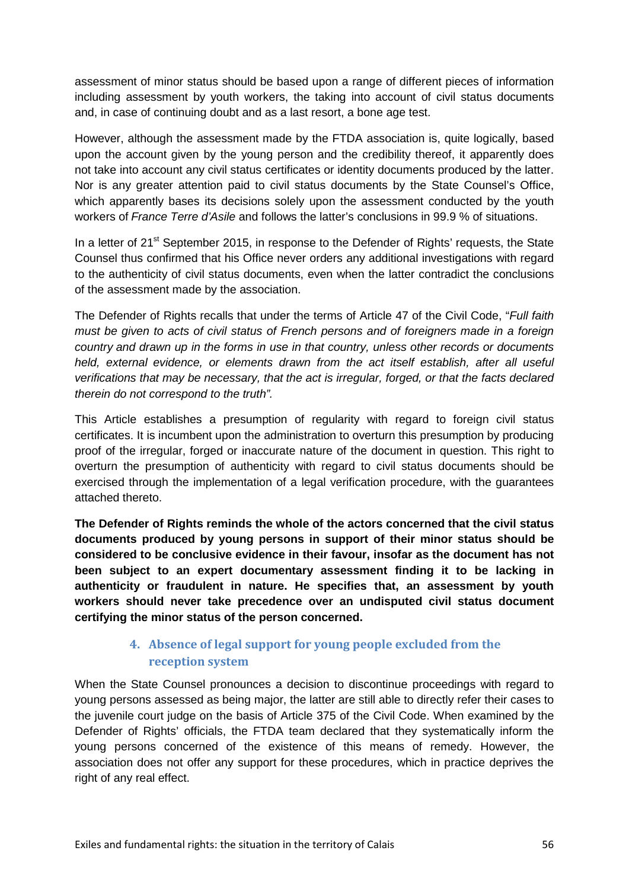assessment of minor status should be based upon a range of different pieces of information including assessment by youth workers, the taking into account of civil status documents and, in case of continuing doubt and as a last resort, a bone age test.

However, although the assessment made by the FTDA association is, quite logically, based upon the account given by the young person and the credibility thereof, it apparently does not take into account any civil status certificates or identity documents produced by the latter. Nor is any greater attention paid to civil status documents by the State Counsel's Office, which apparently bases its decisions solely upon the assessment conducted by the youth workers of *France Terre d'Asile* and follows the latter's conclusions in 99.9 % of situations.

In a letter of 21st September 2015, in response to the Defender of Rights' requests, the State Counsel thus confirmed that his Office never orders any additional investigations with regard to the authenticity of civil status documents, even when the latter contradict the conclusions of the assessment made by the association.

The Defender of Rights recalls that under the terms of Article 47 of the Civil Code, "*Full faith must be given to acts of civil status of French persons and of foreigners made in a foreign country and drawn up in the forms in use in that country, unless other records or documents held, external evidence, or elements drawn from the act itself establish, after all useful verifications that may be necessary, that the act is irregular, forged, or that the facts declared therein do not correspond to the truth".*

This Article establishes a presumption of regularity with regard to foreign civil status certificates. It is incumbent upon the administration to overturn this presumption by producing proof of the irregular, forged or inaccurate nature of the document in question. This right to overturn the presumption of authenticity with regard to civil status documents should be exercised through the implementation of a legal verification procedure, with the guarantees attached thereto.

**The Defender of Rights reminds the whole of the actors concerned that the civil status documents produced by young persons in support of their minor status should be considered to be conclusive evidence in their favour, insofar as the document has not been subject to an expert documentary assessment finding it to be lacking in authenticity or fraudulent in nature. He specifies that, an assessment by youth workers should never take precedence over an undisputed civil status document certifying the minor status of the person concerned.**

### 4. Absence of legal support for young people excluded from the reception system

When the State Counsel pronounces a decision to discontinue proceedings with regard to young persons assessed as being major, the latter are still able to directly refer their cases to the juvenile court judge on the basis of Article 375 of the Civil Code. When examined by the Defender of Rights' officials, the FTDA team declared that they systematically inform the young persons concerned of the existence of this means of remedy. However, the association does not offer any support for these procedures, which in practice deprives the right of any real effect.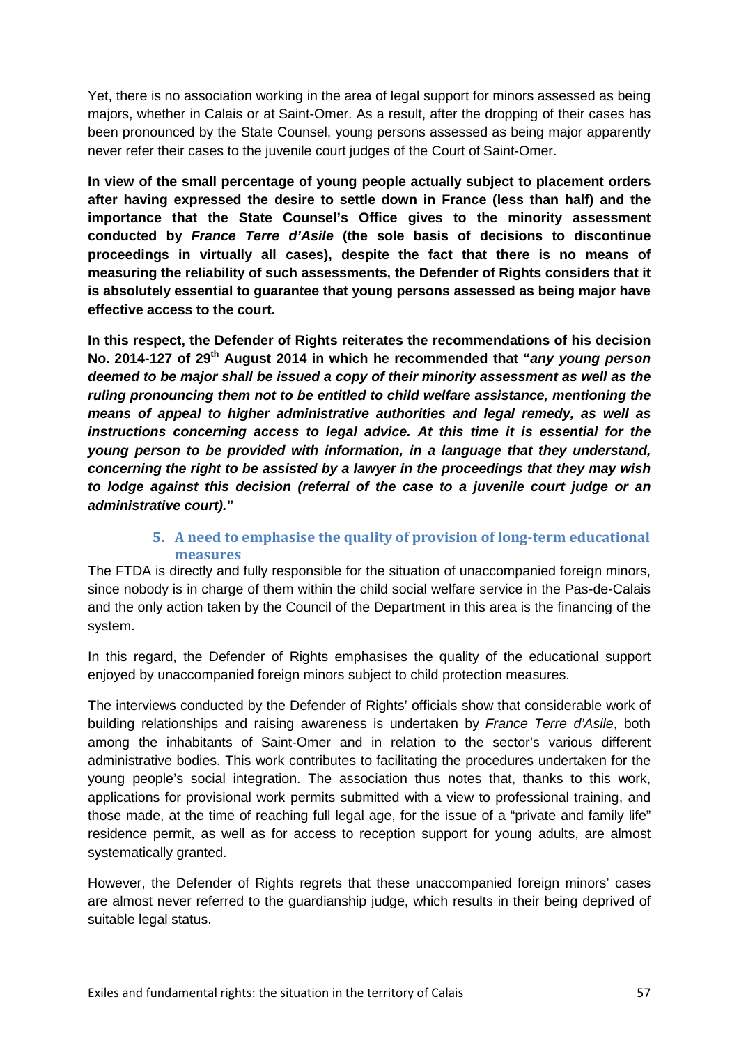Yet, there is no association working in the area of legal support for minors assessed as being majors, whether in Calais or at Saint-Omer. As a result, after the dropping of their cases has been pronounced by the State Counsel, young persons assessed as being major apparently never refer their cases to the juvenile court judges of the Court of Saint-Omer.

**In view of the small percentage of young people actually subject to placement orders after having expressed the desire to settle down in France (less than half) and the importance that the State Counsel's Office gives to the minority assessment conducted by *France Terre d'Asile* (the sole basis of decisions to discontinue proceedings in virtually all cases), despite the fact that there is no means of measuring the reliability of such assessments, the Defender of Rights considers that it is absolutely essential to guarantee that young persons assessed as being major have effective access to the court.**

**In this respect, the Defender of Rights reiterates the recommendations of his decision No. 2014-127 of 29th August 2014 in which he recommended that "*any young person deemed to be major shall be issued a copy of their minority assessment as well as the ruling pronouncing them not to be entitled to child welfare assistance, mentioning the means of appeal to higher administrative authorities and legal remedy, as well as instructions concerning access to legal advice. At this time it is essential for the young person to be provided with information, in a language that they understand, concerning the right to be assisted by a lawyer in the proceedings that they may wish to lodge against this decision (referral of the case to a juvenile court judge or an administrative court).*"**

### 5. A need to emphasise the quality of provision of long-term educational measures

The FTDA is directly and fully responsible for the situation of unaccompanied foreign minors, since nobody is in charge of them within the child social welfare service in the Pas-de-Calais and the only action taken by the Council of the Department in this area is the financing of the system.

In this regard, the Defender of Rights emphasises the quality of the educational support enjoyed by unaccompanied foreign minors subject to child protection measures.

The interviews conducted by the Defender of Rights' officials show that considerable work of building relationships and raising awareness is undertaken by *France Terre d'Asile*, both among the inhabitants of Saint-Omer and in relation to the sector's various different administrative bodies. This work contributes to facilitating the procedures undertaken for the young people's social integration. The association thus notes that, thanks to this work, applications for provisional work permits submitted with a view to professional training, and those made, at the time of reaching full legal age, for the issue of a "private and family life" residence permit, as well as for access to reception support for young adults, are almost systematically granted.

However, the Defender of Rights regrets that these unaccompanied foreign minors' cases are almost never referred to the guardianship judge, which results in their being deprived of suitable legal status.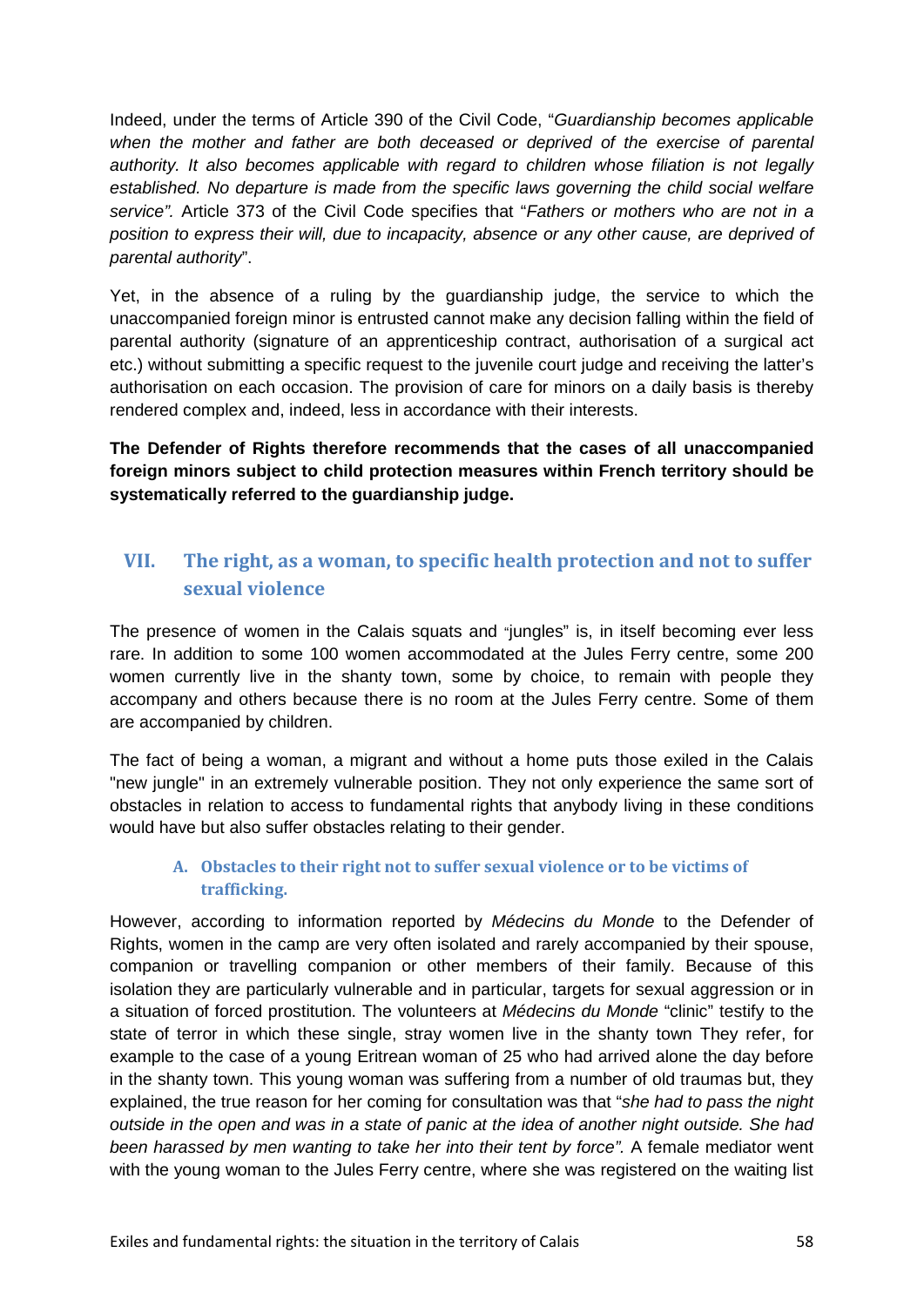Indeed, under the terms of Article 390 of the Civil Code, "*Guardianship becomes applicable when the mother and father are both deceased or deprived of the exercise of parental authority. It also becomes applicable with regard to children whose filiation is not legally established. No departure is made from the specific laws governing the child social welfare service".* Article 373 of the Civil Code specifies that "*Fathers or mothers who are not in a position to express their will, due to incapacity, absence or any other cause, are deprived of parental authority*".

Yet, in the absence of a ruling by the guardianship judge, the service to which the unaccompanied foreign minor is entrusted cannot make any decision falling within the field of parental authority (signature of an apprenticeship contract, authorisation of a surgical act etc.) without submitting a specific request to the juvenile court judge and receiving the latter's authorisation on each occasion. The provision of care for minors on a daily basis is thereby rendered complex and, indeed, less in accordance with their interests.

**The Defender of Rights therefore recommends that the cases of all unaccompanied foreign minors subject to child protection measures within French territory should be systematically referred to the guardianship judge.**

## VII. The right, as a woman, to specific health protection and not to suffer sexual violence

The presence of women in the Calais squats and "jungles" is, in itself becoming ever less rare. In addition to some 100 women accommodated at the Jules Ferry centre, some 200 women currently live in the shanty town, some by choice, to remain with people they accompany and others because there is no room at the Jules Ferry centre. Some of them are accompanied by children.

The fact of being a woman, a migrant and without a home puts those exiled in the Calais "new jungle" in an extremely vulnerable position. They not only experience the same sort of obstacles in relation to access to fundamental rights that anybody living in these conditions would have but also suffer obstacles relating to their gender.

### A. Obstacles to their right not to suffer sexual violence or to be victims of trafficking.

However, according to information reported by *Médecins du Monde* to the Defender of Rights, women in the camp are very often isolated and rarely accompanied by their spouse, companion or travelling companion or other members of their family. Because of this isolation they are particularly vulnerable and in particular, targets for sexual aggression or in a situation of forced prostitution. The volunteers at *Médecins du Monde* "clinic" testify to the state of terror in which these single, stray women live in the shanty town They refer, for example to the case of a young Eritrean woman of 25 who had arrived alone the day before in the shanty town. This young woman was suffering from a number of old traumas but, they explained, the true reason for her coming for consultation was that "*she had to pass the night outside in the open and was in a state of panic at the idea of another night outside. She had been harassed by men wanting to take her into their tent by force".* A female mediator went with the young woman to the Jules Ferry centre, where she was registered on the waiting list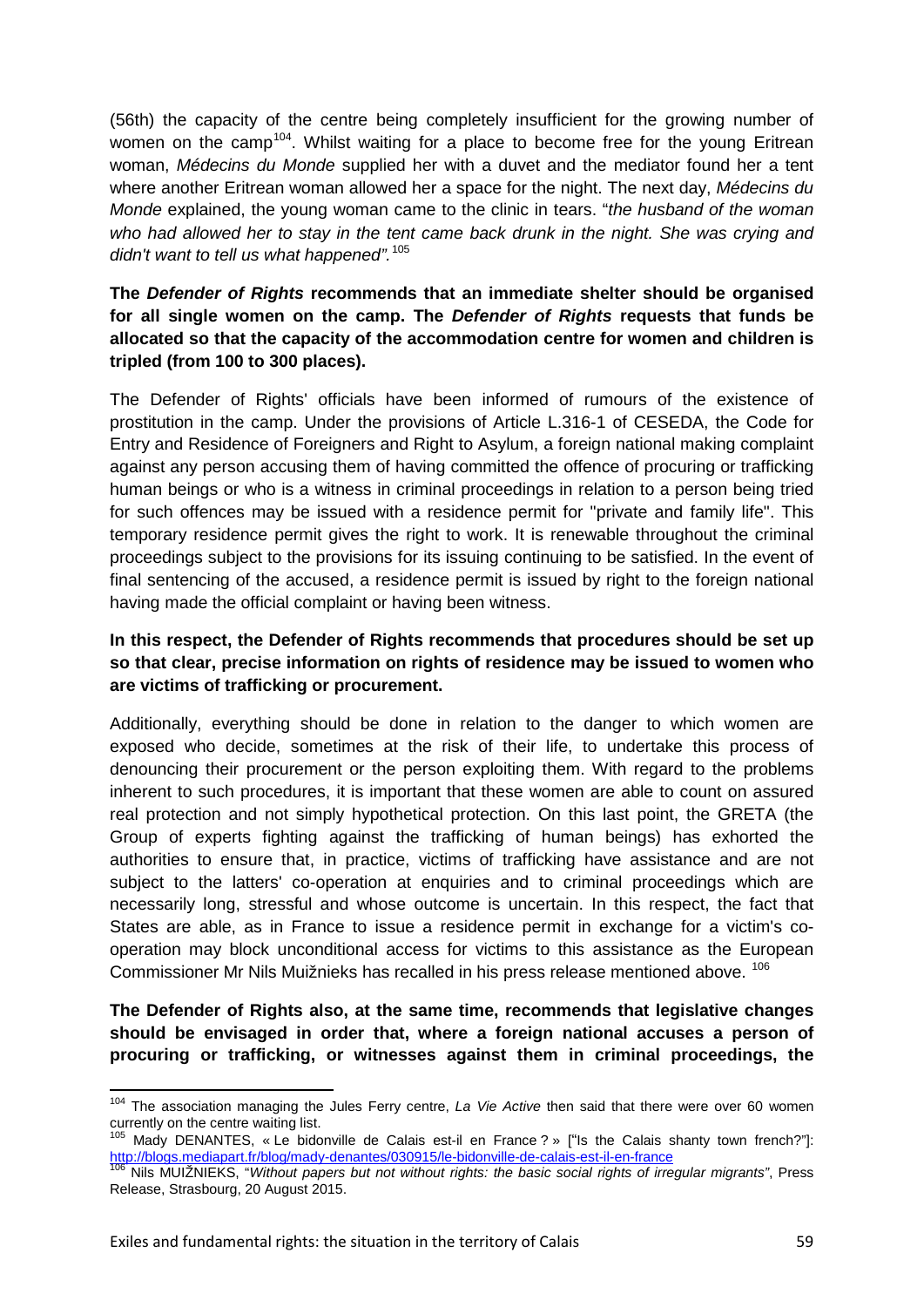(56th) the capacity of the centre being completely insufficient for the growing number of women on the camp[104]. Whilst waiting for a place to become free for the young Eritrean woman, *Médecins du Monde* supplied her with a duvet and the mediator found her a tent where another Eritrean woman allowed her a space for the night. The next day, *Médecins du Monde* explained, the young woman came to the clinic in tears. "*the husband of the woman who had allowed her to stay in the tent came back drunk in the night. She was crying and didn't want to tell us what happened".*[105]

**The *Defender of Rights* recommends that an immediate shelter should be organised for all single women on the camp. The *Defender of Rights* requests that funds be allocated so that the capacity of the accommodation centre for women and children is tripled (from 100 to 300 places).**

The Defender of Rights' officials have been informed of rumours of the existence of prostitution in the camp. Under the provisions of Article L.316-1 of CESEDA, the Code for Entry and Residence of Foreigners and Right to Asylum, a foreign national making complaint against any person accusing them of having committed the offence of procuring or trafficking human beings or who is a witness in criminal proceedings in relation to a person being tried for such offences may be issued with a residence permit for "private and family life". This temporary residence permit gives the right to work. It is renewable throughout the criminal proceedings subject to the provisions for its issuing continuing to be satisfied. In the event of final sentencing of the accused, a residence permit is issued by right to the foreign national having made the official complaint or having been witness.

**In this respect, the Defender of Rights recommends that procedures should be set up so that clear, precise information on rights of residence may be issued to women who are victims of trafficking or procurement.**

Additionally, everything should be done in relation to the danger to which women are exposed who decide, sometimes at the risk of their life, to undertake this process of denouncing their procurement or the person exploiting them. With regard to the problems inherent to such procedures, it is important that these women are able to count on assured real protection and not simply hypothetical protection. On this last point, the GRETA (the Group of experts fighting against the trafficking of human beings) has exhorted the authorities to ensure that, in practice, victims of trafficking have assistance and are not subject to the latters' co-operation at enquiries and to criminal proceedings which are necessarily long, stressful and whose outcome is uncertain. In this respect, the fact that States are able, as in France to issue a residence permit in exchange for a victim's co-operation may block unconditional access for victims to this assistance as the European Commissioner Mr Nils Muižnieks has recalled in his press release mentioned above. [106]

**The Defender of Rights also, at the same time, recommends that legislative changes should be envisaged in order that, where a foreign national accuses a person of procuring or trafficking, or witnesses against them in criminal proceedings, the**

---

[104] The association managing the Jules Ferry centre, *La Vie Active* then said that there were over 60 women currently on the centre waiting list.

[105] Mady DENANTES, « Le bidonville de Calais est-il en France ? » ["Is the Calais shanty town french?"]: http://blogs.mediapart.fr/blog/mady-denantes/030915/le-bidonville-de-calais-est-il-en-france

[106] Nils MUIŽNIEKS, "*Without papers but not without rights: the basic social rights of irregular migrants*", Press Release, Strasbourg, 20 August 2015.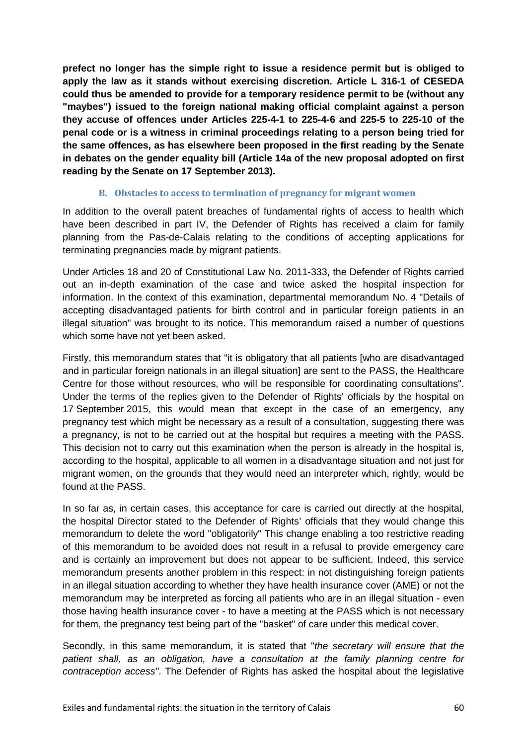**prefect no longer has the simple right to issue a residence permit but is obliged to apply the law as it stands without exercising discretion. Article L 316-1 of CESEDA could thus be amended to provide for a temporary residence permit to be (without any "maybes") issued to the foreign national making official complaint against a person they accuse of offences under Articles 225-4-1 to 225-4-6 and 225-5 to 225-10 of the penal code or is a witness in criminal proceedings relating to a person being tried for the same offences, as has elsewhere been proposed in the first reading by the Senate in debates on the gender equality bill (Article 14a of the new proposal adopted on first reading by the Senate on 17 September 2013).**

### B. Obstacles to access to termination of pregnancy for migrant women

In addition to the overall patent breaches of fundamental rights of access to health which have been described in part IV, the Defender of Rights has received a claim for family planning from the Pas-de-Calais relating to the conditions of accepting applications for terminating pregnancies made by migrant patients.

Under Articles 18 and 20 of Constitutional Law No. 2011-333, the Defender of Rights carried out an in-depth examination of the case and twice asked the hospital inspection for information. In the context of this examination, departmental memorandum No. 4 "Details of accepting disadvantaged patients for birth control and in particular foreign patients in an illegal situation" was brought to its notice. This memorandum raised a number of questions which some have not yet been asked.

Firstly, this memorandum states that "it is obligatory that all patients [who are disadvantaged and in particular foreign nationals in an illegal situation] are sent to the PASS, the Healthcare Centre for those without resources, who will be responsible for coordinating consultations". Under the terms of the replies given to the Defender of Rights' officials by the hospital on 17 September 2015, this would mean that except in the case of an emergency, any pregnancy test which might be necessary as a result of a consultation, suggesting there was a pregnancy, is not to be carried out at the hospital but requires a meeting with the PASS. This decision not to carry out this examination when the person is already in the hospital is, according to the hospital, applicable to all women in a disadvantage situation and not just for migrant women, on the grounds that they would need an interpreter which, rightly, would be found at the PASS.

In so far as, in certain cases, this acceptance for care is carried out directly at the hospital, the hospital Director stated to the Defender of Rights' officials that they would change this memorandum to delete the word "obligatorily" This change enabling a too restrictive reading of this memorandum to be avoided does not result in a refusal to provide emergency care and is certainly an improvement but does not appear to be sufficient. Indeed, this service memorandum presents another problem in this respect: in not distinguishing foreign patients in an illegal situation according to whether they have health insurance cover (AME) or not the memorandum may be interpreted as forcing all patients who are in an illegal situation - even those having health insurance cover - to have a meeting at the PASS which is not necessary for them, the pregnancy test being part of the "basket" of care under this medical cover.

Secondly, in this same memorandum, it is stated that "*the secretary will ensure that the patient shall, as an obligation, have a consultation at the family planning centre for contraception access"*. The Defender of Rights has asked the hospital about the legislative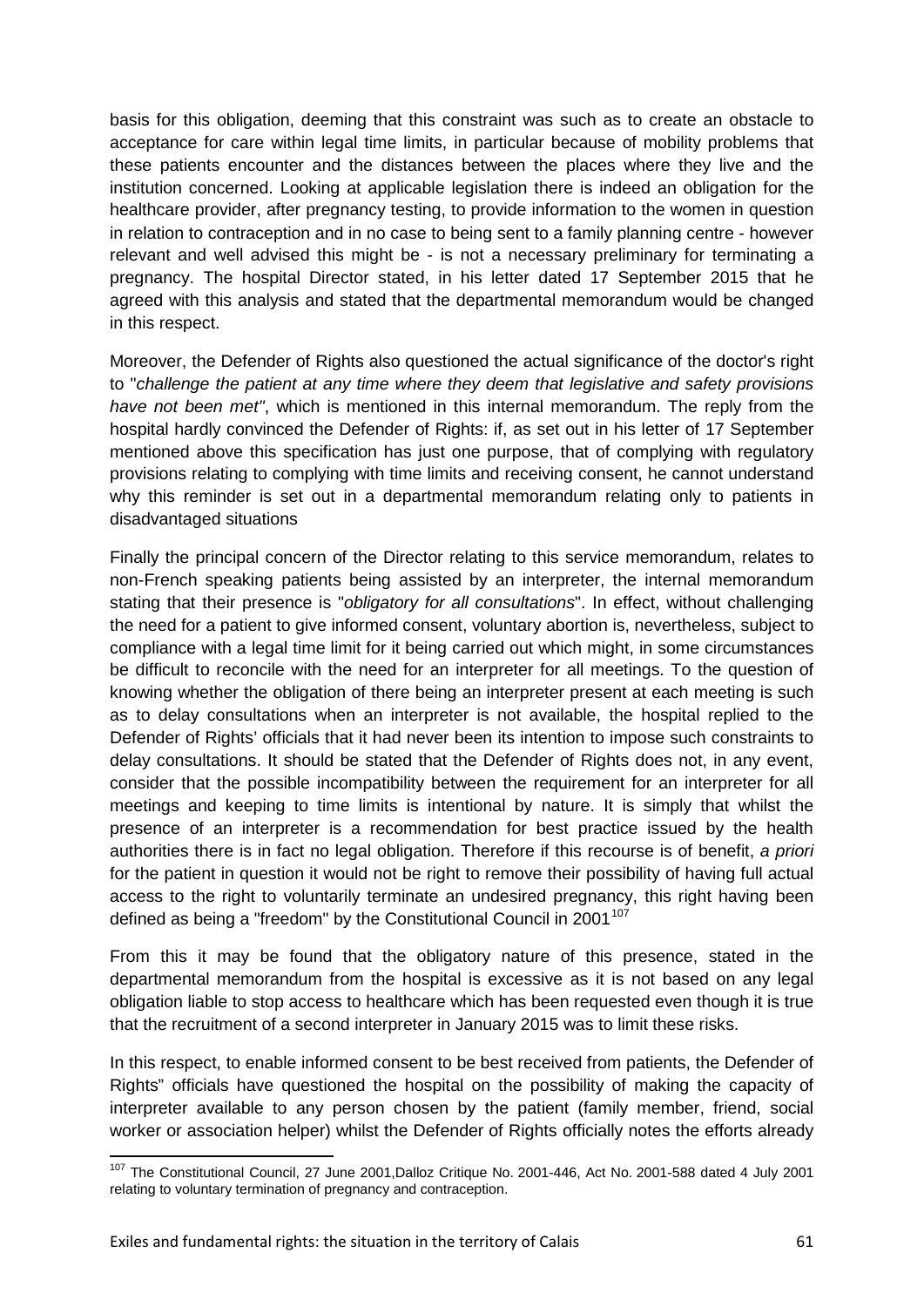basis for this obligation, deeming that this constraint was such as to create an obstacle to acceptance for care within legal time limits, in particular because of mobility problems that these patients encounter and the distances between the places where they live and the institution concerned. Looking at applicable legislation there is indeed an obligation for the healthcare provider, after pregnancy testing, to provide information to the women in question in relation to contraception and in no case to being sent to a family planning centre - however relevant and well advised this might be - is not a necessary preliminary for terminating a pregnancy. The hospital Director stated, in his letter dated 17 September 2015 that he agreed with this analysis and stated that the departmental memorandum would be changed in this respect.

Moreover, the Defender of Rights also questioned the actual significance of the doctor's right to "*challenge the patient at any time where they deem that legislative and safety provisions have not been met"*, which is mentioned in this internal memorandum. The reply from the hospital hardly convinced the Defender of Rights: if, as set out in his letter of 17 September mentioned above this specification has just one purpose, that of complying with regulatory provisions relating to complying with time limits and receiving consent, he cannot understand why this reminder is set out in a departmental memorandum relating only to patients in disadvantaged situations

Finally the principal concern of the Director relating to this service memorandum, relates to non-French speaking patients being assisted by an interpreter, the internal memorandum stating that their presence is "*obligatory for all consultations*". In effect, without challenging the need for a patient to give informed consent, voluntary abortion is, nevertheless, subject to compliance with a legal time limit for it being carried out which might, in some circumstances be difficult to reconcile with the need for an interpreter for all meetings. To the question of knowing whether the obligation of there being an interpreter present at each meeting is such as to delay consultations when an interpreter is not available, the hospital replied to the Defender of Rights' officials that it had never been its intention to impose such constraints to delay consultations. It should be stated that the Defender of Rights does not, in any event, consider that the possible incompatibility between the requirement for an interpreter for all meetings and keeping to time limits is intentional by nature. It is simply that whilst the presence of an interpreter is a recommendation for best practice issued by the health authorities there is in fact no legal obligation. Therefore if this recourse is of benefit, *a priori* for the patient in question it would not be right to remove their possibility of having full actual access to the right to voluntarily terminate an undesired pregnancy, this right having been defined as being a "freedom" by the Constitutional Council in 2001[107]

From this it may be found that the obligatory nature of this presence, stated in the departmental memorandum from the hospital is excessive as it is not based on any legal obligation liable to stop access to healthcare which has been requested even though it is true that the recruitment of a second interpreter in January 2015 was to limit these risks.

In this respect, to enable informed consent to be best received from patients, the Defender of Rights" officials have questioned the hospital on the possibility of making the capacity of interpreter available to any person chosen by the patient (family member, friend, social worker or association helper) whilst the Defender of Rights officially notes the efforts already

---

[107] The Constitutional Council, 27 June 2001,Dalloz Critique No. 2001-446, Act No. 2001-588 dated 4 July 2001 relating to voluntary termination of pregnancy and contraception.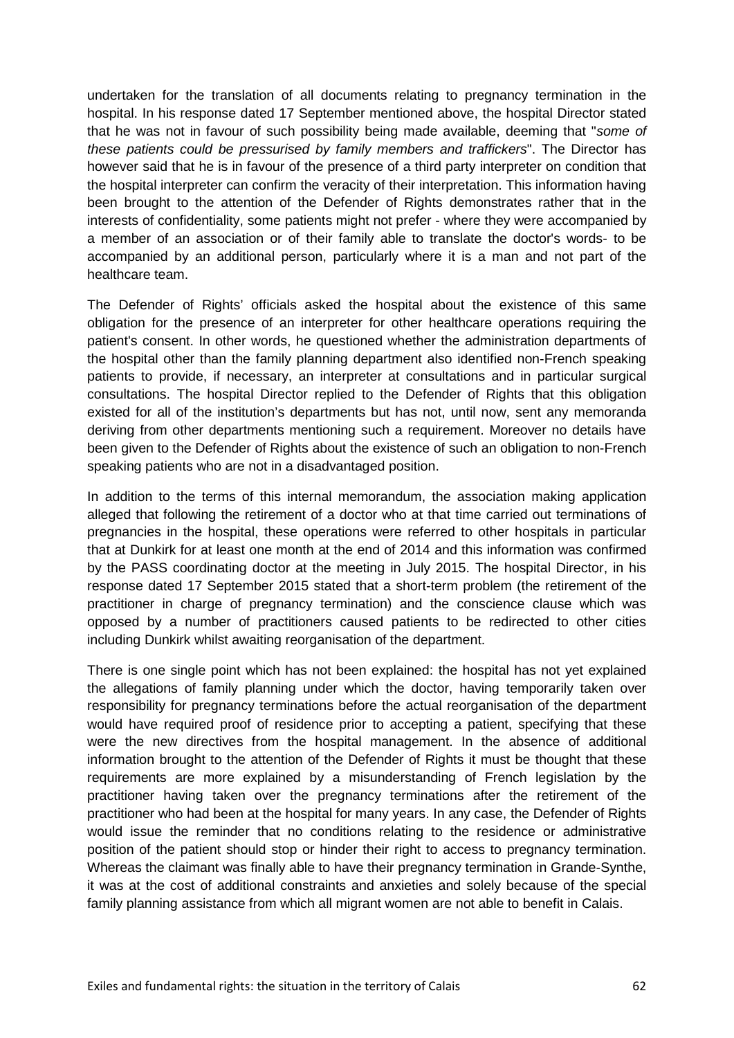undertaken for the translation of all documents relating to pregnancy termination in the hospital. In his response dated 17 September mentioned above, the hospital Director stated that he was not in favour of such possibility being made available, deeming that "*some of these patients could be pressurised by family members and traffickers*". The Director has however said that he is in favour of the presence of a third party interpreter on condition that the hospital interpreter can confirm the veracity of their interpretation. This information having been brought to the attention of the Defender of Rights demonstrates rather that in the interests of confidentiality, some patients might not prefer - where they were accompanied by a member of an association or of their family able to translate the doctor's words- to be accompanied by an additional person, particularly where it is a man and not part of the healthcare team.

The Defender of Rights' officials asked the hospital about the existence of this same obligation for the presence of an interpreter for other healthcare operations requiring the patient's consent. In other words, he questioned whether the administration departments of the hospital other than the family planning department also identified non-French speaking patients to provide, if necessary, an interpreter at consultations and in particular surgical consultations. The hospital Director replied to the Defender of Rights that this obligation existed for all of the institution's departments but has not, until now, sent any memoranda deriving from other departments mentioning such a requirement. Moreover no details have been given to the Defender of Rights about the existence of such an obligation to non-French speaking patients who are not in a disadvantaged position.

In addition to the terms of this internal memorandum, the association making application alleged that following the retirement of a doctor who at that time carried out terminations of pregnancies in the hospital, these operations were referred to other hospitals in particular that at Dunkirk for at least one month at the end of 2014 and this information was confirmed by the PASS coordinating doctor at the meeting in July 2015. The hospital Director, in his response dated 17 September 2015 stated that a short-term problem (the retirement of the practitioner in charge of pregnancy termination) and the conscience clause which was opposed by a number of practitioners caused patients to be redirected to other cities including Dunkirk whilst awaiting reorganisation of the department.

There is one single point which has not been explained: the hospital has not yet explained the allegations of family planning under which the doctor, having temporarily taken over responsibility for pregnancy terminations before the actual reorganisation of the department would have required proof of residence prior to accepting a patient, specifying that these were the new directives from the hospital management. In the absence of additional information brought to the attention of the Defender of Rights it must be thought that these requirements are more explained by a misunderstanding of French legislation by the practitioner having taken over the pregnancy terminations after the retirement of the practitioner who had been at the hospital for many years. In any case, the Defender of Rights would issue the reminder that no conditions relating to the residence or administrative position of the patient should stop or hinder their right to access to pregnancy termination. Whereas the claimant was finally able to have their pregnancy termination in Grande-Synthe, it was at the cost of additional constraints and anxieties and solely because of the special family planning assistance from which all migrant women are not able to benefit in Calais.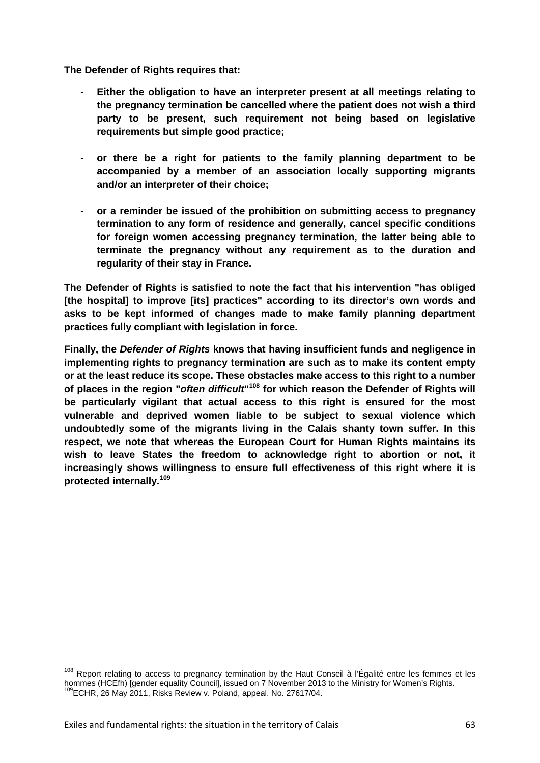**The Defender of Rights requires that:**

- **Either the obligation to have an interpreter present at all meetings relating to the pregnancy termination be cancelled where the patient does not wish a third party to be present, such requirement not being based on legislative requirements but simple good practice;**

- **or there be a right for patients to the family planning department to be accompanied by a member of an association locally supporting migrants and/or an interpreter of their choice;**

- **or a reminder be issued of the prohibition on submitting access to pregnancy termination to any form of residence and generally, cancel specific conditions for foreign women accessing pregnancy termination, the latter being able to terminate the pregnancy without any requirement as to the duration and regularity of their stay in France.**

**The Defender of Rights is satisfied to note the fact that his intervention "has obliged [the hospital] to improve [its] practices" according to its director's own words and asks to be kept informed of changes made to make family planning department practices fully compliant with legislation in force.**

**Finally, the *Defender of Rights* knows that having insufficient funds and negligence in implementing rights to pregnancy termination are such as to make its content empty or at the least reduce its scope. These obstacles make access to this right to a number of places in the region "*often difficult*"[108] for which reason the Defender of Rights will be particularly vigilant that actual access to this right is ensured for the most vulnerable and deprived women liable to be subject to sexual violence which undoubtedly some of the migrants living in the Calais shanty town suffer. In this respect, we note that whereas the European Court for Human Rights maintains its wish to leave States the freedom to acknowledge right to abortion or not, it increasingly shows willingness to ensure full effectiveness of this right where it is protected internally.[109]**

---

[108] Report relating to access to pregnancy termination by the Haut Conseil à l'Égalité entre les femmes et les hommes (HCEfh) [gender equality Council], issued on 7 November 2013 to the Ministry for Women's Rights.

[109] ECHR, 26 May 2011, Risks Review v. Poland, appeal. No. 27617/04.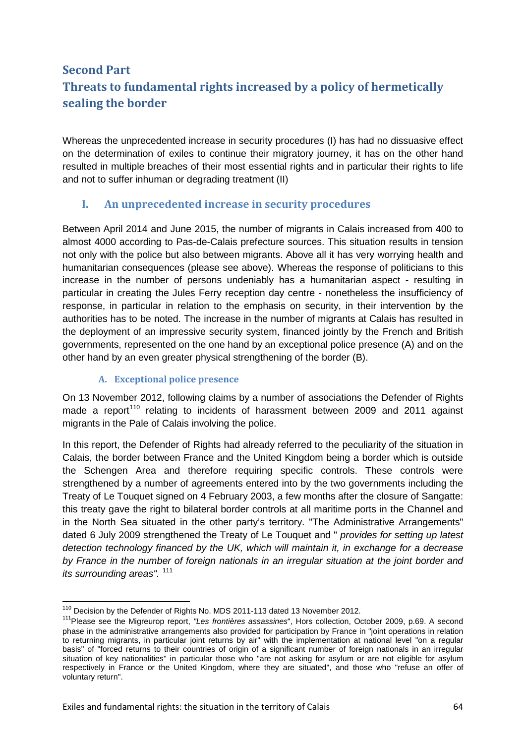## Second Part
## Threats to fundamental rights increased by a policy of hermetically sealing the border

Whereas the unprecedented increase in security procedures (I) has had no dissuasive effect on the determination of exiles to continue their migratory journey, it has on the other hand resulted in multiple breaches of their most essential rights and in particular their rights to life and not to suffer inhuman or degrading treatment (II)

### I. An unprecedented increase in security procedures

Between April 2014 and June 2015, the number of migrants in Calais increased from 400 to almost 4000 according to Pas-de-Calais prefecture sources. This situation results in tension not only with the police but also between migrants. Above all it has very worrying health and humanitarian consequences (please see above). Whereas the response of politicians to this increase in the number of persons undeniably has a humanitarian aspect - resulting in particular in creating the Jules Ferry reception day centre - nonetheless the insufficiency of response, in particular in relation to the emphasis on security, in their intervention by the authorities has to be noted. The increase in the number of migrants at Calais has resulted in the deployment of an impressive security system, financed jointly by the French and British governments, represented on the one hand by an exceptional police presence (A) and on the other hand by an even greater physical strengthening of the border (B).

#### A. Exceptional police presence

On 13 November 2012, following claims by a number of associations the Defender of Rights made a report[110] relating to incidents of harassment between 2009 and 2011 against migrants in the Pale of Calais involving the police.

In this report, the Defender of Rights had already referred to the peculiarity of the situation in Calais, the border between France and the United Kingdom being a border which is outside the Schengen Area and therefore requiring specific controls. These controls were strengthened by a number of agreements entered into by the two governments including the Treaty of Le Touquet signed on 4 February 2003, a few months after the closure of Sangatte: this treaty gave the right to bilateral border controls at all maritime ports in the Channel and in the North Sea situated in the other party's territory. "The Administrative Arrangements" dated 6 July 2009 strengthened the Treaty of Le Touquet and " *provides for setting up latest detection technology financed by the UK, which will maintain it, in exchange for a decrease by France in the number of foreign nationals in an irregular situation at the joint border and its surrounding areas".* [111]

---

[110] Decision by the Defender of Rights No. MDS 2011-113 dated 13 November 2012.

[111] Please see the Migreurop report, *"Les frontières assassines*", Hors collection, October 2009, p.69. A second phase in the administrative arrangements also provided for participation by France in "joint operations in relation to returning migrants, in particular joint returns by air" with the implementation at national level "on a regular basis" of "forced returns to their countries of origin of a significant number of foreign nationals in an irregular situation of key nationalities" in particular those who "are not asking for asylum or are not eligible for asylum respectively in France or the United Kingdom, where they are situated", and those who "refuse an offer of voluntary return".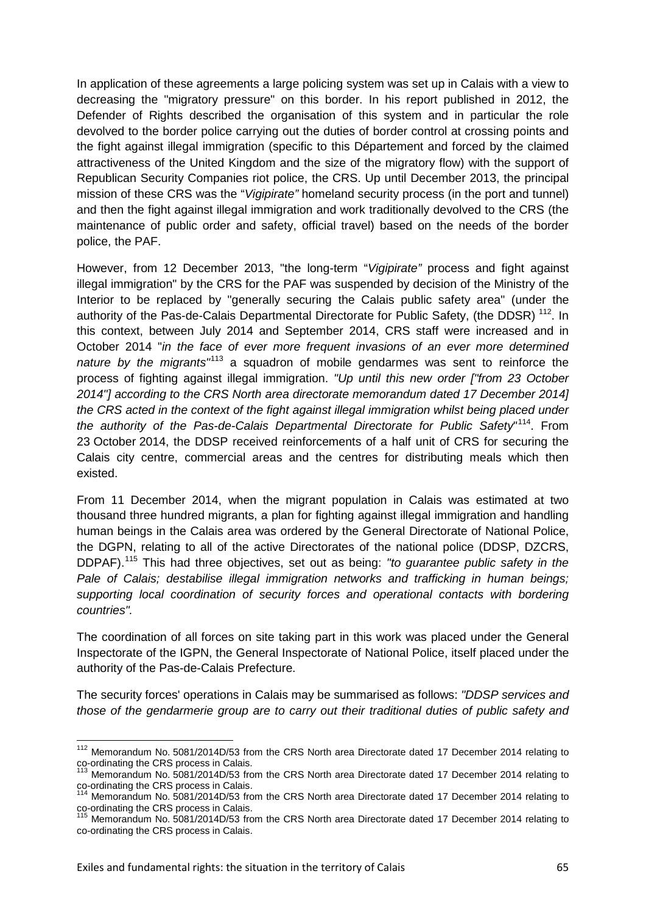In application of these agreements a large policing system was set up in Calais with a view to decreasing the "migratory pressure" on this border. In his report published in 2012, the Defender of Rights described the organisation of this system and in particular the role devolved to the border police carrying out the duties of border control at crossing points and the fight against illegal immigration (specific to this Département and forced by the claimed attractiveness of the United Kingdom and the size of the migratory flow) with the support of Republican Security Companies riot police, the CRS. Up until December 2013, the principal mission of these CRS was the "*Vigipirate"* homeland security process (in the port and tunnel) and then the fight against illegal immigration and work traditionally devolved to the CRS (the maintenance of public order and safety, official travel) based on the needs of the border police, the PAF.

However, from 12 December 2013, "the long-term "*Vigipirate"* process and fight against illegal immigration" by the CRS for the PAF was suspended by decision of the Ministry of the Interior to be replaced by "generally securing the Calais public safety area" (under the authority of the Pas-de-Calais Departmental Directorate for Public Safety, (the DDSR) [112]. In this context, between July 2014 and September 2014, CRS staff were increased and in October 2014 "*in the face of ever more frequent invasions of an ever more determined nature by the migrants"*[113] a squadron of mobile gendarmes was sent to reinforce the process of fighting against illegal immigration. *"Up until this new order ["from 23 October 2014"] according to the CRS North area directorate memorandum dated 17 December 2014] the CRS acted in the context of the fight against illegal immigration whilst being placed under the authority of the Pas-de-Calais Departmental Directorate for Public Safety*"[114]. From 23 October 2014, the DDSP received reinforcements of a half unit of CRS for securing the Calais city centre, commercial areas and the centres for distributing meals which then existed.

From 11 December 2014, when the migrant population in Calais was estimated at two thousand three hundred migrants, a plan for fighting against illegal immigration and handling human beings in the Calais area was ordered by the General Directorate of National Police, the DGPN, relating to all of the active Directorates of the national police (DDSP, DZCRS, DDPAF).[115] This had three objectives, set out as being: *"to guarantee public safety in the Pale of Calais; destabilise illegal immigration networks and trafficking in human beings; supporting local coordination of security forces and operational contacts with bordering countries".*

The coordination of all forces on site taking part in this work was placed under the General Inspectorate of the IGPN, the General Inspectorate of National Police, itself placed under the authority of the Pas-de-Calais Prefecture.

The security forces' operations in Calais may be summarised as follows: *"DDSP services and those of the gendarmerie group are to carry out their traditional duties of public safety and*

[112] Memorandum No. 5081/2014D/53 from the CRS North area Directorate dated 17 December 2014 relating to co-ordinating the CRS process in Calais.
[113] Memorandum No. 5081/2014D/53 from the CRS North area Directorate dated 17 December 2014 relating to co-ordinating the CRS process in Calais.
[114] Memorandum No. 5081/2014D/53 from the CRS North area Directorate dated 17 December 2014 relating to co-ordinating the CRS process in Calais.
[115] Memorandum No. 5081/2014D/53 from the CRS North area Directorate dated 17 December 2014 relating to co-ordinating the CRS process in Calais.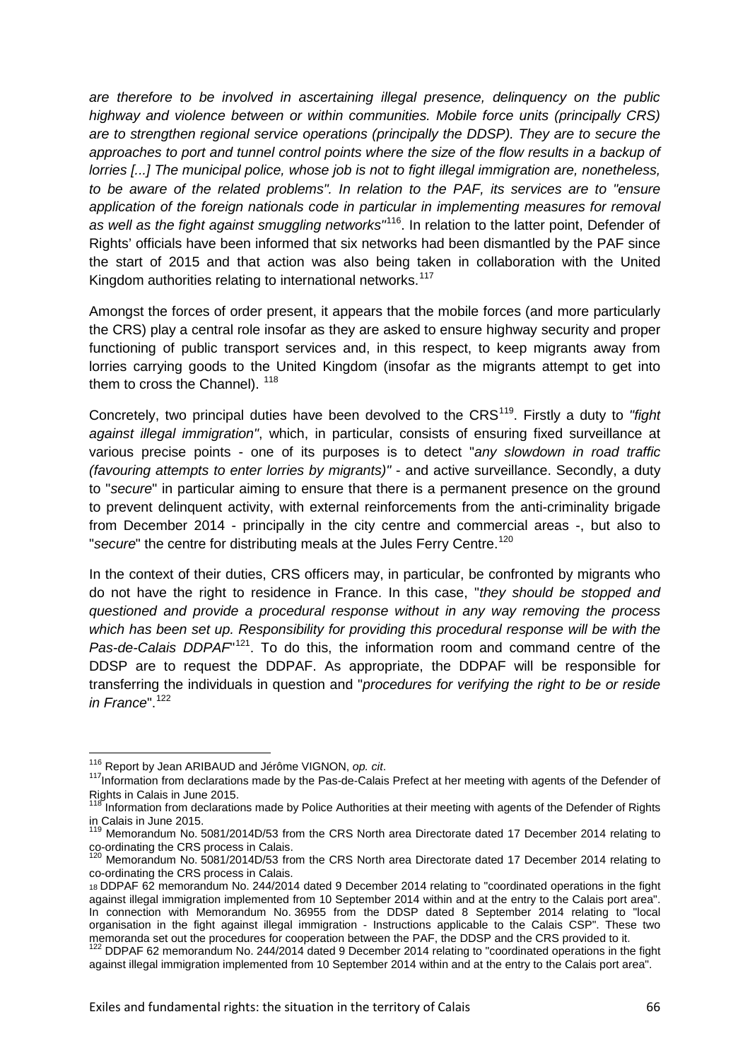*are therefore to be involved in ascertaining illegal presence, delinquency on the public highway and violence between or within communities. Mobile force units (principally CRS) are to strengthen regional service operations (principally the DDSP). They are to secure the approaches to port and tunnel control points where the size of the flow results in a backup of lorries [...] The municipal police, whose job is not to fight illegal immigration are, nonetheless, to be aware of the related problems". In relation to the PAF, its services are to "ensure application of the foreign nationals code in particular in implementing measures for removal as well as the fight against smuggling networks"*[116]. In relation to the latter point, Defender of Rights' officials have been informed that six networks had been dismantled by the PAF since the start of 2015 and that action was also being taken in collaboration with the United Kingdom authorities relating to international networks.[117]

Amongst the forces of order present, it appears that the mobile forces (and more particularly the CRS) play a central role insofar as they are asked to ensure highway security and proper functioning of public transport services and, in this respect, to keep migrants away from lorries carrying goods to the United Kingdom (insofar as the migrants attempt to get into them to cross the Channel). [118]

Concretely, two principal duties have been devolved to the CRS[119]. Firstly a duty to *"fight against illegal immigration"*, which, in particular, consists of ensuring fixed surveillance at various precise points - one of its purposes is to detect "*any slowdown in road traffic (favouring attempts to enter lorries by migrants)"* - and active surveillance. Secondly, a duty to "*secure*" in particular aiming to ensure that there is a permanent presence on the ground to prevent delinquent activity, with external reinforcements from the anti-criminality brigade from December 2014 - principally in the city centre and commercial areas -, but also to "*secure*" the centre for distributing meals at the Jules Ferry Centre.[120]

In the context of their duties, CRS officers may, in particular, be confronted by migrants who do not have the right to residence in France. In this case, "*they should be stopped and questioned and provide a procedural response without in any way removing the process which has been set up. Responsibility for providing this procedural response will be with the Pas-de-Calais DDPAF*"[121]. To do this, the information room and command centre of the DDSP are to request the DDPAF. As appropriate, the DDPAF will be responsible for transferring the individuals in question and "*procedures for verifying the right to be or reside in France*".[122]

---

[116] Report by Jean ARIBAUD and Jérôme VIGNON, *op. cit*.

[117] Information from declarations made by the Pas-de-Calais Prefect at her meeting with agents of the Defender of Rights in Calais in June 2015.

[118] Information from declarations made by Police Authorities at their meeting with agents of the Defender of Rights in Calais in June 2015.

[119] Memorandum No. 5081/2014D/53 from the CRS North area Directorate dated 17 December 2014 relating to co-ordinating the CRS process in Calais.

[120] Memorandum No. 5081/2014D/53 from the CRS North area Directorate dated 17 December 2014 relating to co-ordinating the CRS process in Calais.

[121] DDPAF 62 memorandum No. 244/2014 dated 9 December 2014 relating to "coordinated operations in the fight against illegal immigration implemented from 10 September 2014 within and at the entry to the Calais port area". In connection with Memorandum No. 36955 from the DDSP dated 8 September 2014 relating to "local organisation in the fight against illegal immigration - Instructions applicable to the Calais CSP". These two memoranda set out the procedures for cooperation between the PAF, the DDSP and the CRS provided to it.

[122] DDPAF 62 memorandum No. 244/2014 dated 9 December 2014 relating to "coordinated operations in the fight against illegal immigration implemented from 10 September 2014 within and at the entry to the Calais port area".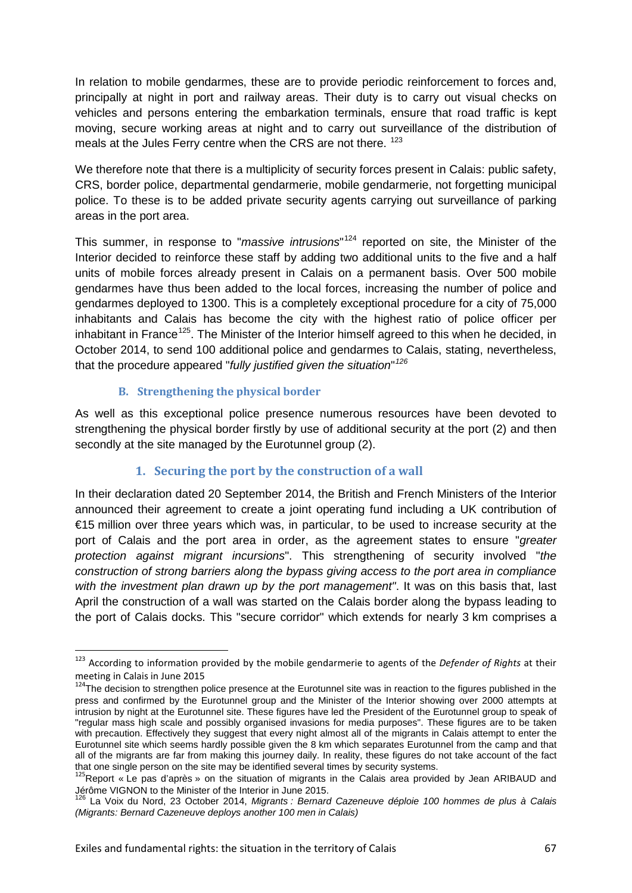In relation to mobile gendarmes, these are to provide periodic reinforcement to forces and, principally at night in port and railway areas. Their duty is to carry out visual checks on vehicles and persons entering the embarkation terminals, ensure that road traffic is kept moving, secure working areas at night and to carry out surveillance of the distribution of meals at the Jules Ferry centre when the CRS are not there. [123]

We therefore note that there is a multiplicity of security forces present in Calais: public safety, CRS, border police, departmental gendarmerie, mobile gendarmerie, not forgetting municipal police. To these is to be added private security agents carrying out surveillance of parking areas in the port area.

This summer, in response to "*massive intrusions*"[124] reported on site, the Minister of the Interior decided to reinforce these staff by adding two additional units to the five and a half units of mobile forces already present in Calais on a permanent basis. Over 500 mobile gendarmes have thus been added to the local forces, increasing the number of police and gendarmes deployed to 1300. This is a completely exceptional procedure for a city of 75,000 inhabitants and Calais has become the city with the highest ratio of police officer per inhabitant in France[125]. The Minister of the Interior himself agreed to this when he decided, in October 2014, to send 100 additional police and gendarmes to Calais, stating, nevertheless, that the procedure appeared "*fully justified given the situation*"[126]

### B. Strengthening the physical border

As well as this exceptional police presence numerous resources have been devoted to strengthening the physical border firstly by use of additional security at the port (2) and then secondly at the site managed by the Eurotunnel group (2).

#### 1. Securing the port by the construction of a wall

In their declaration dated 20 September 2014, the British and French Ministers of the Interior announced their agreement to create a joint operating fund including a UK contribution of €15 million over three years which was, in particular, to be used to increase security at the port of Calais and the port area in order, as the agreement states to ensure "*greater protection against migrant incursions*". This strengthening of security involved "*the construction of strong barriers along the bypass giving access to the port area in compliance with the investment plan drawn up by the port management"*. It was on this basis that, last April the construction of a wall was started on the Calais border along the bypass leading to the port of Calais docks. This "secure corridor" which extends for nearly 3 km comprises a

---

[123] According to information provided by the mobile gendarmerie to agents of the *Defender of Rights* at their meeting in Calais in June 2015

[124] The decision to strengthen police presence at the Eurotunnel site was in reaction to the figures published in the press and confirmed by the Eurotunnel group and the Minister of the Interior showing over 2000 attempts at intrusion by night at the Eurotunnel site. These figures have led the President of the Eurotunnel group to speak of "regular mass high scale and possibly organised invasions for media purposes". These figures are to be taken with precaution. Effectively they suggest that every night almost all of the migrants in Calais attempt to enter the Eurotunnel site which seems hardly possible given the 8 km which separates Eurotunnel from the camp and that all of the migrants are far from making this journey daily. In reality, these figures do not take account of the fact that one single person on the site may be identified several times by security systems.

[125] Report « Le pas d'après » on the situation of migrants in the Calais area provided by Jean ARIBAUD and Jérôme VIGNON to the Minister of the Interior in June 2015.

[126] La Voix du Nord, 23 October 2014, *Migrants : Bernard Cazeneuve déploie 100 hommes de plus à Calais (Migrants: Bernard Cazeneuve deploys another 100 men in Calais)*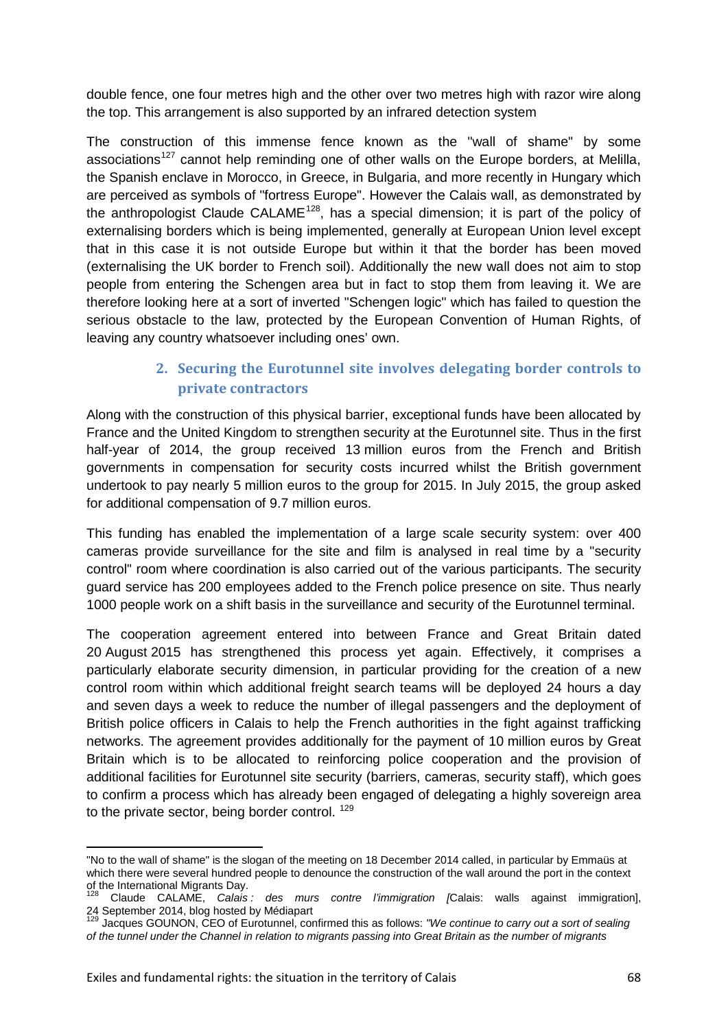double fence, one four metres high and the other over two metres high with razor wire along the top. This arrangement is also supported by an infrared detection system

The construction of this immense fence known as the "wall of shame" by some associations[127] cannot help reminding one of other walls on the Europe borders, at Melilla, the Spanish enclave in Morocco, in Greece, in Bulgaria, and more recently in Hungary which are perceived as symbols of "fortress Europe". However the Calais wall, as demonstrated by the anthropologist Claude CALAME[128], has a special dimension; it is part of the policy of externalising borders which is being implemented, generally at European Union level except that in this case it is not outside Europe but within it that the border has been moved (externalising the UK border to French soil). Additionally the new wall does not aim to stop people from entering the Schengen area but in fact to stop them from leaving it. We are therefore looking here at a sort of inverted "Schengen logic" which has failed to question the serious obstacle to the law, protected by the European Convention of Human Rights, of leaving any country whatsoever including ones' own.

### 2. Securing the Eurotunnel site involves delegating border controls to private contractors

Along with the construction of this physical barrier, exceptional funds have been allocated by France and the United Kingdom to strengthen security at the Eurotunnel site. Thus in the first half-year of 2014, the group received 13 million euros from the French and British governments in compensation for security costs incurred whilst the British government undertook to pay nearly 5 million euros to the group for 2015. In July 2015, the group asked for additional compensation of 9.7 million euros.

This funding has enabled the implementation of a large scale security system: over 400 cameras provide surveillance for the site and film is analysed in real time by a "security control" room where coordination is also carried out of the various participants. The security guard service has 200 employees added to the French police presence on site. Thus nearly 1000 people work on a shift basis in the surveillance and security of the Eurotunnel terminal.

The cooperation agreement entered into between France and Great Britain dated 20 August 2015 has strengthened this process yet again. Effectively, it comprises a particularly elaborate security dimension, in particular providing for the creation of a new control room within which additional freight search teams will be deployed 24 hours a day and seven days a week to reduce the number of illegal passengers and the deployment of British police officers in Calais to help the French authorities in the fight against trafficking networks. The agreement provides additionally for the payment of 10 million euros by Great Britain which is to be allocated to reinforcing police cooperation and the provision of additional facilities for Eurotunnel site security (barriers, cameras, security staff), which goes to confirm a process which has already been engaged of delegating a highly sovereign area to the private sector, being border control. [129]

---

"No to the wall of shame" is the slogan of the meeting on 18 December 2014 called, in particular by Emmaüs at which there were several hundred people to denounce the construction of the wall around the port in the context of the International Migrants Day.

[128] Claude CALAME, *Calais : des murs contre l'immigration [*Calais: walls against immigration], 24 September 2014, blog hosted by Médiapart

[129] Jacques GOUNON, CEO of Eurotunnel, confirmed this as follows: *"We continue to carry out a sort of sealing of the tunnel under the Channel in relation to migrants passing into Great Britain as the number of migrants*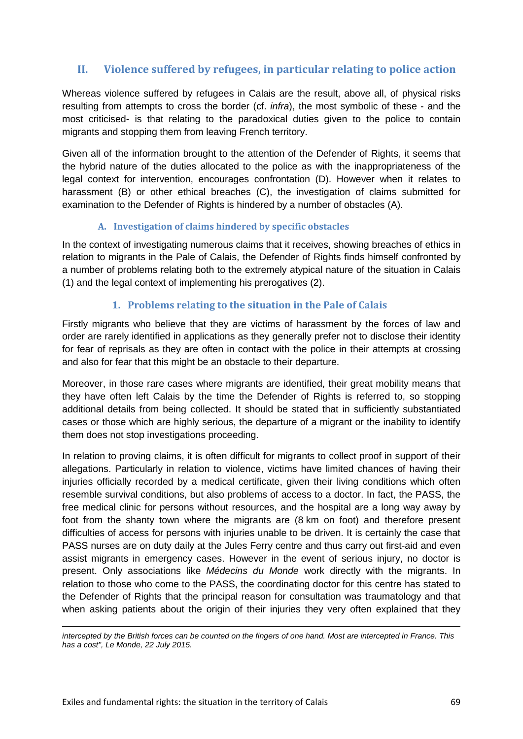## II. Violence suffered by refugees, in particular relating to police action

Whereas violence suffered by refugees in Calais are the result, above all, of physical risks resulting from attempts to cross the border (cf. *infra*), the most symbolic of these - and the most criticised- is that relating to the paradoxical duties given to the police to contain migrants and stopping them from leaving French territory.

Given all of the information brought to the attention of the Defender of Rights, it seems that the hybrid nature of the duties allocated to the police as with the inappropriateness of the legal context for intervention, encourages confrontation (D). However when it relates to harassment (B) or other ethical breaches (C), the investigation of claims submitted for examination to the Defender of Rights is hindered by a number of obstacles (A).

### A. Investigation of claims hindered by specific obstacles

In the context of investigating numerous claims that it receives, showing breaches of ethics in relation to migrants in the Pale of Calais, the Defender of Rights finds himself confronted by a number of problems relating both to the extremely atypical nature of the situation in Calais (1) and the legal context of implementing his prerogatives (2).

#### 1. Problems relating to the situation in the Pale of Calais

Firstly migrants who believe that they are victims of harassment by the forces of law and order are rarely identified in applications as they generally prefer not to disclose their identity for fear of reprisals as they are often in contact with the police in their attempts at crossing and also for fear that this might be an obstacle to their departure.

Moreover, in those rare cases where migrants are identified, their great mobility means that they have often left Calais by the time the Defender of Rights is referred to, so stopping additional details from being collected. It should be stated that in sufficiently substantiated cases or those which are highly serious, the departure of a migrant or the inability to identify them does not stop investigations proceeding.

In relation to proving claims, it is often difficult for migrants to collect proof in support of their allegations. Particularly in relation to violence, victims have limited chances of having their injuries officially recorded by a medical certificate, given their living conditions which often resemble survival conditions, but also problems of access to a doctor. In fact, the PASS, the free medical clinic for persons without resources, and the hospital are a long way away by foot from the shanty town where the migrants are (8 km on foot) and therefore present difficulties of access for persons with injuries unable to be driven. It is certainly the case that PASS nurses are on duty daily at the Jules Ferry centre and thus carry out first-aid and even assist migrants in emergency cases. However in the event of serious injury, no doctor is present. Only associations like *Médecins du Monde* work directly with the migrants. In relation to those who come to the PASS, the coordinating doctor for this centre has stated to the Defender of Rights that the principal reason for consultation was traumatology and that when asking patients about the origin of their injuries they very often explained that they

---

*intercepted by the British forces can be counted on the fingers of one hand. Most are intercepted in France. This has a cost", Le Monde, 22 July 2015.*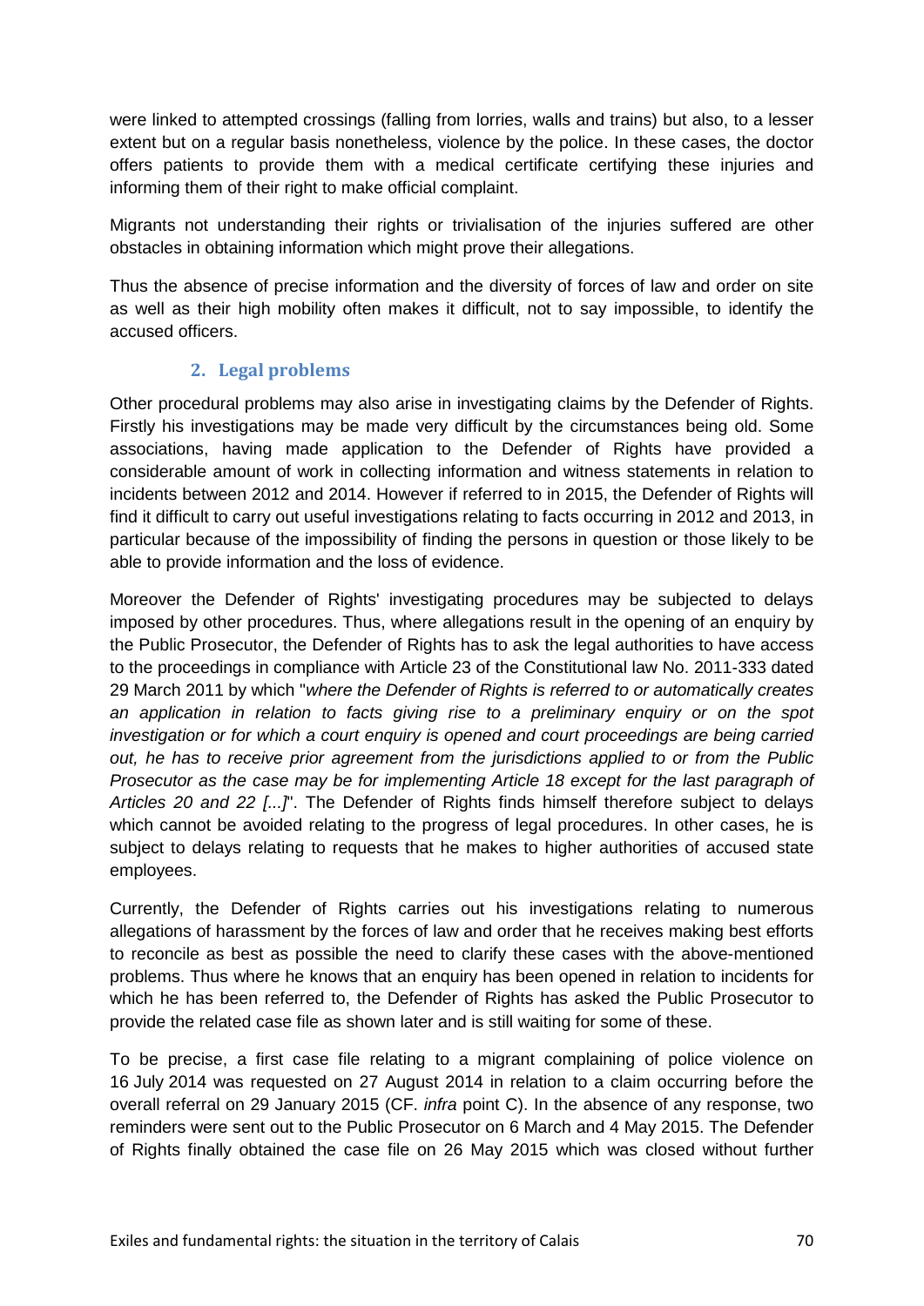were linked to attempted crossings (falling from lorries, walls and trains) but also, to a lesser extent but on a regular basis nonetheless, violence by the police. In these cases, the doctor offers patients to provide them with a medical certificate certifying these injuries and informing them of their right to make official complaint.

Migrants not understanding their rights or trivialisation of the injuries suffered are other obstacles in obtaining information which might prove their allegations.

Thus the absence of precise information and the diversity of forces of law and order on site as well as their high mobility often makes it difficult, not to say impossible, to identify the accused officers.

### 2. Legal problems

Other procedural problems may also arise in investigating claims by the Defender of Rights. Firstly his investigations may be made very difficult by the circumstances being old. Some associations, having made application to the Defender of Rights have provided a considerable amount of work in collecting information and witness statements in relation to incidents between 2012 and 2014. However if referred to in 2015, the Defender of Rights will find it difficult to carry out useful investigations relating to facts occurring in 2012 and 2013, in particular because of the impossibility of finding the persons in question or those likely to be able to provide information and the loss of evidence.

Moreover the Defender of Rights' investigating procedures may be subjected to delays imposed by other procedures. Thus, where allegations result in the opening of an enquiry by the Public Prosecutor, the Defender of Rights has to ask the legal authorities to have access to the proceedings in compliance with Article 23 of the Constitutional law No. 2011-333 dated 29 March 2011 by which "*where the Defender of Rights is referred to or automatically creates an application in relation to facts giving rise to a preliminary enquiry or on the spot investigation or for which a court enquiry is opened and court proceedings are being carried out, he has to receive prior agreement from the jurisdictions applied to or from the Public Prosecutor as the case may be for implementing Article 18 except for the last paragraph of Articles 20 and 22 [...]*". The Defender of Rights finds himself therefore subject to delays which cannot be avoided relating to the progress of legal procedures. In other cases, he is subject to delays relating to requests that he makes to higher authorities of accused state employees.

Currently, the Defender of Rights carries out his investigations relating to numerous allegations of harassment by the forces of law and order that he receives making best efforts to reconcile as best as possible the need to clarify these cases with the above-mentioned problems. Thus where he knows that an enquiry has been opened in relation to incidents for which he has been referred to, the Defender of Rights has asked the Public Prosecutor to provide the related case file as shown later and is still waiting for some of these.

To be precise, a first case file relating to a migrant complaining of police violence on 16 July 2014 was requested on 27 August 2014 in relation to a claim occurring before the overall referral on 29 January 2015 (CF. *infra* point C). In the absence of any response, two reminders were sent out to the Public Prosecutor on 6 March and 4 May 2015. The Defender of Rights finally obtained the case file on 26 May 2015 which was closed without further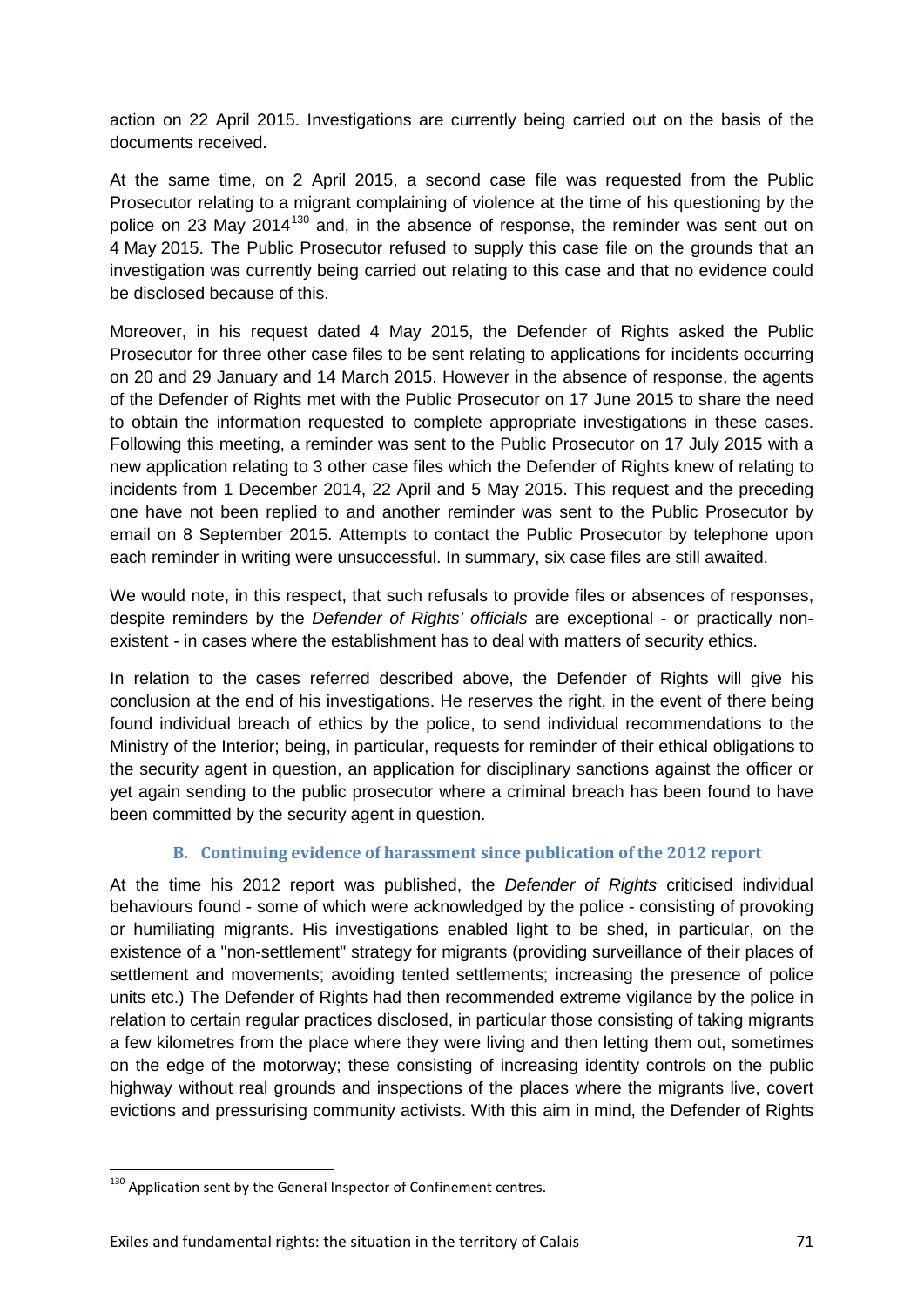action on 22 April 2015. Investigations are currently being carried out on the basis of the documents received.

At the same time, on 2 April 2015, a second case file was requested from the Public Prosecutor relating to a migrant complaining of violence at the time of his questioning by the police on 23 May 2014[130] and, in the absence of response, the reminder was sent out on 4 May 2015. The Public Prosecutor refused to supply this case file on the grounds that an investigation was currently being carried out relating to this case and that no evidence could be disclosed because of this.

Moreover, in his request dated 4 May 2015, the Defender of Rights asked the Public Prosecutor for three other case files to be sent relating to applications for incidents occurring on 20 and 29 January and 14 March 2015. However in the absence of response, the agents of the Defender of Rights met with the Public Prosecutor on 17 June 2015 to share the need to obtain the information requested to complete appropriate investigations in these cases. Following this meeting, a reminder was sent to the Public Prosecutor on 17 July 2015 with a new application relating to 3 other case files which the Defender of Rights knew of relating to incidents from 1 December 2014, 22 April and 5 May 2015. This request and the preceding one have not been replied to and another reminder was sent to the Public Prosecutor by email on 8 September 2015. Attempts to contact the Public Prosecutor by telephone upon each reminder in writing were unsuccessful. In summary, six case files are still awaited.

We would note, in this respect, that such refusals to provide files or absences of responses, despite reminders by the *Defender of Rights' officials* are exceptional - or practically non-existent - in cases where the establishment has to deal with matters of security ethics.

In relation to the cases referred described above, the Defender of Rights will give his conclusion at the end of his investigations. He reserves the right, in the event of there being found individual breach of ethics by the police, to send individual recommendations to the Ministry of the Interior; being, in particular, requests for reminder of their ethical obligations to the security agent in question, an application for disciplinary sanctions against the officer or yet again sending to the public prosecutor where a criminal breach has been found to have been committed by the security agent in question.

### B. Continuing evidence of harassment since publication of the 2012 report

At the time his 2012 report was published, the *Defender of Rights* criticised individual behaviours found - some of which were acknowledged by the police - consisting of provoking or humiliating migrants. His investigations enabled light to be shed, in particular, on the existence of a "non-settlement" strategy for migrants (providing surveillance of their places of settlement and movements; avoiding tented settlements; increasing the presence of police units etc.) The Defender of Rights had then recommended extreme vigilance by the police in relation to certain regular practices disclosed, in particular those consisting of taking migrants a few kilometres from the place where they were living and then letting them out, sometimes on the edge of the motorway; these consisting of increasing identity controls on the public highway without real grounds and inspections of the places where the migrants live, covert evictions and pressurising community activists. With this aim in mind, the Defender of Rights

---

[130] Application sent by the General Inspector of Confinement centres.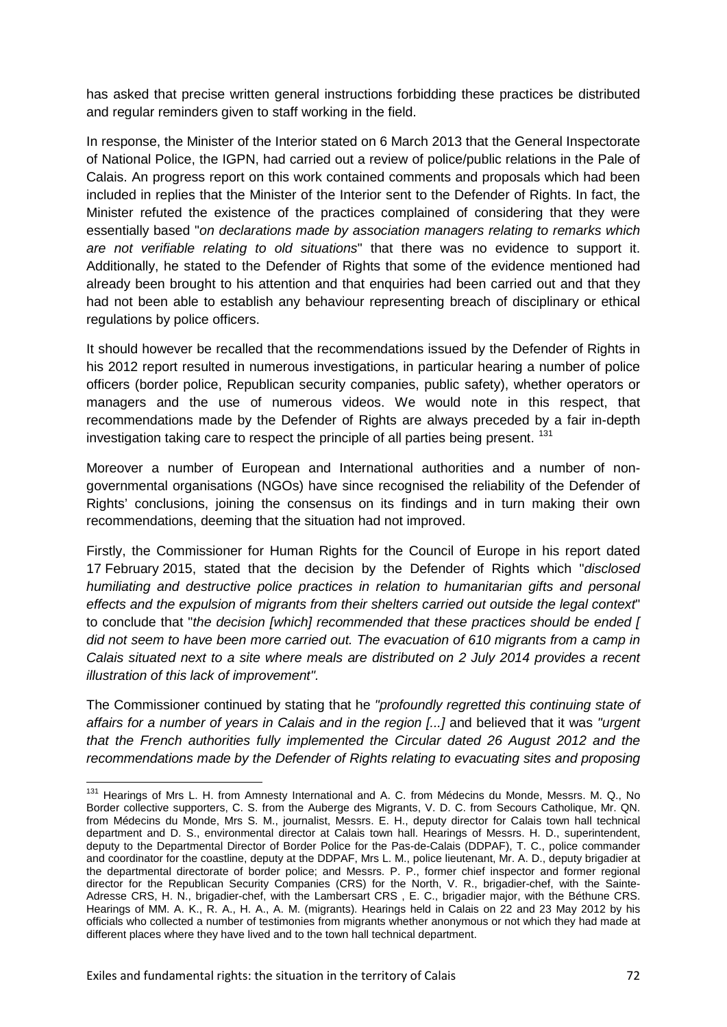has asked that precise written general instructions forbidding these practices be distributed and regular reminders given to staff working in the field.

In response, the Minister of the Interior stated on 6 March 2013 that the General Inspectorate of National Police, the IGPN, had carried out a review of police/public relations in the Pale of Calais. An progress report on this work contained comments and proposals which had been included in replies that the Minister of the Interior sent to the Defender of Rights. In fact, the Minister refuted the existence of the practices complained of considering that they were essentially based "*on declarations made by association managers relating to remarks which are not verifiable relating to old situations*" that there was no evidence to support it. Additionally, he stated to the Defender of Rights that some of the evidence mentioned had already been brought to his attention and that enquiries had been carried out and that they had not been able to establish any behaviour representing breach of disciplinary or ethical regulations by police officers.

It should however be recalled that the recommendations issued by the Defender of Rights in his 2012 report resulted in numerous investigations, in particular hearing a number of police officers (border police, Republican security companies, public safety), whether operators or managers and the use of numerous videos. We would note in this respect, that recommendations made by the Defender of Rights are always preceded by a fair in-depth investigation taking care to respect the principle of all parties being present. [131]

Moreover a number of European and International authorities and a number of non-governmental organisations (NGOs) have since recognised the reliability of the Defender of Rights' conclusions, joining the consensus on its findings and in turn making their own recommendations, deeming that the situation had not improved.

Firstly, the Commissioner for Human Rights for the Council of Europe in his report dated 17 February 2015, stated that the decision by the Defender of Rights which "*disclosed humiliating and destructive police practices in relation to humanitarian gifts and personal effects and the expulsion of migrants from their shelters carried out outside the legal context*" to conclude that "*the decision [which] recommended that these practices should be ended [ did not seem to have been more carried out. The evacuation of 610 migrants from a camp in Calais situated next to a site where meals are distributed on 2 July 2014 provides a recent illustration of this lack of improvement".*

The Commissioner continued by stating that he *"profoundly regretted this continuing state of affairs for a number of years in Calais and in the region [...]* and believed that it was *"urgent that the French authorities fully implemented the Circular dated 26 August 2012 and the recommendations made by the Defender of Rights relating to evacuating sites and proposing*

---

[131] Hearings of Mrs L. H. from Amnesty International and A. C. from Médecins du Monde, Messrs. M. Q., No Border collective supporters, C. S. from the Auberge des Migrants, V. D. C. from Secours Catholique, Mr. QN. from Médecins du Monde, Mrs S. M., journalist, Messrs. E. H., deputy director for Calais town hall technical department and D. S., environmental director at Calais town hall. Hearings of Messrs. H. D., superintendent, deputy to the Departmental Director of Border Police for the Pas-de-Calais (DDPAF), T. C., police commander and coordinator for the coastline, deputy at the DDPAF, Mrs L. M., police lieutenant, Mr. A. D., deputy brigadier at the departmental directorate of border police; and Messrs. P. P., former chief inspector and former regional director for the Republican Security Companies (CRS) for the North, V. R., brigadier-chef, with the Sainte-Adresse CRS, H. N., brigadier-chef, with the Lambersart CRS , E. C., brigadier major, with the Béthune CRS. Hearings of MM. A. K., R. A., H. A., A. M. (migrants). Hearings held in Calais on 22 and 23 May 2012 by his officials who collected a number of testimonies from migrants whether anonymous or not which they had made at different places where they have lived and to the town hall technical department.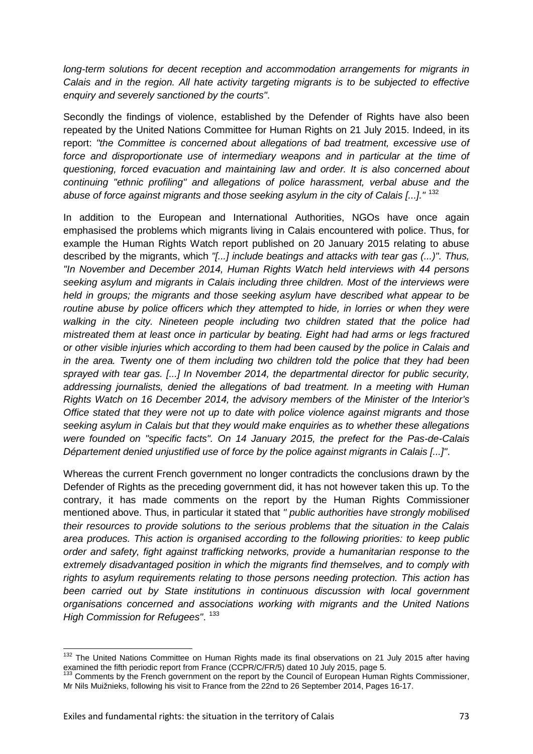*long-term solutions for decent reception and accommodation arrangements for migrants in Calais and in the region. All hate activity targeting migrants is to be subjected to effective enquiry and severely sanctioned by the courts"*.

Secondly the findings of violence, established by the Defender of Rights have also been repeated by the United Nations Committee for Human Rights on 21 July 2015. Indeed, in its report: *"the Committee is concerned about allegations of bad treatment, excessive use of force and disproportionate use of intermediary weapons and in particular at the time of questioning, forced evacuation and maintaining law and order. It is also concerned about continuing "ethnic profiling" and allegations of police harassment, verbal abuse and the abuse of force against migrants and those seeking asylum in the city of Calais [...]."* [132]

In addition to the European and International Authorities, NGOs have once again emphasised the problems which migrants living in Calais encountered with police. Thus, for example the Human Rights Watch report published on 20 January 2015 relating to abuse described by the migrants, which *"[...] include beatings and attacks with tear gas (...)". Thus, "In November and December 2014, Human Rights Watch held interviews with 44 persons seeking asylum and migrants in Calais including three children. Most of the interviews were held in groups; the migrants and those seeking asylum have described what appear to be routine abuse by police officers which they attempted to hide, in lorries or when they were walking in the city. Nineteen people including two children stated that the police had mistreated them at least once in particular by beating. Eight had had arms or legs fractured or other visible injuries which according to them had been caused by the police in Calais and in the area. Twenty one of them including two children told the police that they had been sprayed with tear gas. [...] In November 2014, the departmental director for public security, addressing journalists, denied the allegations of bad treatment. In a meeting with Human Rights Watch on 16 December 2014, the advisory members of the Minister of the Interior's Office stated that they were not up to date with police violence against migrants and those seeking asylum in Calais but that they would make enquiries as to whether these allegations were founded on "specific facts". On 14 January 2015, the prefect for the Pas-de-Calais Département denied unjustified use of force by the police against migrants in Calais [...]"*.

Whereas the current French government no longer contradicts the conclusions drawn by the Defender of Rights as the preceding government did, it has not however taken this up. To the contrary, it has made comments on the report by the Human Rights Commissioner mentioned above. Thus, in particular it stated that *" public authorities have strongly mobilised their resources to provide solutions to the serious problems that the situation in the Calais area produces. This action is organised according to the following priorities: to keep public order and safety, fight against trafficking networks, provide a humanitarian response to the extremely disadvantaged position in which the migrants find themselves, and to comply with rights to asylum requirements relating to those persons needing protection. This action has been carried out by State institutions in continuous discussion with local government organisations concerned and associations working with migrants and the United Nations High Commission for Refugees"*. [133]

---

[132] The United Nations Committee on Human Rights made its final observations on 21 July 2015 after having examined the fifth periodic report from France (CCPR/C/FR/5) dated 10 July 2015, page 5.

[133] Comments by the French government on the report by the Council of European Human Rights Commissioner, Mr Nils Muižnieks, following his visit to France from the 22nd to 26 September 2014, Pages 16-17.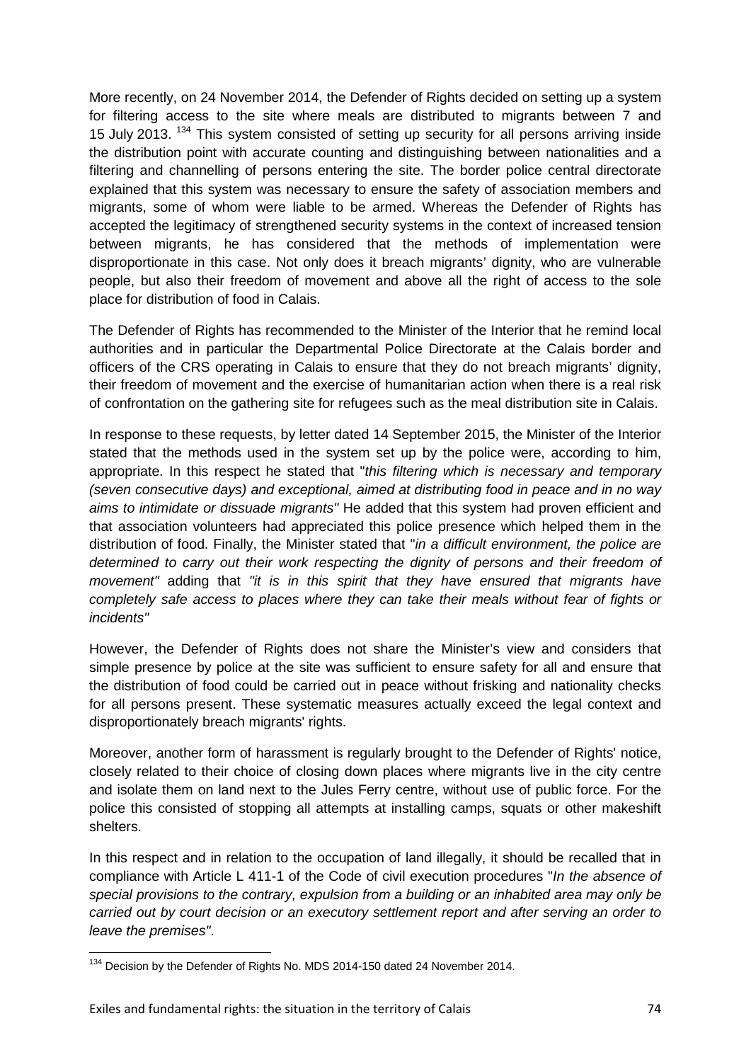More recently, on 24 November 2014, the Defender of Rights decided on setting up a system for filtering access to the site where meals are distributed to migrants between 7 and 15 July 2013. [134] This system consisted of setting up security for all persons arriving inside the distribution point with accurate counting and distinguishing between nationalities and a filtering and channelling of persons entering the site. The border police central directorate explained that this system was necessary to ensure the safety of association members and migrants, some of whom were liable to be armed. Whereas the Defender of Rights has accepted the legitimacy of strengthened security systems in the context of increased tension between migrants, he has considered that the methods of implementation were disproportionate in this case. Not only does it breach migrants' dignity, who are vulnerable people, but also their freedom of movement and above all the right of access to the sole place for distribution of food in Calais.

The Defender of Rights has recommended to the Minister of the Interior that he remind local authorities and in particular the Departmental Police Directorate at the Calais border and officers of the CRS operating in Calais to ensure that they do not breach migrants' dignity, their freedom of movement and the exercise of humanitarian action when there is a real risk of confrontation on the gathering site for refugees such as the meal distribution site in Calais.

In response to these requests, by letter dated 14 September 2015, the Minister of the Interior stated that the methods used in the system set up by the police were, according to him, appropriate. In this respect he stated that "*this filtering which is necessary and temporary (seven consecutive days) and exceptional, aimed at distributing food in peace and in no way aims to intimidate or dissuade migrants"* He added that this system had proven efficient and that association volunteers had appreciated this police presence which helped them in the distribution of food. Finally, the Minister stated that "*in a difficult environment, the police are determined to carry out their work respecting the dignity of persons and their freedom of movement"* adding that *"it is in this spirit that they have ensured that migrants have completely safe access to places where they can take their meals without fear of fights or incidents"*

However, the Defender of Rights does not share the Minister's view and considers that simple presence by police at the site was sufficient to ensure safety for all and ensure that the distribution of food could be carried out in peace without frisking and nationality checks for all persons present. These systematic measures actually exceed the legal context and disproportionately breach migrants' rights.

Moreover, another form of harassment is regularly brought to the Defender of Rights' notice, closely related to their choice of closing down places where migrants live in the city centre and isolate them on land next to the Jules Ferry centre, without use of public force. For the police this consisted of stopping all attempts at installing camps, squats or other makeshift shelters.

In this respect and in relation to the occupation of land illegally, it should be recalled that in compliance with Article L 411-1 of the Code of civil execution procedures "*In the absence of special provisions to the contrary, expulsion from a building or an inhabited area may only be carried out by court decision or an executory settlement report and after serving an order to leave the premises"*.

[134] Decision by the Defender of Rights No. MDS 2014-150 dated 24 November 2014.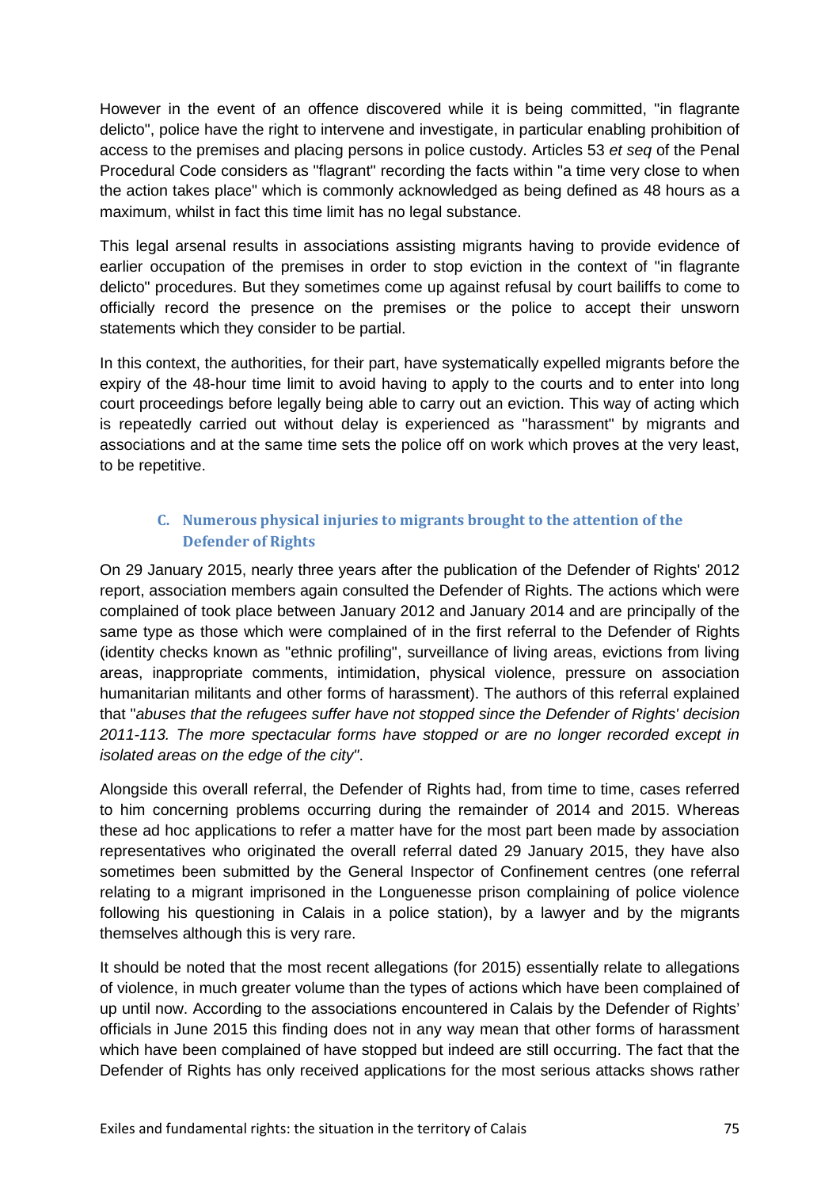However in the event of an offence discovered while it is being committed, "in flagrante delicto", police have the right to intervene and investigate, in particular enabling prohibition of access to the premises and placing persons in police custody. Articles 53 *et seq* of the Penal Procedural Code considers as "flagrant" recording the facts within "a time very close to when the action takes place" which is commonly acknowledged as being defined as 48 hours as a maximum, whilst in fact this time limit has no legal substance.

This legal arsenal results in associations assisting migrants having to provide evidence of earlier occupation of the premises in order to stop eviction in the context of "in flagrante delicto" procedures. But they sometimes come up against refusal by court bailiffs to come to officially record the presence on the premises or the police to accept their unsworn statements which they consider to be partial.

In this context, the authorities, for their part, have systematically expelled migrants before the expiry of the 48-hour time limit to avoid having to apply to the courts and to enter into long court proceedings before legally being able to carry out an eviction. This way of acting which is repeatedly carried out without delay is experienced as "harassment" by migrants and associations and at the same time sets the police off on work which proves at the very least, to be repetitive.

### C. Numerous physical injuries to migrants brought to the attention of the Defender of Rights

On 29 January 2015, nearly three years after the publication of the Defender of Rights' 2012 report, association members again consulted the Defender of Rights. The actions which were complained of took place between January 2012 and January 2014 and are principally of the same type as those which were complained of in the first referral to the Defender of Rights (identity checks known as "ethnic profiling", surveillance of living areas, evictions from living areas, inappropriate comments, intimidation, physical violence, pressure on association humanitarian militants and other forms of harassment). The authors of this referral explained that "*abuses that the refugees suffer have not stopped since the Defender of Rights' decision 2011-113. The more spectacular forms have stopped or are no longer recorded except in isolated areas on the edge of the city*".

Alongside this overall referral, the Defender of Rights had, from time to time, cases referred to him concerning problems occurring during the remainder of 2014 and 2015. Whereas these ad hoc applications to refer a matter have for the most part been made by association representatives who originated the overall referral dated 29 January 2015, they have also sometimes been submitted by the General Inspector of Confinement centres (one referral relating to a migrant imprisoned in the Longuenesse prison complaining of police violence following his questioning in Calais in a police station), by a lawyer and by the migrants themselves although this is very rare.

It should be noted that the most recent allegations (for 2015) essentially relate to allegations of violence, in much greater volume than the types of actions which have been complained of up until now. According to the associations encountered in Calais by the Defender of Rights' officials in June 2015 this finding does not in any way mean that other forms of harassment which have been complained of have stopped but indeed are still occurring. The fact that the Defender of Rights has only received applications for the most serious attacks shows rather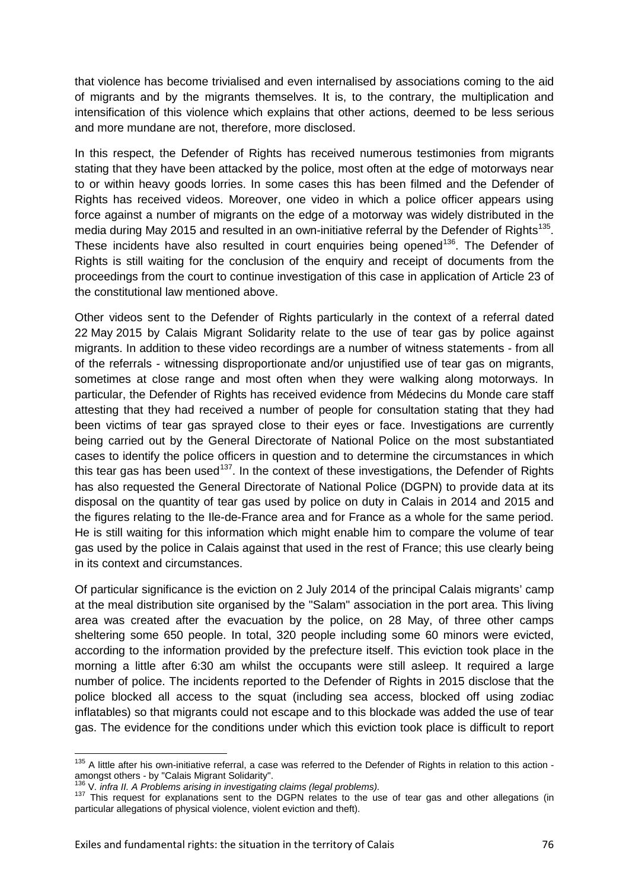that violence has become trivialised and even internalised by associations coming to the aid of migrants and by the migrants themselves. It is, to the contrary, the multiplication and intensification of this violence which explains that other actions, deemed to be less serious and more mundane are not, therefore, more disclosed.

In this respect, the Defender of Rights has received numerous testimonies from migrants stating that they have been attacked by the police, most often at the edge of motorways near to or within heavy goods lorries. In some cases this has been filmed and the Defender of Rights has received videos. Moreover, one video in which a police officer appears using force against a number of migrants on the edge of a motorway was widely distributed in the media during May 2015 and resulted in an own-initiative referral by the Defender of Rights[135]. These incidents have also resulted in court enquiries being opened[136]. The Defender of Rights is still waiting for the conclusion of the enquiry and receipt of documents from the proceedings from the court to continue investigation of this case in application of Article 23 of the constitutional law mentioned above.

Other videos sent to the Defender of Rights particularly in the context of a referral dated 22 May 2015 by Calais Migrant Solidarity relate to the use of tear gas by police against migrants. In addition to these video recordings are a number of witness statements - from all of the referrals - witnessing disproportionate and/or unjustified use of tear gas on migrants, sometimes at close range and most often when they were walking along motorways. In particular, the Defender of Rights has received evidence from Médecins du Monde care staff attesting that they had received a number of people for consultation stating that they had been victims of tear gas sprayed close to their eyes or face. Investigations are currently being carried out by the General Directorate of National Police on the most substantiated cases to identify the police officers in question and to determine the circumstances in which this tear gas has been used[137]. In the context of these investigations, the Defender of Rights has also requested the General Directorate of National Police (DGPN) to provide data at its disposal on the quantity of tear gas used by police on duty in Calais in 2014 and 2015 and the figures relating to the Ile-de-France area and for France as a whole for the same period. He is still waiting for this information which might enable him to compare the volume of tear gas used by the police in Calais against that used in the rest of France; this use clearly being in its context and circumstances.

Of particular significance is the eviction on 2 July 2014 of the principal Calais migrants' camp at the meal distribution site organised by the "Salam" association in the port area. This living area was created after the evacuation by the police, on 28 May, of three other camps sheltering some 650 people. In total, 320 people including some 60 minors were evicted, according to the information provided by the prefecture itself. This eviction took place in the morning a little after 6:30 am whilst the occupants were still asleep. It required a large number of police. The incidents reported to the Defender of Rights in 2015 disclose that the police blocked all access to the squat (including sea access, blocked off using zodiac inflatables) so that migrants could not escape and to this blockade was added the use of tear gas. The evidence for the conditions under which this eviction took place is difficult to report

---

[135] A little after his own-initiative referral, a case was referred to the Defender of Rights in relation to this action - amongst others - by "Calais Migrant Solidarity".

[136] V. *infra II. A Problems arising in investigating claims (legal problems).*

[137] This request for explanations sent to the DGPN relates to the use of tear gas and other allegations (in particular allegations of physical violence, violent eviction and theft).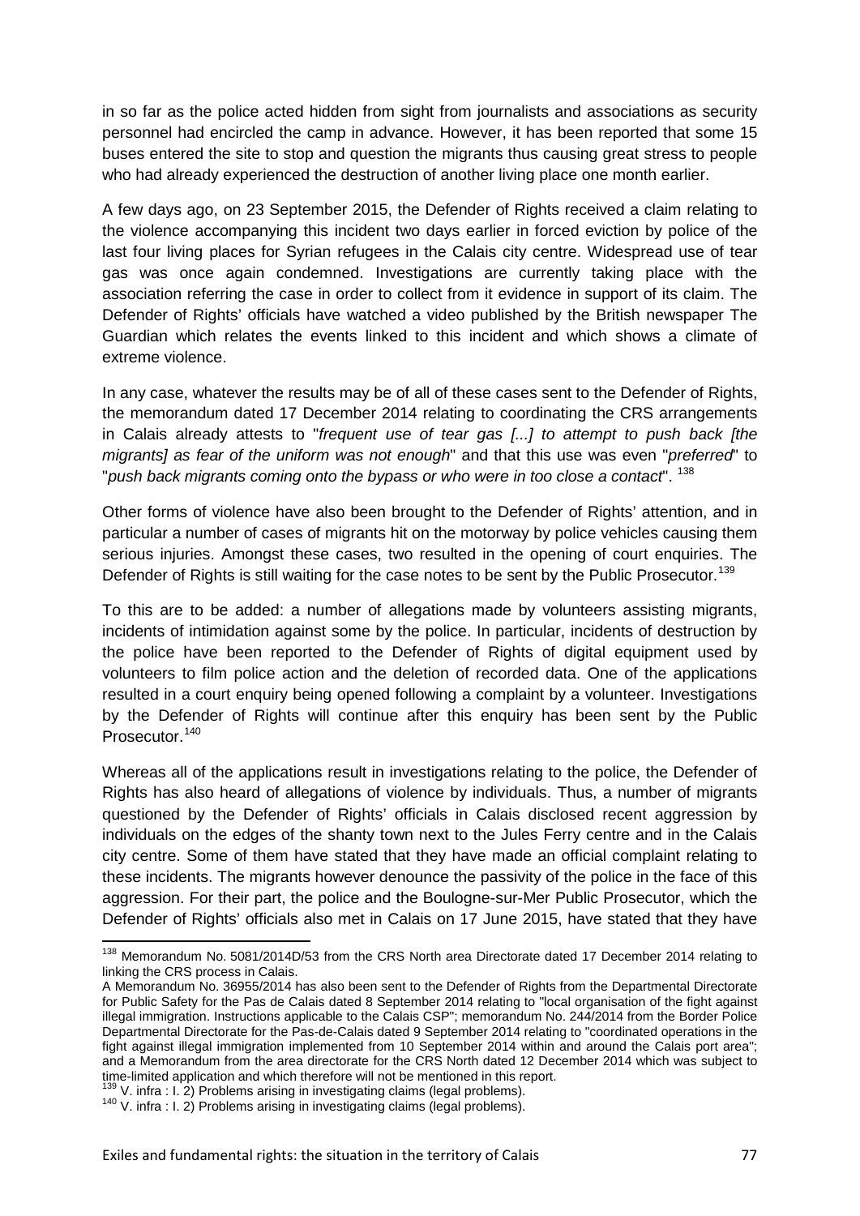in so far as the police acted hidden from sight from journalists and associations as security personnel had encircled the camp in advance. However, it has been reported that some 15 buses entered the site to stop and question the migrants thus causing great stress to people who had already experienced the destruction of another living place one month earlier.

A few days ago, on 23 September 2015, the Defender of Rights received a claim relating to the violence accompanying this incident two days earlier in forced eviction by police of the last four living places for Syrian refugees in the Calais city centre. Widespread use of tear gas was once again condemned. Investigations are currently taking place with the association referring the case in order to collect from it evidence in support of its claim. The Defender of Rights' officials have watched a video published by the British newspaper The Guardian which relates the events linked to this incident and which shows a climate of extreme violence.

In any case, whatever the results may be of all of these cases sent to the Defender of Rights, the memorandum dated 17 December 2014 relating to coordinating the CRS arrangements in Calais already attests to "*frequent use of tear gas [...] to attempt to push back [the migrants] as fear of the uniform was not enough*" and that this use was even "*preferred*" to "*push back migrants coming onto the bypass or who were in too close a contact*". [138]

Other forms of violence have also been brought to the Defender of Rights' attention, and in particular a number of cases of migrants hit on the motorway by police vehicles causing them serious injuries. Amongst these cases, two resulted in the opening of court enquiries. The Defender of Rights is still waiting for the case notes to be sent by the Public Prosecutor.[139]

To this are to be added: a number of allegations made by volunteers assisting migrants, incidents of intimidation against some by the police. In particular, incidents of destruction by the police have been reported to the Defender of Rights of digital equipment used by volunteers to film police action and the deletion of recorded data. One of the applications resulted in a court enquiry being opened following a complaint by a volunteer. Investigations by the Defender of Rights will continue after this enquiry has been sent by the Public Prosecutor.[140]

Whereas all of the applications result in investigations relating to the police, the Defender of Rights has also heard of allegations of violence by individuals. Thus, a number of migrants questioned by the Defender of Rights' officials in Calais disclosed recent aggression by individuals on the edges of the shanty town next to the Jules Ferry centre and in the Calais city centre. Some of them have stated that they have made an official complaint relating to these incidents. The migrants however denounce the passivity of the police in the face of this aggression. For their part, the police and the Boulogne-sur-Mer Public Prosecutor, which the Defender of Rights' officials also met in Calais on 17 June 2015, have stated that they have

---

[138] Memorandum No. 5081/2014D/53 from the CRS North area Directorate dated 17 December 2014 relating to linking the CRS process in Calais.
A Memorandum No. 36955/2014 has also been sent to the Defender of Rights from the Departmental Directorate for Public Safety for the Pas de Calais dated 8 September 2014 relating to "local organisation of the fight against illegal immigration. Instructions applicable to the Calais CSP"; memorandum No. 244/2014 from the Border Police Departmental Directorate for the Pas-de-Calais dated 9 September 2014 relating to "coordinated operations in the fight against illegal immigration implemented from 10 September 2014 within and around the Calais port area"; and a Memorandum from the area directorate for the CRS North dated 12 December 2014 which was subject to time-limited application and which therefore will not be mentioned in this report.

[139] V. infra : I. 2) Problems arising in investigating claims (legal problems).

[140] V. infra : I. 2) Problems arising in investigating claims (legal problems).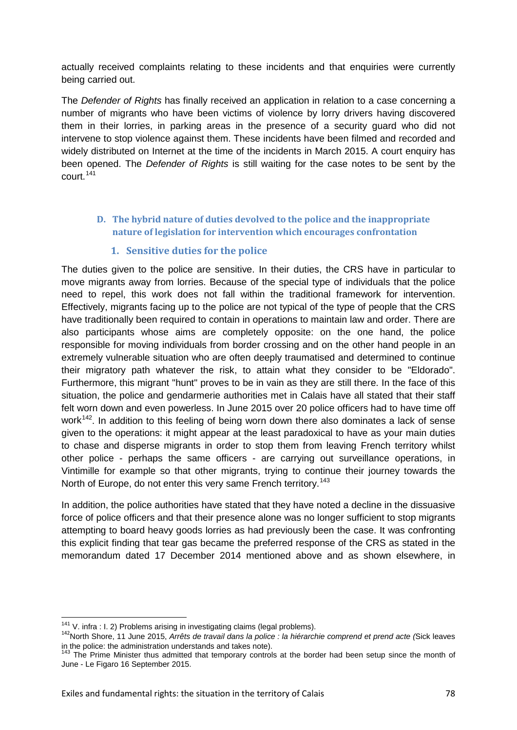actually received complaints relating to these incidents and that enquiries were currently being carried out.

The *Defender of Rights* has finally received an application in relation to a case concerning a number of migrants who have been victims of violence by lorry drivers having discovered them in their lorries, in parking areas in the presence of a security guard who did not intervene to stop violence against them. These incidents have been filmed and recorded and widely distributed on Internet at the time of the incidents in March 2015. A court enquiry has been opened. The *Defender of Rights* is still waiting for the case notes to be sent by the court.[141]

### D. The hybrid nature of duties devolved to the police and the inappropriate nature of legislation for intervention which encourages confrontation

#### 1. Sensitive duties for the police

The duties given to the police are sensitive. In their duties, the CRS have in particular to move migrants away from lorries. Because of the special type of individuals that the police need to repel, this work does not fall within the traditional framework for intervention. Effectively, migrants facing up to the police are not typical of the type of people that the CRS have traditionally been required to contain in operations to maintain law and order. There are also participants whose aims are completely opposite: on the one hand, the police responsible for moving individuals from border crossing and on the other hand people in an extremely vulnerable situation who are often deeply traumatised and determined to continue their migratory path whatever the risk, to attain what they consider to be "Eldorado". Furthermore, this migrant "hunt" proves to be in vain as they are still there. In the face of this situation, the police and gendarmerie authorities met in Calais have all stated that their staff felt worn down and even powerless. In June 2015 over 20 police officers had to have time off work[142]. In addition to this feeling of being worn down there also dominates a lack of sense given to the operations: it might appear at the least paradoxical to have as your main duties to chase and disperse migrants in order to stop them from leaving French territory whilst other police - perhaps the same officers - are carrying out surveillance operations, in Vintimille for example so that other migrants, trying to continue their journey towards the North of Europe, do not enter this very same French territory.[143]

In addition, the police authorities have stated that they have noted a decline in the dissuasive force of police officers and that their presence alone was no longer sufficient to stop migrants attempting to board heavy goods lorries as had previously been the case. It was confronting this explicit finding that tear gas became the preferred response of the CRS as stated in the memorandum dated 17 December 2014 mentioned above and as shown elsewhere, in

---

[141] V. infra : I. 2) Problems arising in investigating claims (legal problems).

[142] North Shore, 11 June 2015, *Arrêts de travail dans la police : la hiérarchie comprend et prend acte (*Sick leaves in the police: the administration understands and takes note).

[143] The Prime Minister thus admitted that temporary controls at the border had been setup since the month of June - Le Figaro 16 September 2015.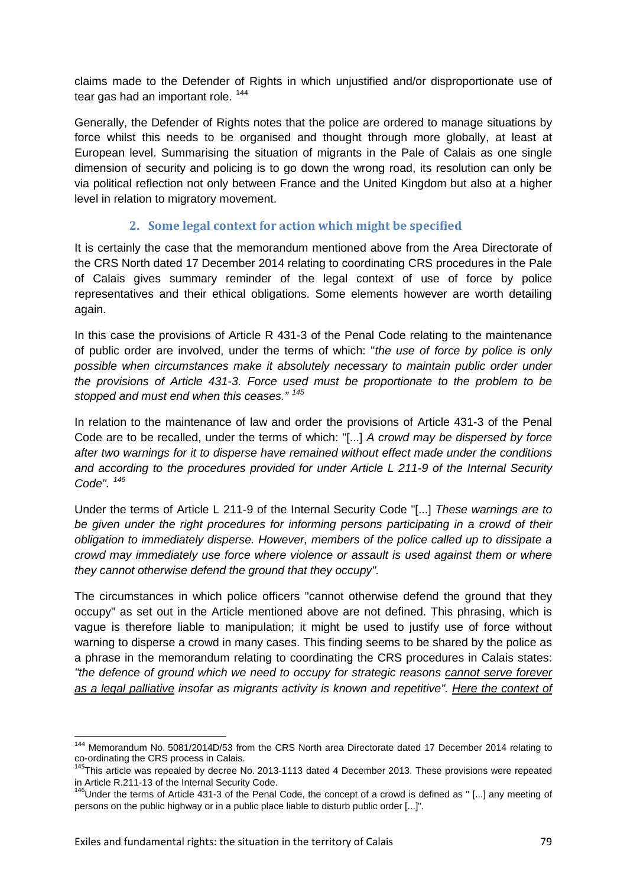claims made to the Defender of Rights in which unjustified and/or disproportionate use of tear gas had an important role. [144]

Generally, the Defender of Rights notes that the police are ordered to manage situations by force whilst this needs to be organised and thought through more globally, at least at European level. Summarising the situation of migrants in the Pale of Calais as one single dimension of security and policing is to go down the wrong road, its resolution can only be via political reflection not only between France and the United Kingdom but also at a higher level in relation to migratory movement.

### 2. Some legal context for action which might be specified

It is certainly the case that the memorandum mentioned above from the Area Directorate of the CRS North dated 17 December 2014 relating to coordinating CRS procedures in the Pale of Calais gives summary reminder of the legal context of use of force by police representatives and their ethical obligations. Some elements however are worth detailing again.

In this case the provisions of Article R 431-3 of the Penal Code relating to the maintenance of public order are involved, under the terms of which: "*the use of force by police is only possible when circumstances make it absolutely necessary to maintain public order under the provisions of Article 431-3. Force used must be proportionate to the problem to be stopped and must end when this ceases."* [145]

In relation to the maintenance of law and order the provisions of Article 431-3 of the Penal Code are to be recalled, under the terms of which: "[...] *A crowd may be dispersed by force after two warnings for it to disperse have remained without effect made under the conditions and according to the procedures provided for under Article L 211-9 of the Internal Security Code".* [146]

Under the terms of Article L 211-9 of the Internal Security Code "[...] *These warnings are to be given under the right procedures for informing persons participating in a crowd of their obligation to immediately disperse. However, members of the police called up to dissipate a crowd may immediately use force where violence or assault is used against them or where they cannot otherwise defend the ground that they occupy".*

The circumstances in which police officers "cannot otherwise defend the ground that they occupy" as set out in the Article mentioned above are not defined. This phrasing, which is vague is therefore liable to manipulation; it might be used to justify use of force without warning to disperse a crowd in many cases. This finding seems to be shared by the police as a phrase in the memorandum relating to coordinating the CRS procedures in Calais states: *"the defence of ground which we need to occupy for strategic reasons cannot serve forever as a legal palliative insofar as migrants activity is known and repetitive".* Here the context of

---

[144] Memorandum No. 5081/2014D/53 from the CRS North area Directorate dated 17 December 2014 relating to co-ordinating the CRS process in Calais.

[145] This article was repealed by decree No. 2013-1113 dated 4 December 2013. These provisions were repeated in Article R.211-13 of the Internal Security Code.

[146] Under the terms of Article 431-3 of the Penal Code, the concept of a crowd is defined as " [...] any meeting of persons on the public highway or in a public place liable to disturb public order [...]".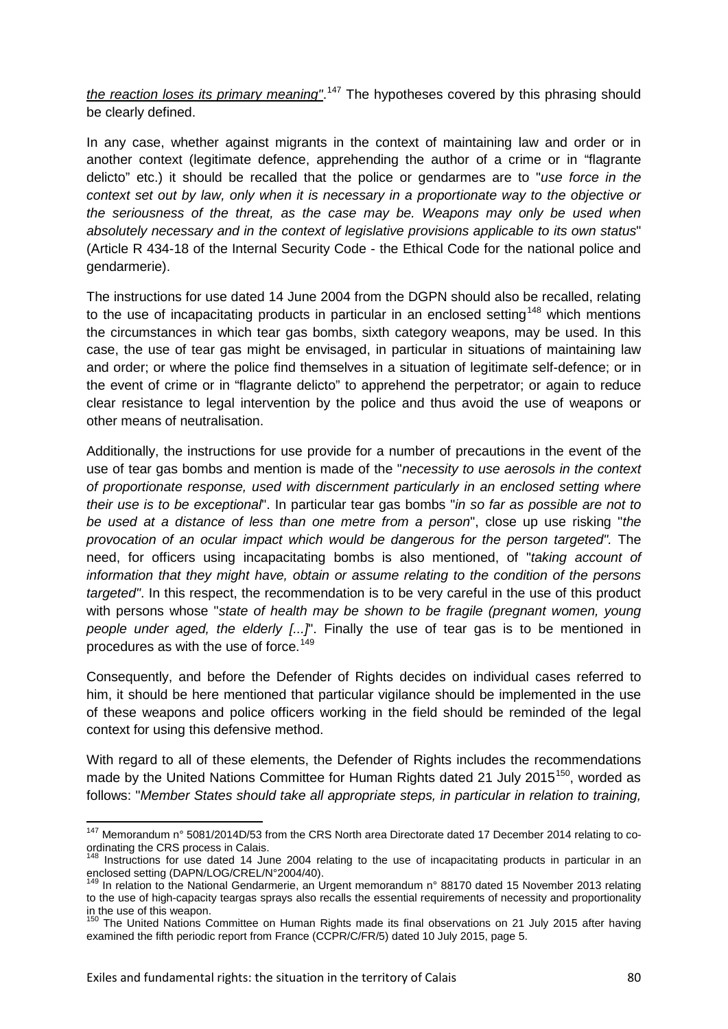*the reaction loses its primary meaning"*.[147] The hypotheses covered by this phrasing should be clearly defined.

In any case, whether against migrants in the context of maintaining law and order or in another context (legitimate defence, apprehending the author of a crime or in "flagrante delicto" etc.) it should be recalled that the police or gendarmes are to "*use force in the context set out by law, only when it is necessary in a proportionate way to the objective or the seriousness of the threat, as the case may be. Weapons may only be used when absolutely necessary and in the context of legislative provisions applicable to its own status*" (Article R 434-18 of the Internal Security Code - the Ethical Code for the national police and gendarmerie).

The instructions for use dated 14 June 2004 from the DGPN should also be recalled, relating to the use of incapacitating products in particular in an enclosed setting[148] which mentions the circumstances in which tear gas bombs, sixth category weapons, may be used. In this case, the use of tear gas might be envisaged, in particular in situations of maintaining law and order; or where the police find themselves in a situation of legitimate self-defence; or in the event of crime or in "flagrante delicto" to apprehend the perpetrator; or again to reduce clear resistance to legal intervention by the police and thus avoid the use of weapons or other means of neutralisation.

Additionally, the instructions for use provide for a number of precautions in the event of the use of tear gas bombs and mention is made of the "*necessity to use aerosols in the context of proportionate response, used with discernment particularly in an enclosed setting where their use is to be exceptional*". In particular tear gas bombs "*in so far as possible are not to be used at a distance of less than one metre from a person*", close up use risking "*the provocation of an ocular impact which would be dangerous for the person targeted".* The need, for officers using incapacitating bombs is also mentioned, of "*taking account of information that they might have, obtain or assume relating to the condition of the persons targeted"*. In this respect, the recommendation is to be very careful in the use of this product with persons whose "*state of health may be shown to be fragile (pregnant women, young people under aged, the elderly [...]*". Finally the use of tear gas is to be mentioned in procedures as with the use of force.[149]

Consequently, and before the Defender of Rights decides on individual cases referred to him, it should be here mentioned that particular vigilance should be implemented in the use of these weapons and police officers working in the field should be reminded of the legal context for using this defensive method.

With regard to all of these elements, the Defender of Rights includes the recommendations made by the United Nations Committee for Human Rights dated 21 July 2015[150], worded as follows: "*Member States should take all appropriate steps, in particular in relation to training,*

---

[147] Memorandum n° 5081/2014D/53 from the CRS North area Directorate dated 17 December 2014 relating to co-ordinating the CRS process in Calais.

[148] Instructions for use dated 14 June 2004 relating to the use of incapacitating products in particular in an enclosed setting (DAPN/LOG/CREL/N°2004/40).

[149] In relation to the National Gendarmerie, an Urgent memorandum n° 88170 dated 15 November 2013 relating to the use of high-capacity teargas sprays also recalls the essential requirements of necessity and proportionality in the use of this weapon.

[150] The United Nations Committee on Human Rights made its final observations on 21 July 2015 after having examined the fifth periodic report from France (CCPR/C/FR/5) dated 10 July 2015, page 5.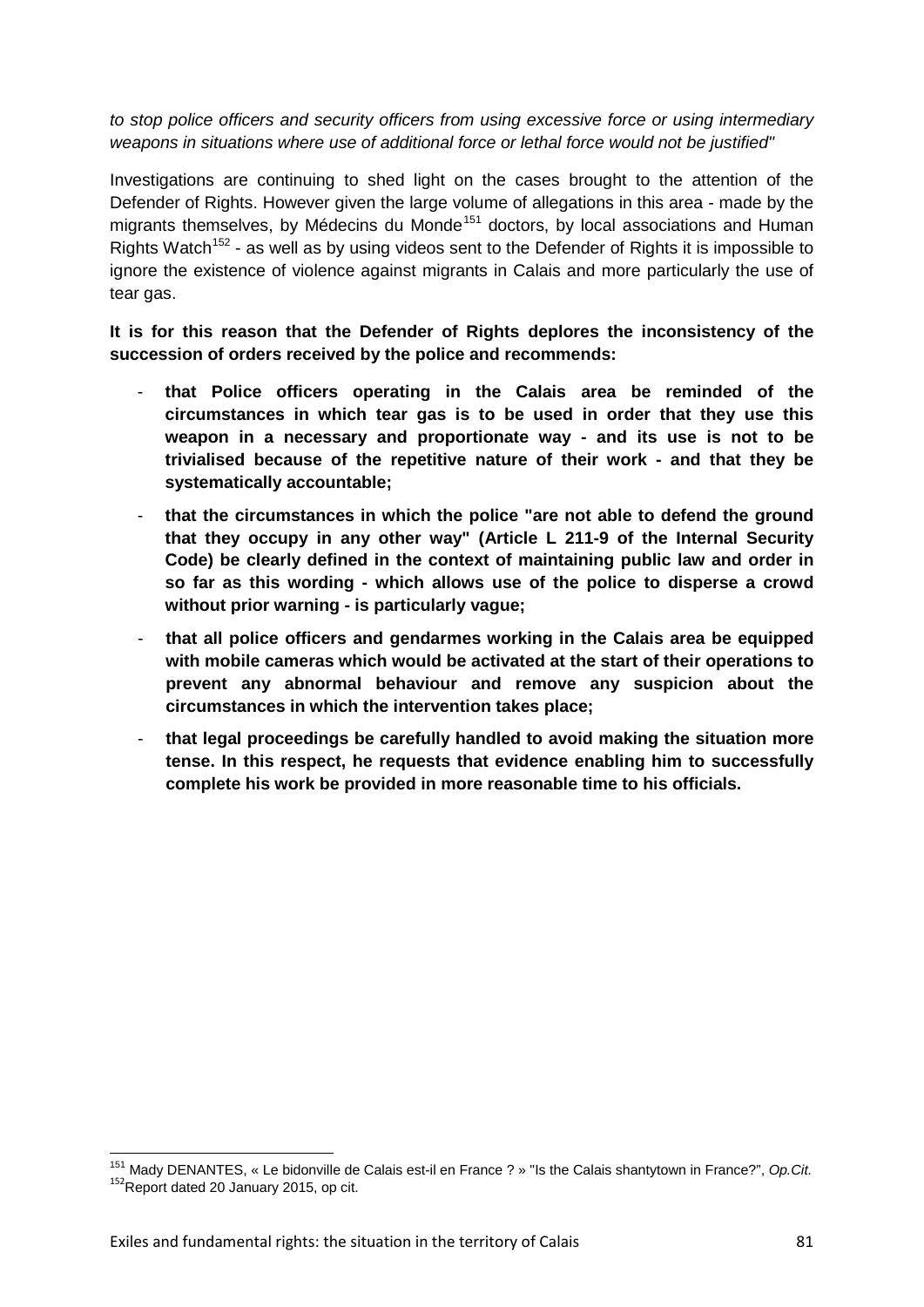*to stop police officers and security officers from using excessive force or using intermediary weapons in situations where use of additional force or lethal force would not be justified"*

Investigations are continuing to shed light on the cases brought to the attention of the Defender of Rights. However given the large volume of allegations in this area - made by the migrants themselves, by Médecins du Monde[151] doctors, by local associations and Human Rights Watch[152] - as well as by using videos sent to the Defender of Rights it is impossible to ignore the existence of violence against migrants in Calais and more particularly the use of tear gas.

**It is for this reason that the Defender of Rights deplores the inconsistency of the succession of orders received by the police and recommends:**

- **that Police officers operating in the Calais area be reminded of the circumstances in which tear gas is to be used in order that they use this weapon in a necessary and proportionate way - and its use is not to be trivialised because of the repetitive nature of their work - and that they be systematically accountable;**
- **that the circumstances in which the police "are not able to defend the ground that they occupy in any other way" (Article L 211-9 of the Internal Security Code) be clearly defined in the context of maintaining public law and order in so far as this wording - which allows use of the police to disperse a crowd without prior warning - is particularly vague;**
- **that all police officers and gendarmes working in the Calais area be equipped with mobile cameras which would be activated at the start of their operations to prevent any abnormal behaviour and remove any suspicion about the circumstances in which the intervention takes place;**
- **that legal proceedings be carefully handled to avoid making the situation more tense. In this respect, he requests that evidence enabling him to successfully complete his work be provided in more reasonable time to his officials.**

---

[151] Mady DENANTES, « Le bidonville de Calais est-il en France ? » "Is the Calais shantytown in France?", *Op.Cit.*

[152] Report dated 20 January 2015, op cit.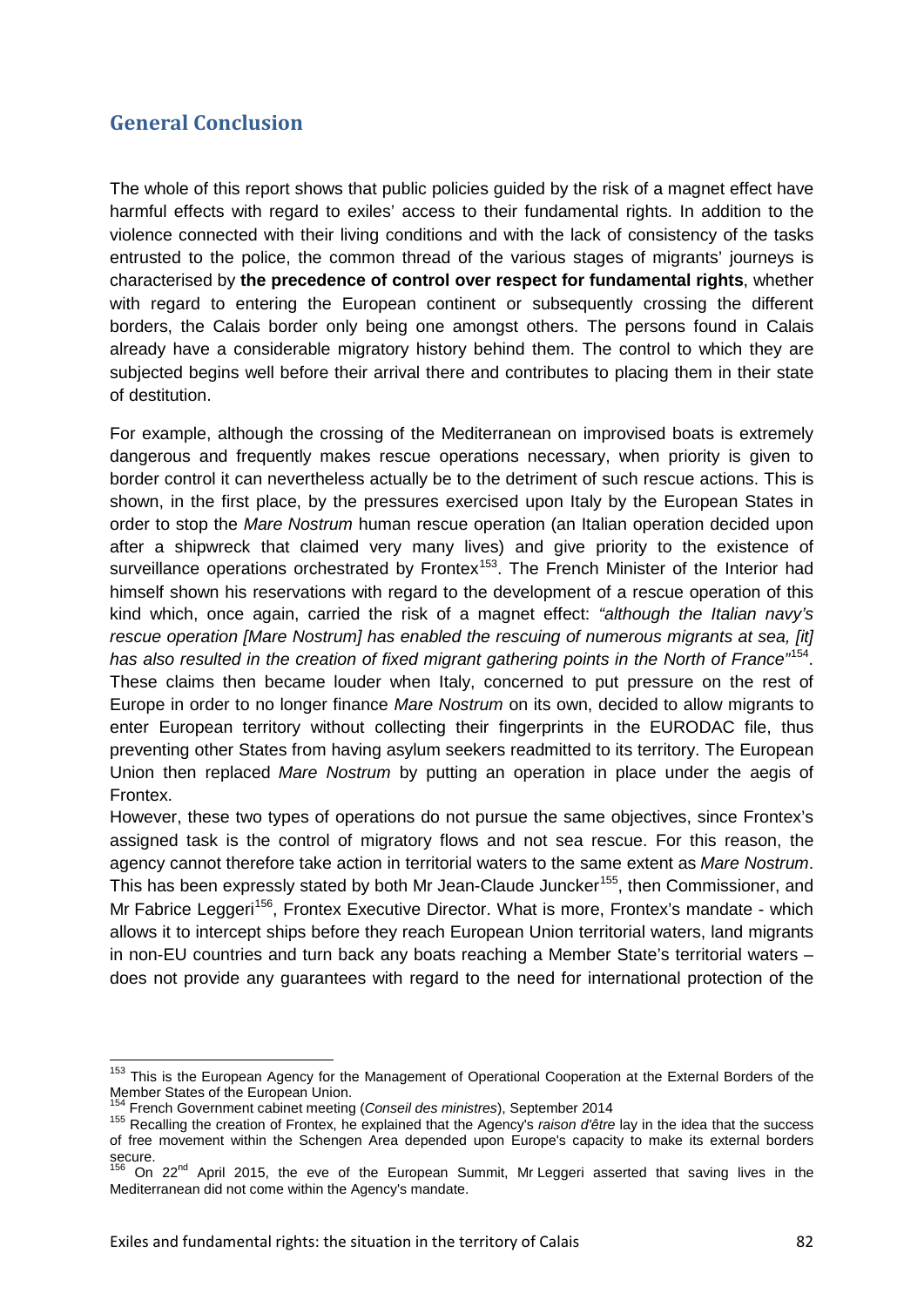## General Conclusion

The whole of this report shows that public policies guided by the risk of a magnet effect have harmful effects with regard to exiles' access to their fundamental rights. In addition to the violence connected with their living conditions and with the lack of consistency of the tasks entrusted to the police, the common thread of the various stages of migrants' journeys is characterised by **the precedence of control over respect for fundamental rights**, whether with regard to entering the European continent or subsequently crossing the different borders, the Calais border only being one amongst others. The persons found in Calais already have a considerable migratory history behind them. The control to which they are subjected begins well before their arrival there and contributes to placing them in their state of destitution.

For example, although the crossing of the Mediterranean on improvised boats is extremely dangerous and frequently makes rescue operations necessary, when priority is given to border control it can nevertheless actually be to the detriment of such rescue actions. This is shown, in the first place, by the pressures exercised upon Italy by the European States in order to stop the *Mare Nostrum* human rescue operation (an Italian operation decided upon after a shipwreck that claimed very many lives) and give priority to the existence of surveillance operations orchestrated by Frontex[153]. The French Minister of the Interior had himself shown his reservations with regard to the development of a rescue operation of this kind which, once again, carried the risk of a magnet effect: *"although the Italian navy's rescue operation [Mare Nostrum] has enabled the rescuing of numerous migrants at sea, [it] has also resulted in the creation of fixed migrant gathering points in the North of France"*[154]. These claims then became louder when Italy, concerned to put pressure on the rest of Europe in order to no longer finance *Mare Nostrum* on its own, decided to allow migrants to enter European territory without collecting their fingerprints in the EURODAC file, thus preventing other States from having asylum seekers readmitted to its territory. The European Union then replaced *Mare Nostrum* by putting an operation in place under the aegis of Frontex.

However, these two types of operations do not pursue the same objectives, since Frontex's assigned task is the control of migratory flows and not sea rescue. For this reason, the agency cannot therefore take action in territorial waters to the same extent as *Mare Nostrum*. This has been expressly stated by both Mr Jean-Claude Juncker[155], then Commissioner, and Mr Fabrice Leggeri[156], Frontex Executive Director. What is more, Frontex's mandate - which allows it to intercept ships before they reach European Union territorial waters, land migrants in non-EU countries and turn back any boats reaching a Member State's territorial waters – does not provide any guarantees with regard to the need for international protection of the

---

[153] This is the European Agency for the Management of Operational Cooperation at the External Borders of the Member States of the European Union.

[154] French Government cabinet meeting (*Conseil des ministres*), September 2014

[155] Recalling the creation of Frontex, he explained that the Agency's *raison d'être* lay in the idea that the success of free movement within the Schengen Area depended upon Europe's capacity to make its external borders secure.

[156] On 22nd April 2015, the eve of the European Summit, Mr Leggeri asserted that saving lives in the Mediterranean did not come within the Agency's mandate.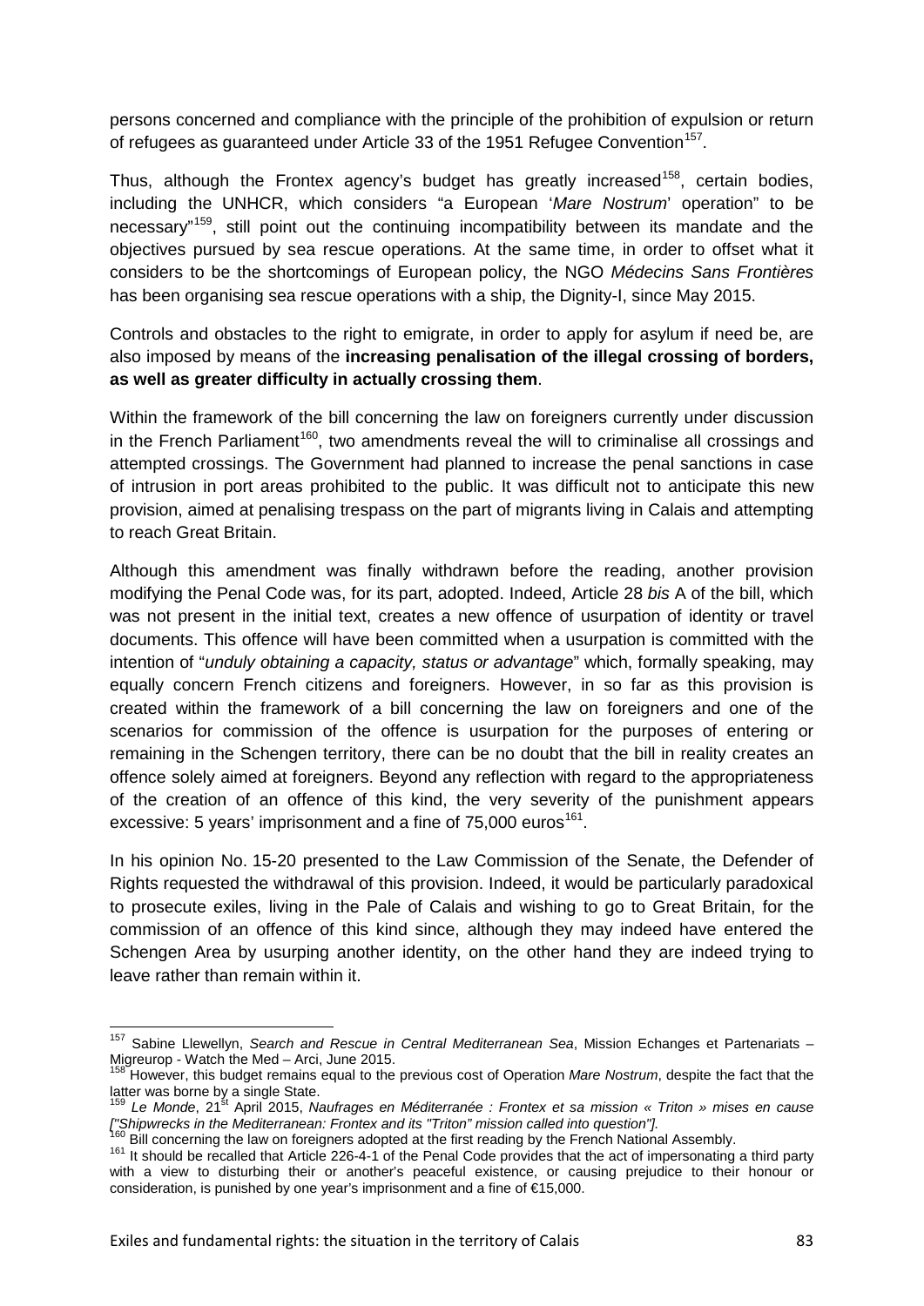persons concerned and compliance with the principle of the prohibition of expulsion or return of refugees as guaranteed under Article 33 of the 1951 Refugee Convention[157].

Thus, although the Frontex agency's budget has greatly increased[158], certain bodies, including the UNHCR, which considers "a European '*Mare Nostrum*' operation" to be necessary"[159], still point out the continuing incompatibility between its mandate and the objectives pursued by sea rescue operations. At the same time, in order to offset what it considers to be the shortcomings of European policy, the NGO *Médecins Sans Frontières* has been organising sea rescue operations with a ship, the Dignity-I, since May 2015.

Controls and obstacles to the right to emigrate, in order to apply for asylum if need be, are also imposed by means of the **increasing penalisation of the illegal crossing of borders, as well as greater difficulty in actually crossing them**.

Within the framework of the bill concerning the law on foreigners currently under discussion in the French Parliament[160], two amendments reveal the will to criminalise all crossings and attempted crossings. The Government had planned to increase the penal sanctions in case of intrusion in port areas prohibited to the public. It was difficult not to anticipate this new provision, aimed at penalising trespass on the part of migrants living in Calais and attempting to reach Great Britain.

Although this amendment was finally withdrawn before the reading, another provision modifying the Penal Code was, for its part, adopted. Indeed, Article 28 *bis* A of the bill, which was not present in the initial text, creates a new offence of usurpation of identity or travel documents. This offence will have been committed when a usurpation is committed with the intention of "*unduly obtaining a capacity, status or advantage*" which, formally speaking, may equally concern French citizens and foreigners. However, in so far as this provision is created within the framework of a bill concerning the law on foreigners and one of the scenarios for commission of the offence is usurpation for the purposes of entering or remaining in the Schengen territory, there can be no doubt that the bill in reality creates an offence solely aimed at foreigners. Beyond any reflection with regard to the appropriateness of the creation of an offence of this kind, the very severity of the punishment appears excessive: 5 years' imprisonment and a fine of 75,000 euros[161].

In his opinion No. 15-20 presented to the Law Commission of the Senate, the Defender of Rights requested the withdrawal of this provision. Indeed, it would be particularly paradoxical to prosecute exiles, living in the Pale of Calais and wishing to go to Great Britain, for the commission of an offence of this kind since, although they may indeed have entered the Schengen Area by usurping another identity, on the other hand they are indeed trying to leave rather than remain within it.

---

[157] Sabine Llewellyn, *Search and Rescue in Central Mediterranean Sea*, Mission Echanges et Partenariats – Migreurop - Watch the Med – Arci, June 2015.

[158] However, this budget remains equal to the previous cost of Operation *Mare Nostrum*, despite the fact that the latter was borne by a single State.

[159] *Le Monde*, 21st April 2015, *Naufrages en Méditerranée : Frontex et sa mission « Triton » mises en cause ["Shipwrecks in the Mediterranean: Frontex and its "Triton" mission called into question"].*

[160] Bill concerning the law on foreigners adopted at the first reading by the French National Assembly.

[161] It should be recalled that Article 226-4-1 of the Penal Code provides that the act of impersonating a third party with a view to disturbing their or another's peaceful existence, or causing prejudice to their honour or consideration, is punished by one year's imprisonment and a fine of €15,000.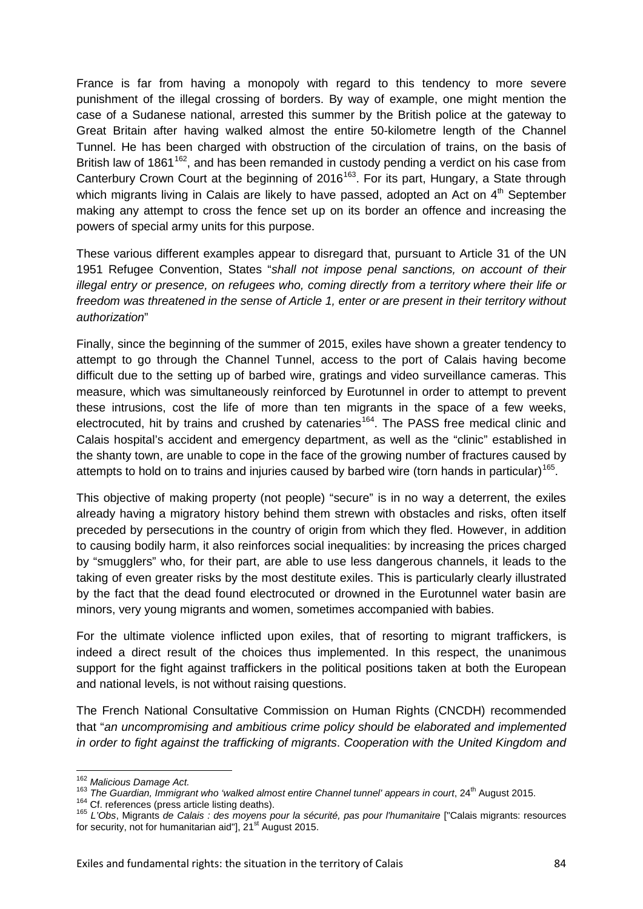France is far from having a monopoly with regard to this tendency to more severe punishment of the illegal crossing of borders. By way of example, one might mention the case of a Sudanese national, arrested this summer by the British police at the gateway to Great Britain after having walked almost the entire 50-kilometre length of the Channel Tunnel. He has been charged with obstruction of the circulation of trains, on the basis of British law of 1861[162], and has been remanded in custody pending a verdict on his case from Canterbury Crown Court at the beginning of 2016[163]. For its part, Hungary, a State through which migrants living in Calais are likely to have passed, adopted an Act on 4th September making any attempt to cross the fence set up on its border an offence and increasing the powers of special army units for this purpose.

These various different examples appear to disregard that, pursuant to Article 31 of the UN 1951 Refugee Convention, States "*shall not impose penal sanctions, on account of their illegal entry or presence, on refugees who, coming directly from a territory where their life or freedom was threatened in the sense of Article 1, enter or are present in their territory without authorization*"

Finally, since the beginning of the summer of 2015, exiles have shown a greater tendency to attempt to go through the Channel Tunnel, access to the port of Calais having become difficult due to the setting up of barbed wire, gratings and video surveillance cameras. This measure, which was simultaneously reinforced by Eurotunnel in order to attempt to prevent these intrusions, cost the life of more than ten migrants in the space of a few weeks, electrocuted, hit by trains and crushed by catenaries[164]. The PASS free medical clinic and Calais hospital's accident and emergency department, as well as the "clinic" established in the shanty town, are unable to cope in the face of the growing number of fractures caused by attempts to hold on to trains and injuries caused by barbed wire (torn hands in particular)[165].

This objective of making property (not people) "secure" is in no way a deterrent, the exiles already having a migratory history behind them strewn with obstacles and risks, often itself preceded by persecutions in the country of origin from which they fled. However, in addition to causing bodily harm, it also reinforces social inequalities: by increasing the prices charged by "smugglers" who, for their part, are able to use less dangerous channels, it leads to the taking of even greater risks by the most destitute exiles. This is particularly clearly illustrated by the fact that the dead found electrocuted or drowned in the Eurotunnel water basin are minors, very young migrants and women, sometimes accompanied with babies.

For the ultimate violence inflicted upon exiles, that of resorting to migrant traffickers, is indeed a direct result of the choices thus implemented. In this respect, the unanimous support for the fight against traffickers in the political positions taken at both the European and national levels, is not without raising questions.

The French National Consultative Commission on Human Rights (CNCDH) recommended that "*an uncompromising and ambitious crime policy should be elaborated and implemented in order to fight against the trafficking of migrants*. *Cooperation with the United Kingdom and*

---

[162] *Malicious Damage Act.*

[163] *The Guardian, Immigrant who 'walked almost entire Channel tunnel' appears in court*, 24th August 2015.

[164] Cf. references (press article listing deaths).

[165] *L'Obs*, Migrants *de Calais : des moyens pour la sécurité, pas pour l'humanitaire* ["Calais migrants: resources for security, not for humanitarian aid"], 21st August 2015.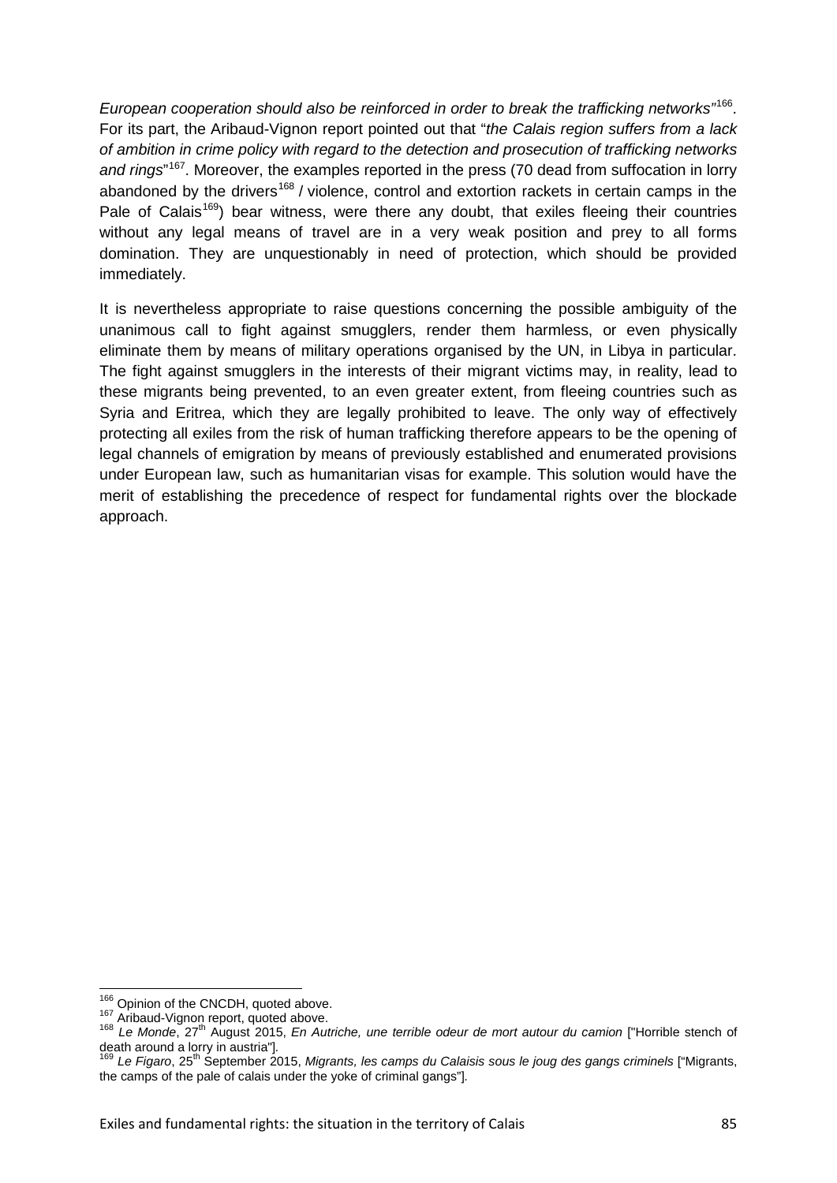*European cooperation should also be reinforced in order to break the trafficking networks*"[166]. For its part, the Aribaud-Vignon report pointed out that "*the Calais region suffers from a lack of ambition in crime policy with regard to the detection and prosecution of trafficking networks and rings*"[167]. Moreover, the examples reported in the press (70 dead from suffocation in lorry abandoned by the drivers[168] / violence, control and extortion rackets in certain camps in the Pale of Calais[169]) bear witness, were there any doubt, that exiles fleeing their countries without any legal means of travel are in a very weak position and prey to all forms domination. They are unquestionably in need of protection, which should be provided immediately.

It is nevertheless appropriate to raise questions concerning the possible ambiguity of the unanimous call to fight against smugglers, render them harmless, or even physically eliminate them by means of military operations organised by the UN, in Libya in particular. The fight against smugglers in the interests of their migrant victims may, in reality, lead to these migrants being prevented, to an even greater extent, from fleeing countries such as Syria and Eritrea, which they are legally prohibited to leave. The only way of effectively protecting all exiles from the risk of human trafficking therefore appears to be the opening of legal channels of emigration by means of previously established and enumerated provisions under European law, such as humanitarian visas for example. This solution would have the merit of establishing the precedence of respect for fundamental rights over the blockade approach.

---

[166] Opinion of the CNCDH, quoted above.

[167] Aribaud-Vignon report, quoted above.

[168] *Le Monde*, 27th August 2015, *En Autriche, une terrible odeur de mort autour du camion* ["Horrible stench of death around a lorry in austria"].

[169] *Le Figaro*, 25th September 2015, *Migrants, les camps du Calaisis sous le joug des gangs criminels* ["Migrants, the camps of the pale of calais under the yoke of criminal gangs"].